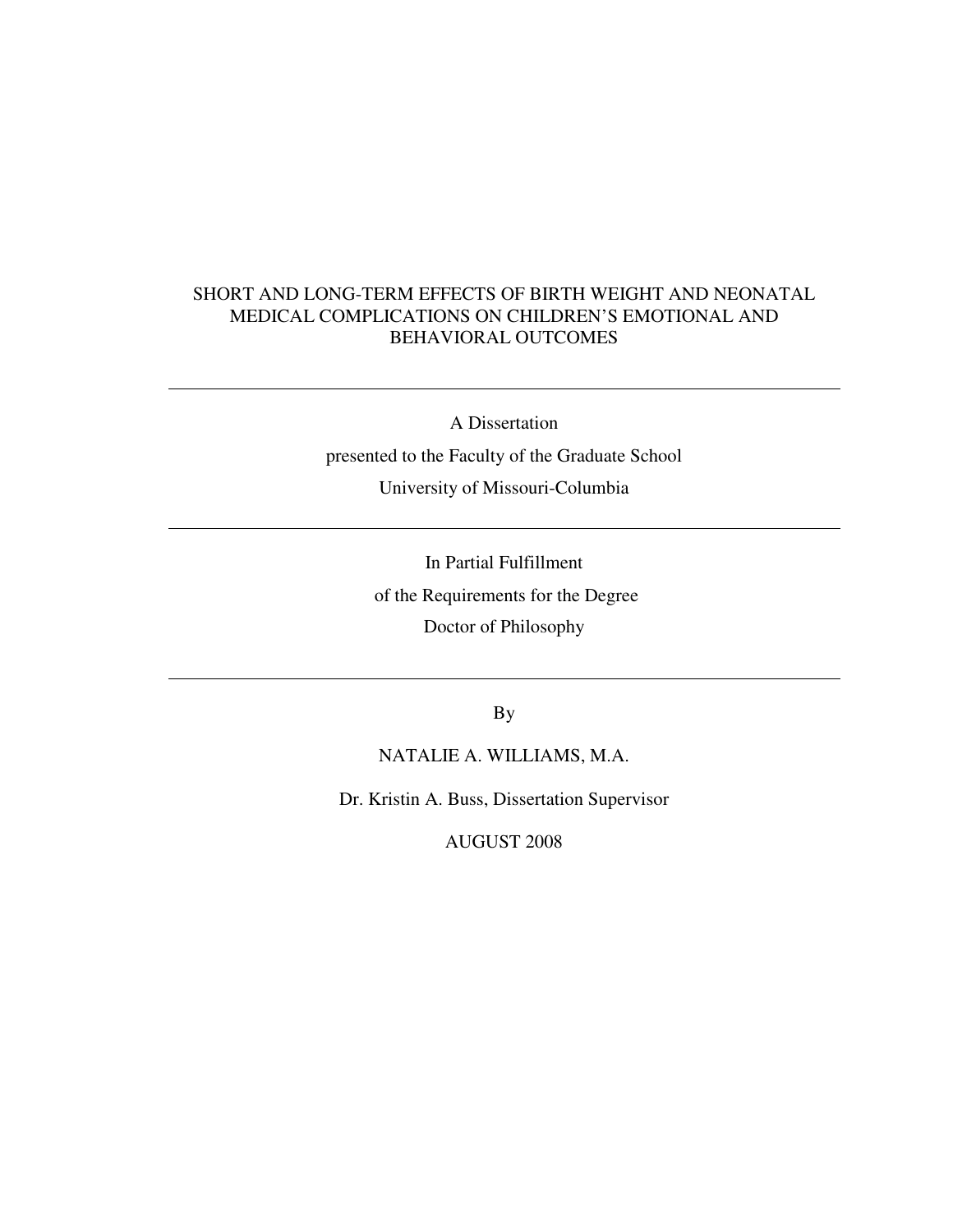# SHORT AND LONG-TERM EFFECTS OF BIRTH WEIGHT AND NEONATAL MEDICAL COMPLICATIONS ON CHILDREN'S EMOTIONAL AND BEHAVIORAL OUTCOMES

---

A Dissertation

presented to the Faculty of the Graduate School

University of Missouri-Columbia

---

In Partial Fulfillment

of the Requirements for the Degree

Doctor of Philosophy

---

By

NATALIE A. WILLIAMS, M.A.

Dr. Kristin A. Buss, Dissertation Supervisor

AUGUST 2008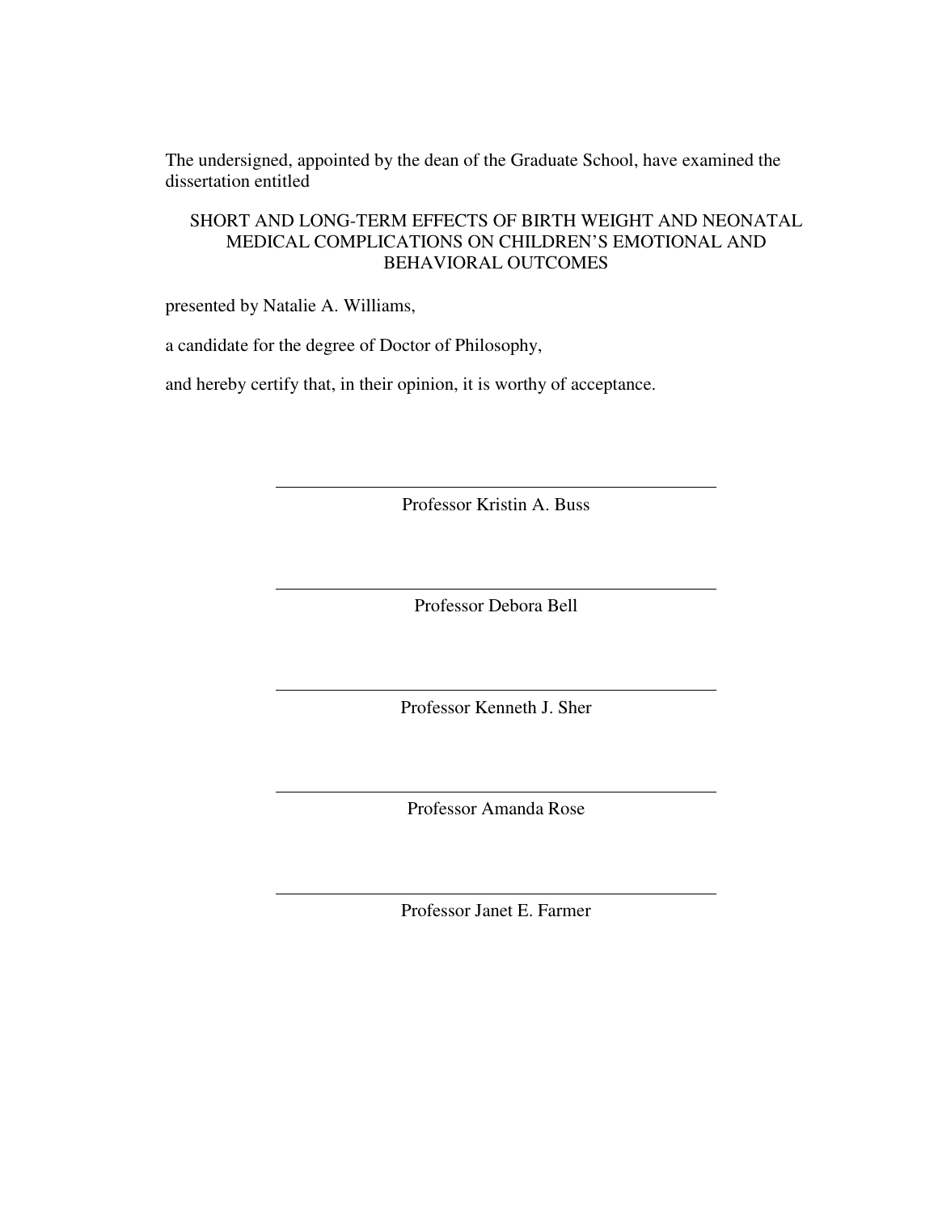The undersigned, appointed by the dean of the Graduate School, have examined the dissertation entitled

SHORT AND LONG-TERM EFFECTS OF BIRTH WEIGHT AND NEONATAL MEDICAL COMPLICATIONS ON CHILDREN'S EMOTIONAL AND BEHAVIORAL OUTCOMES

presented by Natalie A. Williams,

a candidate for the degree of Doctor of Philosophy,

and hereby certify that, in their opinion, it is worthy of acceptance.

\_\_\_\_\_\_\_\_\_\_\_\_\_\_\_\_\_\_\_\_\_\_\_\_\_\_\_\_\_\_\_\_\_\_\_\_\_\_\_\_

Professor Kristin A. Buss

\_\_\_\_\_\_\_\_\_\_\_\_\_\_\_\_\_\_\_\_\_\_\_\_\_\_\_\_\_\_\_\_\_\_\_\_\_\_\_\_

Professor Debora Bell

\_\_\_\_\_\_\_\_\_\_\_\_\_\_\_\_\_\_\_\_\_\_\_\_\_\_\_\_\_\_\_\_\_\_\_\_\_\_\_\_

Professor Kenneth J. Sher

\_\_\_\_\_\_\_\_\_\_\_\_\_\_\_\_\_\_\_\_\_\_\_\_\_\_\_\_\_\_\_\_\_\_\_\_\_\_\_\_

Professor Amanda Rose

\_\_\_\_\_\_\_\_\_\_\_\_\_\_\_\_\_\_\_\_\_\_\_\_\_\_\_\_\_\_\_\_\_\_\_\_\_\_\_\_

Professor Janet E. Farmer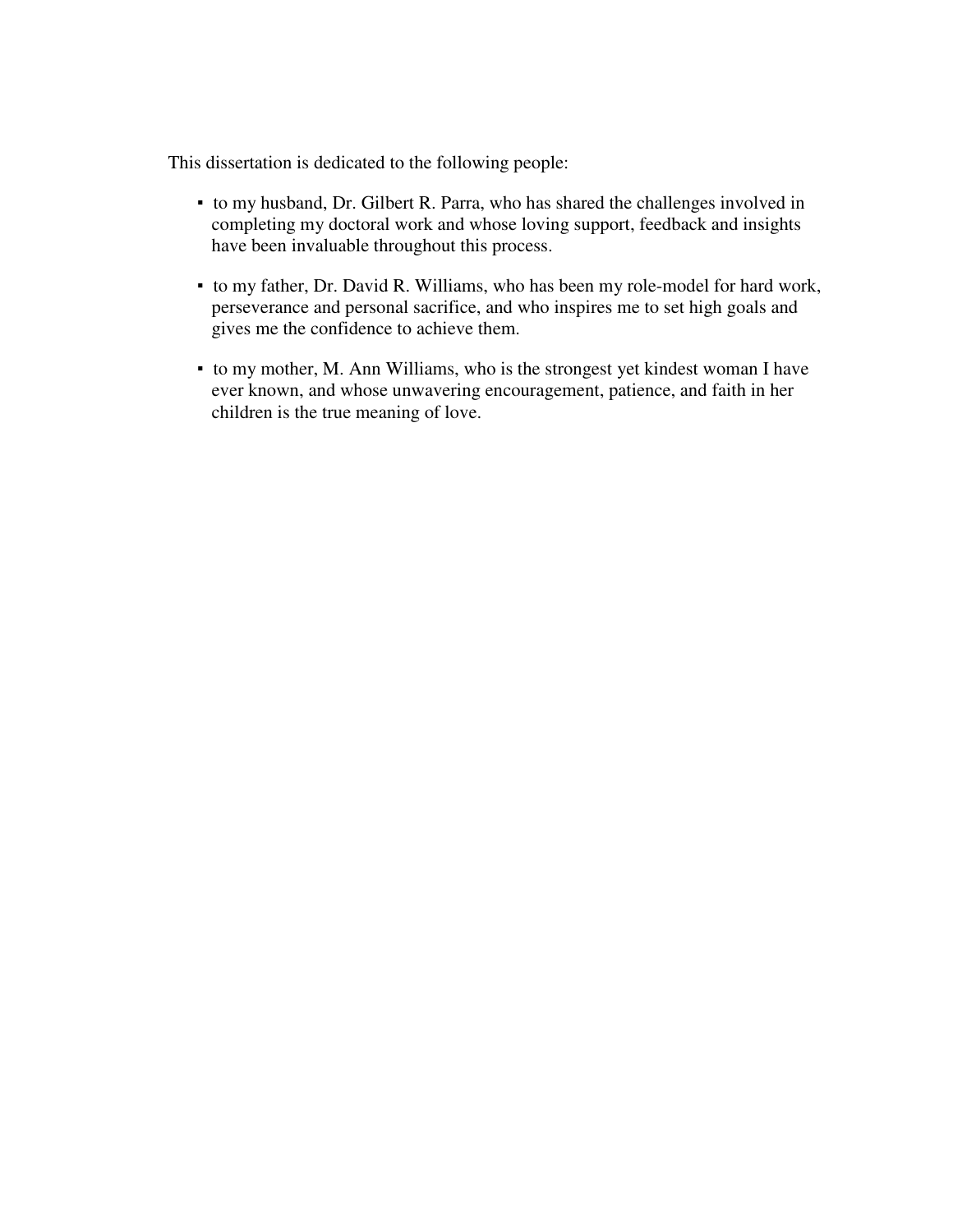This dissertation is dedicated to the following people:

- to my husband, Dr. Gilbert R. Parra, who has shared the challenges involved in completing my doctoral work and whose loving support, feedback and insights have been invaluable throughout this process.

- to my father, Dr. David R. Williams, who has been my role-model for hard work, perseverance and personal sacrifice, and who inspires me to set high goals and gives me the confidence to achieve them.

- to my mother, M. Ann Williams, who is the strongest yet kindest woman I have ever known, and whose unwavering encouragement, patience, and faith in her children is the true meaning of love.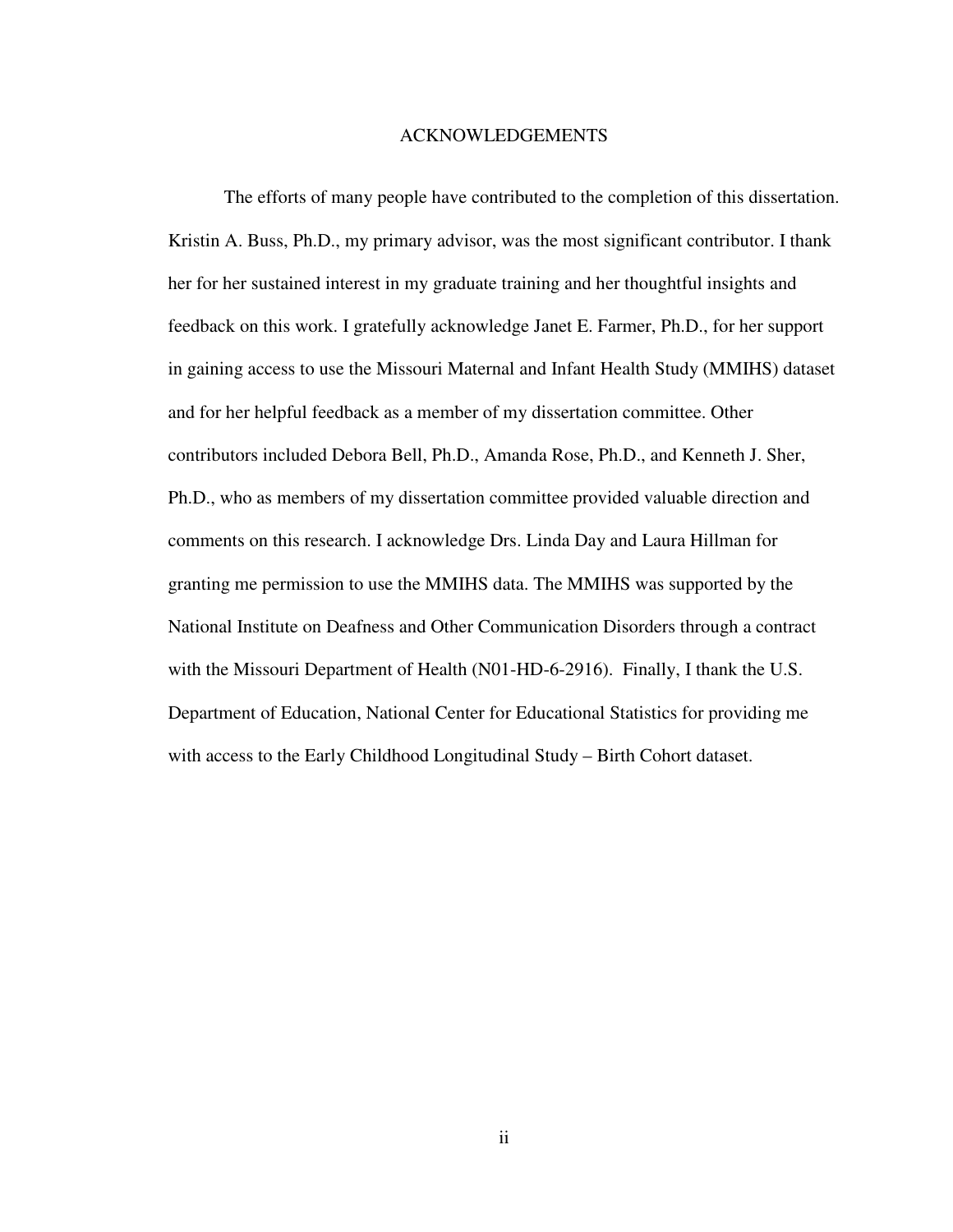# ACKNOWLEDGEMENTS

The efforts of many people have contributed to the completion of this dissertation. Kristin A. Buss, Ph.D., my primary advisor, was the most significant contributor. I thank her for her sustained interest in my graduate training and her thoughtful insights and feedback on this work. I gratefully acknowledge Janet E. Farmer, Ph.D., for her support in gaining access to use the Missouri Maternal and Infant Health Study (MMIHS) dataset and for her helpful feedback as a member of my dissertation committee. Other contributors included Debora Bell, Ph.D., Amanda Rose, Ph.D., and Kenneth J. Sher, Ph.D., who as members of my dissertation committee provided valuable direction and comments on this research. I acknowledge Drs. Linda Day and Laura Hillman for granting me permission to use the MMIHS data. The MMIHS was supported by the National Institute on Deafness and Other Communication Disorders through a contract with the Missouri Department of Health (N01-HD-6-2916). Finally, I thank the U.S. Department of Education, National Center for Educational Statistics for providing me with access to the Early Childhood Longitudinal Study – Birth Cohort dataset.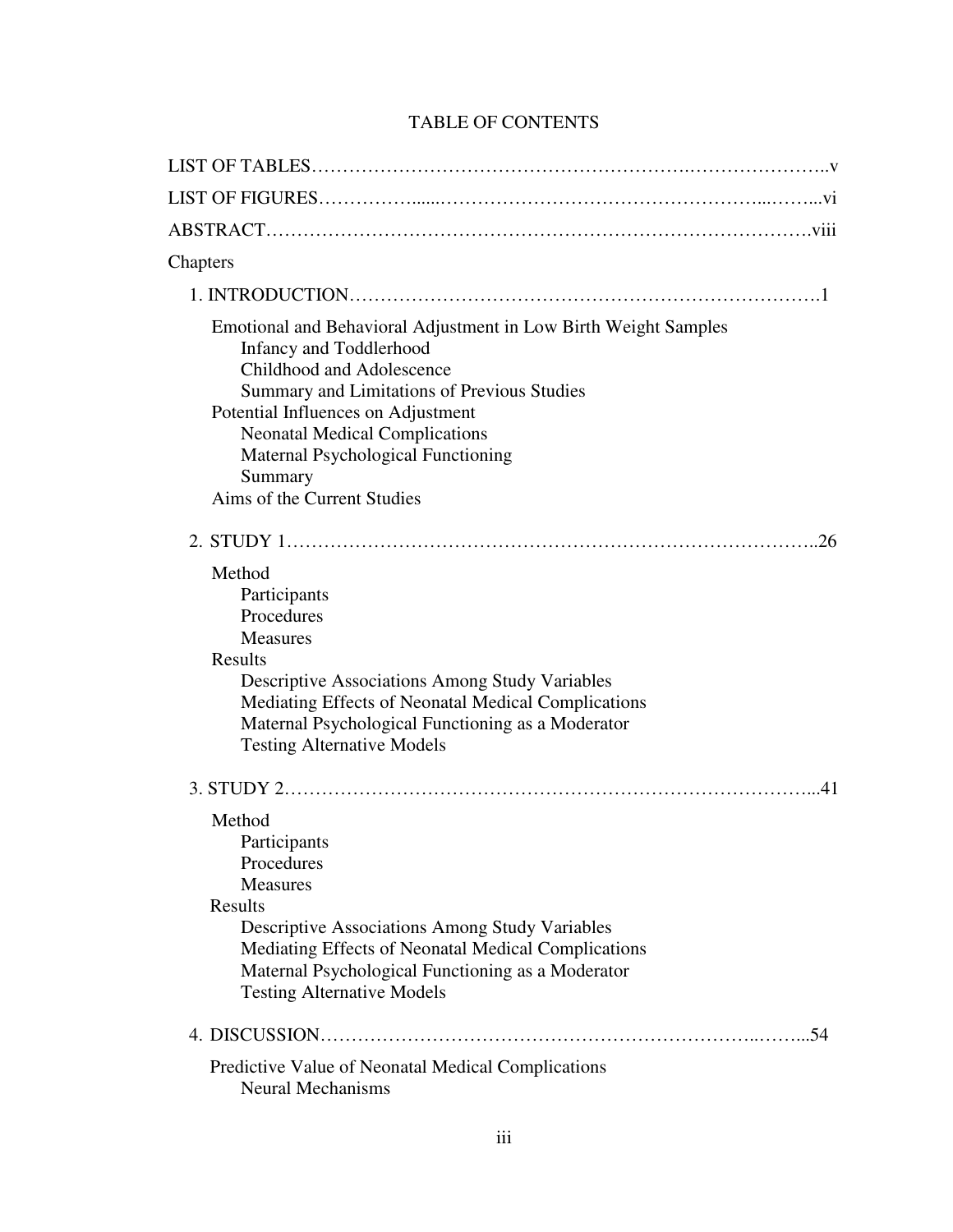# TABLE OF CONTENTS

LIST OF TABLES……………………………………………………….…………………..v

LIST OF FIGURES……………......…………………………………………...……...vi

ABSTRACT………………………………………………………………………….viii

Chapters

1. INTRODUCTION……………………………………………………………………1

   Emotional and Behavioral Adjustment in Low Birth Weight Samples
      Infancy and Toddlerhood
      Childhood and Adolescence
      Summary and Limitations of Previous Studies
   Potential Influences on Adjustment
      Neonatal Medical Complications
      Maternal Psychological Functioning
      Summary
   Aims of the Current Studies

2. STUDY 1……………………………………………………………………..26

   Method
      Participants
      Procedures
      Measures
   Results
      Descriptive Associations Among Study Variables
      Mediating Effects of Neonatal Medical Complications
      Maternal Psychological Functioning as a Moderator
      Testing Alternative Models

3. STUDY 2……………………………………………………………………...41

   Method
      Participants
      Procedures
      Measures
   Results
      Descriptive Associations Among Study Variables
      Mediating Effects of Neonatal Medical Complications
      Maternal Psychological Functioning as a Moderator
      Testing Alternative Models

4. DISCUSSION……………………………………………………………..……...54

   Predictive Value of Neonatal Medical Complications
      Neural Mechanisms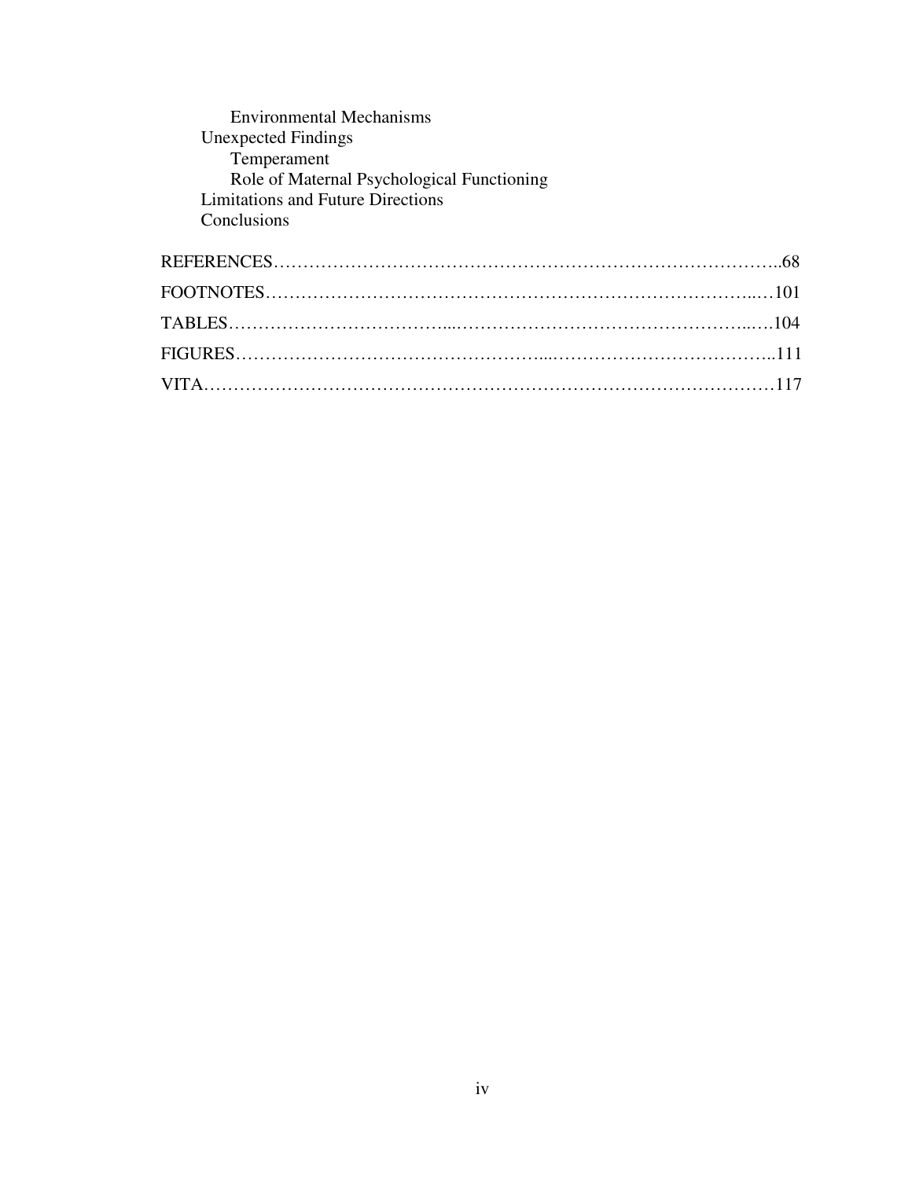Environmental Mechanisms

Unexpected Findings

Temperament

Role of Maternal Psychological Functioning

Limitations and Future Directions

Conclusions

REFERENCES……………………………………………………………………………..68

FOOTNOTES…………………………………………………………………………..…101

TABLES……………………………...……………………………………………...….104

FIGURES…………………………………………...………………………………..111

VITA…………………………………………………………………………………117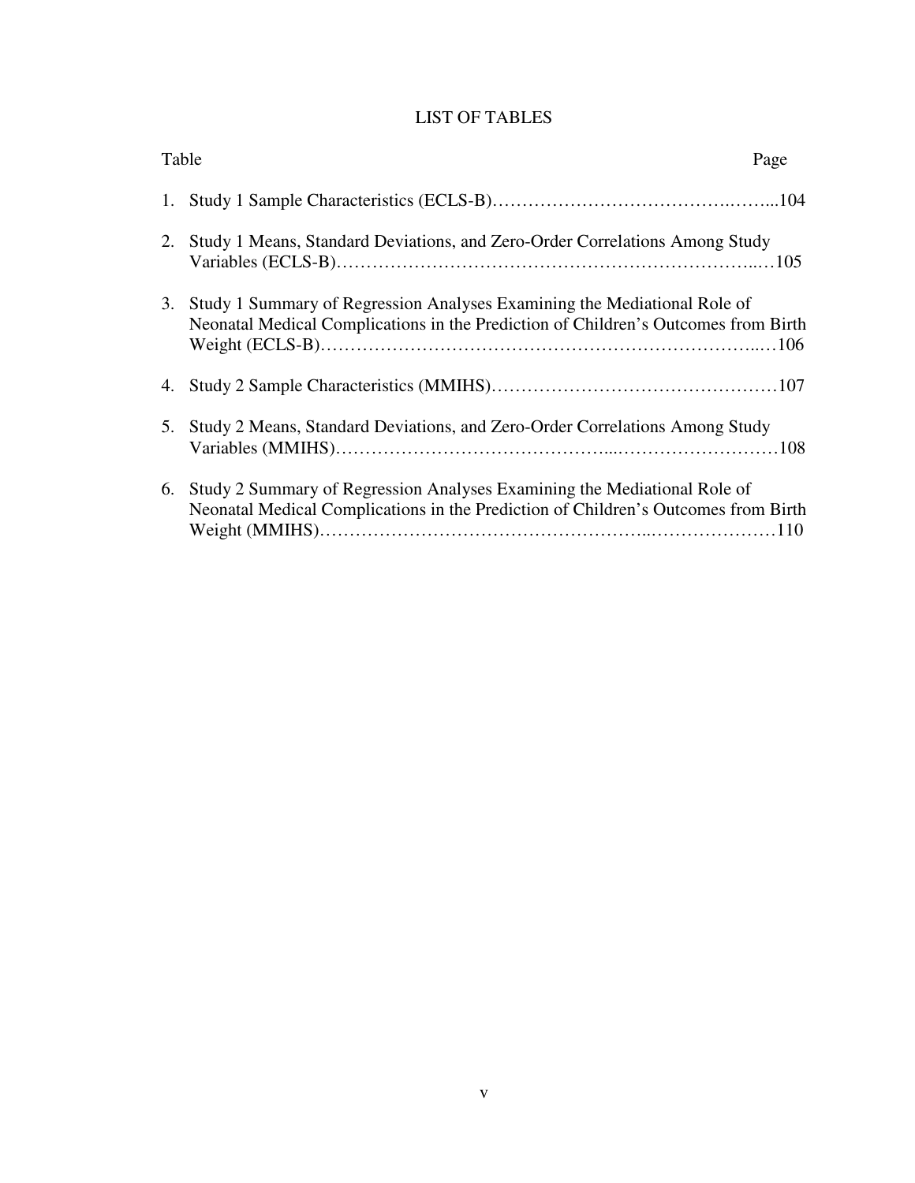# LIST OF TABLES

| Table | | Page |
|---|---|---|
| 1. | Study 1 Sample Characteristics (ECLS-B) | 104 |
| 2. | Study 1 Means, Standard Deviations, and Zero-Order Correlations Among Study Variables (ECLS-B) | 105 |
| 3. | Study 1 Summary of Regression Analyses Examining the Mediational Role of Neonatal Medical Complications in the Prediction of Children's Outcomes from Birth Weight (ECLS-B) | 106 |
| 4. | Study 2 Sample Characteristics (MMIHS) | 107 |
| 5. | Study 2 Means, Standard Deviations, and Zero-Order Correlations Among Study Variables (MMIHS) | 108 |
| 6. | Study 2 Summary of Regression Analyses Examining the Mediational Role of Neonatal Medical Complications in the Prediction of Children's Outcomes from Birth Weight (MMIHS) | 110 |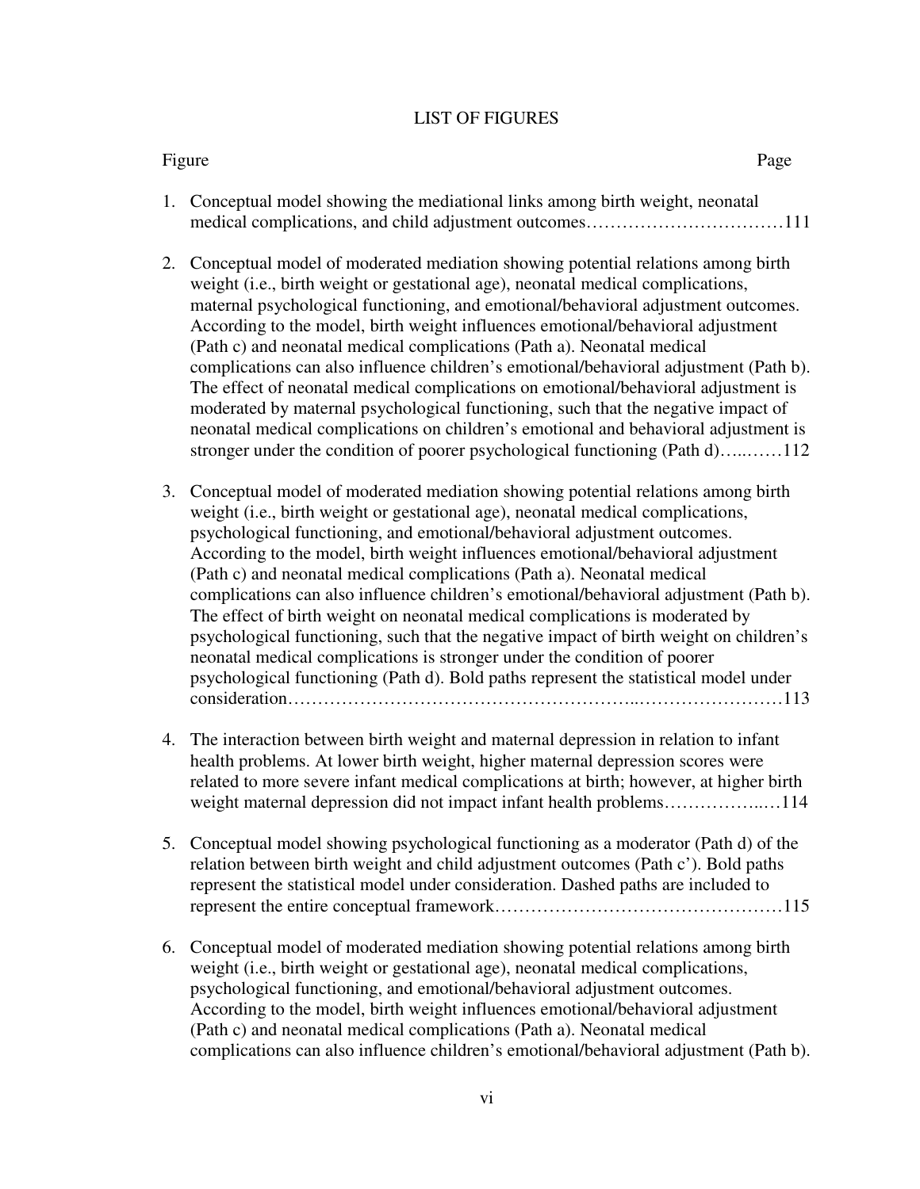# LIST OF FIGURES

Figure Page

1. Conceptual model showing the mediational links among birth weight, neonatal medical complications, and child adjustment outcomes……………………………111

2. Conceptual model of moderated mediation showing potential relations among birth weight (i.e., birth weight or gestational age), neonatal medical complications, maternal psychological functioning, and emotional/behavioral adjustment outcomes. According to the model, birth weight influences emotional/behavioral adjustment (Path c) and neonatal medical complications (Path a). Neonatal medical complications can also influence children's emotional/behavioral adjustment (Path b). The effect of neonatal medical complications on emotional/behavioral adjustment is moderated by maternal psychological functioning, such that the negative impact of neonatal medical complications on children's emotional and behavioral adjustment is stronger under the condition of poorer psychological functioning (Path d)…..……112

3. Conceptual model of moderated mediation showing potential relations among birth weight (i.e., birth weight or gestational age), neonatal medical complications, psychological functioning, and emotional/behavioral adjustment outcomes. According to the model, birth weight influences emotional/behavioral adjustment (Path c) and neonatal medical complications (Path a). Neonatal medical complications can also influence children's emotional/behavioral adjustment (Path b). The effect of birth weight on neonatal medical complications is moderated by psychological functioning, such that the negative impact of birth weight on children's neonatal medical complications is stronger under the condition of poorer psychological functioning (Path d). Bold paths represent the statistical model under consideration……………………………………………..……………………113

4. The interaction between birth weight and maternal depression in relation to infant health problems. At lower birth weight, higher maternal depression scores were related to more severe infant medical complications at birth; however, at higher birth weight maternal depression did not impact infant health problems……………..…114

5. Conceptual model showing psychological functioning as a moderator (Path d) of the relation between birth weight and child adjustment outcomes (Path c'). Bold paths represent the statistical model under consideration. Dashed paths are included to represent the entire conceptual framework…………………………………….……115

6. Conceptual model of moderated mediation showing potential relations among birth weight (i.e., birth weight or gestational age), neonatal medical complications, psychological functioning, and emotional/behavioral adjustment outcomes. According to the model, birth weight influences emotional/behavioral adjustment (Path c) and neonatal medical complications (Path a). Neonatal medical complications can also influence children's emotional/behavioral adjustment (Path b).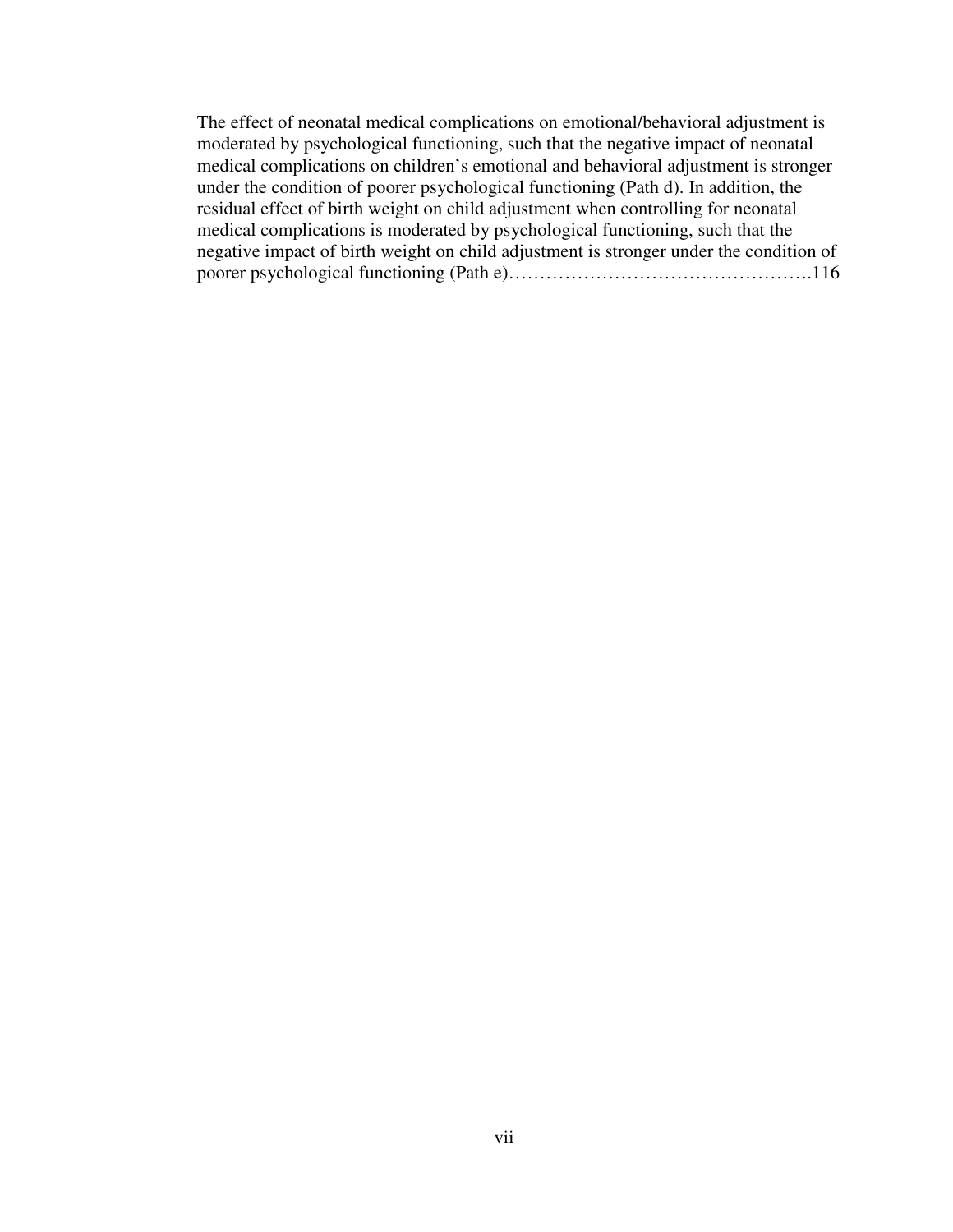The effect of neonatal medical complications on emotional/behavioral adjustment is moderated by psychological functioning, such that the negative impact of neonatal medical complications on children's emotional and behavioral adjustment is stronger under the condition of poorer psychological functioning (Path d). In addition, the residual effect of birth weight on child adjustment when controlling for neonatal medical complications is moderated by psychological functioning, such that the negative impact of birth weight on child adjustment is stronger under the condition of poorer psychological functioning (Path e)………………………………………….116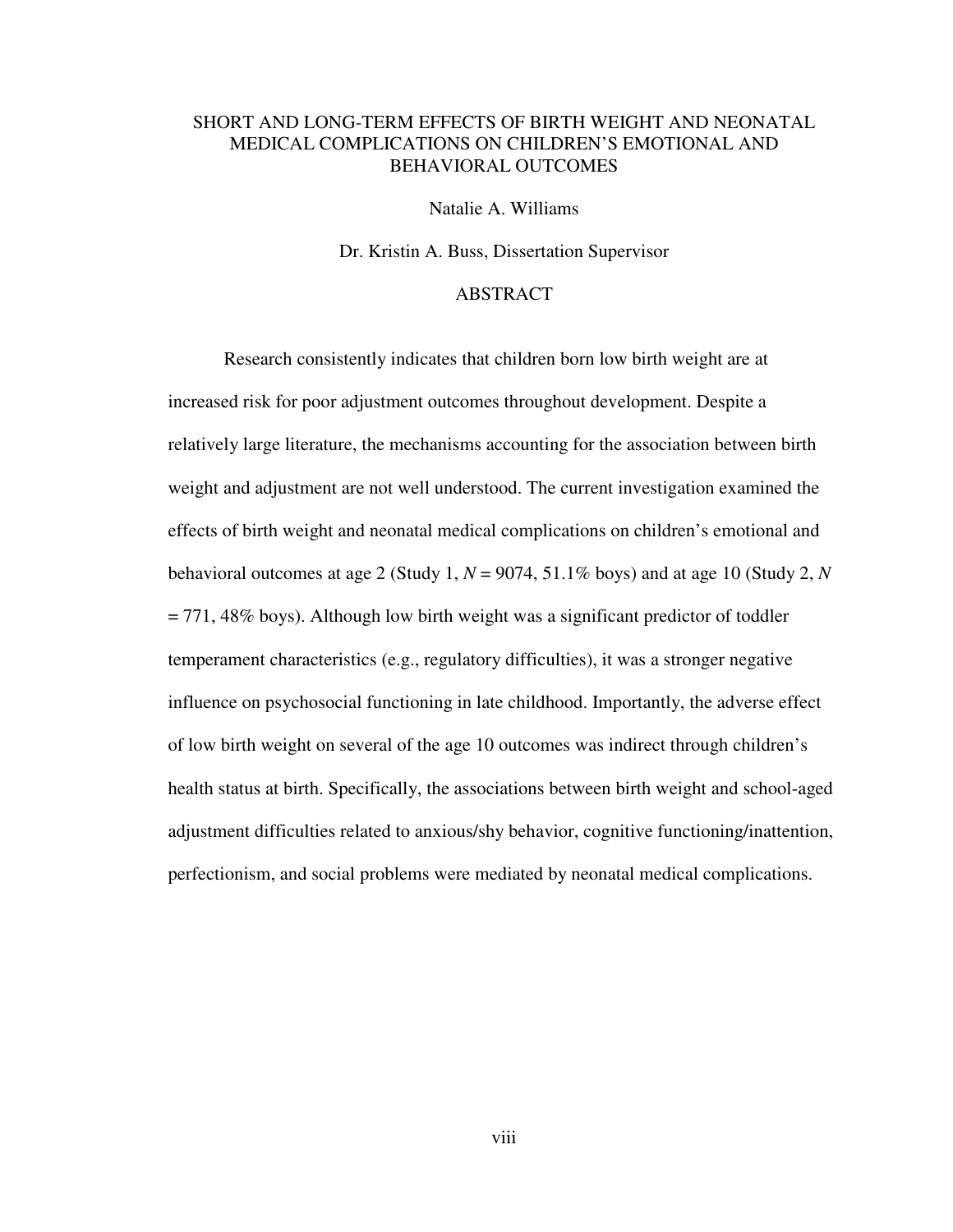# SHORT AND LONG-TERM EFFECTS OF BIRTH WEIGHT AND NEONATAL MEDICAL COMPLICATIONS ON CHILDREN'S EMOTIONAL AND BEHAVIORAL OUTCOMES

Natalie A. Williams

Dr. Kristin A. Buss, Dissertation Supervisor

## ABSTRACT

Research consistently indicates that children born low birth weight are at increased risk for poor adjustment outcomes throughout development. Despite a relatively large literature, the mechanisms accounting for the association between birth weight and adjustment are not well understood. The current investigation examined the effects of birth weight and neonatal medical complications on children's emotional and behavioral outcomes at age 2 (Study 1, $N = 9074$, 51.1% boys) and at age 10 (Study 2, $N = 771$, 48% boys). Although low birth weight was a significant predictor of toddler temperament characteristics (e.g., regulatory difficulties), it was a stronger negative influence on psychosocial functioning in late childhood. Importantly, the adverse effect of low birth weight on several of the age 10 outcomes was indirect through children's health status at birth. Specifically, the associations between birth weight and school-aged adjustment difficulties related to anxious/shy behavior, cognitive functioning/inattention, perfectionism, and social problems were mediated by neonatal medical complications.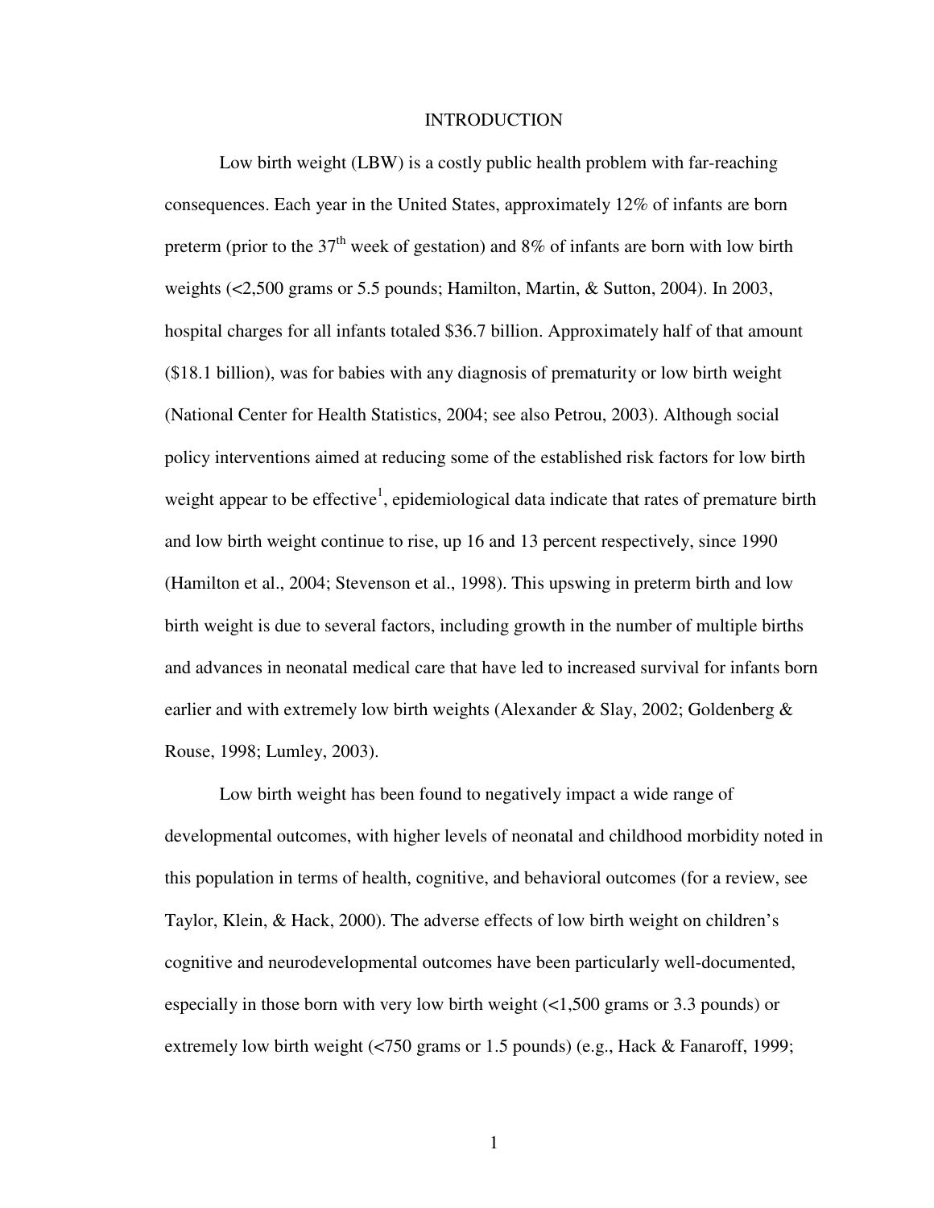# INTRODUCTION

Low birth weight (LBW) is a costly public health problem with far-reaching consequences. Each year in the United States, approximately 12% of infants are born preterm (prior to the 37th week of gestation) and 8% of infants are born with low birth weights (<2,500 grams or 5.5 pounds; Hamilton, Martin, & Sutton, 2004). In 2003, hospital charges for all infants totaled $36.7 billion. Approximately half of that amount ($18.1 billion), was for babies with any diagnosis of prematurity or low birth weight (National Center for Health Statistics, 2004; see also Petrou, 2003). Although social policy interventions aimed at reducing some of the established risk factors for low birth weight appear to be effective[1], epidemiological data indicate that rates of premature birth and low birth weight continue to rise, up 16 and 13 percent respectively, since 1990 (Hamilton et al., 2004; Stevenson et al., 1998). This upswing in preterm birth and low birth weight is due to several factors, including growth in the number of multiple births and advances in neonatal medical care that have led to increased survival for infants born earlier and with extremely low birth weights (Alexander & Slay, 2002; Goldenberg & Rouse, 1998; Lumley, 2003).

Low birth weight has been found to negatively impact a wide range of developmental outcomes, with higher levels of neonatal and childhood morbidity noted in this population in terms of health, cognitive, and behavioral outcomes (for a review, see Taylor, Klein, & Hack, 2000). The adverse effects of low birth weight on children's cognitive and neurodevelopmental outcomes have been particularly well-documented, especially in those born with very low birth weight (<1,500 grams or 3.3 pounds) or extremely low birth weight (<750 grams or 1.5 pounds) (e.g., Hack & Fanaroff, 1999;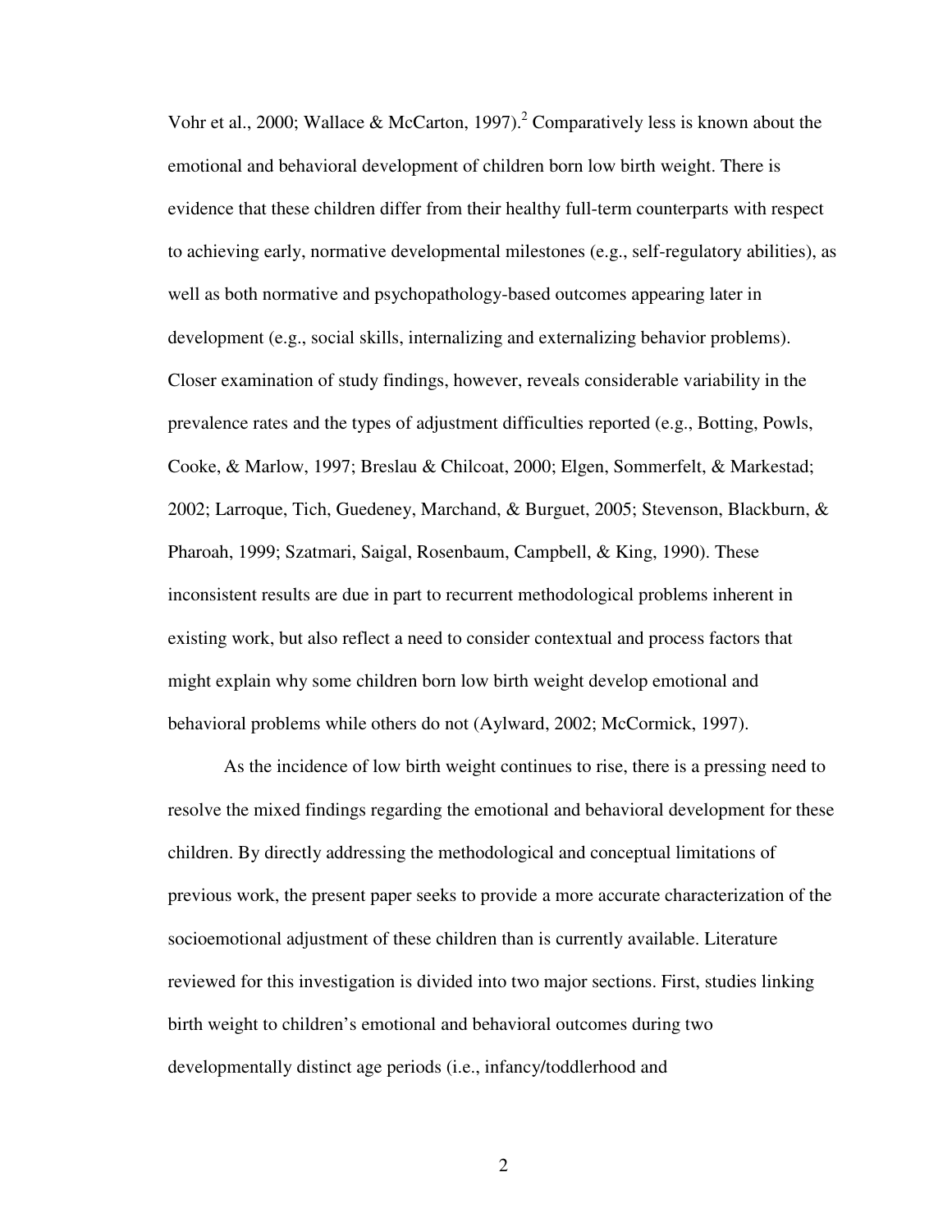Vohr et al., 2000; Wallace & McCarton, 1997).[2] Comparatively less is known about the emotional and behavioral development of children born low birth weight. There is evidence that these children differ from their healthy full-term counterparts with respect to achieving early, normative developmental milestones (e.g., self-regulatory abilities), as well as both normative and psychopathology-based outcomes appearing later in development (e.g., social skills, internalizing and externalizing behavior problems). Closer examination of study findings, however, reveals considerable variability in the prevalence rates and the types of adjustment difficulties reported (e.g., Botting, Powls, Cooke, & Marlow, 1997; Breslau & Chilcoat, 2000; Elgen, Sommerfelt, & Markestad; 2002; Larroque, Tich, Guedeney, Marchand, & Burguet, 2005; Stevenson, Blackburn, & Pharoah, 1999; Szatmari, Saigal, Rosenbaum, Campbell, & King, 1990). These inconsistent results are due in part to recurrent methodological problems inherent in existing work, but also reflect a need to consider contextual and process factors that might explain why some children born low birth weight develop emotional and behavioral problems while others do not (Aylward, 2002; McCormick, 1997).

As the incidence of low birth weight continues to rise, there is a pressing need to resolve the mixed findings regarding the emotional and behavioral development for these children. By directly addressing the methodological and conceptual limitations of previous work, the present paper seeks to provide a more accurate characterization of the socioemotional adjustment of these children than is currently available. Literature reviewed for this investigation is divided into two major sections. First, studies linking birth weight to children's emotional and behavioral outcomes during two developmentally distinct age periods (i.e., infancy/toddlerhood and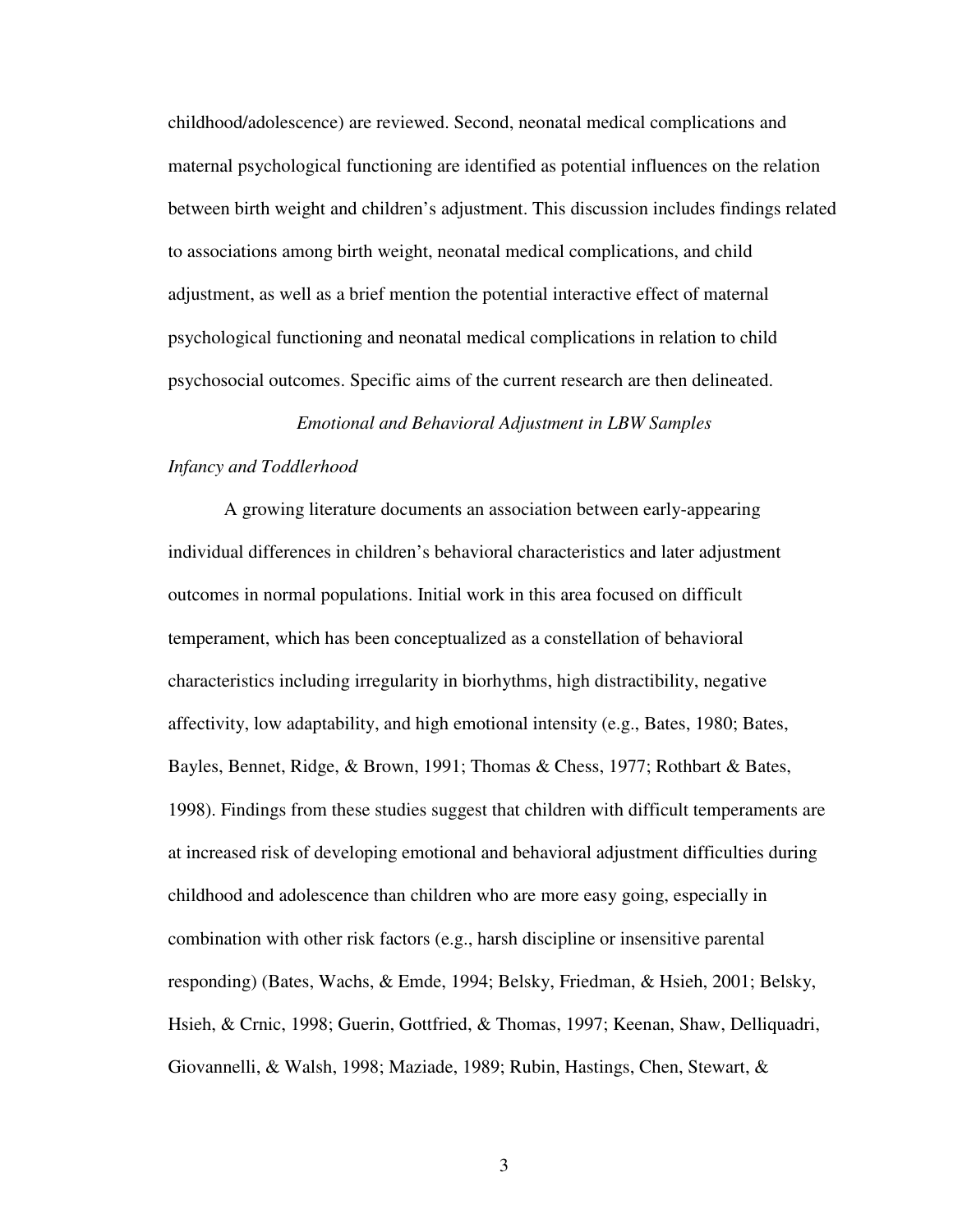childhood/adolescence) are reviewed. Second, neonatal medical complications and maternal psychological functioning are identified as potential influences on the relation between birth weight and children's adjustment. This discussion includes findings related to associations among birth weight, neonatal medical complications, and child adjustment, as well as a brief mention the potential interactive effect of maternal psychological functioning and neonatal medical complications in relation to child psychosocial outcomes. Specific aims of the current research are then delineated.

## *Emotional and Behavioral Adjustment in LBW Samples*

### *Infancy and Toddlerhood*

A growing literature documents an association between early-appearing individual differences in children's behavioral characteristics and later adjustment outcomes in normal populations. Initial work in this area focused on difficult temperament, which has been conceptualized as a constellation of behavioral characteristics including irregularity in biorhythms, high distractibility, negative affectivity, low adaptability, and high emotional intensity (e.g., Bates, 1980; Bates, Bayles, Bennet, Ridge, & Brown, 1991; Thomas & Chess, 1977; Rothbart & Bates, 1998). Findings from these studies suggest that children with difficult temperaments are at increased risk of developing emotional and behavioral adjustment difficulties during childhood and adolescence than children who are more easy going, especially in combination with other risk factors (e.g., harsh discipline or insensitive parental responding) (Bates, Wachs, & Emde, 1994; Belsky, Friedman, & Hsieh, 2001; Belsky, Hsieh, & Crnic, 1998; Guerin, Gottfried, & Thomas, 1997; Keenan, Shaw, Delliquadri, Giovannelli, & Walsh, 1998; Maziade, 1989; Rubin, Hastings, Chen, Stewart, &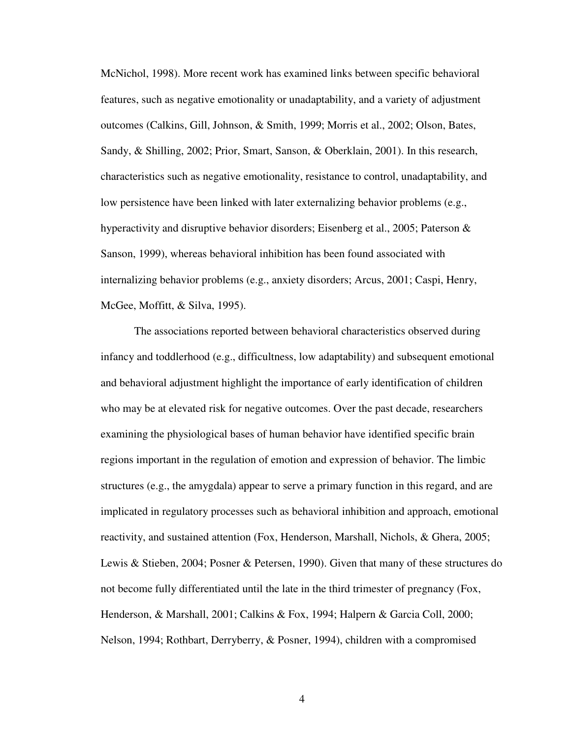McNichol, 1998). More recent work has examined links between specific behavioral features, such as negative emotionality or unadaptability, and a variety of adjustment outcomes (Calkins, Gill, Johnson, & Smith, 1999; Morris et al., 2002; Olson, Bates, Sandy, & Shilling, 2002; Prior, Smart, Sanson, & Oberklain, 2001). In this research, characteristics such as negative emotionality, resistance to control, unadaptability, and low persistence have been linked with later externalizing behavior problems (e.g., hyperactivity and disruptive behavior disorders; Eisenberg et al., 2005; Paterson & Sanson, 1999), whereas behavioral inhibition has been found associated with internalizing behavior problems (e.g., anxiety disorders; Arcus, 2001; Caspi, Henry, McGee, Moffitt, & Silva, 1995).

The associations reported between behavioral characteristics observed during infancy and toddlerhood (e.g., difficultness, low adaptability) and subsequent emotional and behavioral adjustment highlight the importance of early identification of children who may be at elevated risk for negative outcomes. Over the past decade, researchers examining the physiological bases of human behavior have identified specific brain regions important in the regulation of emotion and expression of behavior. The limbic structures (e.g., the amygdala) appear to serve a primary function in this regard, and are implicated in regulatory processes such as behavioral inhibition and approach, emotional reactivity, and sustained attention (Fox, Henderson, Marshall, Nichols, & Ghera, 2005; Lewis & Stieben, 2004; Posner & Petersen, 1990). Given that many of these structures do not become fully differentiated until the late in the third trimester of pregnancy (Fox, Henderson, & Marshall, 2001; Calkins & Fox, 1994; Halpern & Garcia Coll, 2000; Nelson, 1994; Rothbart, Derryberry, & Posner, 1994), children with a compromised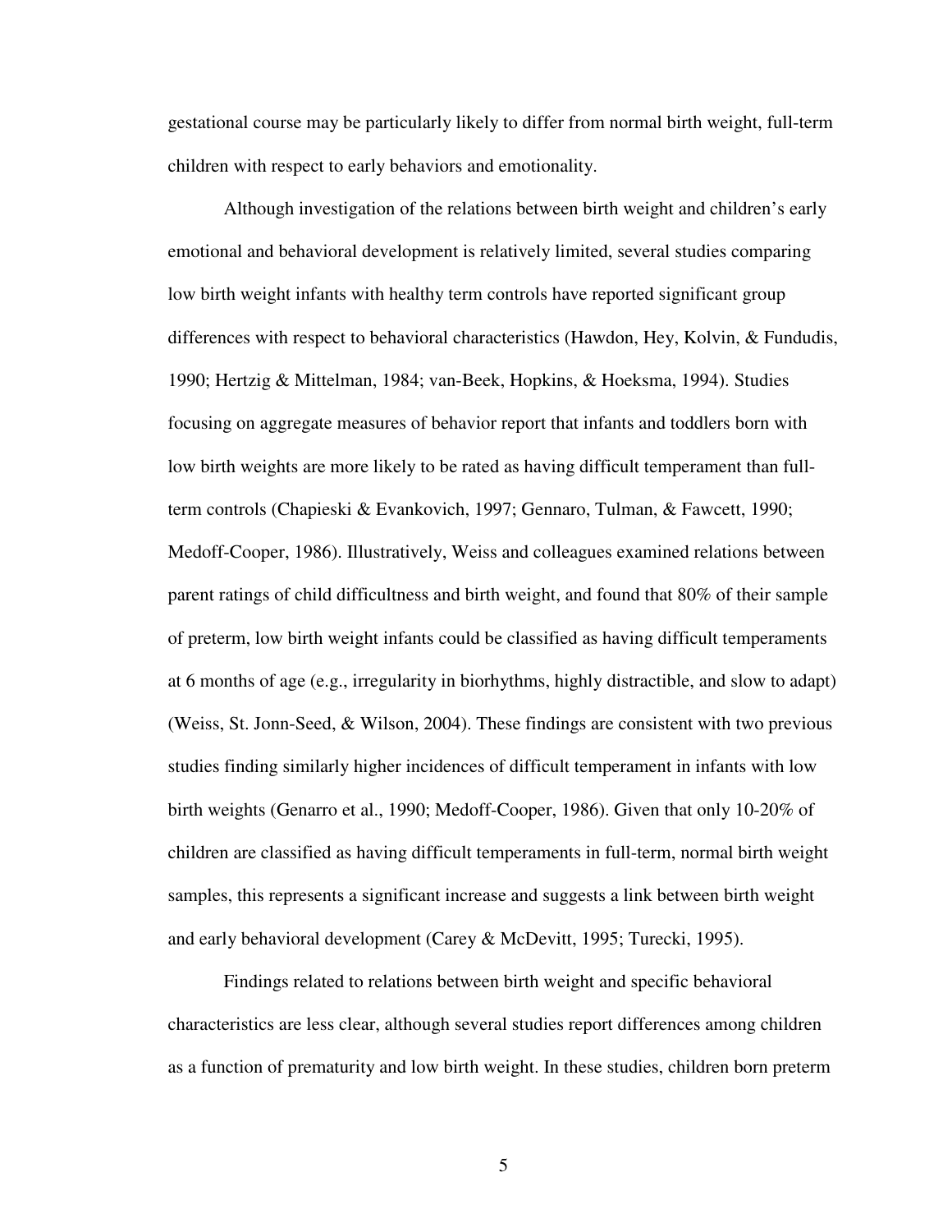gestational course may be particularly likely to differ from normal birth weight, full-term children with respect to early behaviors and emotionality.

Although investigation of the relations between birth weight and children's early emotional and behavioral development is relatively limited, several studies comparing low birth weight infants with healthy term controls have reported significant group differences with respect to behavioral characteristics (Hawdon, Hey, Kolvin, & Fundudis, 1990; Hertzig & Mittelman, 1984; van-Beek, Hopkins, & Hoeksma, 1994). Studies focusing on aggregate measures of behavior report that infants and toddlers born with low birth weights are more likely to be rated as having difficult temperament than full-term controls (Chapieski & Evankovich, 1997; Gennaro, Tulman, & Fawcett, 1990; Medoff-Cooper, 1986). Illustratively, Weiss and colleagues examined relations between parent ratings of child difficultness and birth weight, and found that 80% of their sample of preterm, low birth weight infants could be classified as having difficult temperaments at 6 months of age (e.g., irregularity in biorhythms, highly distractible, and slow to adapt) (Weiss, St. Jonn-Seed, & Wilson, 2004). These findings are consistent with two previous studies finding similarly higher incidences of difficult temperament in infants with low birth weights (Genarro et al., 1990; Medoff-Cooper, 1986). Given that only 10-20% of children are classified as having difficult temperaments in full-term, normal birth weight samples, this represents a significant increase and suggests a link between birth weight and early behavioral development (Carey & McDevitt, 1995; Turecki, 1995).

Findings related to relations between birth weight and specific behavioral characteristics are less clear, although several studies report differences among children as a function of prematurity and low birth weight. In these studies, children born preterm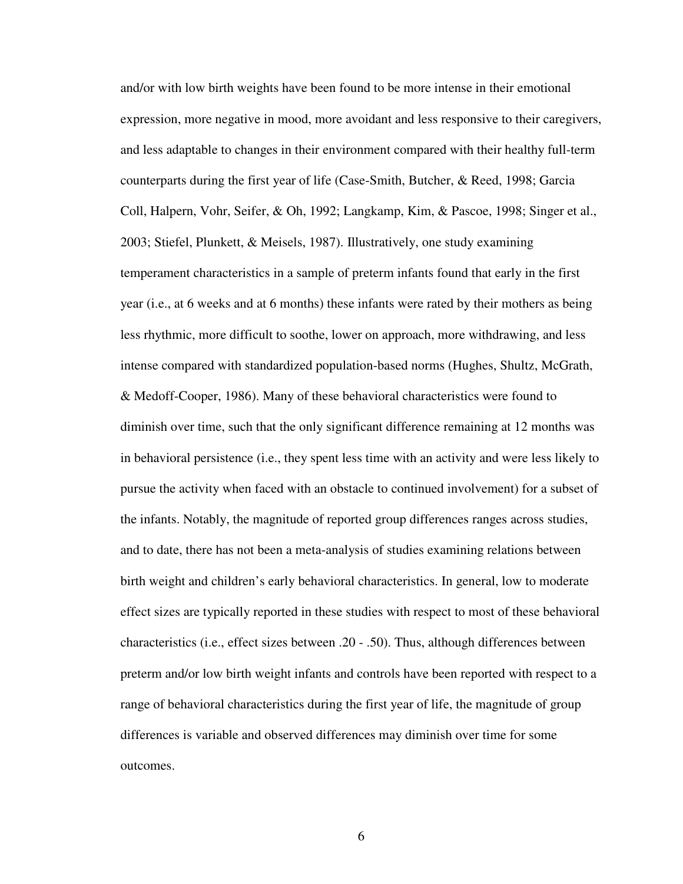and/or with low birth weights have been found to be more intense in their emotional expression, more negative in mood, more avoidant and less responsive to their caregivers, and less adaptable to changes in their environment compared with their healthy full-term counterparts during the first year of life (Case-Smith, Butcher, & Reed, 1998; Garcia Coll, Halpern, Vohr, Seifer, & Oh, 1992; Langkamp, Kim, & Pascoe, 1998; Singer et al., 2003; Stiefel, Plunkett, & Meisels, 1987). Illustratively, one study examining temperament characteristics in a sample of preterm infants found that early in the first year (i.e., at 6 weeks and at 6 months) these infants were rated by their mothers as being less rhythmic, more difficult to soothe, lower on approach, more withdrawing, and less intense compared with standardized population-based norms (Hughes, Shultz, McGrath, & Medoff-Cooper, 1986). Many of these behavioral characteristics were found to diminish over time, such that the only significant difference remaining at 12 months was in behavioral persistence (i.e., they spent less time with an activity and were less likely to pursue the activity when faced with an obstacle to continued involvement) for a subset of the infants. Notably, the magnitude of reported group differences ranges across studies, and to date, there has not been a meta-analysis of studies examining relations between birth weight and children's early behavioral characteristics. In general, low to moderate effect sizes are typically reported in these studies with respect to most of these behavioral characteristics (i.e., effect sizes between .20 - .50). Thus, although differences between preterm and/or low birth weight infants and controls have been reported with respect to a range of behavioral characteristics during the first year of life, the magnitude of group differences is variable and observed differences may diminish over time for some outcomes.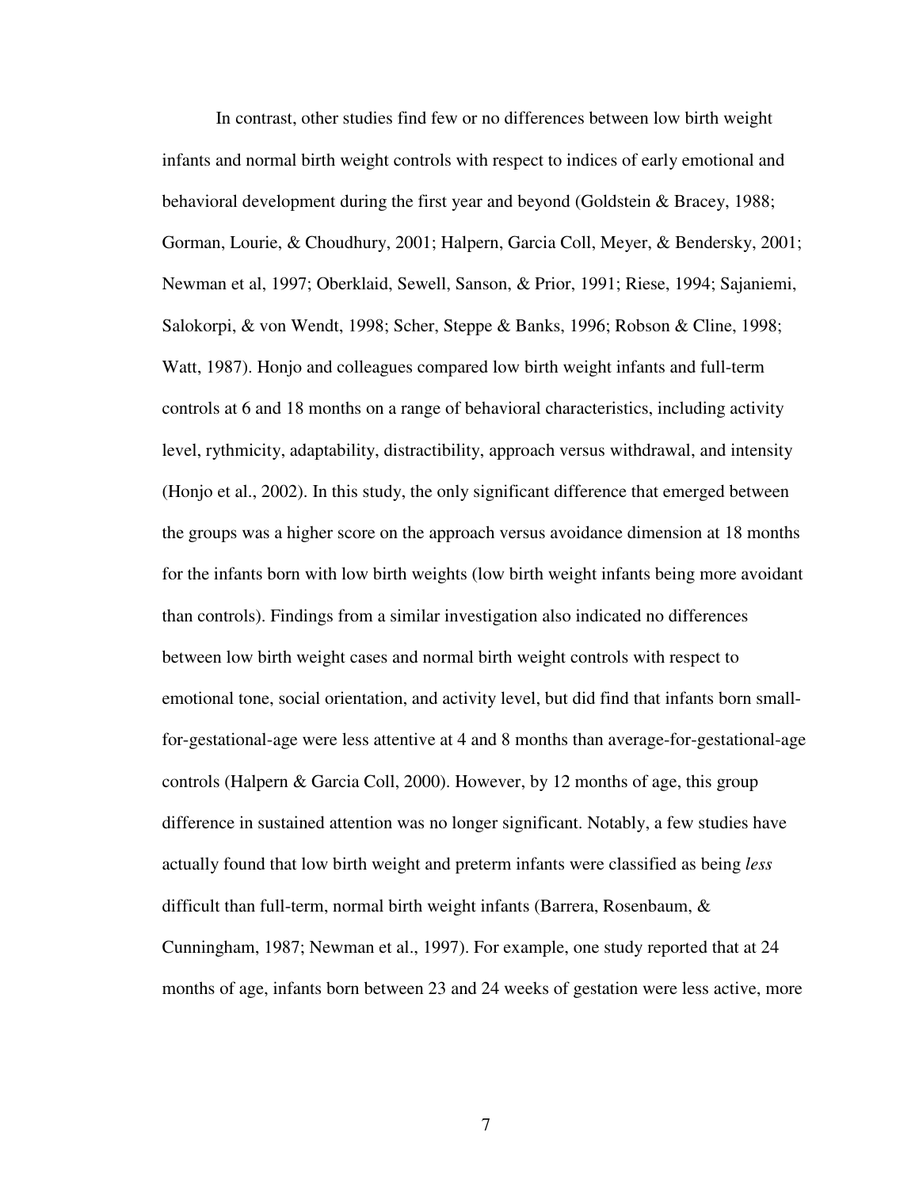In contrast, other studies find few or no differences between low birth weight infants and normal birth weight controls with respect to indices of early emotional and behavioral development during the first year and beyond (Goldstein & Bracey, 1988; Gorman, Lourie, & Choudhury, 2001; Halpern, Garcia Coll, Meyer, & Bendersky, 2001; Newman et al, 1997; Oberklaid, Sewell, Sanson, & Prior, 1991; Riese, 1994; Sajaniemi, Salokorpi, & von Wendt, 1998; Scher, Steppe & Banks, 1996; Robson & Cline, 1998; Watt, 1987). Honjo and colleagues compared low birth weight infants and full-term controls at 6 and 18 months on a range of behavioral characteristics, including activity level, rythmicity, adaptability, distractibility, approach versus withdrawal, and intensity (Honjo et al., 2002). In this study, the only significant difference that emerged between the groups was a higher score on the approach versus avoidance dimension at 18 months for the infants born with low birth weights (low birth weight infants being more avoidant than controls). Findings from a similar investigation also indicated no differences between low birth weight cases and normal birth weight controls with respect to emotional tone, social orientation, and activity level, but did find that infants born small-for-gestational-age were less attentive at 4 and 8 months than average-for-gestational-age controls (Halpern & Garcia Coll, 2000). However, by 12 months of age, this group difference in sustained attention was no longer significant. Notably, a few studies have actually found that low birth weight and preterm infants were classified as being *less* difficult than full-term, normal birth weight infants (Barrera, Rosenbaum, & Cunningham, 1987; Newman et al., 1997). For example, one study reported that at 24 months of age, infants born between 23 and 24 weeks of gestation were less active, more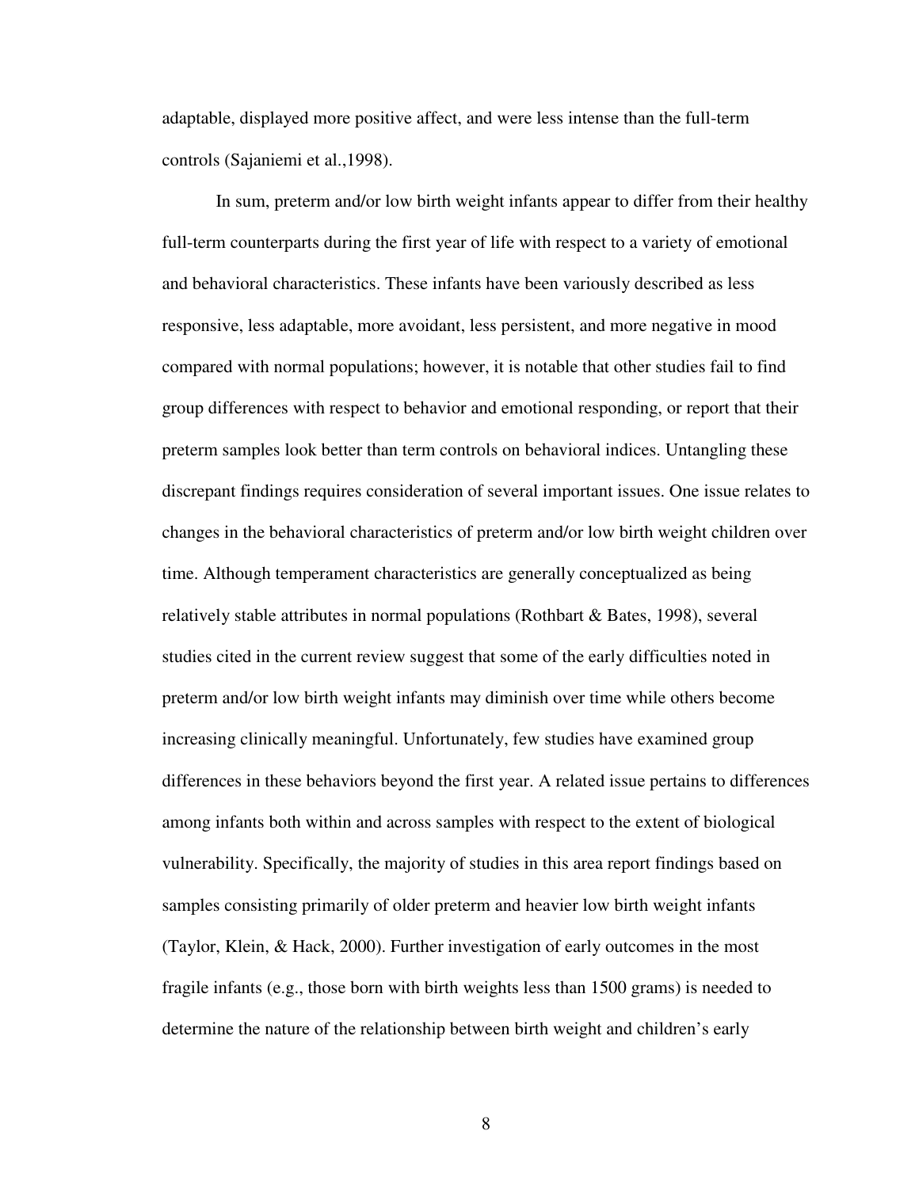adaptable, displayed more positive affect, and were less intense than the full-term controls (Sajaniemi et al.,1998).

In sum, preterm and/or low birth weight infants appear to differ from their healthy full-term counterparts during the first year of life with respect to a variety of emotional and behavioral characteristics. These infants have been variously described as less responsive, less adaptable, more avoidant, less persistent, and more negative in mood compared with normal populations; however, it is notable that other studies fail to find group differences with respect to behavior and emotional responding, or report that their preterm samples look better than term controls on behavioral indices. Untangling these discrepant findings requires consideration of several important issues. One issue relates to changes in the behavioral characteristics of preterm and/or low birth weight children over time. Although temperament characteristics are generally conceptualized as being relatively stable attributes in normal populations (Rothbart & Bates, 1998), several studies cited in the current review suggest that some of the early difficulties noted in preterm and/or low birth weight infants may diminish over time while others become increasing clinically meaningful. Unfortunately, few studies have examined group differences in these behaviors beyond the first year. A related issue pertains to differences among infants both within and across samples with respect to the extent of biological vulnerability. Specifically, the majority of studies in this area report findings based on samples consisting primarily of older preterm and heavier low birth weight infants (Taylor, Klein, & Hack, 2000). Further investigation of early outcomes in the most fragile infants (e.g., those born with birth weights less than 1500 grams) is needed to determine the nature of the relationship between birth weight and children's early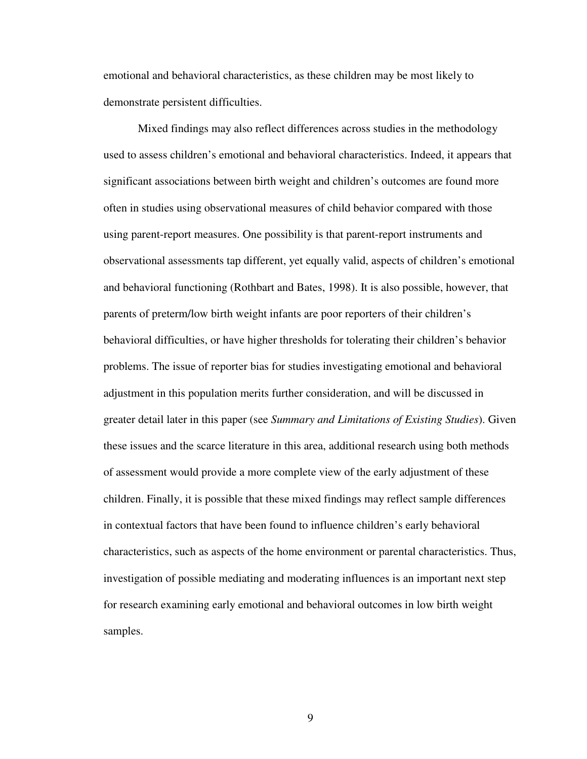emotional and behavioral characteristics, as these children may be most likely to demonstrate persistent difficulties.

Mixed findings may also reflect differences across studies in the methodology used to assess children's emotional and behavioral characteristics. Indeed, it appears that significant associations between birth weight and children's outcomes are found more often in studies using observational measures of child behavior compared with those using parent-report measures. One possibility is that parent-report instruments and observational assessments tap different, yet equally valid, aspects of children's emotional and behavioral functioning (Rothbart and Bates, 1998). It is also possible, however, that parents of preterm/low birth weight infants are poor reporters of their children's behavioral difficulties, or have higher thresholds for tolerating their children's behavior problems. The issue of reporter bias for studies investigating emotional and behavioral adjustment in this population merits further consideration, and will be discussed in greater detail later in this paper (see *Summary and Limitations of Existing Studies*). Given these issues and the scarce literature in this area, additional research using both methods of assessment would provide a more complete view of the early adjustment of these children. Finally, it is possible that these mixed findings may reflect sample differences in contextual factors that have been found to influence children's early behavioral characteristics, such as aspects of the home environment or parental characteristics. Thus, investigation of possible mediating and moderating influences is an important next step for research examining early emotional and behavioral outcomes in low birth weight samples.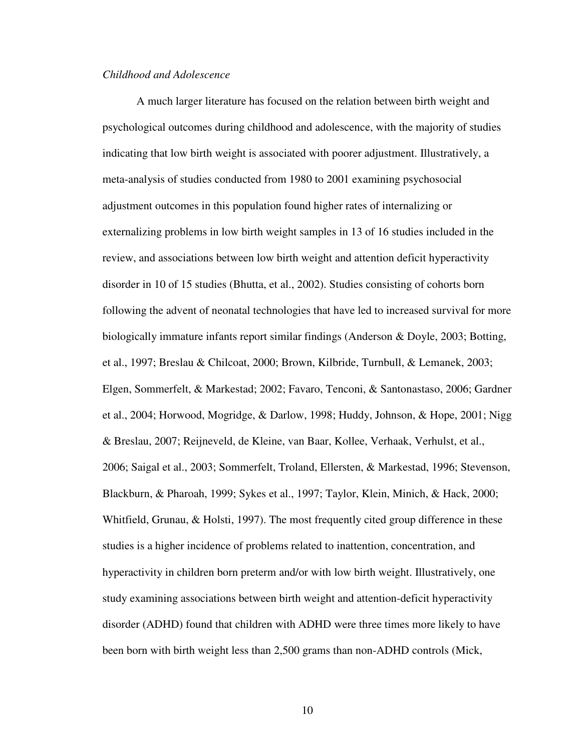*Childhood and Adolescence*

A much larger literature has focused on the relation between birth weight and psychological outcomes during childhood and adolescence, with the majority of studies indicating that low birth weight is associated with poorer adjustment. Illustratively, a meta-analysis of studies conducted from 1980 to 2001 examining psychosocial adjustment outcomes in this population found higher rates of internalizing or externalizing problems in low birth weight samples in 13 of 16 studies included in the review, and associations between low birth weight and attention deficit hyperactivity disorder in 10 of 15 studies (Bhutta, et al., 2002). Studies consisting of cohorts born following the advent of neonatal technologies that have led to increased survival for more biologically immature infants report similar findings (Anderson & Doyle, 2003; Botting, et al., 1997; Breslau & Chilcoat, 2000; Brown, Kilbride, Turnbull, & Lemanek, 2003; Elgen, Sommerfelt, & Markestad; 2002; Favaro, Tenconi, & Santonastaso, 2006; Gardner et al., 2004; Horwood, Mogridge, & Darlow, 1998; Huddy, Johnson, & Hope, 2001; Nigg & Breslau, 2007; Reijneveld, de Kleine, van Baar, Kollee, Verhaak, Verhulst, et al., 2006; Saigal et al., 2003; Sommerfelt, Troland, Ellersten, & Markestad, 1996; Stevenson, Blackburn, & Pharoah, 1999; Sykes et al., 1997; Taylor, Klein, Minich, & Hack, 2000; Whitfield, Grunau, & Holsti, 1997). The most frequently cited group difference in these studies is a higher incidence of problems related to inattention, concentration, and hyperactivity in children born preterm and/or with low birth weight. Illustratively, one study examining associations between birth weight and attention-deficit hyperactivity disorder (ADHD) found that children with ADHD were three times more likely to have been born with birth weight less than 2,500 grams than non-ADHD controls (Mick,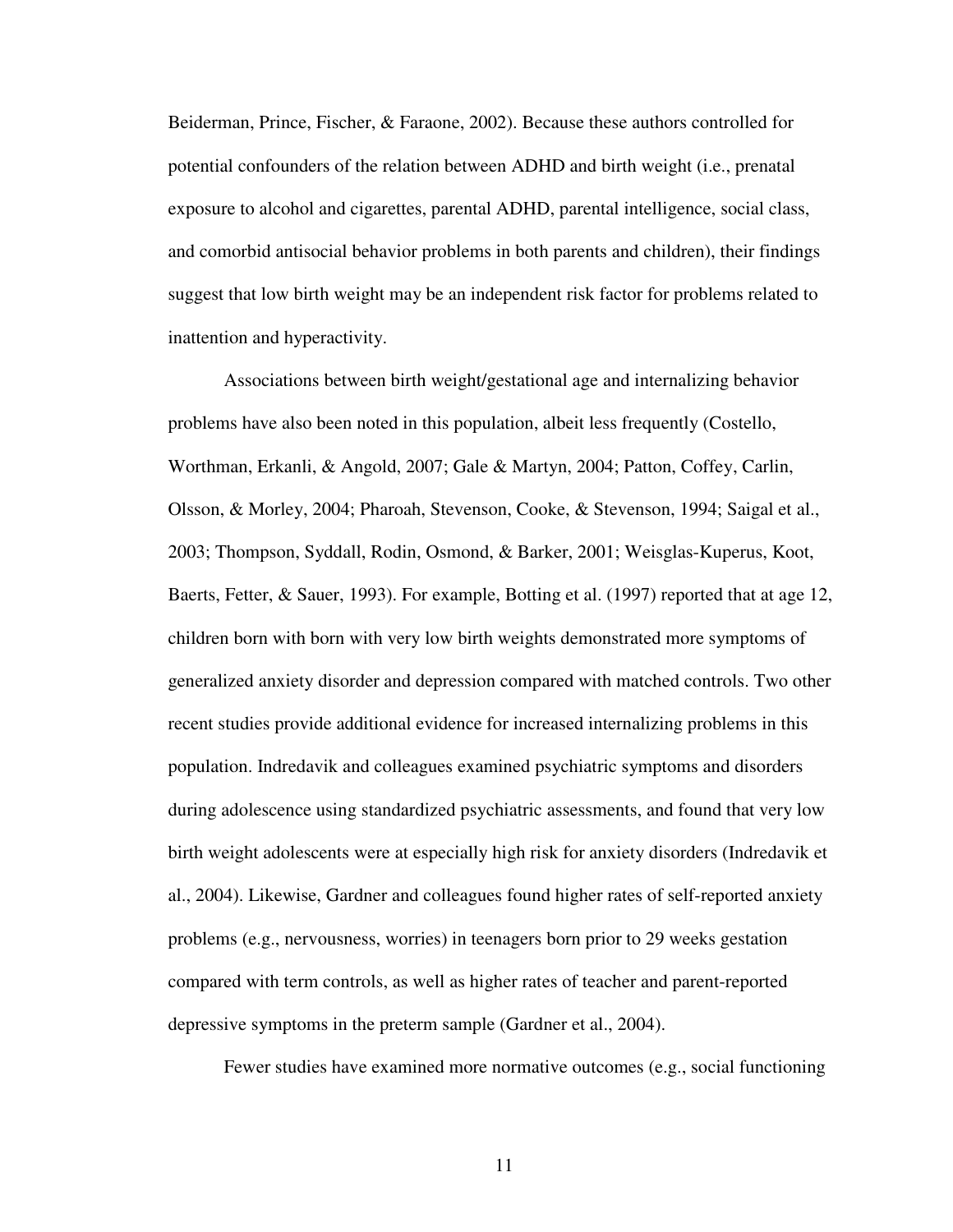Beiderman, Prince, Fischer, & Faraone, 2002). Because these authors controlled for potential confounders of the relation between ADHD and birth weight (i.e., prenatal exposure to alcohol and cigarettes, parental ADHD, parental intelligence, social class, and comorbid antisocial behavior problems in both parents and children), their findings suggest that low birth weight may be an independent risk factor for problems related to inattention and hyperactivity.

Associations between birth weight/gestational age and internalizing behavior problems have also been noted in this population, albeit less frequently (Costello, Worthman, Erkanli, & Angold, 2007; Gale & Martyn, 2004; Patton, Coffey, Carlin, Olsson, & Morley, 2004; Pharoah, Stevenson, Cooke, & Stevenson, 1994; Saigal et al., 2003; Thompson, Syddall, Rodin, Osmond, & Barker, 2001; Weisglas-Kuperus, Koot, Baerts, Fetter, & Sauer, 1993). For example, Botting et al. (1997) reported that at age 12, children born with born with very low birth weights demonstrated more symptoms of generalized anxiety disorder and depression compared with matched controls. Two other recent studies provide additional evidence for increased internalizing problems in this population. Indredavik and colleagues examined psychiatric symptoms and disorders during adolescence using standardized psychiatric assessments, and found that very low birth weight adolescents were at especially high risk for anxiety disorders (Indredavik et al., 2004). Likewise, Gardner and colleagues found higher rates of self-reported anxiety problems (e.g., nervousness, worries) in teenagers born prior to 29 weeks gestation compared with term controls, as well as higher rates of teacher and parent-reported depressive symptoms in the preterm sample (Gardner et al., 2004).

Fewer studies have examined more normative outcomes (e.g., social functioning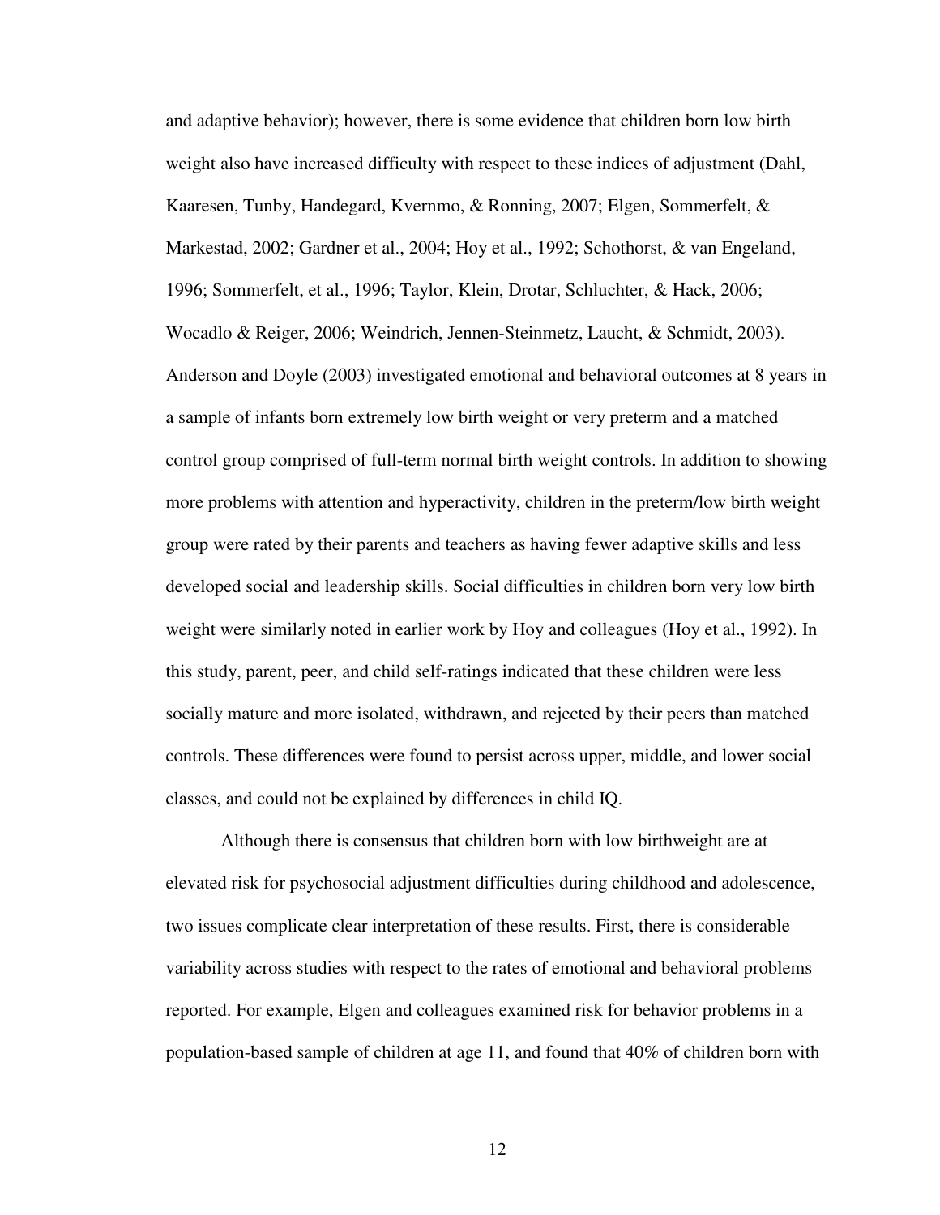and adaptive behavior); however, there is some evidence that children born low birth weight also have increased difficulty with respect to these indices of adjustment (Dahl, Kaaresen, Tunby, Handegard, Kvernmo, & Ronning, 2007; Elgen, Sommerfelt, & Markestad, 2002; Gardner et al., 2004; Hoy et al., 1992; Schothorst, & van Engeland, 1996; Sommerfelt, et al., 1996; Taylor, Klein, Drotar, Schluchter, & Hack, 2006; Wocadlo & Reiger, 2006; Weindrich, Jennen-Steinmetz, Laucht, & Schmidt, 2003). Anderson and Doyle (2003) investigated emotional and behavioral outcomes at 8 years in a sample of infants born extremely low birth weight or very preterm and a matched control group comprised of full-term normal birth weight controls. In addition to showing more problems with attention and hyperactivity, children in the preterm/low birth weight group were rated by their parents and teachers as having fewer adaptive skills and less developed social and leadership skills. Social difficulties in children born very low birth weight were similarly noted in earlier work by Hoy and colleagues (Hoy et al., 1992). In this study, parent, peer, and child self-ratings indicated that these children were less socially mature and more isolated, withdrawn, and rejected by their peers than matched controls. These differences were found to persist across upper, middle, and lower social classes, and could not be explained by differences in child IQ.

Although there is consensus that children born with low birthweight are at elevated risk for psychosocial adjustment difficulties during childhood and adolescence, two issues complicate clear interpretation of these results. First, there is considerable variability across studies with respect to the rates of emotional and behavioral problems reported. For example, Elgen and colleagues examined risk for behavior problems in a population-based sample of children at age 11, and found that 40% of children born with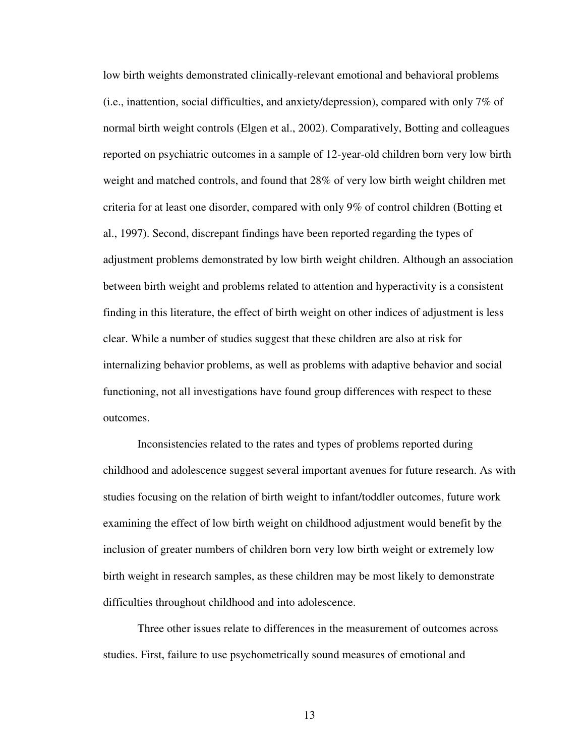low birth weights demonstrated clinically-relevant emotional and behavioral problems (i.e., inattention, social difficulties, and anxiety/depression), compared with only 7% of normal birth weight controls (Elgen et al., 2002). Comparatively, Botting and colleagues reported on psychiatric outcomes in a sample of 12-year-old children born very low birth weight and matched controls, and found that 28% of very low birth weight children met criteria for at least one disorder, compared with only 9% of control children (Botting et al., 1997). Second, discrepant findings have been reported regarding the types of adjustment problems demonstrated by low birth weight children. Although an association between birth weight and problems related to attention and hyperactivity is a consistent finding in this literature, the effect of birth weight on other indices of adjustment is less clear. While a number of studies suggest that these children are also at risk for internalizing behavior problems, as well as problems with adaptive behavior and social functioning, not all investigations have found group differences with respect to these outcomes.

Inconsistencies related to the rates and types of problems reported during childhood and adolescence suggest several important avenues for future research. As with studies focusing on the relation of birth weight to infant/toddler outcomes, future work examining the effect of low birth weight on childhood adjustment would benefit by the inclusion of greater numbers of children born very low birth weight or extremely low birth weight in research samples, as these children may be most likely to demonstrate difficulties throughout childhood and into adolescence.

Three other issues relate to differences in the measurement of outcomes across studies. First, failure to use psychometrically sound measures of emotional and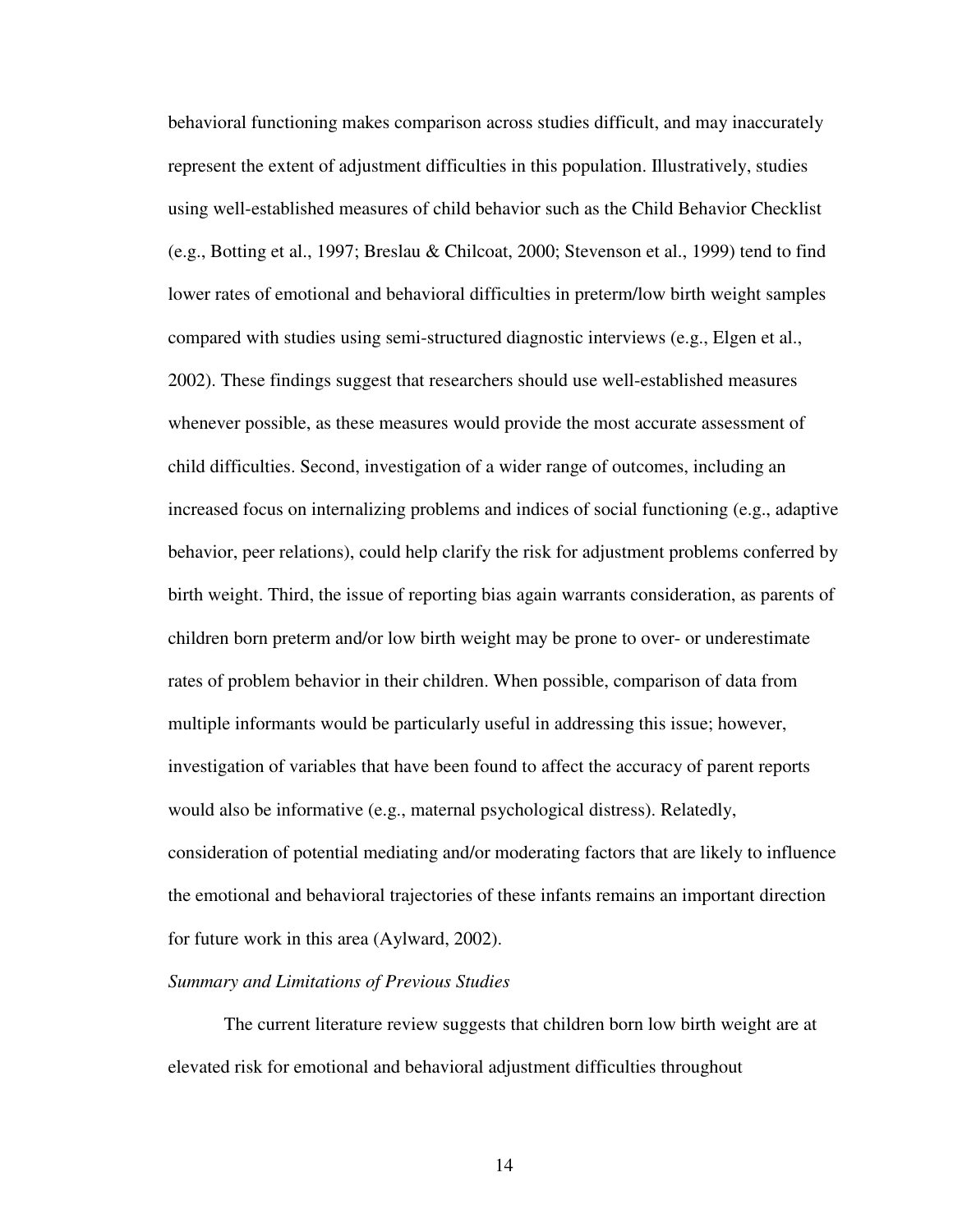behavioral functioning makes comparison across studies difficult, and may inaccurately represent the extent of adjustment difficulties in this population. Illustratively, studies using well-established measures of child behavior such as the Child Behavior Checklist (e.g., Botting et al., 1997; Breslau & Chilcoat, 2000; Stevenson et al., 1999) tend to find lower rates of emotional and behavioral difficulties in preterm/low birth weight samples compared with studies using semi-structured diagnostic interviews (e.g., Elgen et al., 2002). These findings suggest that researchers should use well-established measures whenever possible, as these measures would provide the most accurate assessment of child difficulties. Second, investigation of a wider range of outcomes, including an increased focus on internalizing problems and indices of social functioning (e.g., adaptive behavior, peer relations), could help clarify the risk for adjustment problems conferred by birth weight. Third, the issue of reporting bias again warrants consideration, as parents of children born preterm and/or low birth weight may be prone to over- or underestimate rates of problem behavior in their children. When possible, comparison of data from multiple informants would be particularly useful in addressing this issue; however, investigation of variables that have been found to affect the accuracy of parent reports would also be informative (e.g., maternal psychological distress). Relatedly, consideration of potential mediating and/or moderating factors that are likely to influence the emotional and behavioral trajectories of these infants remains an important direction for future work in this area (Aylward, 2002).

### *Summary and Limitations of Previous Studies*

The current literature review suggests that children born low birth weight are at elevated risk for emotional and behavioral adjustment difficulties throughout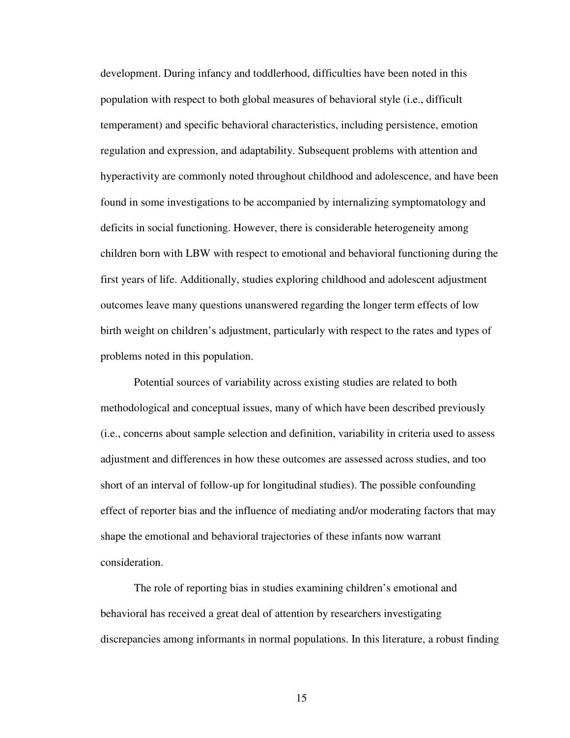development. During infancy and toddlerhood, difficulties have been noted in this population with respect to both global measures of behavioral style (i.e., difficult temperament) and specific behavioral characteristics, including persistence, emotion regulation and expression, and adaptability. Subsequent problems with attention and hyperactivity are commonly noted throughout childhood and adolescence, and have been found in some investigations to be accompanied by internalizing symptomatology and deficits in social functioning. However, there is considerable heterogeneity among children born with LBW with respect to emotional and behavioral functioning during the first years of life. Additionally, studies exploring childhood and adolescent adjustment outcomes leave many questions unanswered regarding the longer term effects of low birth weight on children's adjustment, particularly with respect to the rates and types of problems noted in this population.

Potential sources of variability across existing studies are related to both methodological and conceptual issues, many of which have been described previously (i.e., concerns about sample selection and definition, variability in criteria used to assess adjustment and differences in how these outcomes are assessed across studies, and too short of an interval of follow-up for longitudinal studies). The possible confounding effect of reporter bias and the influence of mediating and/or moderating factors that may shape the emotional and behavioral trajectories of these infants now warrant consideration.

The role of reporting bias in studies examining children's emotional and behavioral has received a great deal of attention by researchers investigating discrepancies among informants in normal populations. In this literature, a robust finding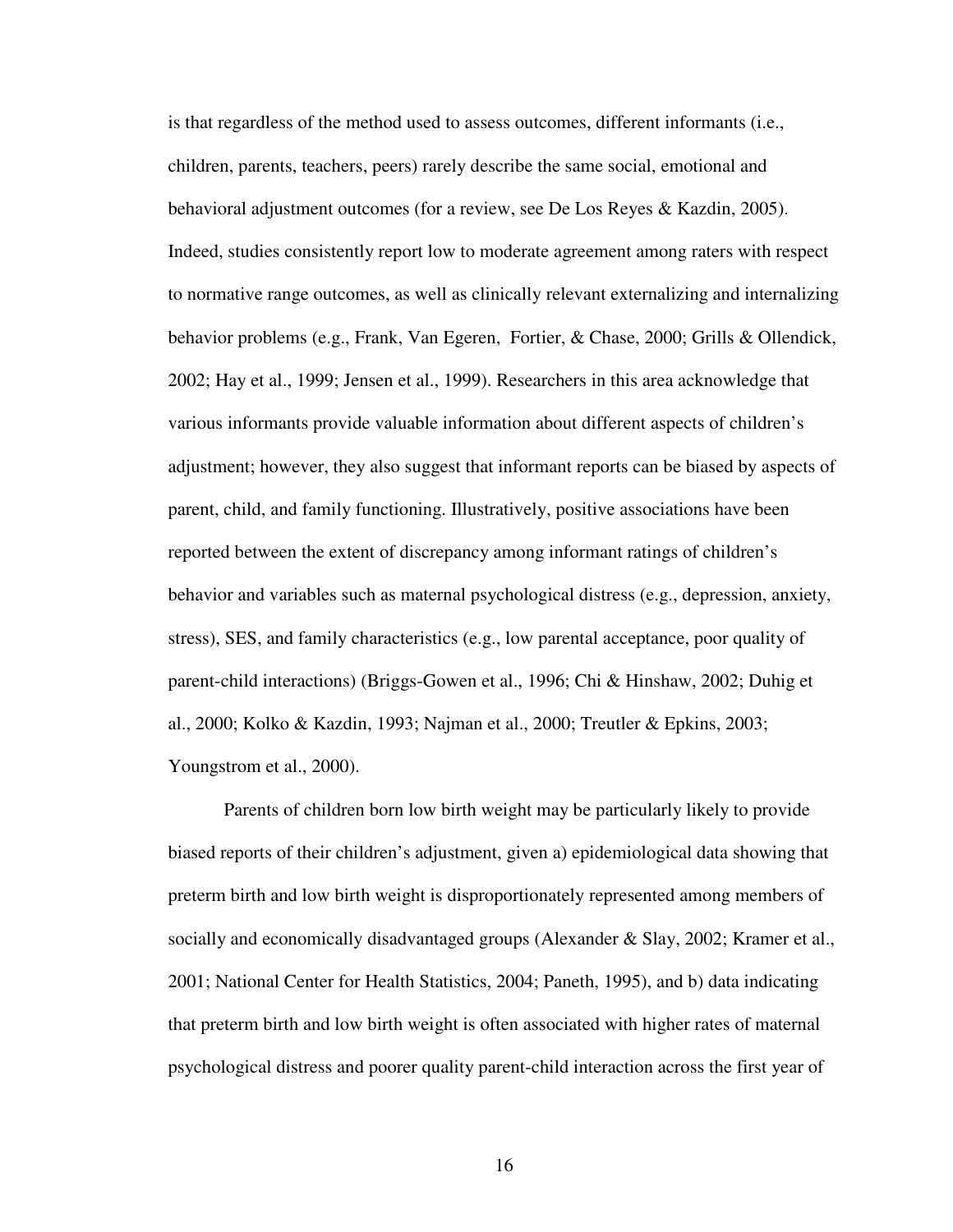is that regardless of the method used to assess outcomes, different informants (i.e., children, parents, teachers, peers) rarely describe the same social, emotional and behavioral adjustment outcomes (for a review, see De Los Reyes & Kazdin, 2005). Indeed, studies consistently report low to moderate agreement among raters with respect to normative range outcomes, as well as clinically relevant externalizing and internalizing behavior problems (e.g., Frank, Van Egeren, Fortier, & Chase, 2000; Grills & Ollendick, 2002; Hay et al., 1999; Jensen et al., 1999). Researchers in this area acknowledge that various informants provide valuable information about different aspects of children's adjustment; however, they also suggest that informant reports can be biased by aspects of parent, child, and family functioning. Illustratively, positive associations have been reported between the extent of discrepancy among informant ratings of children's behavior and variables such as maternal psychological distress (e.g., depression, anxiety, stress), SES, and family characteristics (e.g., low parental acceptance, poor quality of parent-child interactions) (Briggs-Gowen et al., 1996; Chi & Hinshaw, 2002; Duhig et al., 2000; Kolko & Kazdin, 1993; Najman et al., 2000; Treutler & Epkins, 2003; Youngstrom et al., 2000).

Parents of children born low birth weight may be particularly likely to provide biased reports of their children's adjustment, given a) epidemiological data showing that preterm birth and low birth weight is disproportionately represented among members of socially and economically disadvantaged groups (Alexander & Slay, 2002; Kramer et al., 2001; National Center for Health Statistics, 2004; Paneth, 1995), and b) data indicating that preterm birth and low birth weight is often associated with higher rates of maternal psychological distress and poorer quality parent-child interaction across the first year of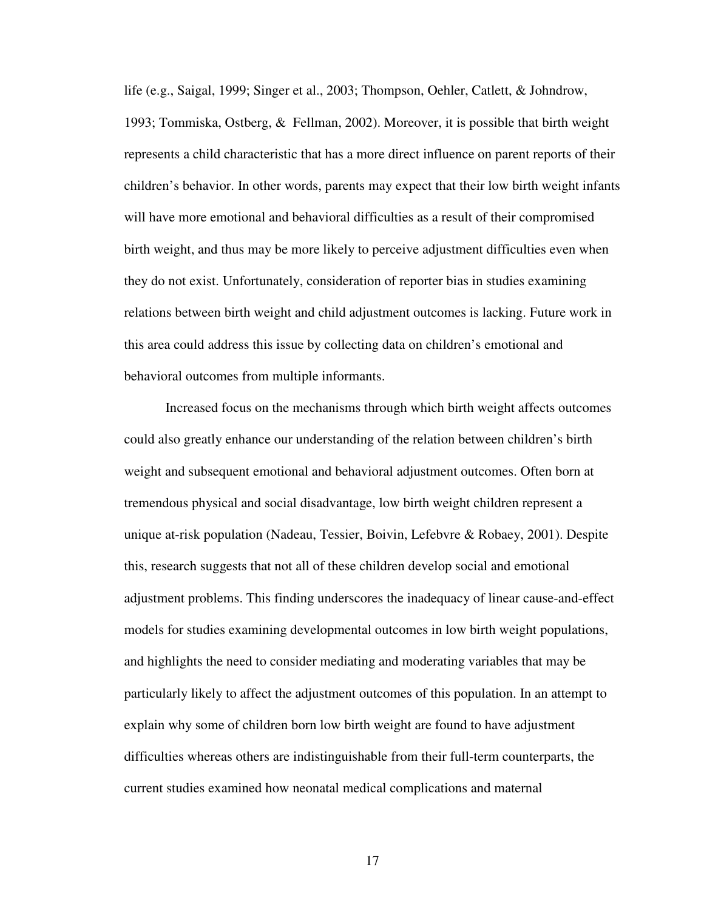life (e.g., Saigal, 1999; Singer et al., 2003; Thompson, Oehler, Catlett, & Johndrow, 1993; Tommiska, Ostberg, & Fellman, 2002). Moreover, it is possible that birth weight represents a child characteristic that has a more direct influence on parent reports of their children's behavior. In other words, parents may expect that their low birth weight infants will have more emotional and behavioral difficulties as a result of their compromised birth weight, and thus may be more likely to perceive adjustment difficulties even when they do not exist. Unfortunately, consideration of reporter bias in studies examining relations between birth weight and child adjustment outcomes is lacking. Future work in this area could address this issue by collecting data on children's emotional and behavioral outcomes from multiple informants.

Increased focus on the mechanisms through which birth weight affects outcomes could also greatly enhance our understanding of the relation between children's birth weight and subsequent emotional and behavioral adjustment outcomes. Often born at tremendous physical and social disadvantage, low birth weight children represent a unique at-risk population (Nadeau, Tessier, Boivin, Lefebvre & Robaey, 2001). Despite this, research suggests that not all of these children develop social and emotional adjustment problems. This finding underscores the inadequacy of linear cause-and-effect models for studies examining developmental outcomes in low birth weight populations, and highlights the need to consider mediating and moderating variables that may be particularly likely to affect the adjustment outcomes of this population. In an attempt to explain why some of children born low birth weight are found to have adjustment difficulties whereas others are indistinguishable from their full-term counterparts, the current studies examined how neonatal medical complications and maternal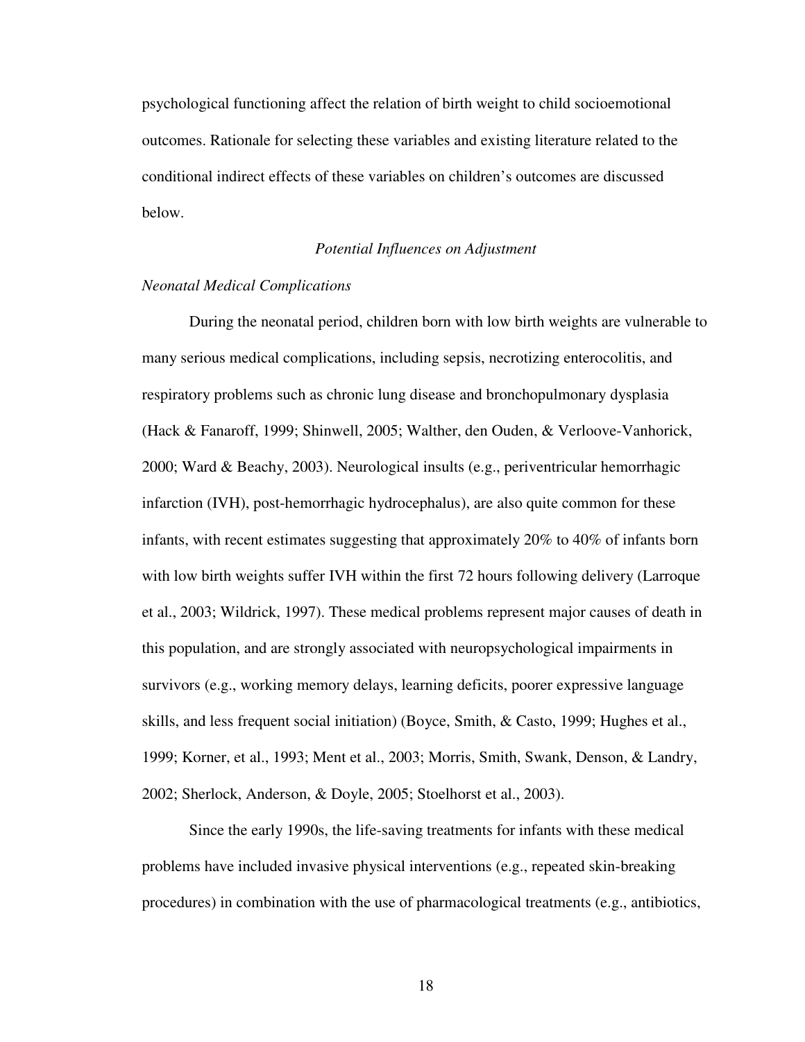psychological functioning affect the relation of birth weight to child socioemotional outcomes. Rationale for selecting these variables and existing literature related to the conditional indirect effects of these variables on children's outcomes are discussed below.

## *Potential Influences on Adjustment*

### *Neonatal Medical Complications*

During the neonatal period, children born with low birth weights are vulnerable to many serious medical complications, including sepsis, necrotizing enterocolitis, and respiratory problems such as chronic lung disease and bronchopulmonary dysplasia (Hack & Fanaroff, 1999; Shinwell, 2005; Walther, den Ouden, & Verloove-Vanhorick, 2000; Ward & Beachy, 2003). Neurological insults (e.g., periventricular hemorrhagic infarction (IVH), post-hemorrhagic hydrocephalus), are also quite common for these infants, with recent estimates suggesting that approximately 20% to 40% of infants born with low birth weights suffer IVH within the first 72 hours following delivery (Larroque et al., 2003; Wildrick, 1997). These medical problems represent major causes of death in this population, and are strongly associated with neuropsychological impairments in survivors (e.g., working memory delays, learning deficits, poorer expressive language skills, and less frequent social initiation) (Boyce, Smith, & Casto, 1999; Hughes et al., 1999; Korner, et al., 1993; Ment et al., 2003; Morris, Smith, Swank, Denson, & Landry, 2002; Sherlock, Anderson, & Doyle, 2005; Stoelhorst et al., 2003).

Since the early 1990s, the life-saving treatments for infants with these medical problems have included invasive physical interventions (e.g., repeated skin-breaking procedures) in combination with the use of pharmacological treatments (e.g., antibiotics,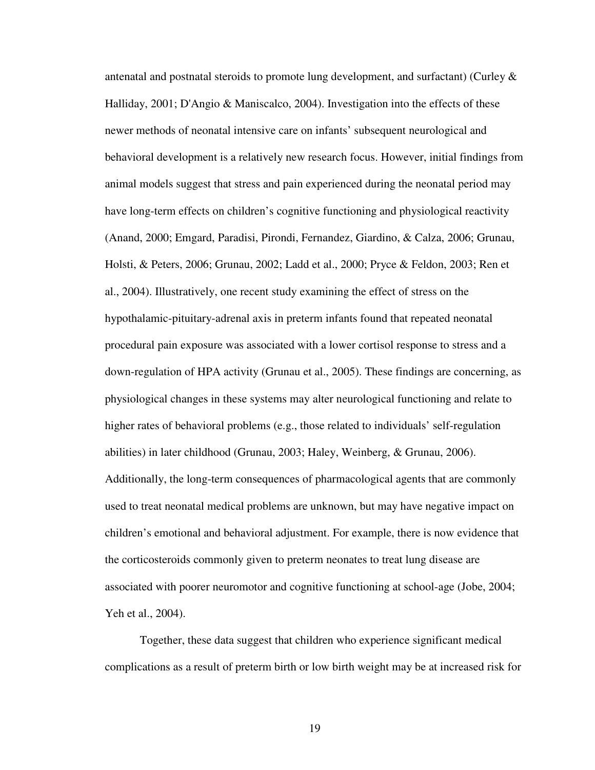antenatal and postnatal steroids to promote lung development, and surfactant) (Curley & Halliday, 2001; D'Angio & Maniscalco, 2004). Investigation into the effects of these newer methods of neonatal intensive care on infants' subsequent neurological and behavioral development is a relatively new research focus. However, initial findings from animal models suggest that stress and pain experienced during the neonatal period may have long-term effects on children's cognitive functioning and physiological reactivity (Anand, 2000; Emgard, Paradisi, Pirondi, Fernandez, Giardino, & Calza, 2006; Grunau, Holsti, & Peters, 2006; Grunau, 2002; Ladd et al., 2000; Pryce & Feldon, 2003; Ren et al., 2004). Illustratively, one recent study examining the effect of stress on the hypothalamic-pituitary-adrenal axis in preterm infants found that repeated neonatal procedural pain exposure was associated with a lower cortisol response to stress and a down-regulation of HPA activity (Grunau et al., 2005). These findings are concerning, as physiological changes in these systems may alter neurological functioning and relate to higher rates of behavioral problems (e.g., those related to individuals' self-regulation abilities) in later childhood (Grunau, 2003; Haley, Weinberg, & Grunau, 2006). Additionally, the long-term consequences of pharmacological agents that are commonly used to treat neonatal medical problems are unknown, but may have negative impact on children's emotional and behavioral adjustment. For example, there is now evidence that the corticosteroids commonly given to preterm neonates to treat lung disease are associated with poorer neuromotor and cognitive functioning at school-age (Jobe, 2004; Yeh et al., 2004).

Together, these data suggest that children who experience significant medical complications as a result of preterm birth or low birth weight may be at increased risk for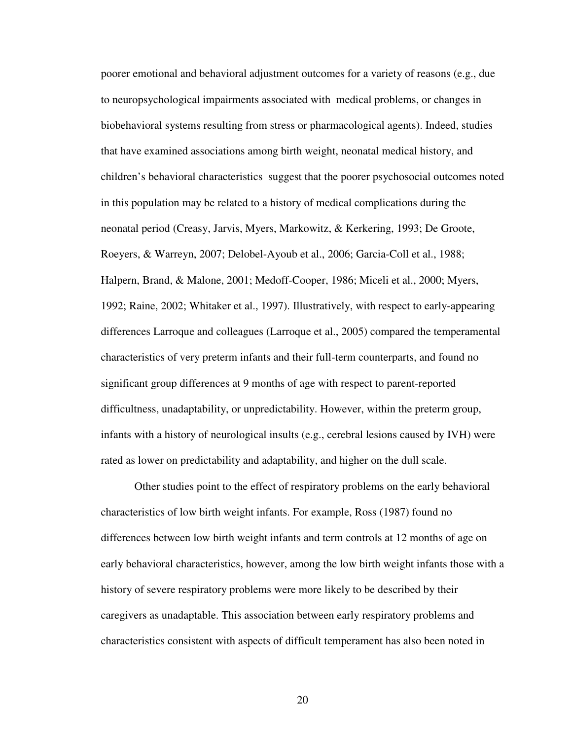poorer emotional and behavioral adjustment outcomes for a variety of reasons (e.g., due to neuropsychological impairments associated with medical problems, or changes in biobehavioral systems resulting from stress or pharmacological agents). Indeed, studies that have examined associations among birth weight, neonatal medical history, and children's behavioral characteristics suggest that the poorer psychosocial outcomes noted in this population may be related to a history of medical complications during the neonatal period (Creasy, Jarvis, Myers, Markowitz, & Kerkering, 1993; De Groote, Roeyers, & Warreyn, 2007; Delobel-Ayoub et al., 2006; Garcia-Coll et al., 1988; Halpern, Brand, & Malone, 2001; Medoff-Cooper, 1986; Miceli et al., 2000; Myers, 1992; Raine, 2002; Whitaker et al., 1997). Illustratively, with respect to early-appearing differences Larroque and colleagues (Larroque et al., 2005) compared the temperamental characteristics of very preterm infants and their full-term counterparts, and found no significant group differences at 9 months of age with respect to parent-reported difficultness, unadaptability, or unpredictability. However, within the preterm group, infants with a history of neurological insults (e.g., cerebral lesions caused by IVH) were rated as lower on predictability and adaptability, and higher on the dull scale.

Other studies point to the effect of respiratory problems on the early behavioral characteristics of low birth weight infants. For example, Ross (1987) found no differences between low birth weight infants and term controls at 12 months of age on early behavioral characteristics, however, among the low birth weight infants those with a history of severe respiratory problems were more likely to be described by their caregivers as unadaptable. This association between early respiratory problems and characteristics consistent with aspects of difficult temperament has also been noted in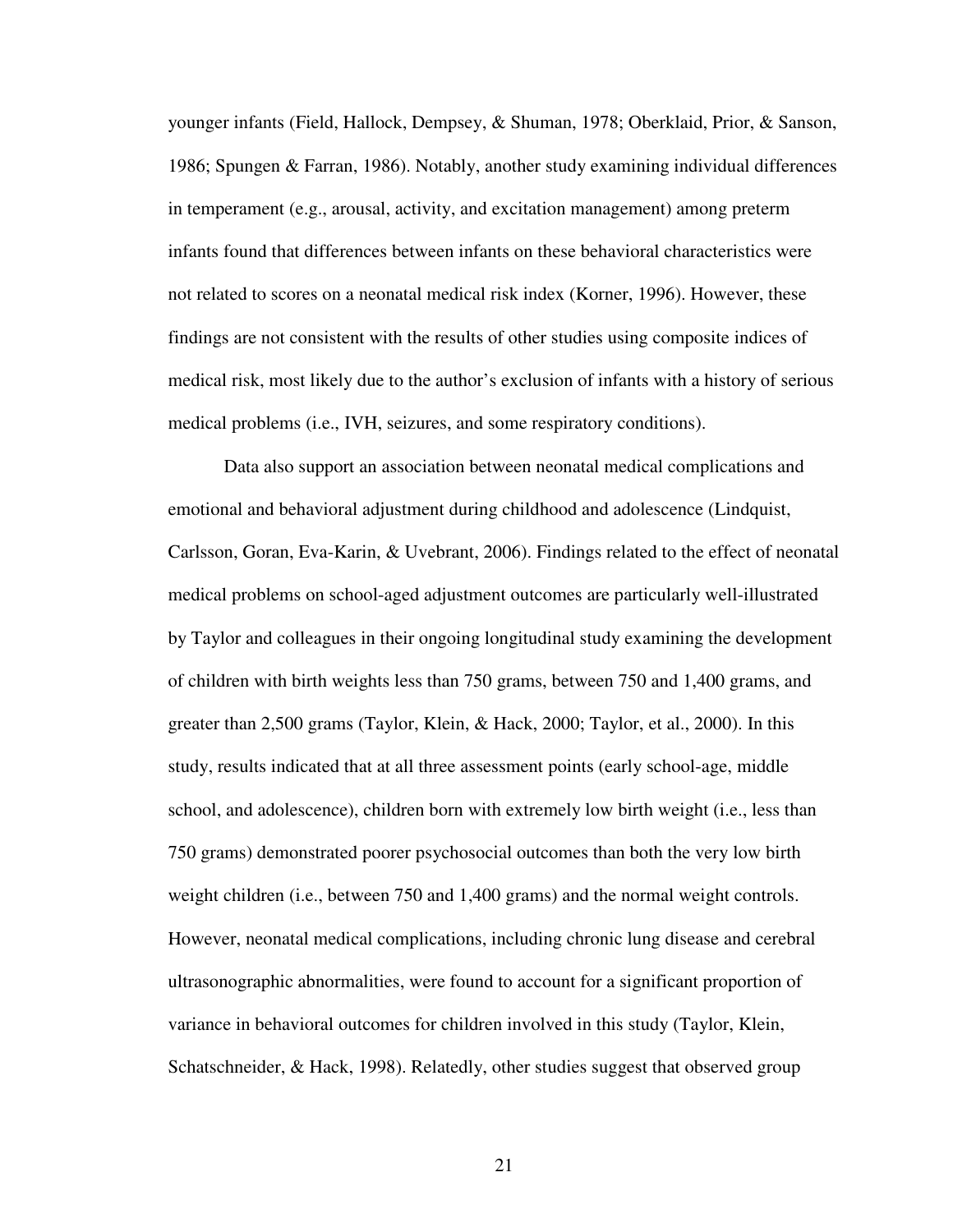younger infants (Field, Hallock, Dempsey, & Shuman, 1978; Oberklaid, Prior, & Sanson, 1986; Spungen & Farran, 1986). Notably, another study examining individual differences in temperament (e.g., arousal, activity, and excitation management) among preterm infants found that differences between infants on these behavioral characteristics were not related to scores on a neonatal medical risk index (Korner, 1996). However, these findings are not consistent with the results of other studies using composite indices of medical risk, most likely due to the author's exclusion of infants with a history of serious medical problems (i.e., IVH, seizures, and some respiratory conditions).

Data also support an association between neonatal medical complications and emotional and behavioral adjustment during childhood and adolescence (Lindquist, Carlsson, Goran, Eva-Karin, & Uvebrant, 2006). Findings related to the effect of neonatal medical problems on school-aged adjustment outcomes are particularly well-illustrated by Taylor and colleagues in their ongoing longitudinal study examining the development of children with birth weights less than 750 grams, between 750 and 1,400 grams, and greater than 2,500 grams (Taylor, Klein, & Hack, 2000; Taylor, et al., 2000). In this study, results indicated that at all three assessment points (early school-age, middle school, and adolescence), children born with extremely low birth weight (i.e., less than 750 grams) demonstrated poorer psychosocial outcomes than both the very low birth weight children (i.e., between 750 and 1,400 grams) and the normal weight controls. However, neonatal medical complications, including chronic lung disease and cerebral ultrasonographic abnormalities, were found to account for a significant proportion of variance in behavioral outcomes for children involved in this study (Taylor, Klein, Schatschneider, & Hack, 1998). Relatedly, other studies suggest that observed group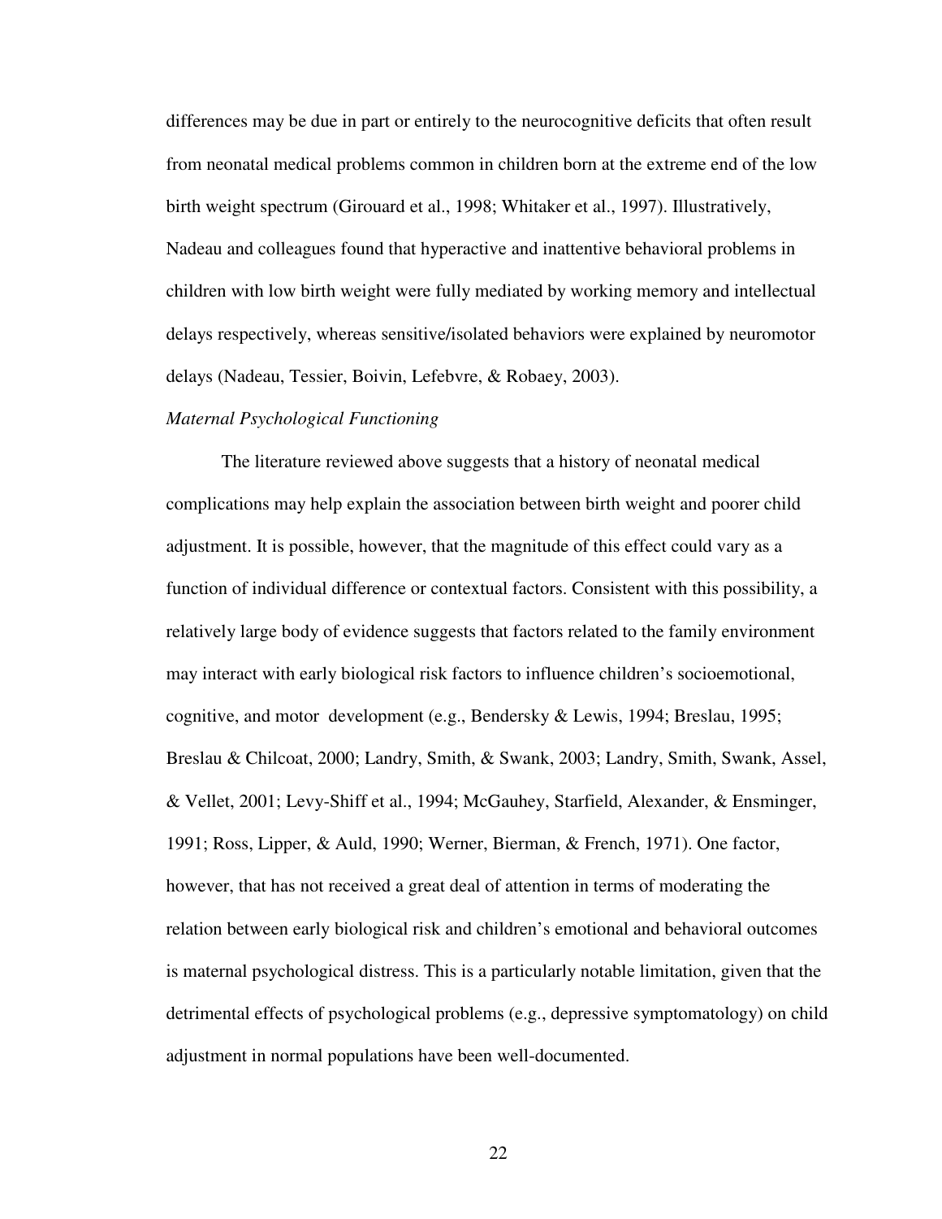differences may be due in part or entirely to the neurocognitive deficits that often result from neonatal medical problems common in children born at the extreme end of the low birth weight spectrum (Girouard et al., 1998; Whitaker et al., 1997). Illustratively, Nadeau and colleagues found that hyperactive and inattentive behavioral problems in children with low birth weight were fully mediated by working memory and intellectual delays respectively, whereas sensitive/isolated behaviors were explained by neuromotor delays (Nadeau, Tessier, Boivin, Lefebvre, & Robaey, 2003).

*Maternal Psychological Functioning*

The literature reviewed above suggests that a history of neonatal medical complications may help explain the association between birth weight and poorer child adjustment. It is possible, however, that the magnitude of this effect could vary as a function of individual difference or contextual factors. Consistent with this possibility, a relatively large body of evidence suggests that factors related to the family environment may interact with early biological risk factors to influence children's socioemotional, cognitive, and motor development (e.g., Bendersky & Lewis, 1994; Breslau, 1995; Breslau & Chilcoat, 2000; Landry, Smith, & Swank, 2003; Landry, Smith, Swank, Assel, & Vellet, 2001; Levy-Shiff et al., 1994; McGauhey, Starfield, Alexander, & Ensminger, 1991; Ross, Lipper, & Auld, 1990; Werner, Bierman, & French, 1971). One factor, however, that has not received a great deal of attention in terms of moderating the relation between early biological risk and children's emotional and behavioral outcomes is maternal psychological distress. This is a particularly notable limitation, given that the detrimental effects of psychological problems (e.g., depressive symptomatology) on child adjustment in normal populations have been well-documented.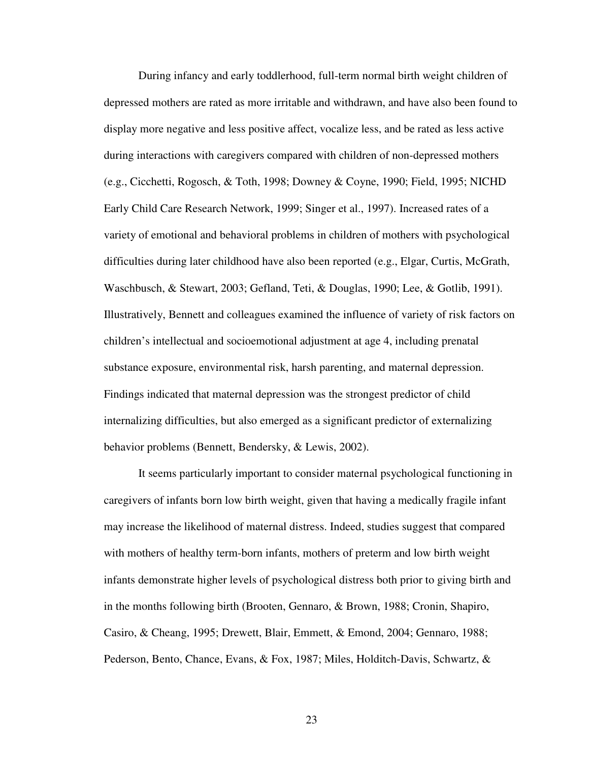During infancy and early toddlerhood, full-term normal birth weight children of depressed mothers are rated as more irritable and withdrawn, and have also been found to display more negative and less positive affect, vocalize less, and be rated as less active during interactions with caregivers compared with children of non-depressed mothers (e.g., Cicchetti, Rogosch, & Toth, 1998; Downey & Coyne, 1990; Field, 1995; NICHD Early Child Care Research Network, 1999; Singer et al., 1997). Increased rates of a variety of emotional and behavioral problems in children of mothers with psychological difficulties during later childhood have also been reported (e.g., Elgar, Curtis, McGrath, Waschbusch, & Stewart, 2003; Gefland, Teti, & Douglas, 1990; Lee, & Gotlib, 1991). Illustratively, Bennett and colleagues examined the influence of variety of risk factors on children's intellectual and socioemotional adjustment at age 4, including prenatal substance exposure, environmental risk, harsh parenting, and maternal depression. Findings indicated that maternal depression was the strongest predictor of child internalizing difficulties, but also emerged as a significant predictor of externalizing behavior problems (Bennett, Bendersky, & Lewis, 2002).

It seems particularly important to consider maternal psychological functioning in caregivers of infants born low birth weight, given that having a medically fragile infant may increase the likelihood of maternal distress. Indeed, studies suggest that compared with mothers of healthy term-born infants, mothers of preterm and low birth weight infants demonstrate higher levels of psychological distress both prior to giving birth and in the months following birth (Brooten, Gennaro, & Brown, 1988; Cronin, Shapiro, Casiro, & Cheang, 1995; Drewett, Blair, Emmett, & Emond, 2004; Gennaro, 1988; Pederson, Bento, Chance, Evans, & Fox, 1987; Miles, Holditch-Davis, Schwartz, &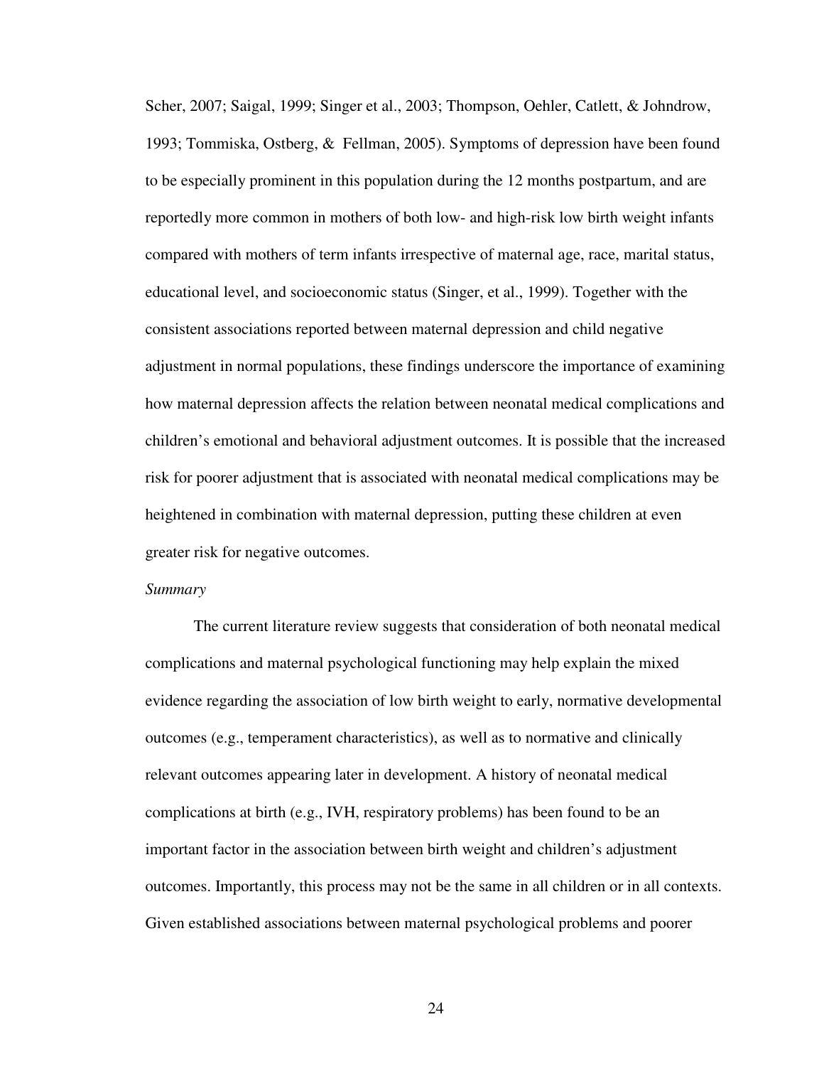Scher, 2007; Saigal, 1999; Singer et al., 2003; Thompson, Oehler, Catlett, & Johndrow, 1993; Tommiska, Ostberg, & Fellman, 2005). Symptoms of depression have been found to be especially prominent in this population during the 12 months postpartum, and are reportedly more common in mothers of both low- and high-risk low birth weight infants compared with mothers of term infants irrespective of maternal age, race, marital status, educational level, and socioeconomic status (Singer, et al., 1999). Together with the consistent associations reported between maternal depression and child negative adjustment in normal populations, these findings underscore the importance of examining how maternal depression affects the relation between neonatal medical complications and children's emotional and behavioral adjustment outcomes. It is possible that the increased risk for poorer adjustment that is associated with neonatal medical complications may be heightened in combination with maternal depression, putting these children at even greater risk for negative outcomes.

*Summary*

The current literature review suggests that consideration of both neonatal medical complications and maternal psychological functioning may help explain the mixed evidence regarding the association of low birth weight to early, normative developmental outcomes (e.g., temperament characteristics), as well as to normative and clinically relevant outcomes appearing later in development. A history of neonatal medical complications at birth (e.g., IVH, respiratory problems) has been found to be an important factor in the association between birth weight and children's adjustment outcomes. Importantly, this process may not be the same in all children or in all contexts. Given established associations between maternal psychological problems and poorer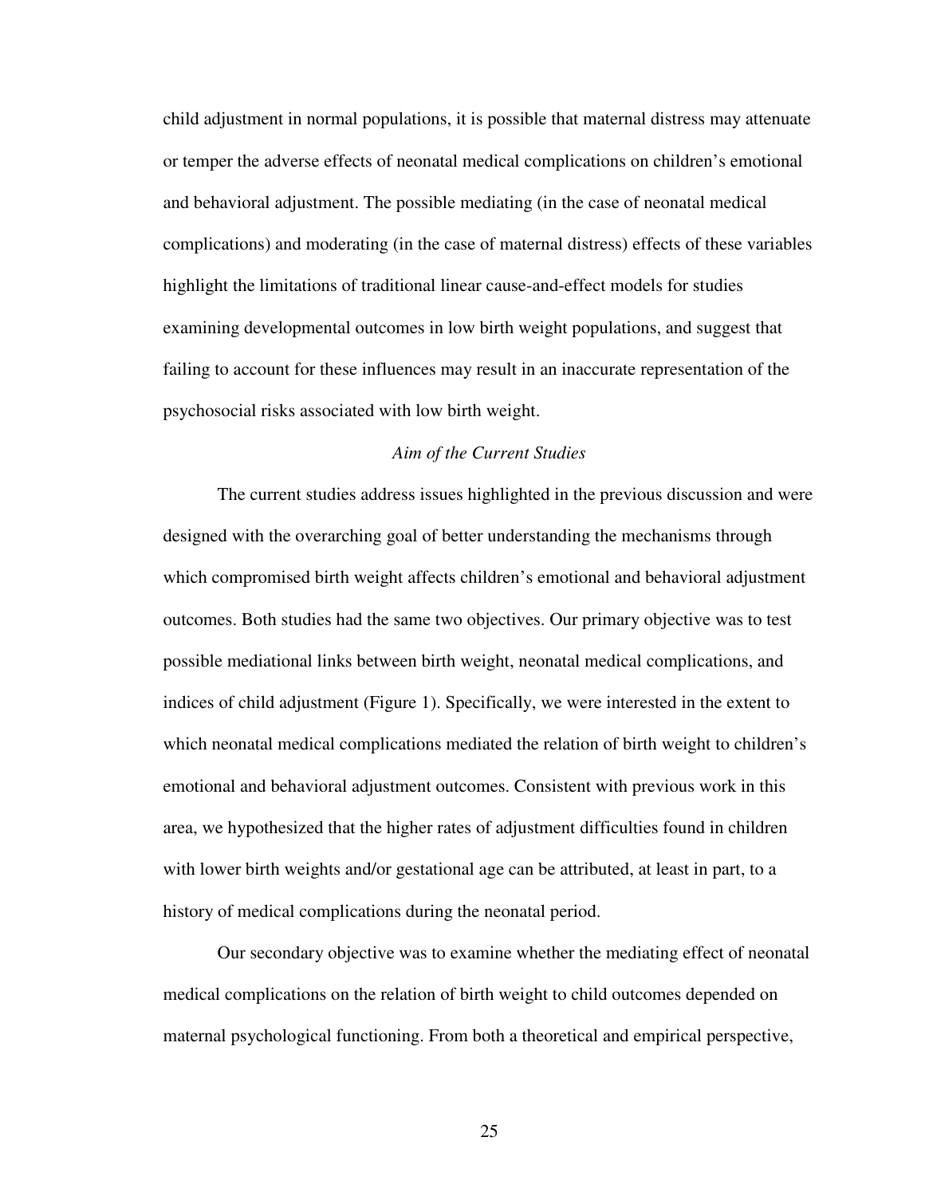child adjustment in normal populations, it is possible that maternal distress may attenuate or temper the adverse effects of neonatal medical complications on children's emotional and behavioral adjustment. The possible mediating (in the case of neonatal medical complications) and moderating (in the case of maternal distress) effects of these variables highlight the limitations of traditional linear cause-and-effect models for studies examining developmental outcomes in low birth weight populations, and suggest that failing to account for these influences may result in an inaccurate representation of the psychosocial risks associated with low birth weight.

### *Aim of the Current Studies*

The current studies address issues highlighted in the previous discussion and were designed with the overarching goal of better understanding the mechanisms through which compromised birth weight affects children's emotional and behavioral adjustment outcomes. Both studies had the same two objectives. Our primary objective was to test possible mediational links between birth weight, neonatal medical complications, and indices of child adjustment (Figure 1). Specifically, we were interested in the extent to which neonatal medical complications mediated the relation of birth weight to children's emotional and behavioral adjustment outcomes. Consistent with previous work in this area, we hypothesized that the higher rates of adjustment difficulties found in children with lower birth weights and/or gestational age can be attributed, at least in part, to a history of medical complications during the neonatal period.

Our secondary objective was to examine whether the mediating effect of neonatal medical complications on the relation of birth weight to child outcomes depended on maternal psychological functioning. From both a theoretical and empirical perspective,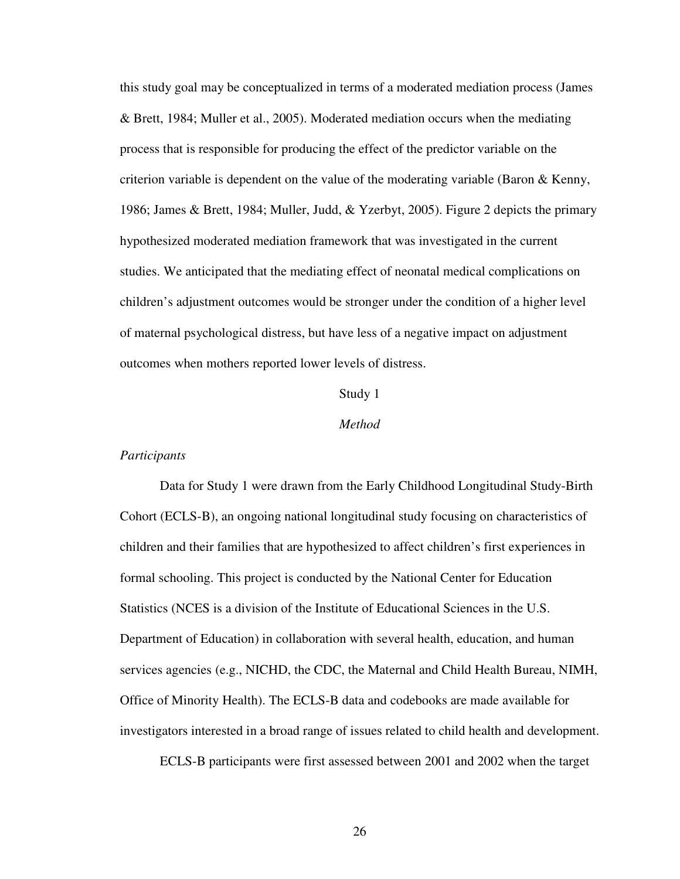this study goal may be conceptualized in terms of a moderated mediation process (James & Brett, 1984; Muller et al., 2005). Moderated mediation occurs when the mediating process that is responsible for producing the effect of the predictor variable on the criterion variable is dependent on the value of the moderating variable (Baron & Kenny, 1986; James & Brett, 1984; Muller, Judd, & Yzerbyt, 2005). Figure 2 depicts the primary hypothesized moderated mediation framework that was investigated in the current studies. We anticipated that the mediating effect of neonatal medical complications on children's adjustment outcomes would be stronger under the condition of a higher level of maternal psychological distress, but have less of a negative impact on adjustment outcomes when mothers reported lower levels of distress.

# Study 1

## *Method*

### *Participants*

Data for Study 1 were drawn from the Early Childhood Longitudinal Study-Birth Cohort (ECLS-B), an ongoing national longitudinal study focusing on characteristics of children and their families that are hypothesized to affect children's first experiences in formal schooling. This project is conducted by the National Center for Education Statistics (NCES is a division of the Institute of Educational Sciences in the U.S. Department of Education) in collaboration with several health, education, and human services agencies (e.g., NICHD, the CDC, the Maternal and Child Health Bureau, NIMH, Office of Minority Health). The ECLS-B data and codebooks are made available for investigators interested in a broad range of issues related to child health and development.

ECLS-B participants were first assessed between 2001 and 2002 when the target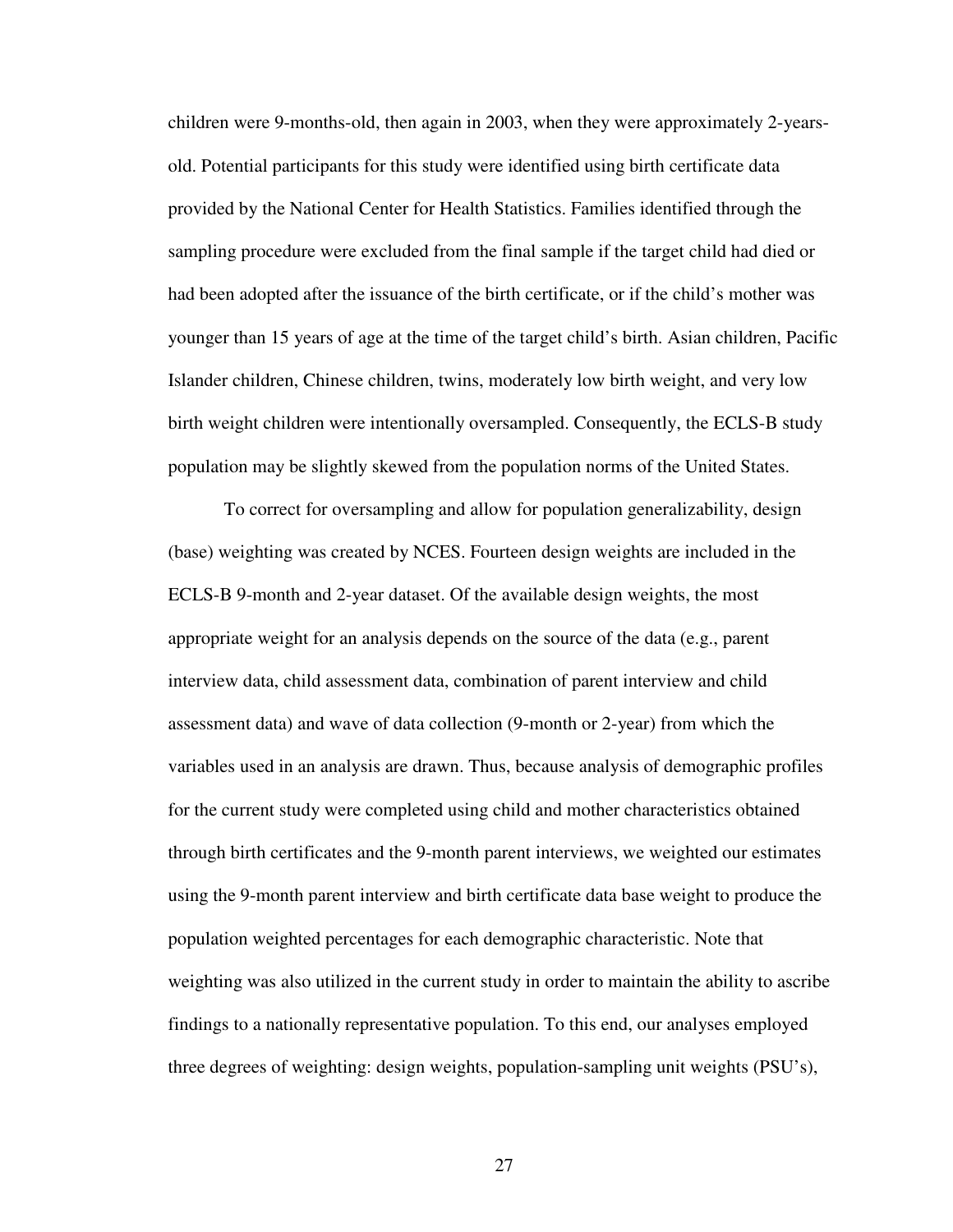children were 9-months-old, then again in 2003, when they were approximately 2-years-old. Potential participants for this study were identified using birth certificate data provided by the National Center for Health Statistics. Families identified through the sampling procedure were excluded from the final sample if the target child had died or had been adopted after the issuance of the birth certificate, or if the child's mother was younger than 15 years of age at the time of the target child's birth. Asian children, Pacific Islander children, Chinese children, twins, moderately low birth weight, and very low birth weight children were intentionally oversampled. Consequently, the ECLS-B study population may be slightly skewed from the population norms of the United States.

To correct for oversampling and allow for population generalizability, design (base) weighting was created by NCES. Fourteen design weights are included in the ECLS-B 9-month and 2-year dataset. Of the available design weights, the most appropriate weight for an analysis depends on the source of the data (e.g., parent interview data, child assessment data, combination of parent interview and child assessment data) and wave of data collection (9-month or 2-year) from which the variables used in an analysis are drawn. Thus, because analysis of demographic profiles for the current study were completed using child and mother characteristics obtained through birth certificates and the 9-month parent interviews, we weighted our estimates using the 9-month parent interview and birth certificate data base weight to produce the population weighted percentages for each demographic characteristic. Note that weighting was also utilized in the current study in order to maintain the ability to ascribe findings to a nationally representative population. To this end, our analyses employed three degrees of weighting: design weights, population-sampling unit weights (PSU's),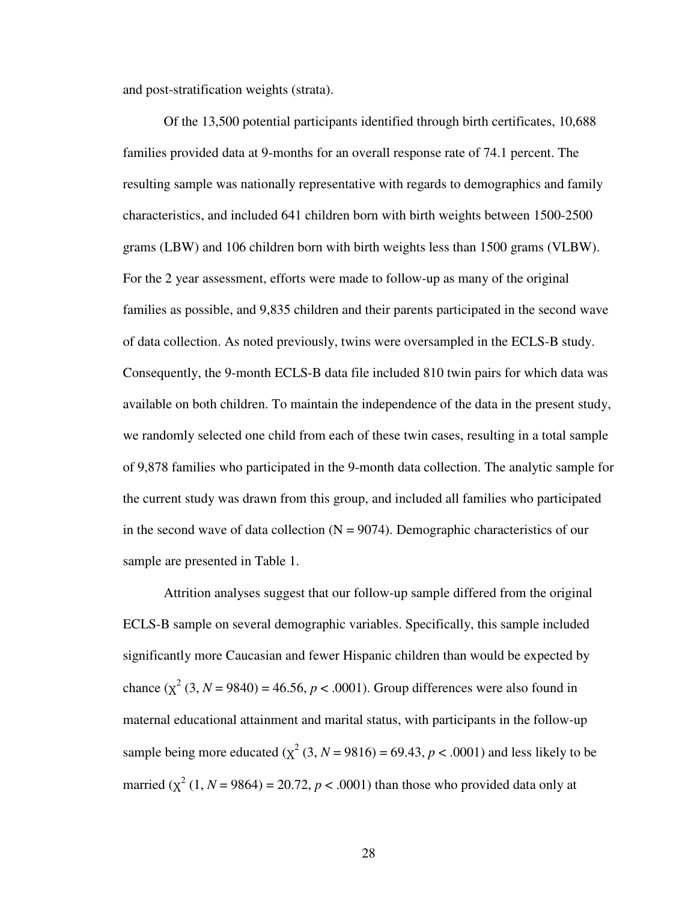and post-stratification weights (strata).

Of the 13,500 potential participants identified through birth certificates, 10,688 families provided data at 9-months for an overall response rate of 74.1 percent. The resulting sample was nationally representative with regards to demographics and family characteristics, and included 641 children born with birth weights between 1500-2500 grams (LBW) and 106 children born with birth weights less than 1500 grams (VLBW). For the 2 year assessment, efforts were made to follow-up as many of the original families as possible, and 9,835 children and their parents participated in the second wave of data collection. As noted previously, twins were oversampled in the ECLS-B study. Consequently, the 9-month ECLS-B data file included 810 twin pairs for which data was available on both children. To maintain the independence of the data in the present study, we randomly selected one child from each of these twin cases, resulting in a total sample of 9,878 families who participated in the 9-month data collection. The analytic sample for the current study was drawn from this group, and included all families who participated in the second wave of data collection (N = 9074). Demographic characteristics of our sample are presented in Table 1.

Attrition analyses suggest that our follow-up sample differed from the original ECLS-B sample on several demographic variables. Specifically, this sample included significantly more Caucasian and fewer Hispanic children than would be expected by chance ($\chi^2$ (3, $N$ = 9840) = 46.56, $p < .0001$). Group differences were also found in maternal educational attainment and marital status, with participants in the follow-up sample being more educated ($\chi^2$ (3, $N$ = 9816) = 69.43, $p < .0001$) and less likely to be married ($\chi^2$ (1, $N$ = 9864) = 20.72, $p < .0001$) than those who provided data only at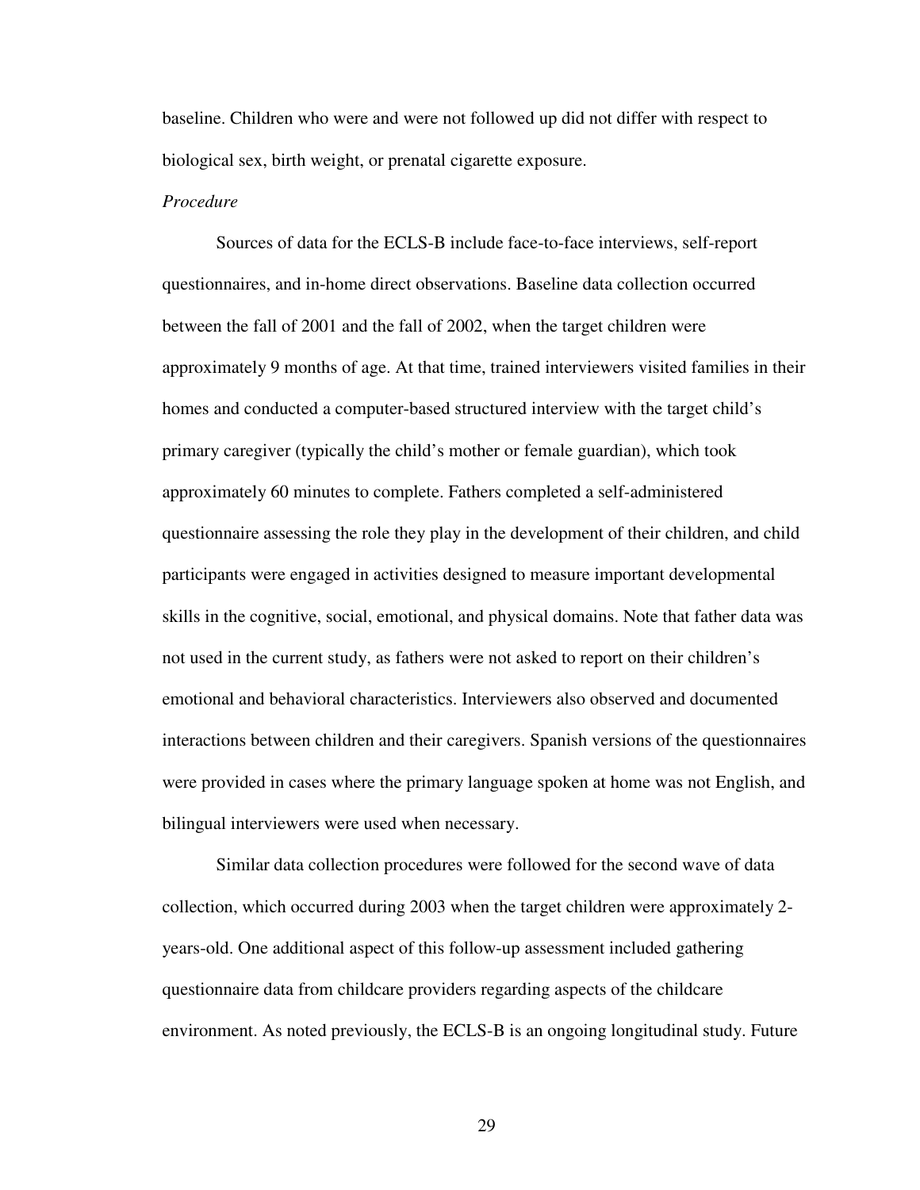baseline. Children who were and were not followed up did not differ with respect to biological sex, birth weight, or prenatal cigarette exposure.

*Procedure*

Sources of data for the ECLS-B include face-to-face interviews, self-report questionnaires, and in-home direct observations. Baseline data collection occurred between the fall of 2001 and the fall of 2002, when the target children were approximately 9 months of age. At that time, trained interviewers visited families in their homes and conducted a computer-based structured interview with the target child's primary caregiver (typically the child's mother or female guardian), which took approximately 60 minutes to complete. Fathers completed a self-administered questionnaire assessing the role they play in the development of their children, and child participants were engaged in activities designed to measure important developmental skills in the cognitive, social, emotional, and physical domains. Note that father data was not used in the current study, as fathers were not asked to report on their children's emotional and behavioral characteristics. Interviewers also observed and documented interactions between children and their caregivers. Spanish versions of the questionnaires were provided in cases where the primary language spoken at home was not English, and bilingual interviewers were used when necessary.

Similar data collection procedures were followed for the second wave of data collection, which occurred during 2003 when the target children were approximately 2-years-old. One additional aspect of this follow-up assessment included gathering questionnaire data from childcare providers regarding aspects of the childcare environment. As noted previously, the ECLS-B is an ongoing longitudinal study. Future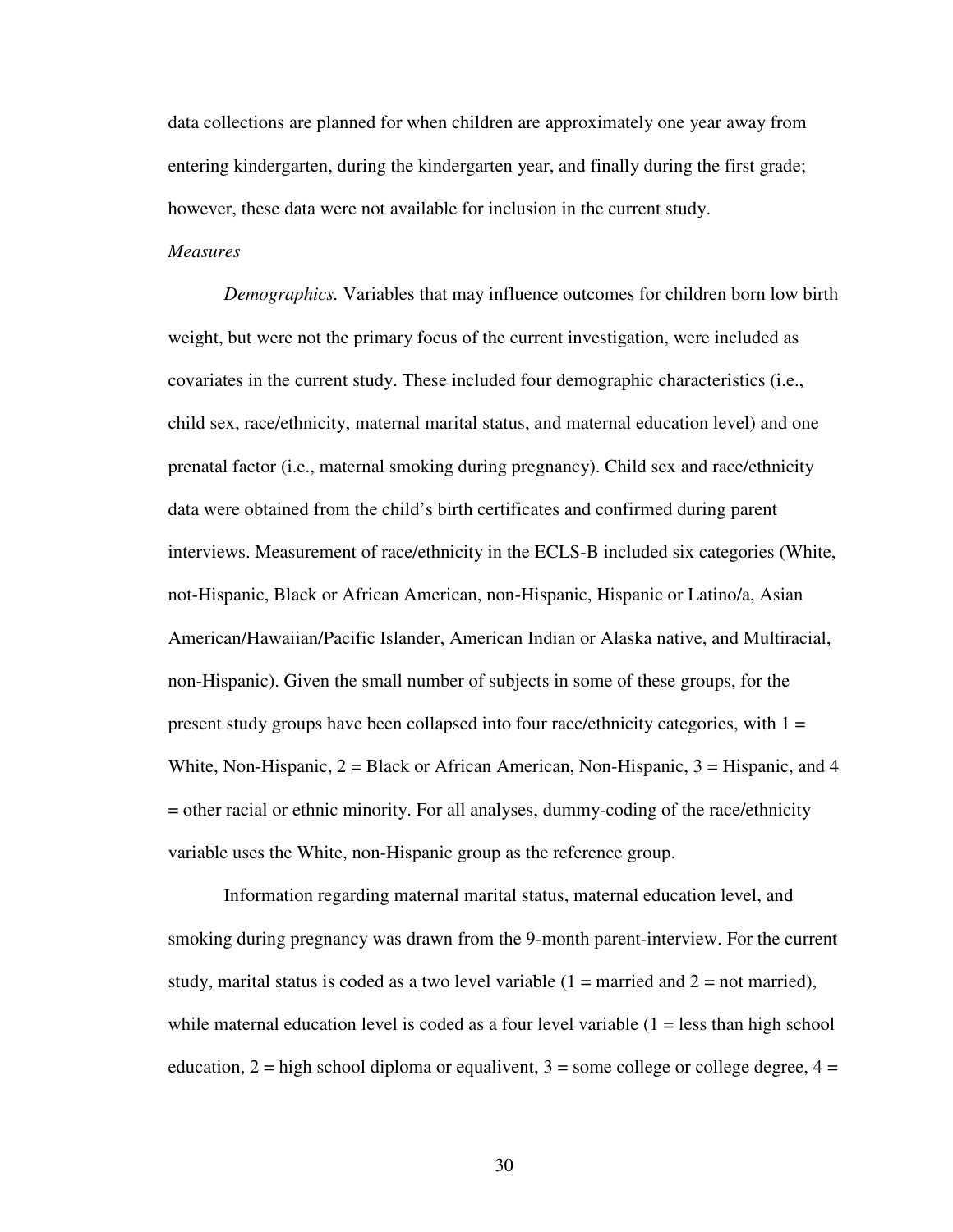data collections are planned for when children are approximately one year away from entering kindergarten, during the kindergarten year, and finally during the first grade; however, these data were not available for inclusion in the current study.

*Measures*

*Demographics.* Variables that may influence outcomes for children born low birth weight, but were not the primary focus of the current investigation, were included as covariates in the current study. These included four demographic characteristics (i.e., child sex, race/ethnicity, maternal marital status, and maternal education level) and one prenatal factor (i.e., maternal smoking during pregnancy). Child sex and race/ethnicity data were obtained from the child's birth certificates and confirmed during parent interviews. Measurement of race/ethnicity in the ECLS-B included six categories (White, not-Hispanic, Black or African American, non-Hispanic, Hispanic or Latino/a, Asian American/Hawaiian/Pacific Islander, American Indian or Alaska native, and Multiracial, non-Hispanic). Given the small number of subjects in some of these groups, for the present study groups have been collapsed into four race/ethnicity categories, with 1 = White, Non-Hispanic, 2 = Black or African American, Non-Hispanic, 3 = Hispanic, and 4 = other racial or ethnic minority. For all analyses, dummy-coding of the race/ethnicity variable uses the White, non-Hispanic group as the reference group.

Information regarding maternal marital status, maternal education level, and smoking during pregnancy was drawn from the 9-month parent-interview. For the current study, marital status is coded as a two level variable (1 = married and 2 = not married), while maternal education level is coded as a four level variable (1 = less than high school education, 2 = high school diploma or equalivent, 3 = some college or college degree, 4 =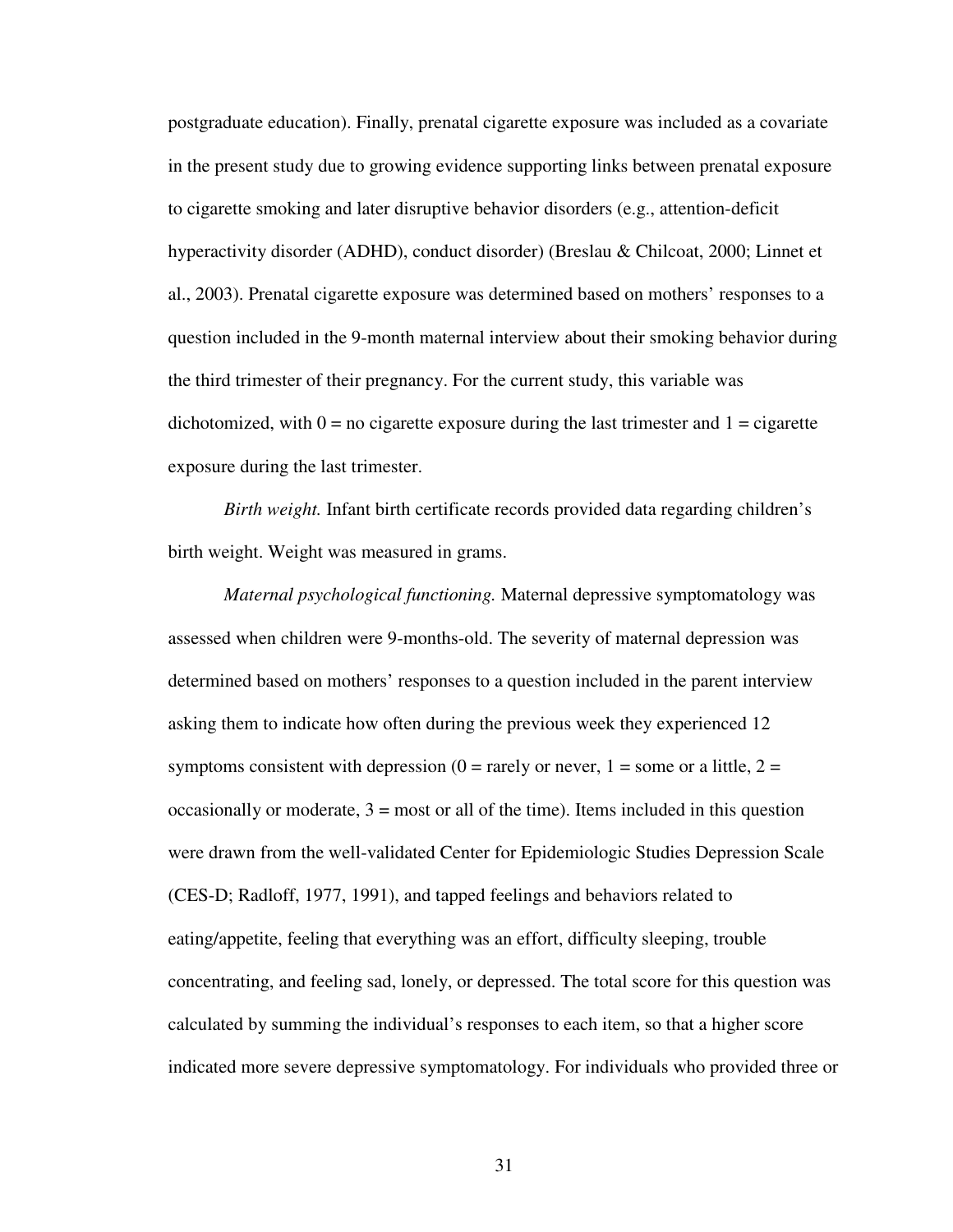postgraduate education). Finally, prenatal cigarette exposure was included as a covariate in the present study due to growing evidence supporting links between prenatal exposure to cigarette smoking and later disruptive behavior disorders (e.g., attention-deficit hyperactivity disorder (ADHD), conduct disorder) (Breslau & Chilcoat, 2000; Linnet et al., 2003). Prenatal cigarette exposure was determined based on mothers' responses to a question included in the 9-month maternal interview about their smoking behavior during the third trimester of their pregnancy. For the current study, this variable was dichotomized, with 0 = no cigarette exposure during the last trimester and 1 = cigarette exposure during the last trimester.

*Birth weight.* Infant birth certificate records provided data regarding children's birth weight. Weight was measured in grams.

*Maternal psychological functioning.* Maternal depressive symptomatology was assessed when children were 9-months-old. The severity of maternal depression was determined based on mothers' responses to a question included in the parent interview asking them to indicate how often during the previous week they experienced 12 symptoms consistent with depression (0 = rarely or never, 1 = some or a little, 2 = occasionally or moderate, 3 = most or all of the time). Items included in this question were drawn from the well-validated Center for Epidemiologic Studies Depression Scale (CES-D; Radloff, 1977, 1991), and tapped feelings and behaviors related to eating/appetite, feeling that everything was an effort, difficulty sleeping, trouble concentrating, and feeling sad, lonely, or depressed. The total score for this question was calculated by summing the individual's responses to each item, so that a higher score indicated more severe depressive symptomatology. For individuals who provided three or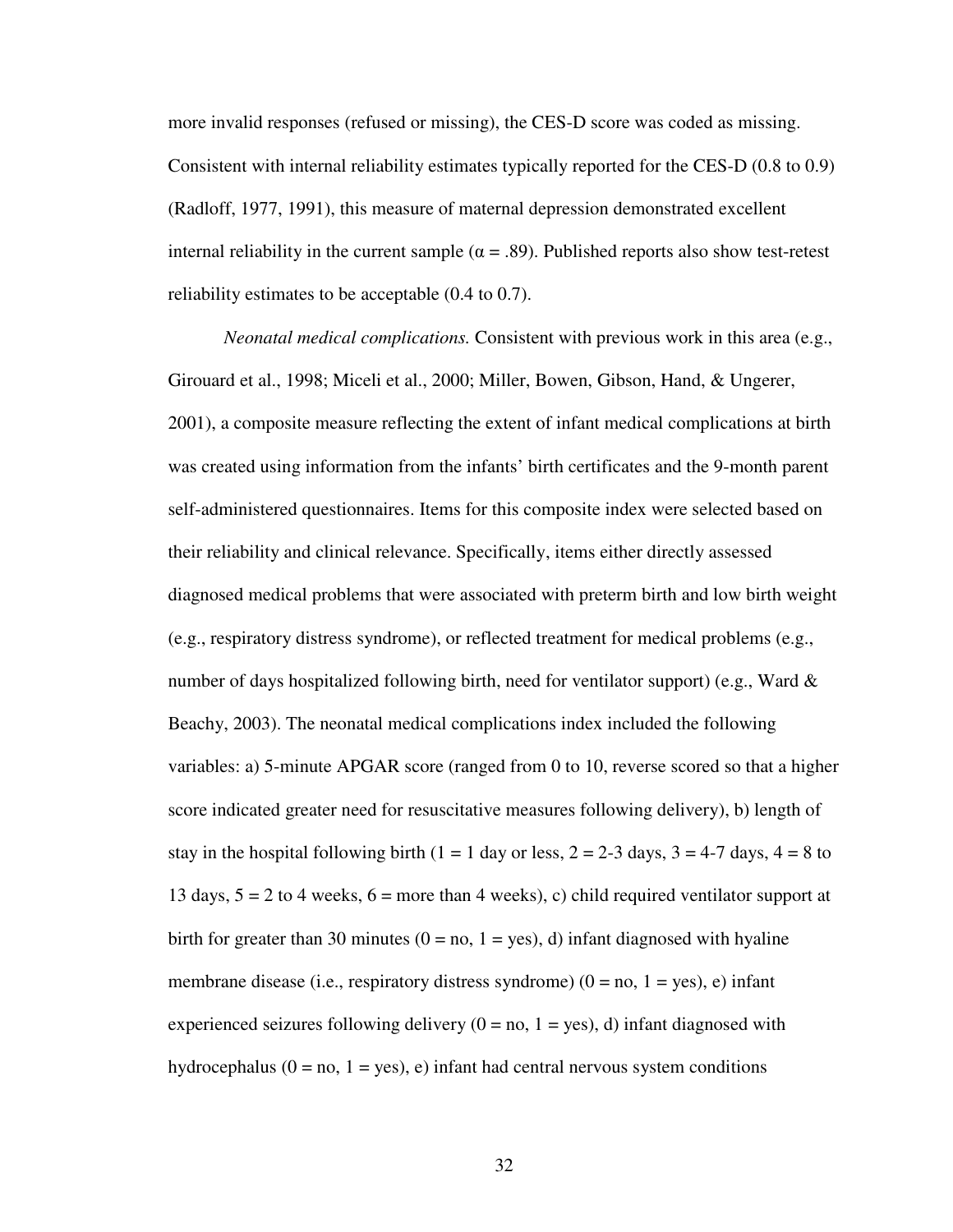more invalid responses (refused or missing), the CES-D score was coded as missing. Consistent with internal reliability estimates typically reported for the CES-D (0.8 to 0.9) (Radloff, 1977, 1991), this measure of maternal depression demonstrated excellent internal reliability in the current sample ($\alpha = .89$). Published reports also show test-retest reliability estimates to be acceptable (0.4 to 0.7).

*Neonatal medical complications.* Consistent with previous work in this area (e.g., Girouard et al., 1998; Miceli et al., 2000; Miller, Bowen, Gibson, Hand, & Ungerer, 2001), a composite measure reflecting the extent of infant medical complications at birth was created using information from the infants' birth certificates and the 9-month parent self-administered questionnaires. Items for this composite index were selected based on their reliability and clinical relevance. Specifically, items either directly assessed diagnosed medical problems that were associated with preterm birth and low birth weight (e.g., respiratory distress syndrome), or reflected treatment for medical problems (e.g., number of days hospitalized following birth, need for ventilator support) (e.g., Ward & Beachy, 2003). The neonatal medical complications index included the following variables: a) 5-minute APGAR score (ranged from 0 to 10, reverse scored so that a higher score indicated greater need for resuscitative measures following delivery), b) length of stay in the hospital following birth (1 = 1 day or less, 2 = 2-3 days, 3 = 4-7 days, 4 = 8 to 13 days, 5 = 2 to 4 weeks, 6 = more than 4 weeks), c) child required ventilator support at birth for greater than 30 minutes (0 = no, 1 = yes), d) infant diagnosed with hyaline membrane disease (i.e., respiratory distress syndrome) (0 = no, 1 = yes), e) infant experienced seizures following delivery (0 = no, 1 = yes), d) infant diagnosed with hydrocephalus (0 = no, 1 = yes), e) infant had central nervous system conditions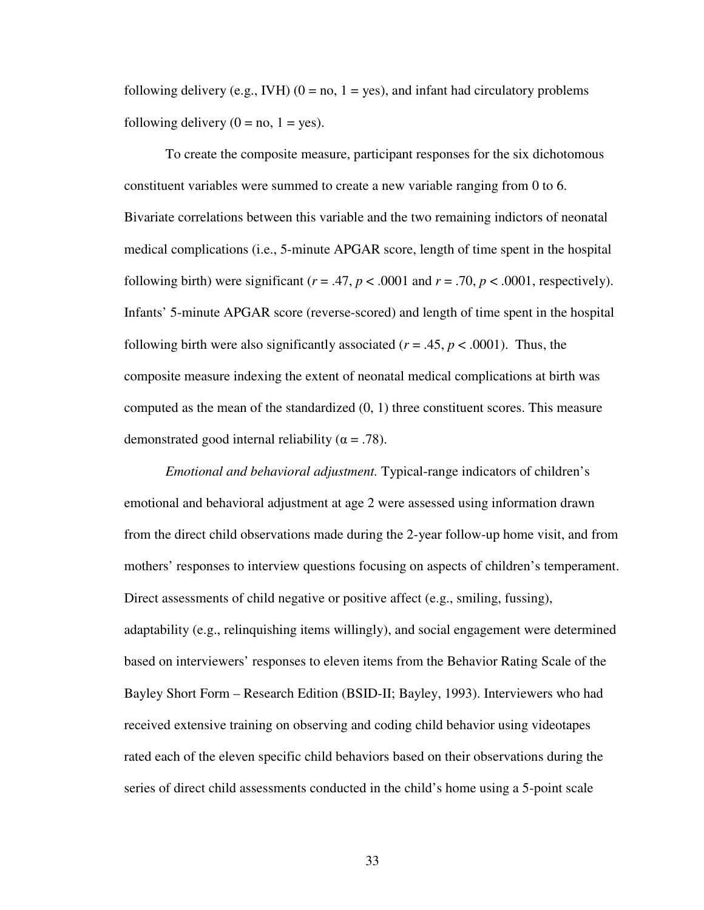following delivery (e.g., IVH) (0 = no, 1 = yes), and infant had circulatory problems following delivery (0 = no, 1 = yes).

To create the composite measure, participant responses for the six dichotomous constituent variables were summed to create a new variable ranging from 0 to 6. Bivariate correlations between this variable and the two remaining indictors of neonatal medical complications (i.e., 5-minute APGAR score, length of time spent in the hospital following birth) were significant ($r = .47$, $p < .0001$ and $r = .70$, $p < .0001$, respectively). Infants' 5-minute APGAR score (reverse-scored) and length of time spent in the hospital following birth were also significantly associated ($r = .45$, $p < .0001$). Thus, the composite measure indexing the extent of neonatal medical complications at birth was computed as the mean of the standardized (0, 1) three constituent scores. This measure demonstrated good internal reliability ($\alpha = .78$).

*Emotional and behavioral adjustment.* Typical-range indicators of children's emotional and behavioral adjustment at age 2 were assessed using information drawn from the direct child observations made during the 2-year follow-up home visit, and from mothers' responses to interview questions focusing on aspects of children's temperament. Direct assessments of child negative or positive affect (e.g., smiling, fussing), adaptability (e.g., relinquishing items willingly), and social engagement were determined based on interviewers' responses to eleven items from the Behavior Rating Scale of the Bayley Short Form – Research Edition (BSID-II; Bayley, 1993). Interviewers who had received extensive training on observing and coding child behavior using videotapes rated each of the eleven specific child behaviors based on their observations during the series of direct child assessments conducted in the child's home using a 5-point scale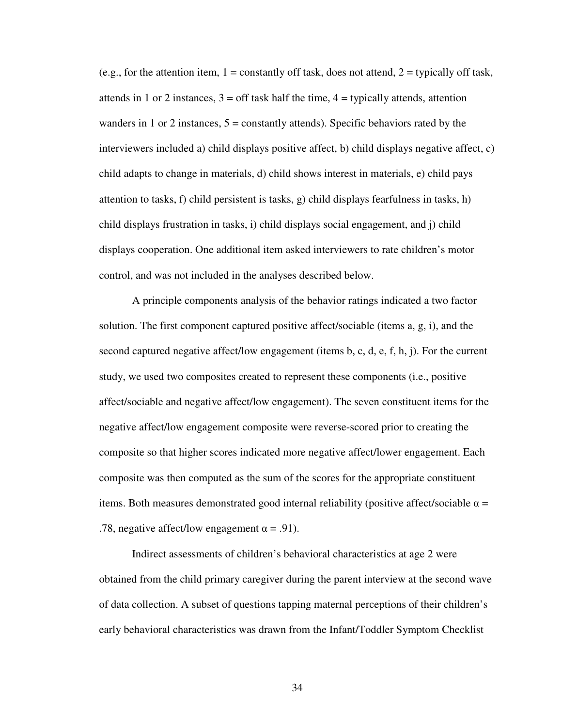(e.g., for the attention item, 1 = constantly off task, does not attend, 2 = typically off task, attends in 1 or 2 instances, 3 = off task half the time, 4 = typically attends, attention wanders in 1 or 2 instances, 5 = constantly attends). Specific behaviors rated by the interviewers included a) child displays positive affect, b) child displays negative affect, c) child adapts to change in materials, d) child shows interest in materials, e) child pays attention to tasks, f) child persistent is tasks, g) child displays fearfulness in tasks, h) child displays frustration in tasks, i) child displays social engagement, and j) child displays cooperation. One additional item asked interviewers to rate children's motor control, and was not included in the analyses described below.

A principle components analysis of the behavior ratings indicated a two factor solution. The first component captured positive affect/sociable (items a, g, i), and the second captured negative affect/low engagement (items b, c, d, e, f, h, j). For the current study, we used two composites created to represent these components (i.e., positive affect/sociable and negative affect/low engagement). The seven constituent items for the negative affect/low engagement composite were reverse-scored prior to creating the composite so that higher scores indicated more negative affect/lower engagement. Each composite was then computed as the sum of the scores for the appropriate constituent items. Both measures demonstrated good internal reliability (positive affect/sociable $\alpha$ = .78, negative affect/low engagement $\alpha$ = .91).

Indirect assessments of children's behavioral characteristics at age 2 were obtained from the child primary caregiver during the parent interview at the second wave of data collection. A subset of questions tapping maternal perceptions of their children's early behavioral characteristics was drawn from the Infant/Toddler Symptom Checklist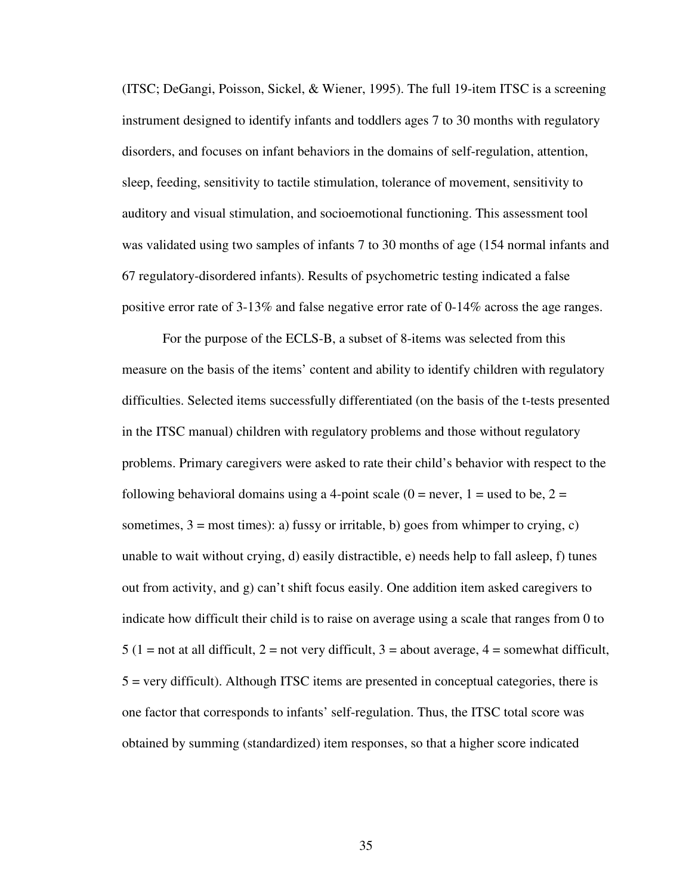(ITSC; DeGangi, Poisson, Sickel, & Wiener, 1995). The full 19-item ITSC is a screening instrument designed to identify infants and toddlers ages 7 to 30 months with regulatory disorders, and focuses on infant behaviors in the domains of self-regulation, attention, sleep, feeding, sensitivity to tactile stimulation, tolerance of movement, sensitivity to auditory and visual stimulation, and socioemotional functioning. This assessment tool was validated using two samples of infants 7 to 30 months of age (154 normal infants and 67 regulatory-disordered infants). Results of psychometric testing indicated a false positive error rate of 3-13% and false negative error rate of 0-14% across the age ranges.

For the purpose of the ECLS-B, a subset of 8-items was selected from this measure on the basis of the items' content and ability to identify children with regulatory difficulties. Selected items successfully differentiated (on the basis of the t-tests presented in the ITSC manual) children with regulatory problems and those without regulatory problems. Primary caregivers were asked to rate their child's behavior with respect to the following behavioral domains using a 4-point scale (0 = never, 1 = used to be, 2 = sometimes, 3 = most times): a) fussy or irritable, b) goes from whimper to crying, c) unable to wait without crying, d) easily distractible, e) needs help to fall asleep, f) tunes out from activity, and g) can't shift focus easily. One addition item asked caregivers to indicate how difficult their child is to raise on average using a scale that ranges from 0 to 5 (1 = not at all difficult, 2 = not very difficult, 3 = about average, 4 = somewhat difficult, 5 = very difficult). Although ITSC items are presented in conceptual categories, there is one factor that corresponds to infants' self-regulation. Thus, the ITSC total score was obtained by summing (standardized) item responses, so that a higher score indicated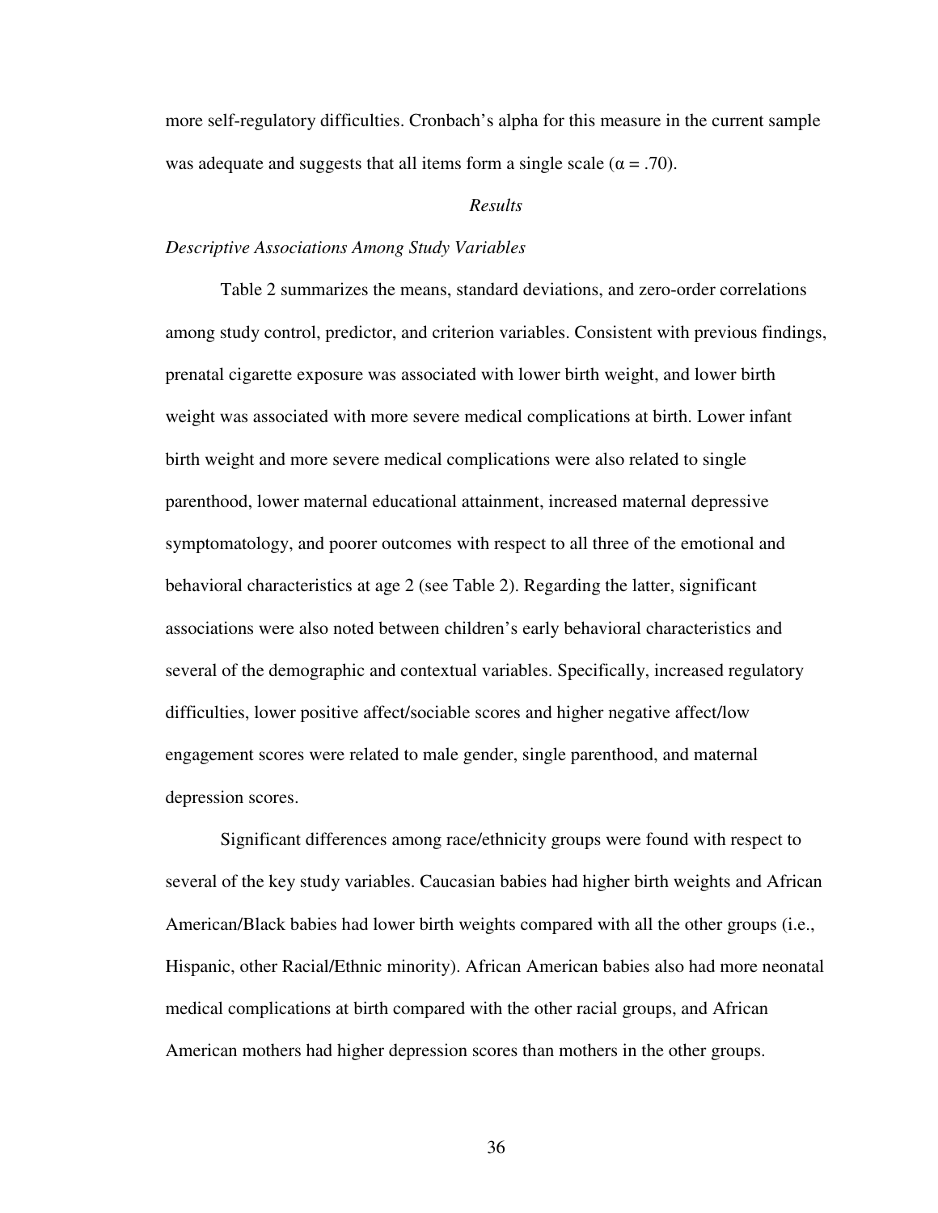more self-regulatory difficulties. Cronbach's alpha for this measure in the current sample was adequate and suggests that all items form a single scale ($\alpha = .70$).

## *Results*

### *Descriptive Associations Among Study Variables*

Table 2 summarizes the means, standard deviations, and zero-order correlations among study control, predictor, and criterion variables. Consistent with previous findings, prenatal cigarette exposure was associated with lower birth weight, and lower birth weight was associated with more severe medical complications at birth. Lower infant birth weight and more severe medical complications were also related to single parenthood, lower maternal educational attainment, increased maternal depressive symptomatology, and poorer outcomes with respect to all three of the emotional and behavioral characteristics at age 2 (see Table 2). Regarding the latter, significant associations were also noted between children's early behavioral characteristics and several of the demographic and contextual variables. Specifically, increased regulatory difficulties, lower positive affect/sociable scores and higher negative affect/low engagement scores were related to male gender, single parenthood, and maternal depression scores.

Significant differences among race/ethnicity groups were found with respect to several of the key study variables. Caucasian babies had higher birth weights and African American/Black babies had lower birth weights compared with all the other groups (i.e., Hispanic, other Racial/Ethnic minority). African American babies also had more neonatal medical complications at birth compared with the other racial groups, and African American mothers had higher depression scores than mothers in the other groups.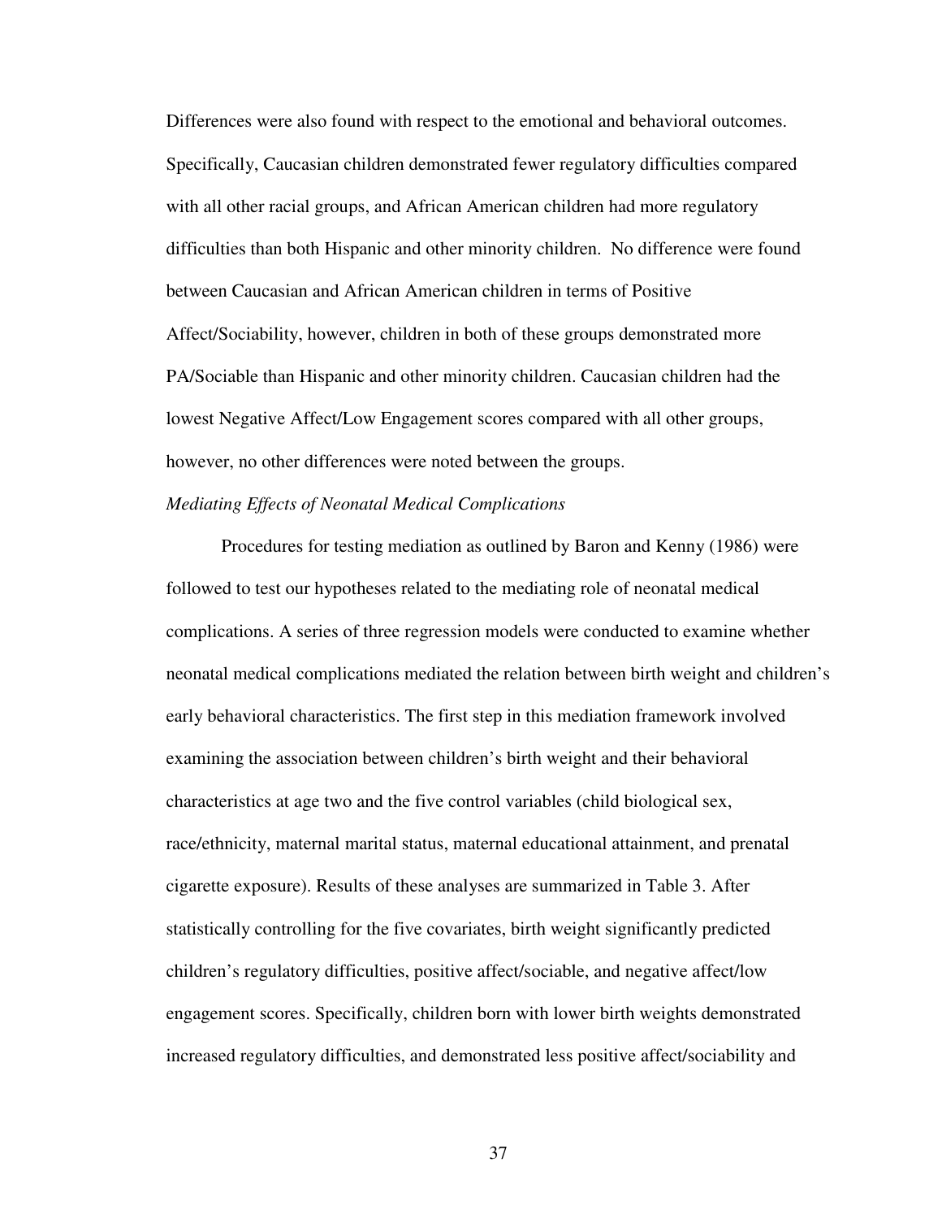Differences were also found with respect to the emotional and behavioral outcomes. Specifically, Caucasian children demonstrated fewer regulatory difficulties compared with all other racial groups, and African American children had more regulatory difficulties than both Hispanic and other minority children.  No difference were found between Caucasian and African American children in terms of Positive Affect/Sociability, however, children in both of these groups demonstrated more PA/Sociable than Hispanic and other minority children. Caucasian children had the lowest Negative Affect/Low Engagement scores compared with all other groups, however, no other differences were noted between the groups.

*Mediating Effects of Neonatal Medical Complications*

Procedures for testing mediation as outlined by Baron and Kenny (1986) were followed to test our hypotheses related to the mediating role of neonatal medical complications. A series of three regression models were conducted to examine whether neonatal medical complications mediated the relation between birth weight and children's early behavioral characteristics. The first step in this mediation framework involved examining the association between children's birth weight and their behavioral characteristics at age two and the five control variables (child biological sex, race/ethnicity, maternal marital status, maternal educational attainment, and prenatal cigarette exposure). Results of these analyses are summarized in Table 3. After statistically controlling for the five covariates, birth weight significantly predicted children's regulatory difficulties, positive affect/sociable, and negative affect/low engagement scores. Specifically, children born with lower birth weights demonstrated increased regulatory difficulties, and demonstrated less positive affect/sociability and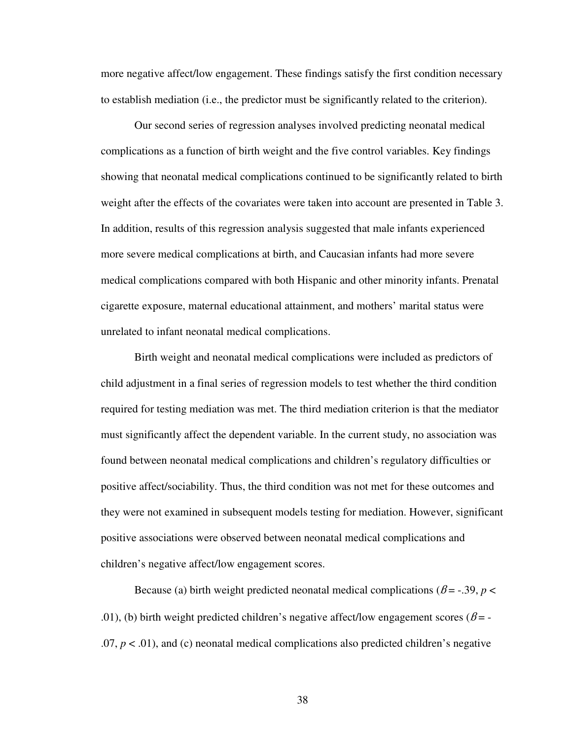more negative affect/low engagement. These findings satisfy the first condition necessary to establish mediation (i.e., the predictor must be significantly related to the criterion).

Our second series of regression analyses involved predicting neonatal medical complications as a function of birth weight and the five control variables. Key findings showing that neonatal medical complications continued to be significantly related to birth weight after the effects of the covariates were taken into account are presented in Table 3. In addition, results of this regression analysis suggested that male infants experienced more severe medical complications at birth, and Caucasian infants had more severe medical complications compared with both Hispanic and other minority infants. Prenatal cigarette exposure, maternal educational attainment, and mothers' marital status were unrelated to infant neonatal medical complications.

Birth weight and neonatal medical complications were included as predictors of child adjustment in a final series of regression models to test whether the third condition required for testing mediation was met. The third mediation criterion is that the mediator must significantly affect the dependent variable. In the current study, no association was found between neonatal medical complications and children's regulatory difficulties or positive affect/sociability. Thus, the third condition was not met for these outcomes and they were not examined in subsequent models testing for mediation. However, significant positive associations were observed between neonatal medical complications and children's negative affect/low engagement scores.

Because (a) birth weight predicted neonatal medical complications ($\beta = -.39$, $p < .01$), (b) birth weight predicted children's negative affect/low engagement scores ($\beta = -.07$, $p < .01$), and (c) neonatal medical complications also predicted children's negative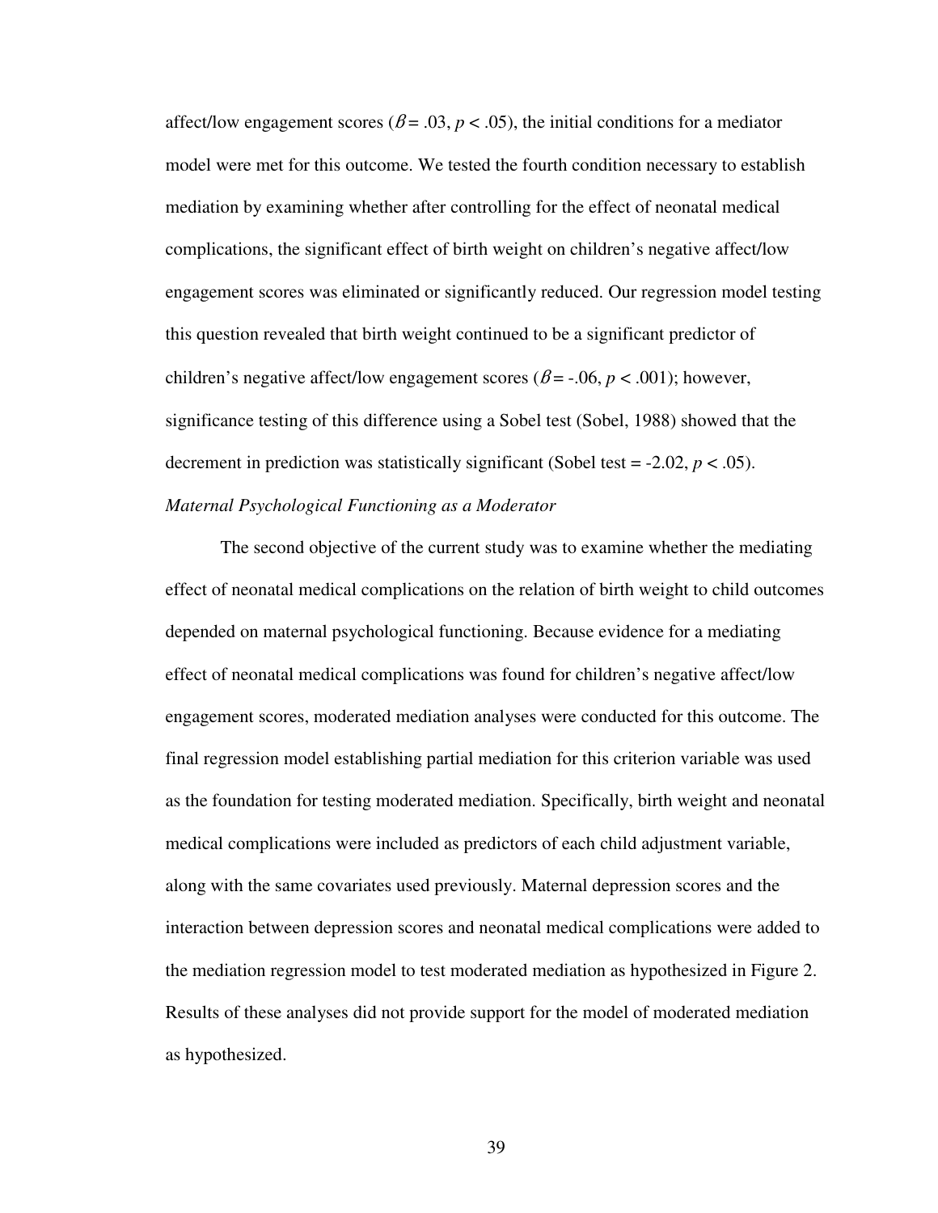affect/low engagement scores ($\beta = .03$, $p < .05$), the initial conditions for a mediator model were met for this outcome. We tested the fourth condition necessary to establish mediation by examining whether after controlling for the effect of neonatal medical complications, the significant effect of birth weight on children's negative affect/low engagement scores was eliminated or significantly reduced. Our regression model testing this question revealed that birth weight continued to be a significant predictor of children's negative affect/low engagement scores ($\beta = -.06$, $p < .001$); however, significance testing of this difference using a Sobel test (Sobel, 1988) showed that the decrement in prediction was statistically significant (Sobel test = -2.02, $p < .05$).

*Maternal Psychological Functioning as a Moderator*

The second objective of the current study was to examine whether the mediating effect of neonatal medical complications on the relation of birth weight to child outcomes depended on maternal psychological functioning. Because evidence for a mediating effect of neonatal medical complications was found for children's negative affect/low engagement scores, moderated mediation analyses were conducted for this outcome. The final regression model establishing partial mediation for this criterion variable was used as the foundation for testing moderated mediation. Specifically, birth weight and neonatal medical complications were included as predictors of each child adjustment variable, along with the same covariates used previously. Maternal depression scores and the interaction between depression scores and neonatal medical complications were added to the mediation regression model to test moderated mediation as hypothesized in Figure 2. Results of these analyses did not provide support for the model of moderated mediation as hypothesized.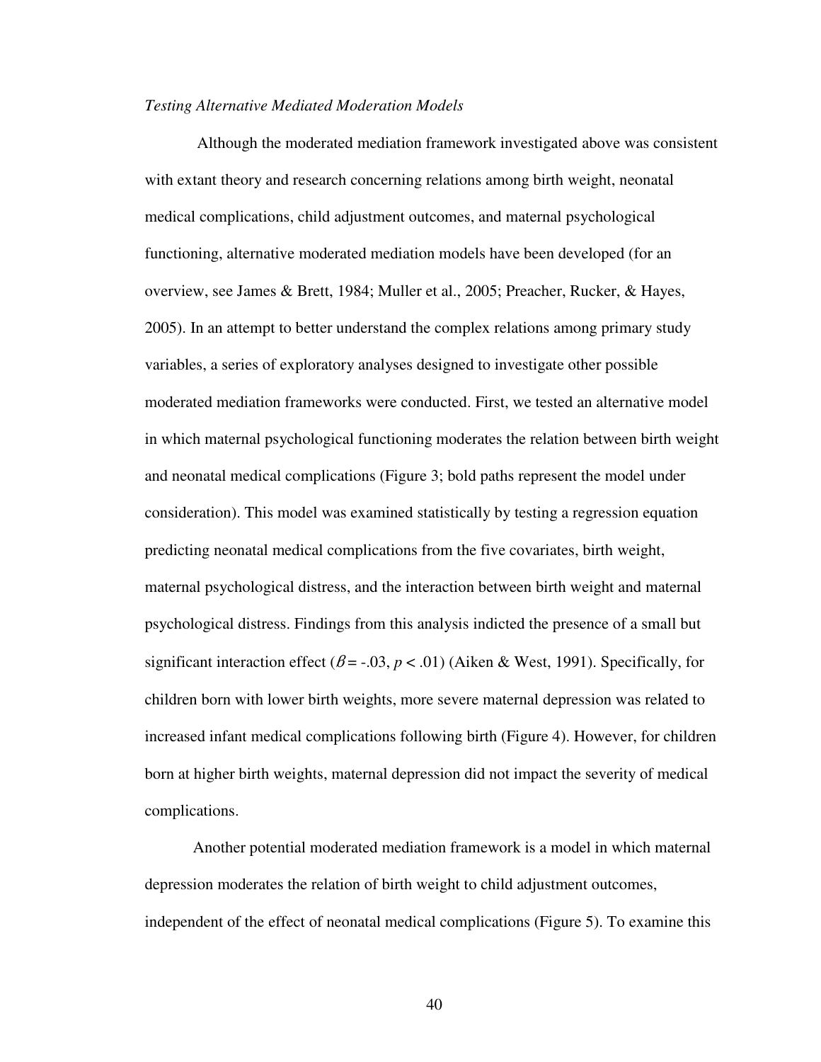*Testing Alternative Mediated Moderation Models*

Although the moderated mediation framework investigated above was consistent with extant theory and research concerning relations among birth weight, neonatal medical complications, child adjustment outcomes, and maternal psychological functioning, alternative moderated mediation models have been developed (for an overview, see James & Brett, 1984; Muller et al., 2005; Preacher, Rucker, & Hayes, 2005). In an attempt to better understand the complex relations among primary study variables, a series of exploratory analyses designed to investigate other possible moderated mediation frameworks were conducted. First, we tested an alternative model in which maternal psychological functioning moderates the relation between birth weight and neonatal medical complications (Figure 3; bold paths represent the model under consideration). This model was examined statistically by testing a regression equation predicting neonatal medical complications from the five covariates, birth weight, maternal psychological distress, and the interaction between birth weight and maternal psychological distress. Findings from this analysis indicted the presence of a small but significant interaction effect ($\beta = -.03$, $p < .01$) (Aiken & West, 1991). Specifically, for children born with lower birth weights, more severe maternal depression was related to increased infant medical complications following birth (Figure 4). However, for children born at higher birth weights, maternal depression did not impact the severity of medical complications.

Another potential moderated mediation framework is a model in which maternal depression moderates the relation of birth weight to child adjustment outcomes, independent of the effect of neonatal medical complications (Figure 5). To examine this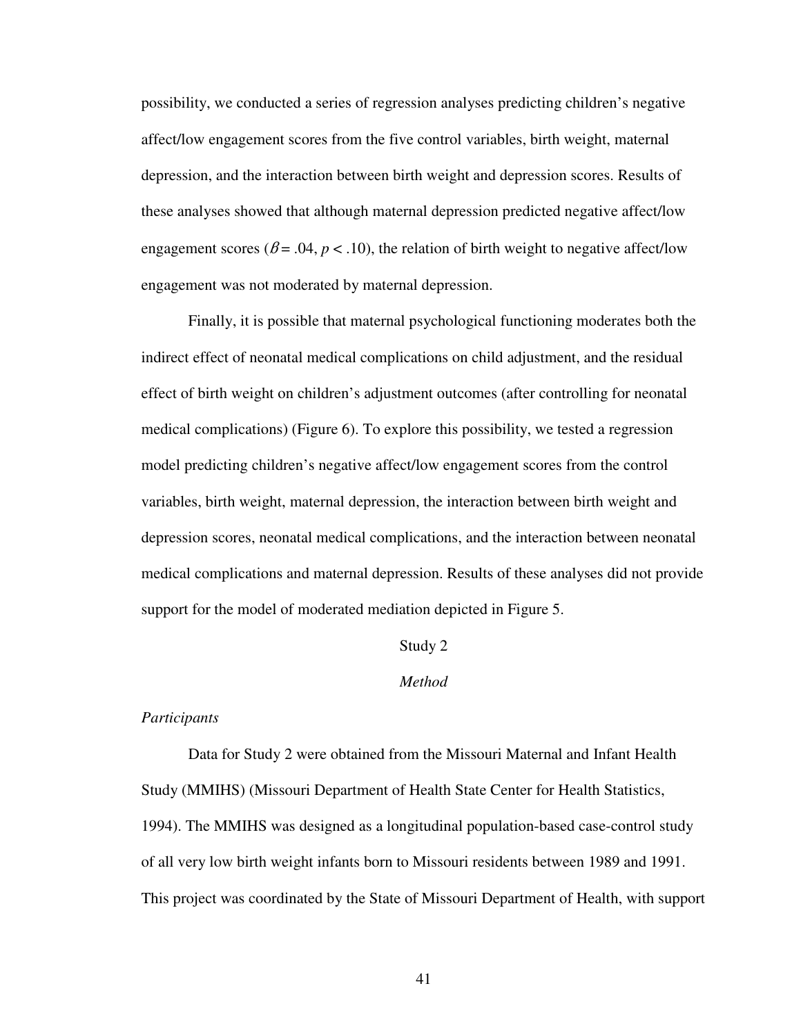possibility, we conducted a series of regression analyses predicting children's negative affect/low engagement scores from the five control variables, birth weight, maternal depression, and the interaction between birth weight and depression scores. Results of these analyses showed that although maternal depression predicted negative affect/low engagement scores ($\beta = .04$, $p < .10$), the relation of birth weight to negative affect/low engagement was not moderated by maternal depression.

Finally, it is possible that maternal psychological functioning moderates both the indirect effect of neonatal medical complications on child adjustment, and the residual effect of birth weight on children's adjustment outcomes (after controlling for neonatal medical complications) (Figure 6). To explore this possibility, we tested a regression model predicting children's negative affect/low engagement scores from the control variables, birth weight, maternal depression, the interaction between birth weight and depression scores, neonatal medical complications, and the interaction between neonatal medical complications and maternal depression. Results of these analyses did not provide support for the model of moderated mediation depicted in Figure 5.

## Study 2

### *Method*

#### *Participants*

Data for Study 2 were obtained from the Missouri Maternal and Infant Health Study (MMIHS) (Missouri Department of Health State Center for Health Statistics, 1994). The MMIHS was designed as a longitudinal population-based case-control study of all very low birth weight infants born to Missouri residents between 1989 and 1991. This project was coordinated by the State of Missouri Department of Health, with support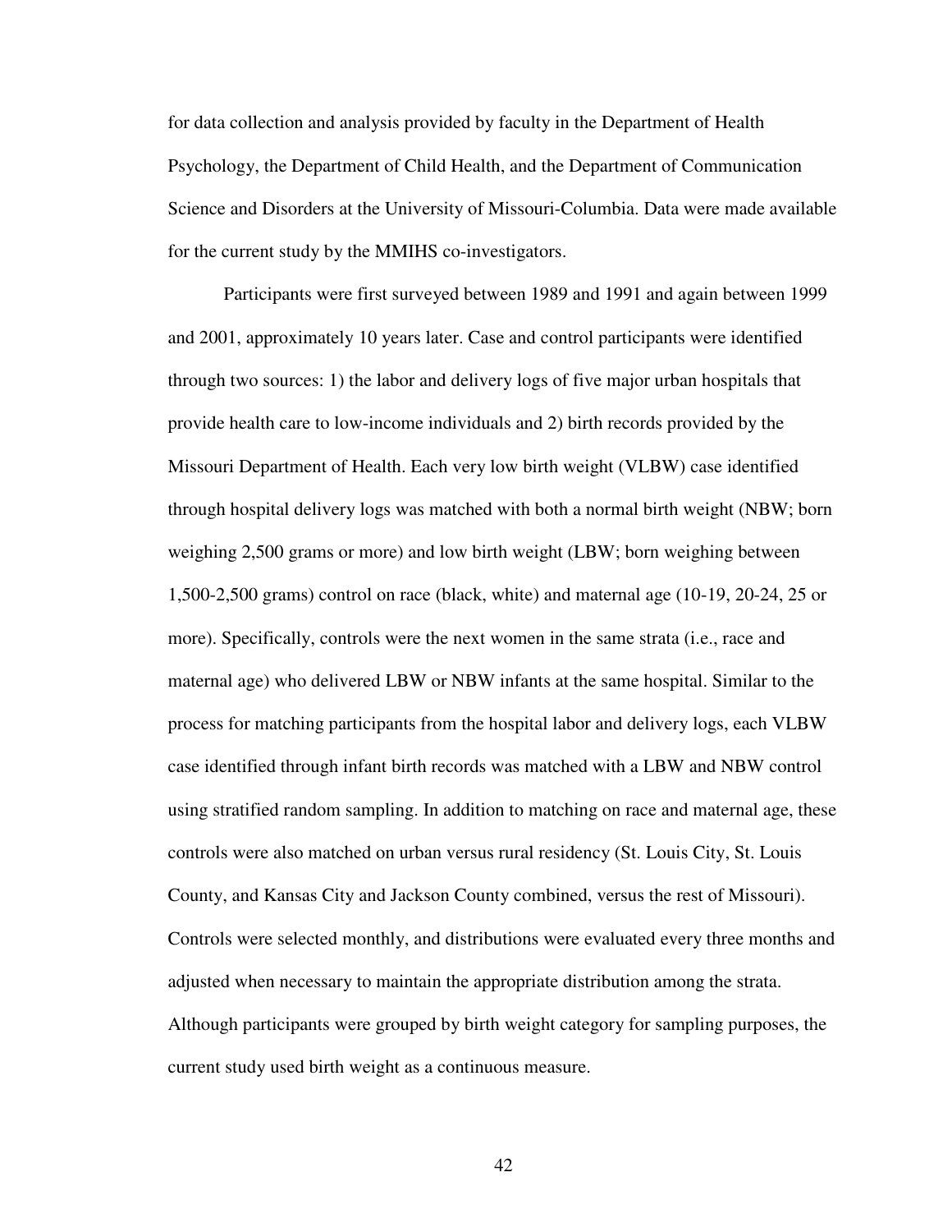for data collection and analysis provided by faculty in the Department of Health Psychology, the Department of Child Health, and the Department of Communication Science and Disorders at the University of Missouri-Columbia. Data were made available for the current study by the MMIHS co-investigators.

Participants were first surveyed between 1989 and 1991 and again between 1999 and 2001, approximately 10 years later. Case and control participants were identified through two sources: 1) the labor and delivery logs of five major urban hospitals that provide health care to low-income individuals and 2) birth records provided by the Missouri Department of Health. Each very low birth weight (VLBW) case identified through hospital delivery logs was matched with both a normal birth weight (NBW; born weighing 2,500 grams or more) and low birth weight (LBW; born weighing between 1,500-2,500 grams) control on race (black, white) and maternal age (10-19, 20-24, 25 or more). Specifically, controls were the next women in the same strata (i.e., race and maternal age) who delivered LBW or NBW infants at the same hospital. Similar to the process for matching participants from the hospital labor and delivery logs, each VLBW case identified through infant birth records was matched with a LBW and NBW control using stratified random sampling. In addition to matching on race and maternal age, these controls were also matched on urban versus rural residency (St. Louis City, St. Louis County, and Kansas City and Jackson County combined, versus the rest of Missouri). Controls were selected monthly, and distributions were evaluated every three months and adjusted when necessary to maintain the appropriate distribution among the strata. Although participants were grouped by birth weight category for sampling purposes, the current study used birth weight as a continuous measure.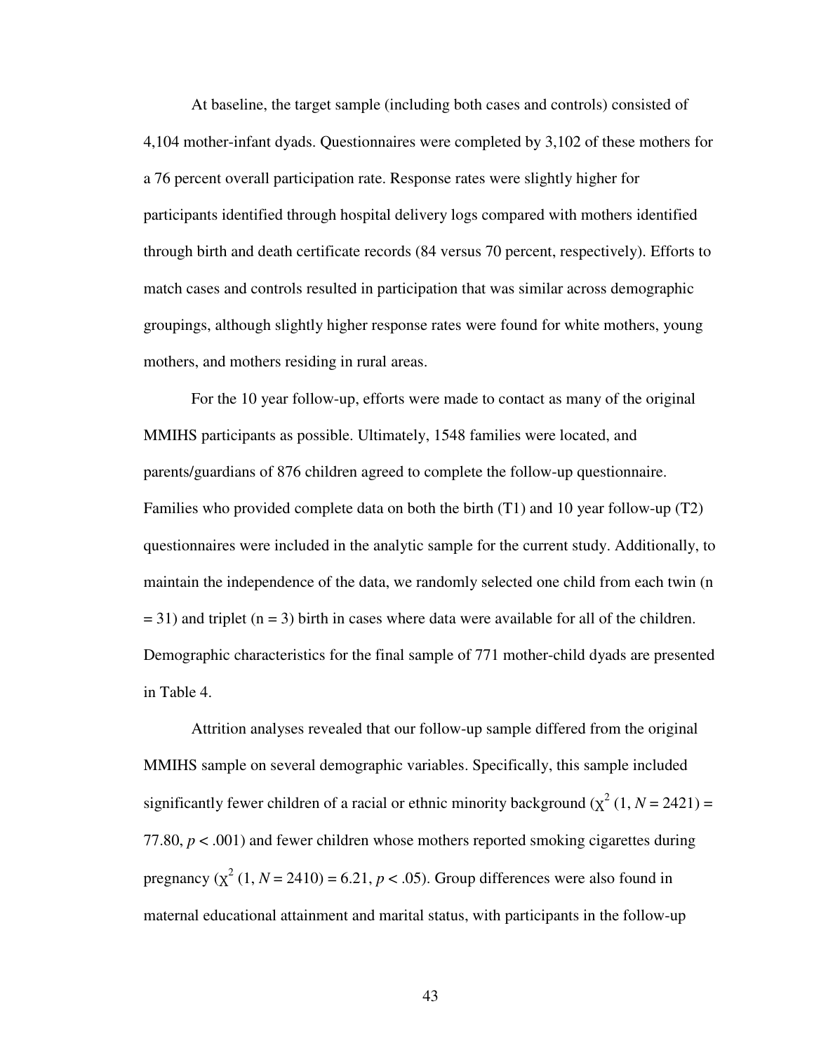At baseline, the target sample (including both cases and controls) consisted of 4,104 mother-infant dyads. Questionnaires were completed by 3,102 of these mothers for a 76 percent overall participation rate. Response rates were slightly higher for participants identified through hospital delivery logs compared with mothers identified through birth and death certificate records (84 versus 70 percent, respectively). Efforts to match cases and controls resulted in participation that was similar across demographic groupings, although slightly higher response rates were found for white mothers, young mothers, and mothers residing in rural areas.

For the 10 year follow-up, efforts were made to contact as many of the original MMIHS participants as possible. Ultimately, 1548 families were located, and parents/guardians of 876 children agreed to complete the follow-up questionnaire. Families who provided complete data on both the birth (T1) and 10 year follow-up (T2) questionnaires were included in the analytic sample for the current study. Additionally, to maintain the independence of the data, we randomly selected one child from each twin (n = 31) and triplet (n = 3) birth in cases where data were available for all of the children. Demographic characteristics for the final sample of 771 mother-child dyads are presented in Table 4.

Attrition analyses revealed that our follow-up sample differed from the original MMIHS sample on several demographic variables. Specifically, this sample included significantly fewer children of a racial or ethnic minority background ($\chi^2$ (1, *N* = 2421) = 77.80, $p < .001$) and fewer children whose mothers reported smoking cigarettes during pregnancy ($\chi^2$ (1, *N* = 2410) = 6.21, $p < .05$). Group differences were also found in maternal educational attainment and marital status, with participants in the follow-up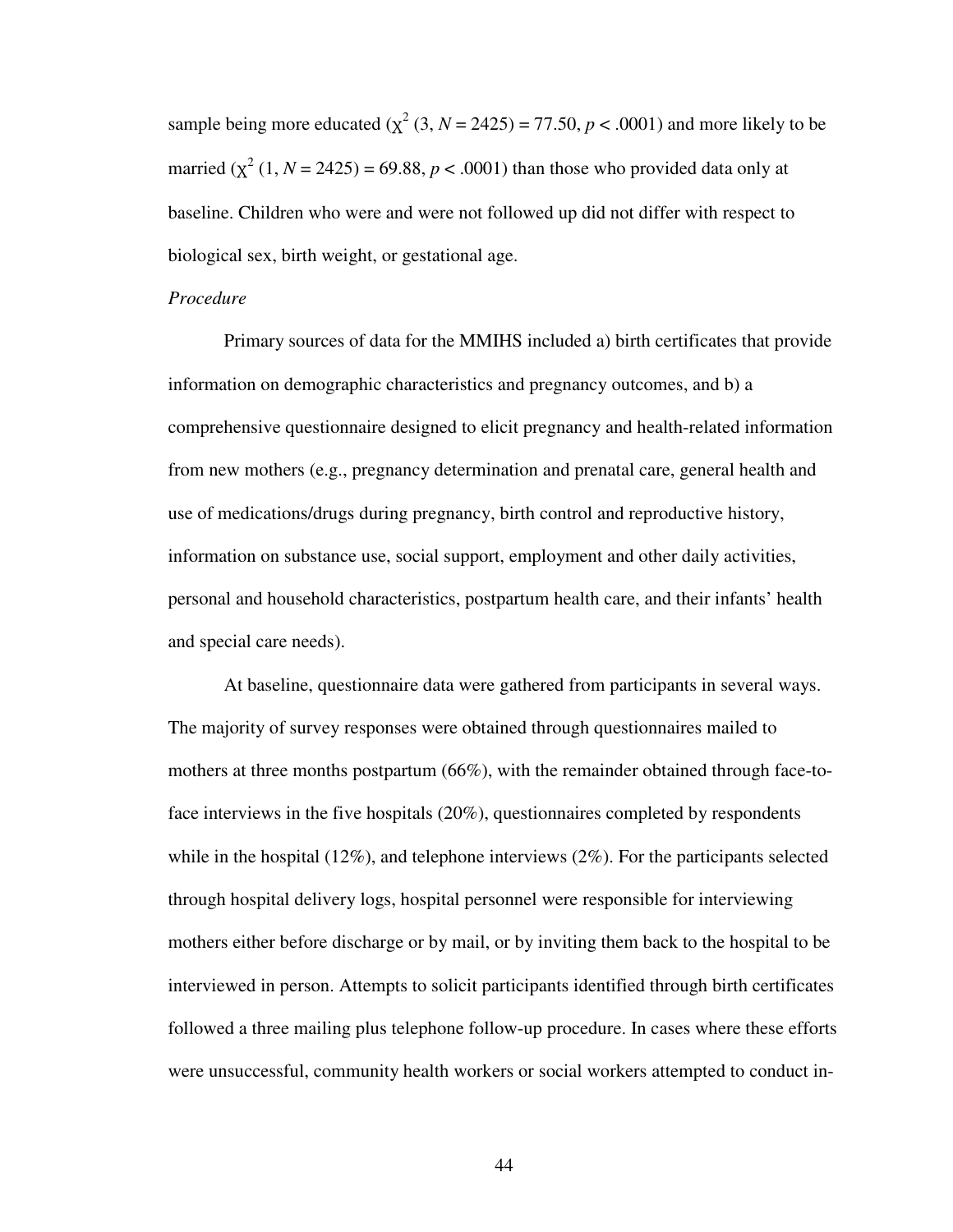sample being more educated ($\chi^2$ (3, $N$ = 2425) = 77.50, $p < .0001$) and more likely to be married ($\chi^2$ (1, $N$ = 2425) = 69.88, $p < .0001$) than those who provided data only at baseline. Children who were and were not followed up did not differ with respect to biological sex, birth weight, or gestational age.

*Procedure*

Primary sources of data for the MMIHS included a) birth certificates that provide information on demographic characteristics and pregnancy outcomes, and b) a comprehensive questionnaire designed to elicit pregnancy and health-related information from new mothers (e.g., pregnancy determination and prenatal care, general health and use of medications/drugs during pregnancy, birth control and reproductive history, information on substance use, social support, employment and other daily activities, personal and household characteristics, postpartum health care, and their infants' health and special care needs).

At baseline, questionnaire data were gathered from participants in several ways. The majority of survey responses were obtained through questionnaires mailed to mothers at three months postpartum (66%), with the remainder obtained through face-to-face interviews in the five hospitals (20%), questionnaires completed by respondents while in the hospital (12%), and telephone interviews (2%). For the participants selected through hospital delivery logs, hospital personnel were responsible for interviewing mothers either before discharge or by mail, or by inviting them back to the hospital to be interviewed in person. Attempts to solicit participants identified through birth certificates followed a three mailing plus telephone follow-up procedure. In cases where these efforts were unsuccessful, community health workers or social workers attempted to conduct in-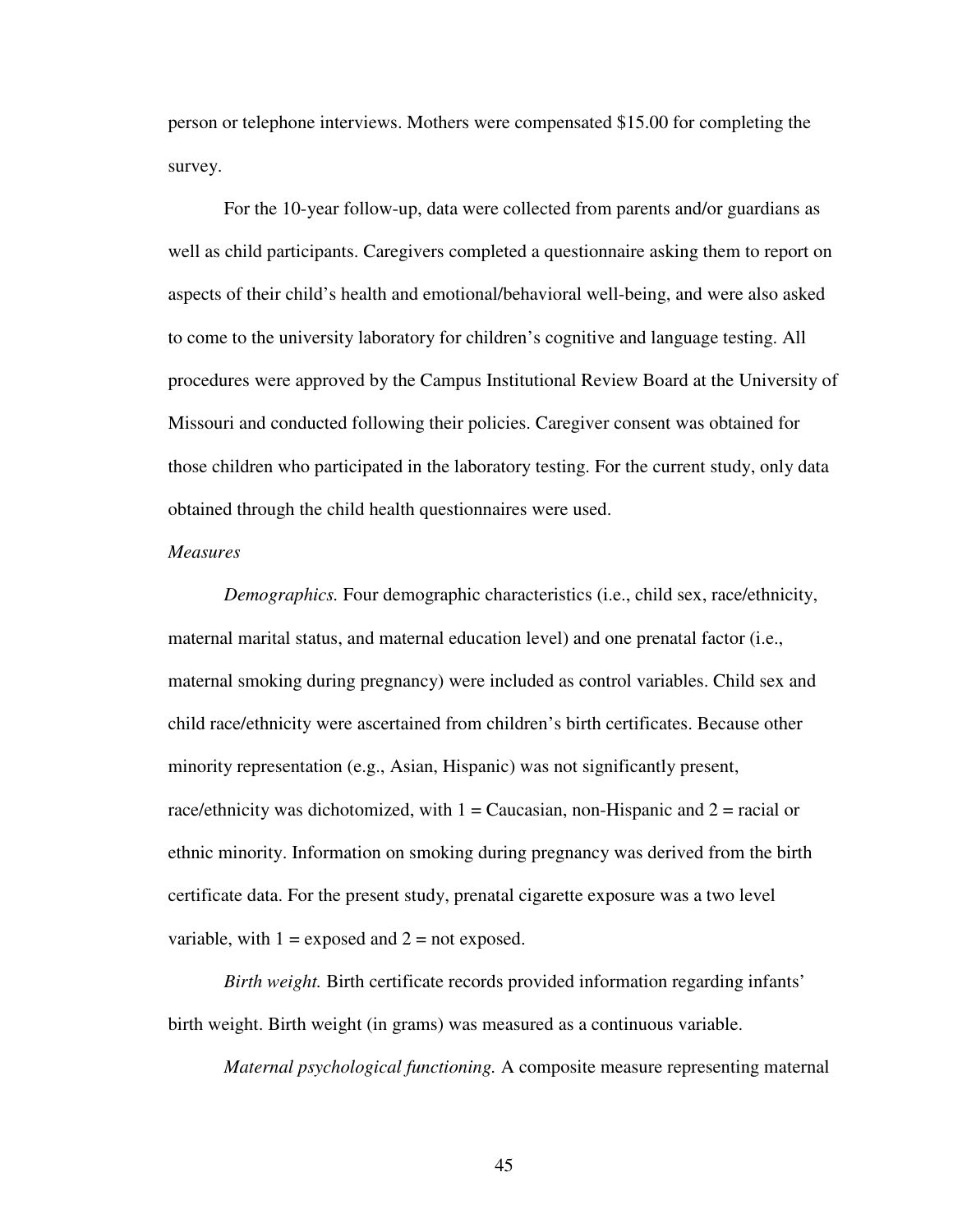person or telephone interviews. Mothers were compensated $15.00 for completing the survey.

For the 10-year follow-up, data were collected from parents and/or guardians as well as child participants. Caregivers completed a questionnaire asking them to report on aspects of their child's health and emotional/behavioral well-being, and were also asked to come to the university laboratory for children's cognitive and language testing. All procedures were approved by the Campus Institutional Review Board at the University of Missouri and conducted following their policies. Caregiver consent was obtained for those children who participated in the laboratory testing. For the current study, only data obtained through the child health questionnaires were used.

*Measures*

*Demographics.* Four demographic characteristics (i.e., child sex, race/ethnicity, maternal marital status, and maternal education level) and one prenatal factor (i.e., maternal smoking during pregnancy) were included as control variables. Child sex and child race/ethnicity were ascertained from children's birth certificates. Because other minority representation (e.g., Asian, Hispanic) was not significantly present, race/ethnicity was dichotomized, with 1 = Caucasian, non-Hispanic and 2 = racial or ethnic minority. Information on smoking during pregnancy was derived from the birth certificate data. For the present study, prenatal cigarette exposure was a two level variable, with 1 = exposed and 2 = not exposed.

*Birth weight.* Birth certificate records provided information regarding infants' birth weight. Birth weight (in grams) was measured as a continuous variable.

*Maternal psychological functioning.* A composite measure representing maternal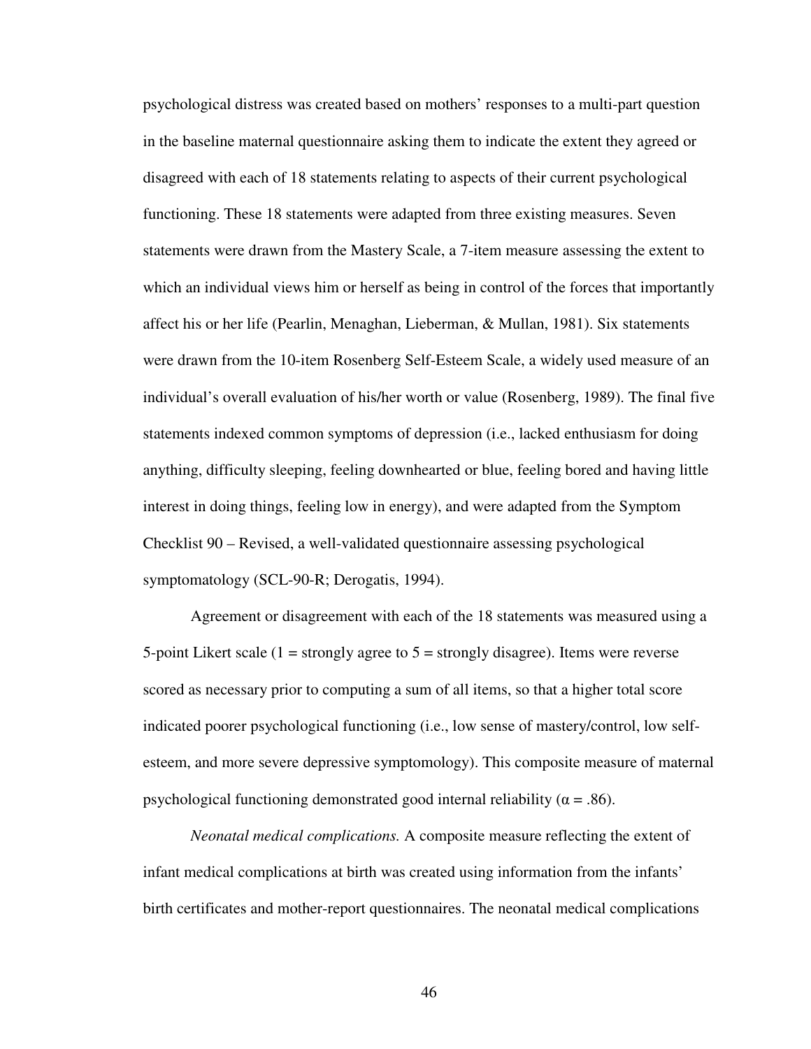psychological distress was created based on mothers' responses to a multi-part question in the baseline maternal questionnaire asking them to indicate the extent they agreed or disagreed with each of 18 statements relating to aspects of their current psychological functioning. These 18 statements were adapted from three existing measures. Seven statements were drawn from the Mastery Scale, a 7-item measure assessing the extent to which an individual views him or herself as being in control of the forces that importantly affect his or her life (Pearlin, Menaghan, Lieberman, & Mullan, 1981). Six statements were drawn from the 10-item Rosenberg Self-Esteem Scale, a widely used measure of an individual's overall evaluation of his/her worth or value (Rosenberg, 1989). The final five statements indexed common symptoms of depression (i.e., lacked enthusiasm for doing anything, difficulty sleeping, feeling downhearted or blue, feeling bored and having little interest in doing things, feeling low in energy), and were adapted from the Symptom Checklist 90 – Revised, a well-validated questionnaire assessing psychological symptomatology (SCL-90-R; Derogatis, 1994).

Agreement or disagreement with each of the 18 statements was measured using a 5-point Likert scale (1 = strongly agree to 5 = strongly disagree). Items were reverse scored as necessary prior to computing a sum of all items, so that a higher total score indicated poorer psychological functioning (i.e., low sense of mastery/control, low self-esteem, and more severe depressive symptomology). This composite measure of maternal psychological functioning demonstrated good internal reliability ($\alpha = .86$).

*Neonatal medical complications.* A composite measure reflecting the extent of infant medical complications at birth was created using information from the infants' birth certificates and mother-report questionnaires. The neonatal medical complications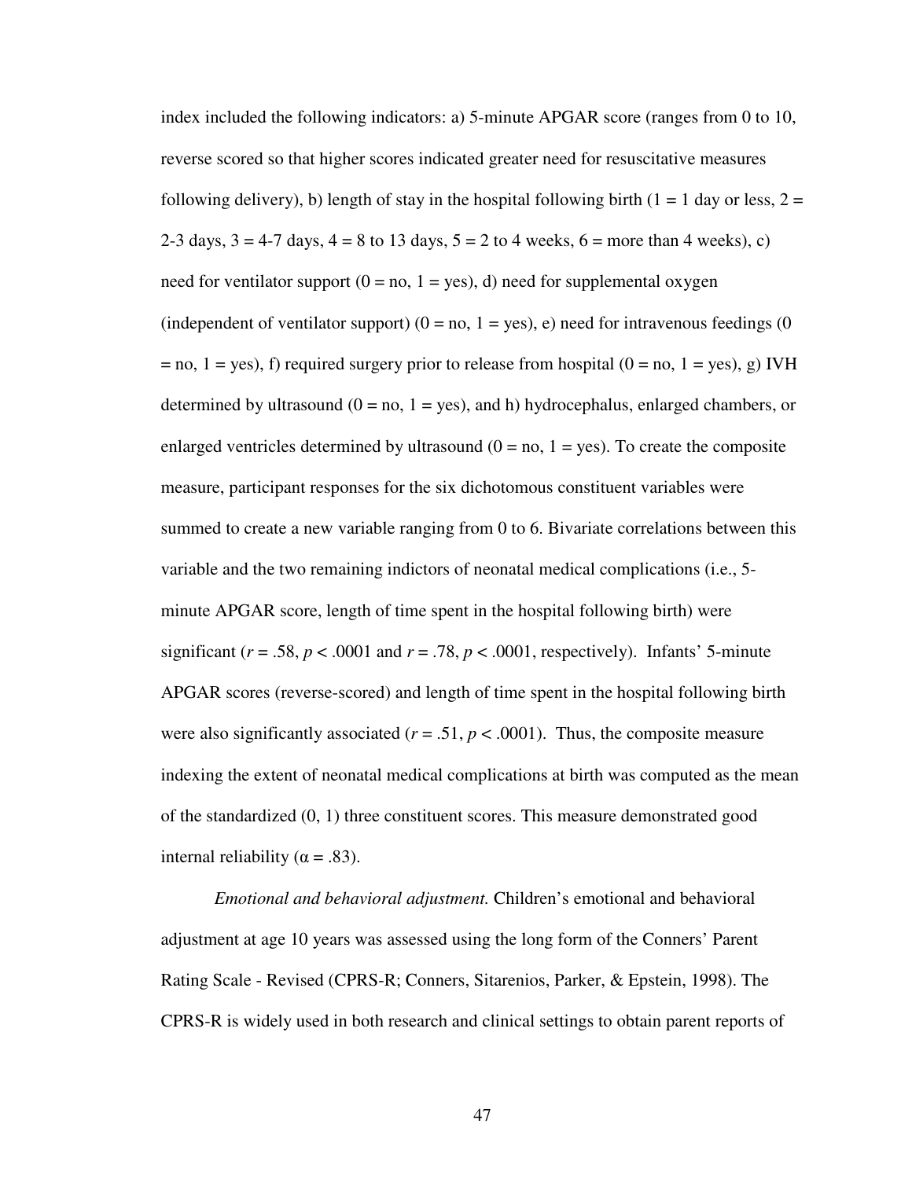index included the following indicators: a) 5-minute APGAR score (ranges from 0 to 10, reverse scored so that higher scores indicated greater need for resuscitative measures following delivery), b) length of stay in the hospital following birth (1 = 1 day or less, 2 = 2-3 days, 3 = 4-7 days, 4 = 8 to 13 days, 5 = 2 to 4 weeks, 6 = more than 4 weeks), c) need for ventilator support (0 = no, 1 = yes), d) need for supplemental oxygen (independent of ventilator support) (0 = no, 1 = yes), e) need for intravenous feedings (0 = no, 1 = yes), f) required surgery prior to release from hospital (0 = no, 1 = yes), g) IVH determined by ultrasound (0 = no, 1 = yes), and h) hydrocephalus, enlarged chambers, or enlarged ventricles determined by ultrasound (0 = no, 1 = yes). To create the composite measure, participant responses for the six dichotomous constituent variables were summed to create a new variable ranging from 0 to 6. Bivariate correlations between this variable and the two remaining indictors of neonatal medical complications (i.e., 5-minute APGAR score, length of time spent in the hospital following birth) were significant ($r = .58$, $p < .0001$ and $r = .78$, $p < .0001$, respectively). Infants' 5-minute APGAR scores (reverse-scored) and length of time spent in the hospital following birth were also significantly associated ($r = .51$, $p < .0001$). Thus, the composite measure indexing the extent of neonatal medical complications at birth was computed as the mean of the standardized (0, 1) three constituent scores. This measure demonstrated good internal reliability ($\alpha = .83$).

*Emotional and behavioral adjustment.* Children's emotional and behavioral adjustment at age 10 years was assessed using the long form of the Conners' Parent Rating Scale - Revised (CPRS-R; Conners, Sitarenios, Parker, & Epstein, 1998). The CPRS-R is widely used in both research and clinical settings to obtain parent reports of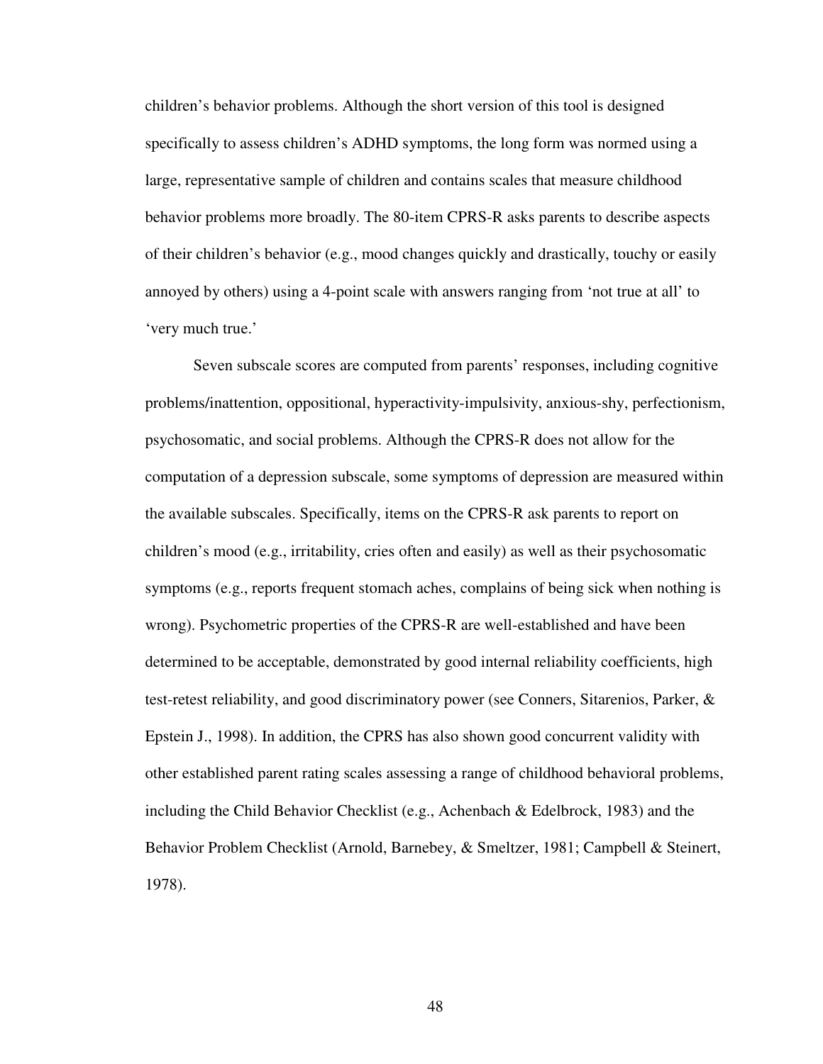children's behavior problems. Although the short version of this tool is designed specifically to assess children's ADHD symptoms, the long form was normed using a large, representative sample of children and contains scales that measure childhood behavior problems more broadly. The 80-item CPRS-R asks parents to describe aspects of their children's behavior (e.g., mood changes quickly and drastically, touchy or easily annoyed by others) using a 4-point scale with answers ranging from 'not true at all' to 'very much true.'

Seven subscale scores are computed from parents' responses, including cognitive problems/inattention, oppositional, hyperactivity-impulsivity, anxious-shy, perfectionism, psychosomatic, and social problems. Although the CPRS-R does not allow for the computation of a depression subscale, some symptoms of depression are measured within the available subscales. Specifically, items on the CPRS-R ask parents to report on children's mood (e.g., irritability, cries often and easily) as well as their psychosomatic symptoms (e.g., reports frequent stomach aches, complains of being sick when nothing is wrong). Psychometric properties of the CPRS-R are well-established and have been determined to be acceptable, demonstrated by good internal reliability coefficients, high test-retest reliability, and good discriminatory power (see Conners, Sitarenios, Parker, & Epstein J., 1998). In addition, the CPRS has also shown good concurrent validity with other established parent rating scales assessing a range of childhood behavioral problems, including the Child Behavior Checklist (e.g., Achenbach & Edelbrock, 1983) and the Behavior Problem Checklist (Arnold, Barnebey, & Smeltzer, 1981; Campbell & Steinert, 1978).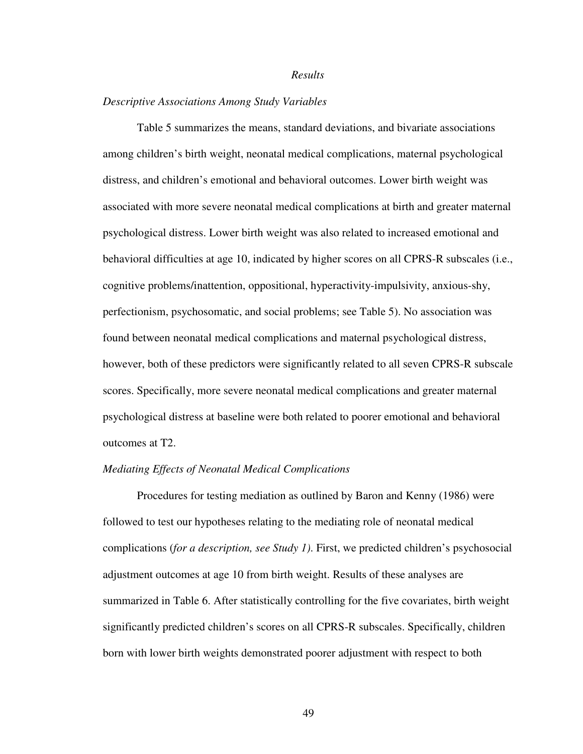# *Results*

## *Descriptive Associations Among Study Variables*

Table 5 summarizes the means, standard deviations, and bivariate associations among children's birth weight, neonatal medical complications, maternal psychological distress, and children's emotional and behavioral outcomes. Lower birth weight was associated with more severe neonatal medical complications at birth and greater maternal psychological distress. Lower birth weight was also related to increased emotional and behavioral difficulties at age 10, indicated by higher scores on all CPRS-R subscales (i.e., cognitive problems/inattention, oppositional, hyperactivity-impulsivity, anxious-shy, perfectionism, psychosomatic, and social problems; see Table 5). No association was found between neonatal medical complications and maternal psychological distress, however, both of these predictors were significantly related to all seven CPRS-R subscale scores. Specifically, more severe neonatal medical complications and greater maternal psychological distress at baseline were both related to poorer emotional and behavioral outcomes at T2.

## *Mediating Effects of Neonatal Medical Complications*

Procedures for testing mediation as outlined by Baron and Kenny (1986) were followed to test our hypotheses relating to the mediating role of neonatal medical complications (*for a description, see Study 1)*. First, we predicted children's psychosocial adjustment outcomes at age 10 from birth weight. Results of these analyses are summarized in Table 6. After statistically controlling for the five covariates, birth weight significantly predicted children's scores on all CPRS-R subscales. Specifically, children born with lower birth weights demonstrated poorer adjustment with respect to both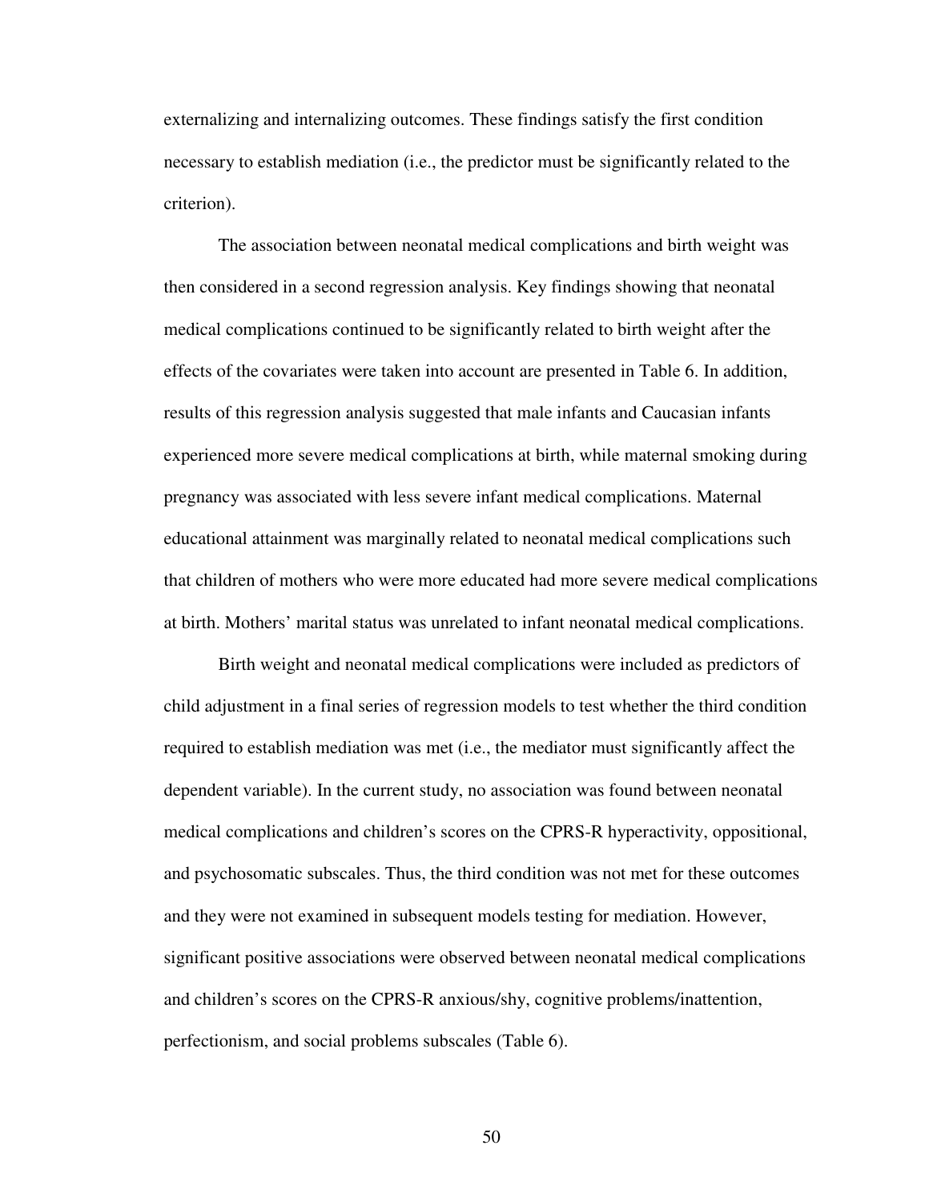externalizing and internalizing outcomes. These findings satisfy the first condition necessary to establish mediation (i.e., the predictor must be significantly related to the criterion).

The association between neonatal medical complications and birth weight was then considered in a second regression analysis. Key findings showing that neonatal medical complications continued to be significantly related to birth weight after the effects of the covariates were taken into account are presented in Table 6. In addition, results of this regression analysis suggested that male infants and Caucasian infants experienced more severe medical complications at birth, while maternal smoking during pregnancy was associated with less severe infant medical complications. Maternal educational attainment was marginally related to neonatal medical complications such that children of mothers who were more educated had more severe medical complications at birth. Mothers' marital status was unrelated to infant neonatal medical complications.

Birth weight and neonatal medical complications were included as predictors of child adjustment in a final series of regression models to test whether the third condition required to establish mediation was met (i.e., the mediator must significantly affect the dependent variable). In the current study, no association was found between neonatal medical complications and children's scores on the CPRS-R hyperactivity, oppositional, and psychosomatic subscales. Thus, the third condition was not met for these outcomes and they were not examined in subsequent models testing for mediation. However, significant positive associations were observed between neonatal medical complications and children's scores on the CPRS-R anxious/shy, cognitive problems/inattention, perfectionism, and social problems subscales (Table 6).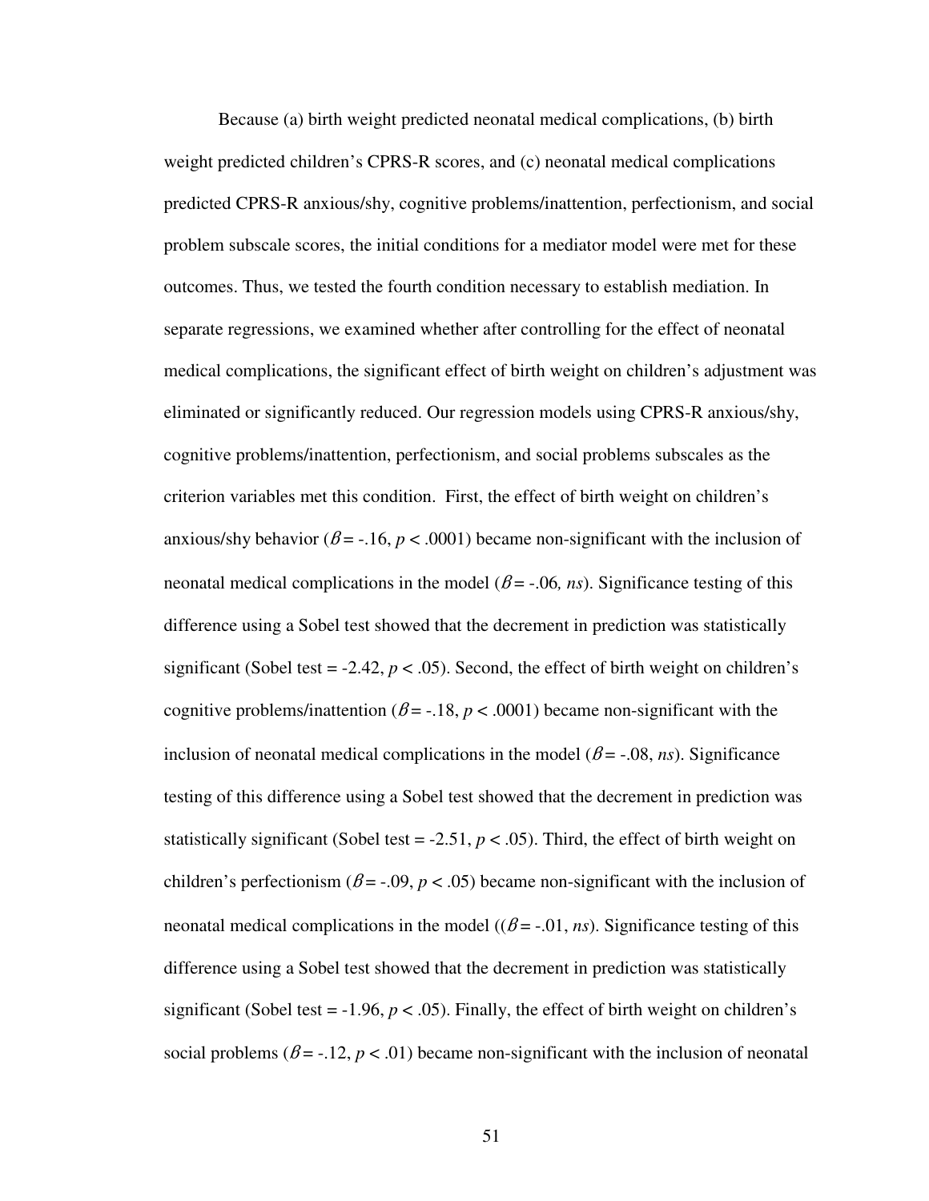Because (a) birth weight predicted neonatal medical complications, (b) birth weight predicted children's CPRS-R scores, and (c) neonatal medical complications predicted CPRS-R anxious/shy, cognitive problems/inattention, perfectionism, and social problem subscale scores, the initial conditions for a mediator model were met for these outcomes. Thus, we tested the fourth condition necessary to establish mediation. In separate regressions, we examined whether after controlling for the effect of neonatal medical complications, the significant effect of birth weight on children's adjustment was eliminated or significantly reduced. Our regression models using CPRS-R anxious/shy, cognitive problems/inattention, perfectionism, and social problems subscales as the criterion variables met this condition. First, the effect of birth weight on children's anxious/shy behavior ($\beta$ = -.16, $p < .0001$) became non-significant with the inclusion of neonatal medical complications in the model ($\beta$ = -.06*, ns*). Significance testing of this difference using a Sobel test showed that the decrement in prediction was statistically significant (Sobel test = -2.42, $p < .05$). Second, the effect of birth weight on children's cognitive problems/inattention ($\beta$ = -.18, $p < .0001$) became non-significant with the inclusion of neonatal medical complications in the model ($\beta$ = -.08, *ns*). Significance testing of this difference using a Sobel test showed that the decrement in prediction was statistically significant (Sobel test = -2.51, $p < .05$). Third, the effect of birth weight on children's perfectionism ($\beta$ = -.09, $p < .05$) became non-significant with the inclusion of neonatal medical complications in the model (($\beta$ = -.01, *ns*). Significance testing of this difference using a Sobel test showed that the decrement in prediction was statistically significant (Sobel test = -1.96, $p < .05$). Finally, the effect of birth weight on children's social problems ($\beta$ = -.12, $p < .01$) became non-significant with the inclusion of neonatal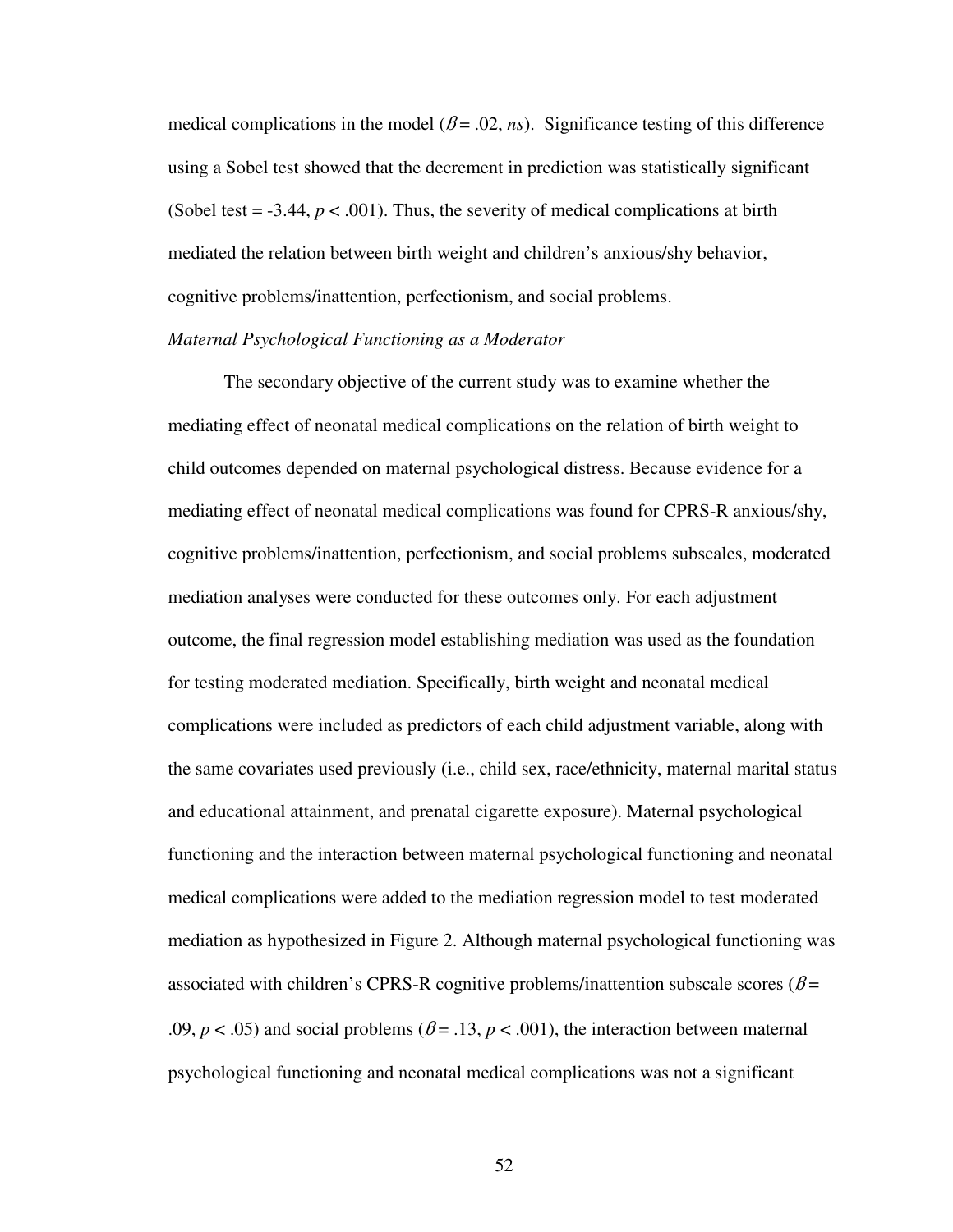medical complications in the model ($\beta = .02$, *ns*). Significance testing of this difference using a Sobel test showed that the decrement in prediction was statistically significant (Sobel test = -3.44, $p < .001$). Thus, the severity of medical complications at birth mediated the relation between birth weight and children's anxious/shy behavior, cognitive problems/inattention, perfectionism, and social problems.

*Maternal Psychological Functioning as a Moderator*

The secondary objective of the current study was to examine whether the mediating effect of neonatal medical complications on the relation of birth weight to child outcomes depended on maternal psychological distress. Because evidence for a mediating effect of neonatal medical complications was found for CPRS-R anxious/shy, cognitive problems/inattention, perfectionism, and social problems subscales, moderated mediation analyses were conducted for these outcomes only. For each adjustment outcome, the final regression model establishing mediation was used as the foundation for testing moderated mediation. Specifically, birth weight and neonatal medical complications were included as predictors of each child adjustment variable, along with the same covariates used previously (i.e., child sex, race/ethnicity, maternal marital status and educational attainment, and prenatal cigarette exposure). Maternal psychological functioning and the interaction between maternal psychological functioning and neonatal medical complications were added to the mediation regression model to test moderated mediation as hypothesized in Figure 2. Although maternal psychological functioning was associated with children's CPRS-R cognitive problems/inattention subscale scores ($\beta = .09$, $p < .05$) and social problems ($\beta = .13$, $p < .001$), the interaction between maternal psychological functioning and neonatal medical complications was not a significant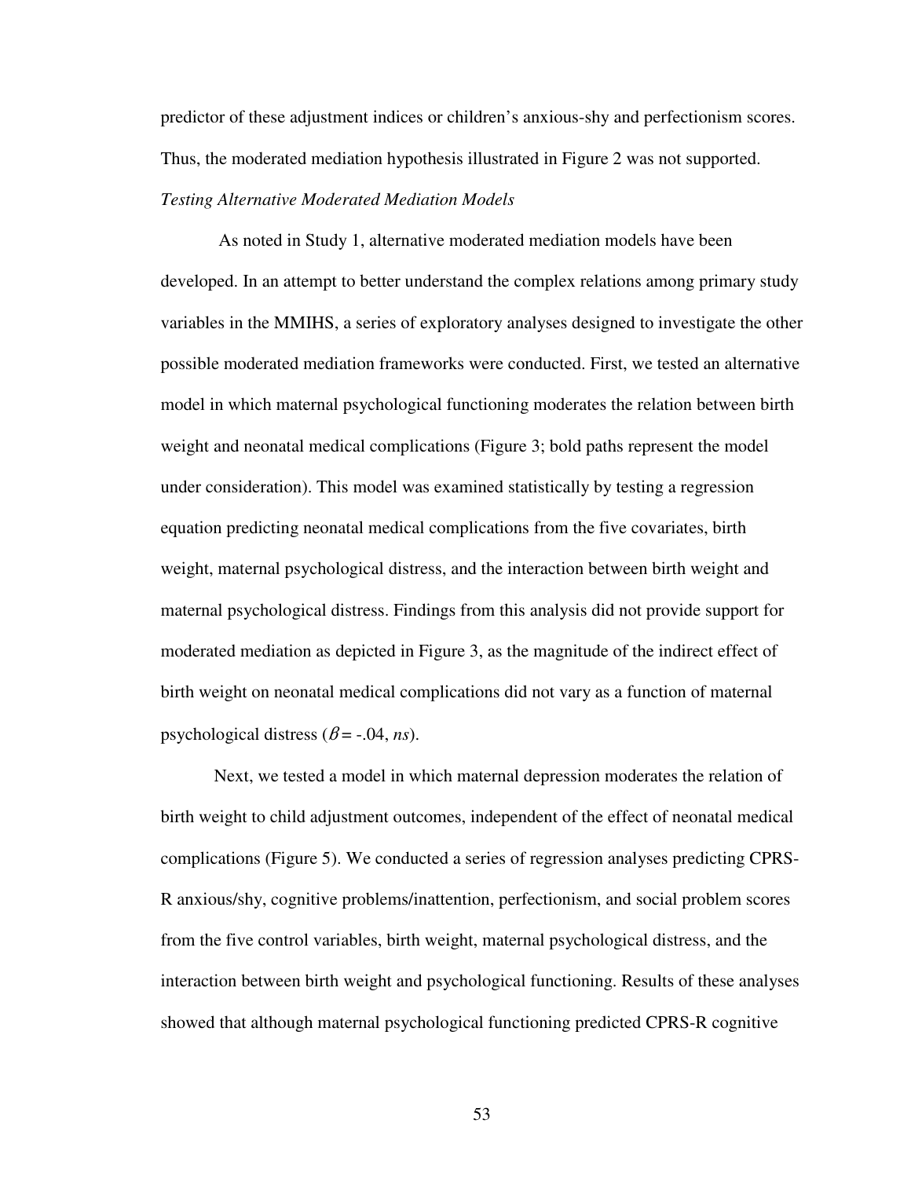predictor of these adjustment indices or children's anxious-shy and perfectionism scores. Thus, the moderated mediation hypothesis illustrated in Figure 2 was not supported.

*Testing Alternative Moderated Mediation Models*

As noted in Study 1, alternative moderated mediation models have been developed. In an attempt to better understand the complex relations among primary study variables in the MMIHS, a series of exploratory analyses designed to investigate the other possible moderated mediation frameworks were conducted. First, we tested an alternative model in which maternal psychological functioning moderates the relation between birth weight and neonatal medical complications (Figure 3; bold paths represent the model under consideration). This model was examined statistically by testing a regression equation predicting neonatal medical complications from the five covariates, birth weight, maternal psychological distress, and the interaction between birth weight and maternal psychological distress. Findings from this analysis did not provide support for moderated mediation as depicted in Figure 3, as the magnitude of the indirect effect of birth weight on neonatal medical complications did not vary as a function of maternal psychological distress ($\beta$ = -.04, *ns*).

Next, we tested a model in which maternal depression moderates the relation of birth weight to child adjustment outcomes, independent of the effect of neonatal medical complications (Figure 5). We conducted a series of regression analyses predicting CPRS-R anxious/shy, cognitive problems/inattention, perfectionism, and social problem scores from the five control variables, birth weight, maternal psychological distress, and the interaction between birth weight and psychological functioning. Results of these analyses showed that although maternal psychological functioning predicted CPRS-R cognitive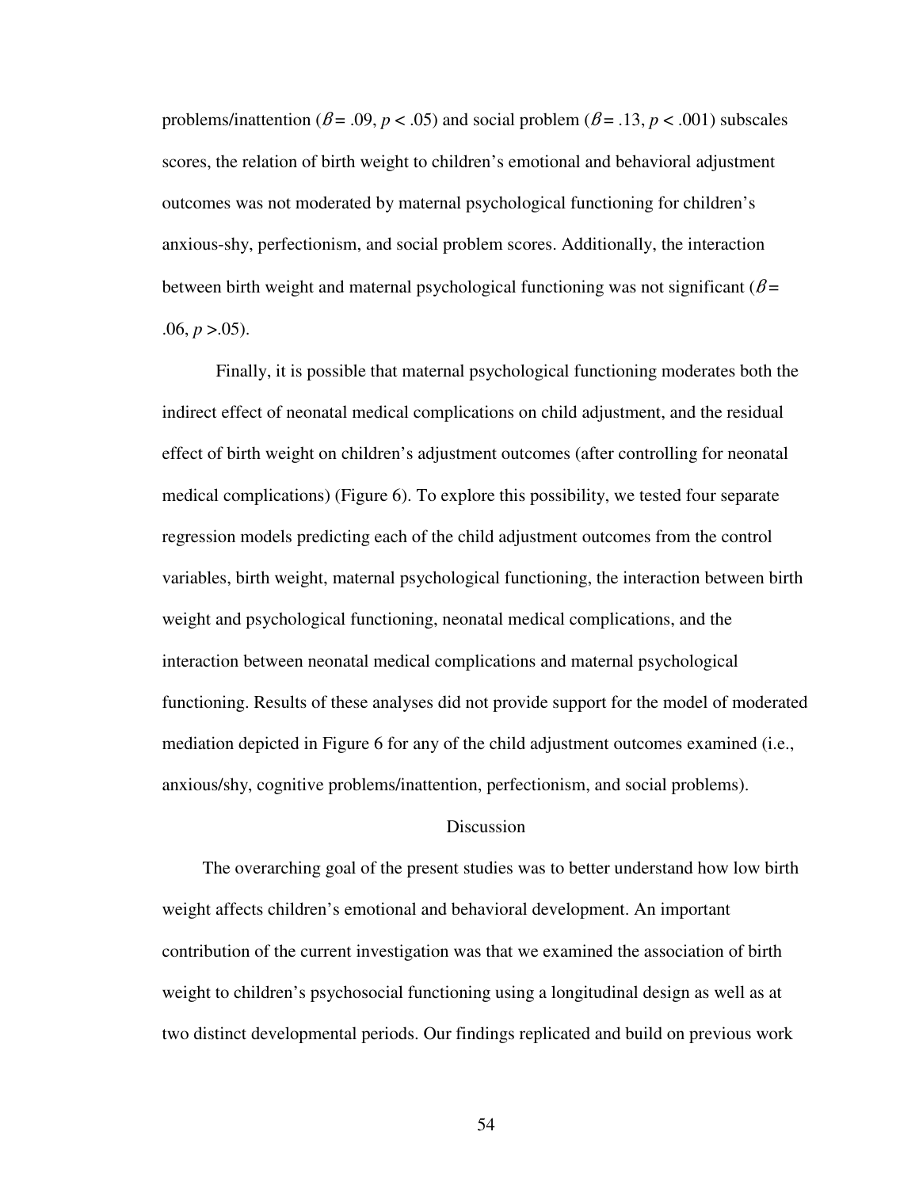problems/inattention ($\beta = .09$, $p < .05$) and social problem ($\beta = .13$, $p < .001$) subscales scores, the relation of birth weight to children's emotional and behavioral adjustment outcomes was not moderated by maternal psychological functioning for children's anxious-shy, perfectionism, and social problem scores. Additionally, the interaction between birth weight and maternal psychological functioning was not significant ($\beta = .06$, $p > .05$).

Finally, it is possible that maternal psychological functioning moderates both the indirect effect of neonatal medical complications on child adjustment, and the residual effect of birth weight on children's adjustment outcomes (after controlling for neonatal medical complications) (Figure 6). To explore this possibility, we tested four separate regression models predicting each of the child adjustment outcomes from the control variables, birth weight, maternal psychological functioning, the interaction between birth weight and psychological functioning, neonatal medical complications, and the interaction between neonatal medical complications and maternal psychological functioning. Results of these analyses did not provide support for the model of moderated mediation depicted in Figure 6 for any of the child adjustment outcomes examined (i.e., anxious/shy, cognitive problems/inattention, perfectionism, and social problems).

## Discussion

The overarching goal of the present studies was to better understand how low birth weight affects children's emotional and behavioral development. An important contribution of the current investigation was that we examined the association of birth weight to children's psychosocial functioning using a longitudinal design as well as at two distinct developmental periods. Our findings replicated and build on previous work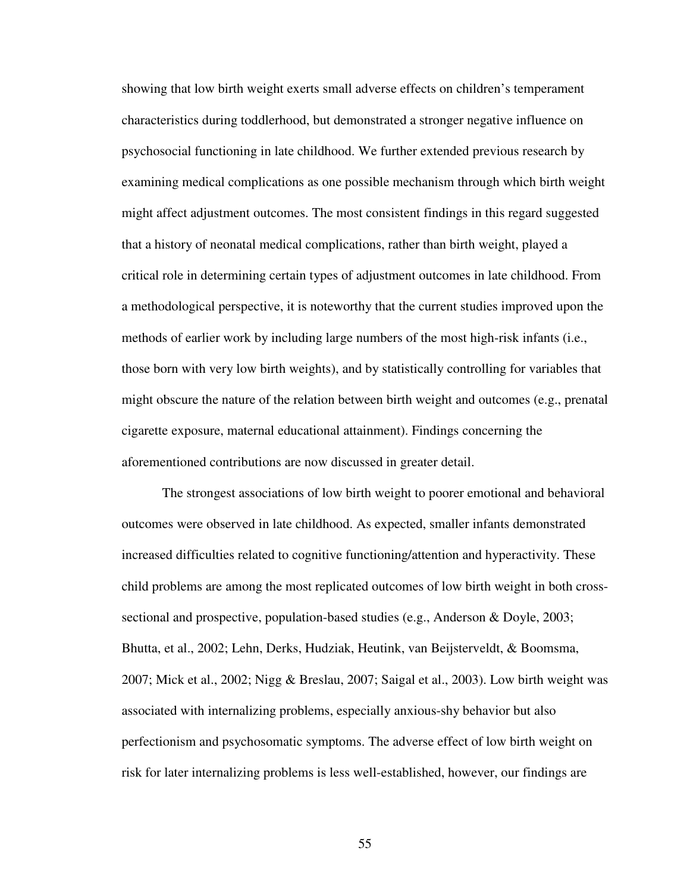showing that low birth weight exerts small adverse effects on children's temperament characteristics during toddlerhood, but demonstrated a stronger negative influence on psychosocial functioning in late childhood. We further extended previous research by examining medical complications as one possible mechanism through which birth weight might affect adjustment outcomes. The most consistent findings in this regard suggested that a history of neonatal medical complications, rather than birth weight, played a critical role in determining certain types of adjustment outcomes in late childhood. From a methodological perspective, it is noteworthy that the current studies improved upon the methods of earlier work by including large numbers of the most high-risk infants (i.e., those born with very low birth weights), and by statistically controlling for variables that might obscure the nature of the relation between birth weight and outcomes (e.g., prenatal cigarette exposure, maternal educational attainment). Findings concerning the aforementioned contributions are now discussed in greater detail.

The strongest associations of low birth weight to poorer emotional and behavioral outcomes were observed in late childhood. As expected, smaller infants demonstrated increased difficulties related to cognitive functioning/attention and hyperactivity. These child problems are among the most replicated outcomes of low birth weight in both cross-sectional and prospective, population-based studies (e.g., Anderson & Doyle, 2003; Bhutta, et al., 2002; Lehn, Derks, Hudziak, Heutink, van Beijsterveldt, & Boomsma, 2007; Mick et al., 2002; Nigg & Breslau, 2007; Saigal et al., 2003). Low birth weight was associated with internalizing problems, especially anxious-shy behavior but also perfectionism and psychosomatic symptoms. The adverse effect of low birth weight on risk for later internalizing problems is less well-established, however, our findings are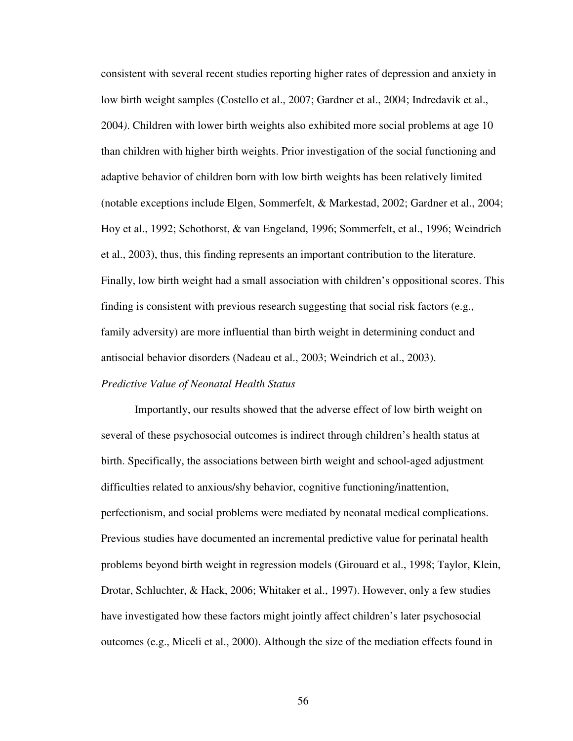consistent with several recent studies reporting higher rates of depression and anxiety in low birth weight samples (Costello et al., 2007; Gardner et al., 2004; Indredavik et al., 2004*)*. Children with lower birth weights also exhibited more social problems at age 10 than children with higher birth weights. Prior investigation of the social functioning and adaptive behavior of children born with low birth weights has been relatively limited (notable exceptions include Elgen, Sommerfelt, & Markestad, 2002; Gardner et al., 2004; Hoy et al., 1992; Schothorst, & van Engeland, 1996; Sommerfelt, et al., 1996; Weindrich et al., 2003), thus, this finding represents an important contribution to the literature. Finally, low birth weight had a small association with children's oppositional scores. This finding is consistent with previous research suggesting that social risk factors (e.g., family adversity) are more influential than birth weight in determining conduct and antisocial behavior disorders (Nadeau et al., 2003; Weindrich et al., 2003).

*Predictive Value of Neonatal Health Status*

Importantly, our results showed that the adverse effect of low birth weight on several of these psychosocial outcomes is indirect through children's health status at birth. Specifically, the associations between birth weight and school-aged adjustment difficulties related to anxious/shy behavior, cognitive functioning/inattention, perfectionism, and social problems were mediated by neonatal medical complications. Previous studies have documented an incremental predictive value for perinatal health problems beyond birth weight in regression models (Girouard et al., 1998; Taylor, Klein, Drotar, Schluchter, & Hack, 2006; Whitaker et al., 1997). However, only a few studies have investigated how these factors might jointly affect children's later psychosocial outcomes (e.g., Miceli et al., 2000). Although the size of the mediation effects found in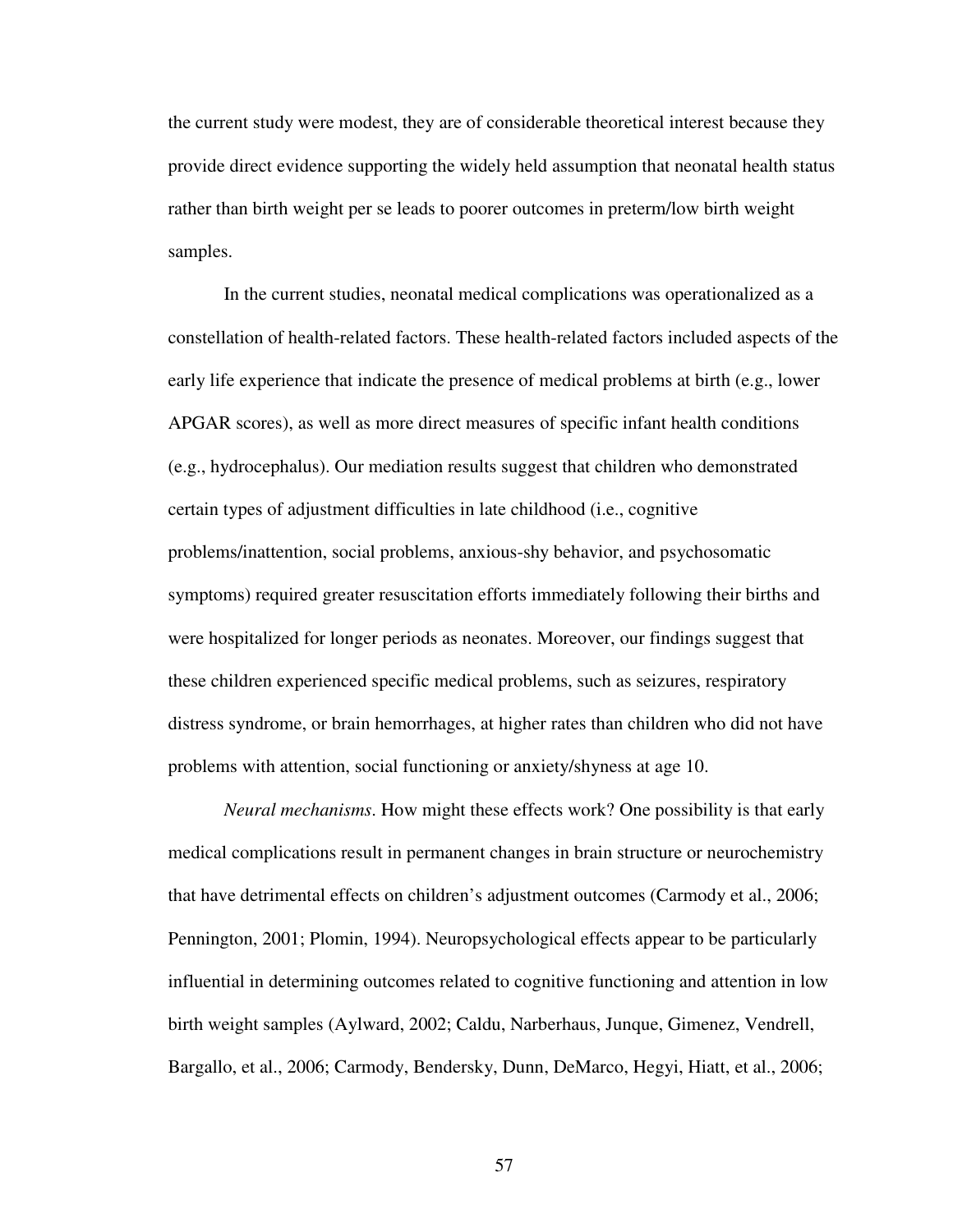the current study were modest, they are of considerable theoretical interest because they provide direct evidence supporting the widely held assumption that neonatal health status rather than birth weight per se leads to poorer outcomes in preterm/low birth weight samples.

In the current studies, neonatal medical complications was operationalized as a constellation of health-related factors. These health-related factors included aspects of the early life experience that indicate the presence of medical problems at birth (e.g., lower APGAR scores), as well as more direct measures of specific infant health conditions (e.g., hydrocephalus). Our mediation results suggest that children who demonstrated certain types of adjustment difficulties in late childhood (i.e., cognitive problems/inattention, social problems, anxious-shy behavior, and psychosomatic symptoms) required greater resuscitation efforts immediately following their births and were hospitalized for longer periods as neonates. Moreover, our findings suggest that these children experienced specific medical problems, such as seizures, respiratory distress syndrome, or brain hemorrhages, at higher rates than children who did not have problems with attention, social functioning or anxiety/shyness at age 10.

*Neural mechanisms*. How might these effects work? One possibility is that early medical complications result in permanent changes in brain structure or neurochemistry that have detrimental effects on children's adjustment outcomes (Carmody et al., 2006; Pennington, 2001; Plomin, 1994). Neuropsychological effects appear to be particularly influential in determining outcomes related to cognitive functioning and attention in low birth weight samples (Aylward, 2002; Caldu, Narberhaus, Junque, Gimenez, Vendrell, Bargallo, et al., 2006; Carmody, Bendersky, Dunn, DeMarco, Hegyi, Hiatt, et al., 2006;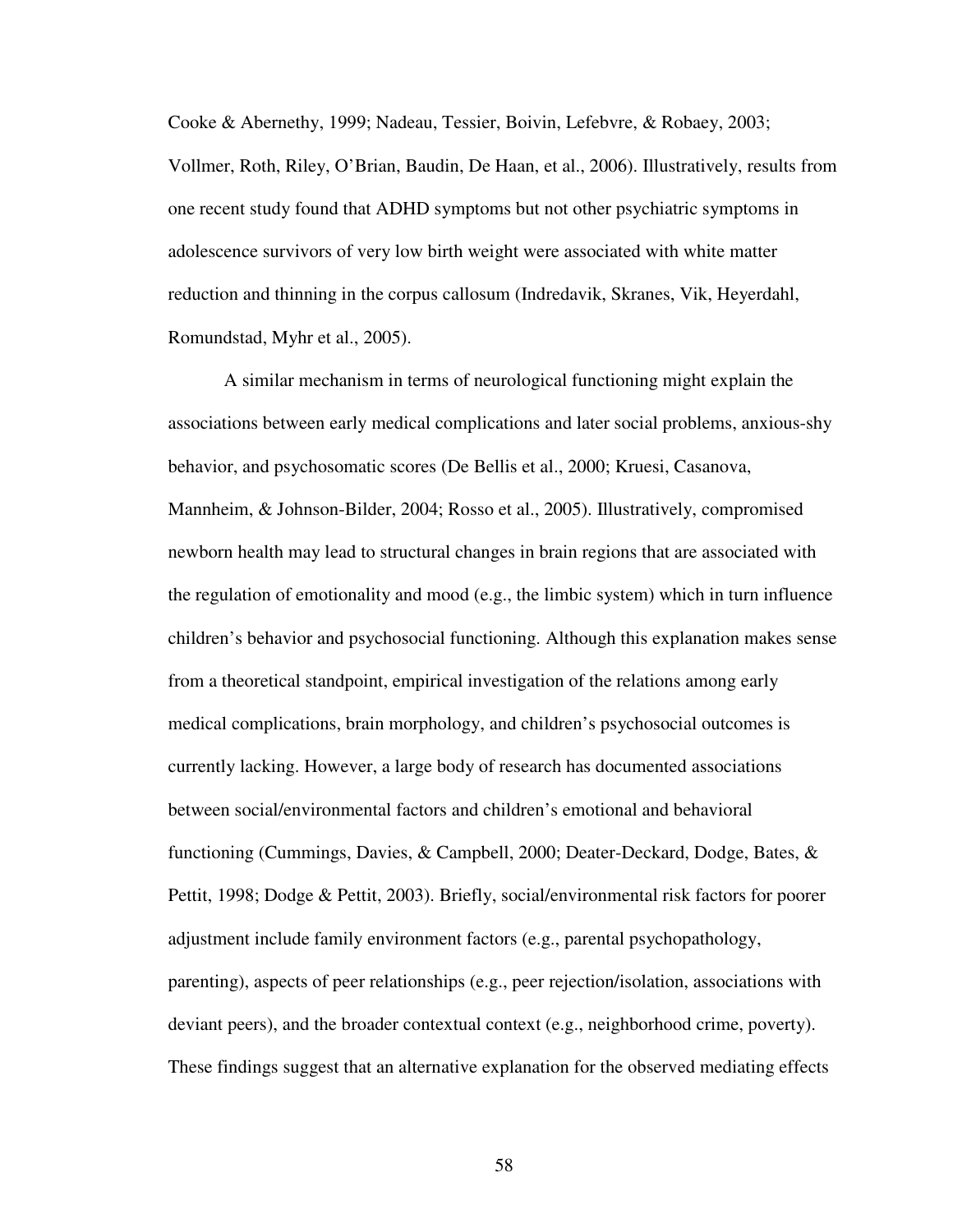Cooke & Abernethy, 1999; Nadeau, Tessier, Boivin, Lefebvre, & Robaey, 2003; Vollmer, Roth, Riley, O'Brian, Baudin, De Haan, et al., 2006). Illustratively, results from one recent study found that ADHD symptoms but not other psychiatric symptoms in adolescence survivors of very low birth weight were associated with white matter reduction and thinning in the corpus callosum (Indredavik, Skranes, Vik, Heyerdahl, Romundstad, Myhr et al., 2005).

A similar mechanism in terms of neurological functioning might explain the associations between early medical complications and later social problems, anxious-shy behavior, and psychosomatic scores (De Bellis et al., 2000; Kruesi, Casanova, Mannheim, & Johnson-Bilder, 2004; Rosso et al., 2005). Illustratively, compromised newborn health may lead to structural changes in brain regions that are associated with the regulation of emotionality and mood (e.g., the limbic system) which in turn influence children's behavior and psychosocial functioning. Although this explanation makes sense from a theoretical standpoint, empirical investigation of the relations among early medical complications, brain morphology, and children's psychosocial outcomes is currently lacking. However, a large body of research has documented associations between social/environmental factors and children's emotional and behavioral functioning (Cummings, Davies, & Campbell, 2000; Deater-Deckard, Dodge, Bates, & Pettit, 1998; Dodge & Pettit, 2003). Briefly, social/environmental risk factors for poorer adjustment include family environment factors (e.g., parental psychopathology, parenting), aspects of peer relationships (e.g., peer rejection/isolation, associations with deviant peers), and the broader contextual context (e.g., neighborhood crime, poverty). These findings suggest that an alternative explanation for the observed mediating effects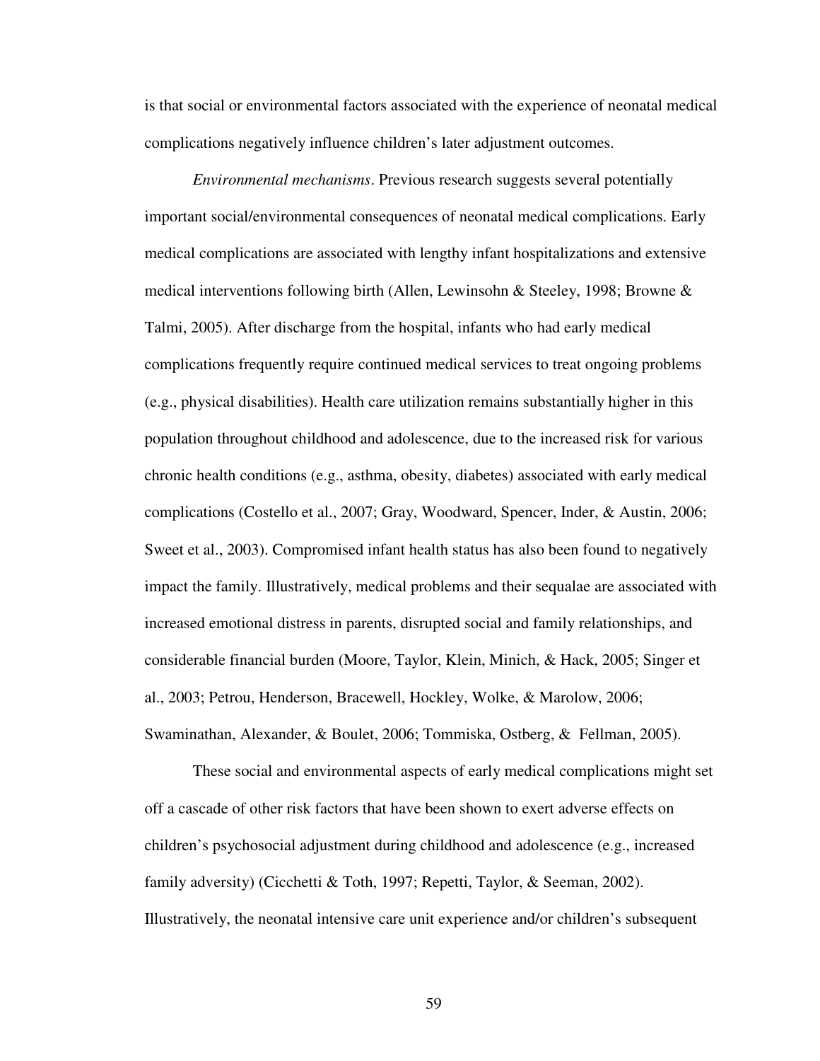is that social or environmental factors associated with the experience of neonatal medical complications negatively influence children's later adjustment outcomes.

*Environmental mechanisms*. Previous research suggests several potentially important social/environmental consequences of neonatal medical complications. Early medical complications are associated with lengthy infant hospitalizations and extensive medical interventions following birth (Allen, Lewinsohn & Steeley, 1998; Browne & Talmi, 2005). After discharge from the hospital, infants who had early medical complications frequently require continued medical services to treat ongoing problems (e.g., physical disabilities). Health care utilization remains substantially higher in this population throughout childhood and adolescence, due to the increased risk for various chronic health conditions (e.g., asthma, obesity, diabetes) associated with early medical complications (Costello et al., 2007; Gray, Woodward, Spencer, Inder, & Austin, 2006; Sweet et al., 2003). Compromised infant health status has also been found to negatively impact the family. Illustratively, medical problems and their sequalae are associated with increased emotional distress in parents, disrupted social and family relationships, and considerable financial burden (Moore, Taylor, Klein, Minich, & Hack, 2005; Singer et al., 2003; Petrou, Henderson, Bracewell, Hockley, Wolke, & Marolow, 2006; Swaminathan, Alexander, & Boulet, 2006; Tommiska, Ostberg, & Fellman, 2005).

These social and environmental aspects of early medical complications might set off a cascade of other risk factors that have been shown to exert adverse effects on children's psychosocial adjustment during childhood and adolescence (e.g., increased family adversity) (Cicchetti & Toth, 1997; Repetti, Taylor, & Seeman, 2002). Illustratively, the neonatal intensive care unit experience and/or children's subsequent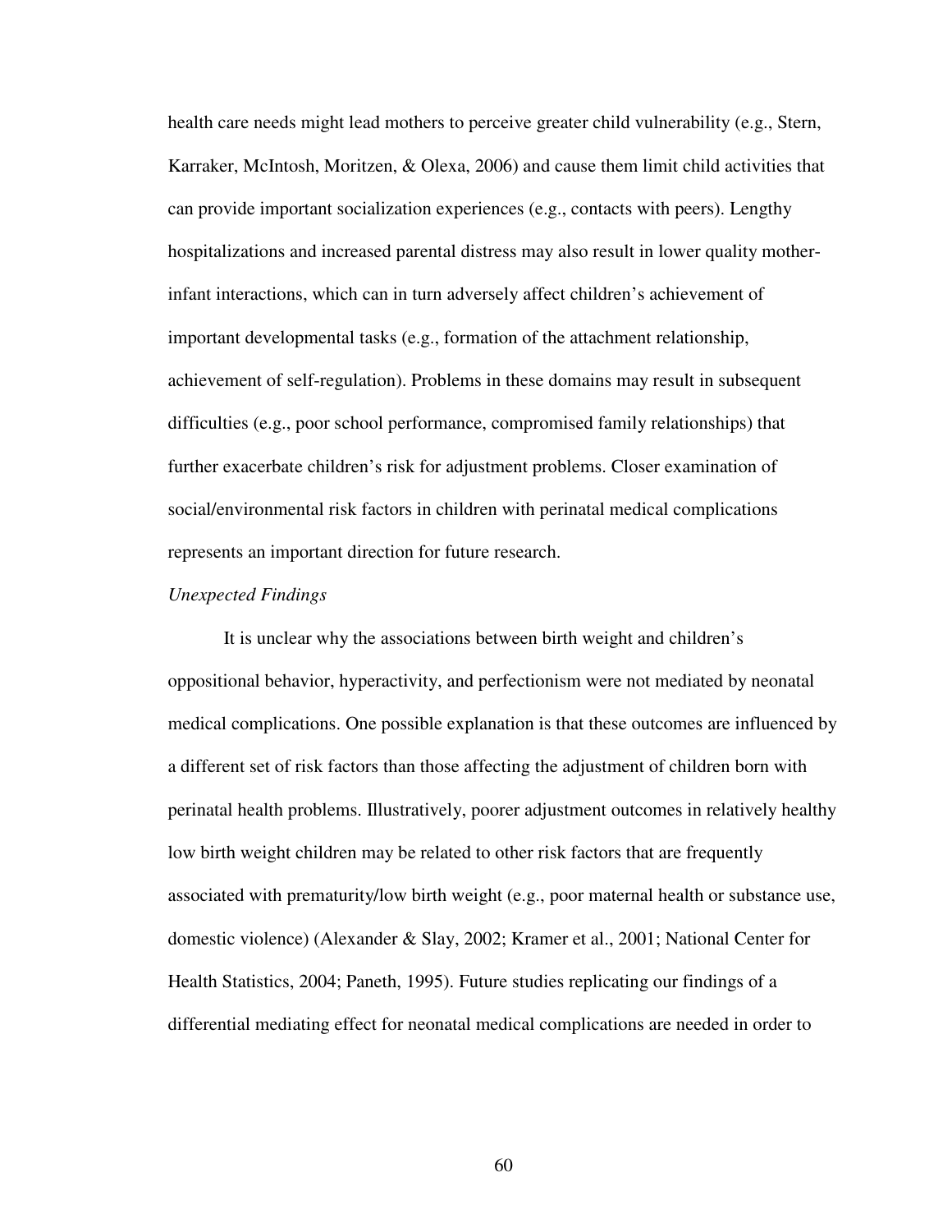health care needs might lead mothers to perceive greater child vulnerability (e.g., Stern, Karraker, McIntosh, Moritzen, & Olexa, 2006) and cause them limit child activities that can provide important socialization experiences (e.g., contacts with peers). Lengthy hospitalizations and increased parental distress may also result in lower quality mother-infant interactions, which can in turn adversely affect children's achievement of important developmental tasks (e.g., formation of the attachment relationship, achievement of self-regulation). Problems in these domains may result in subsequent difficulties (e.g., poor school performance, compromised family relationships) that further exacerbate children's risk for adjustment problems. Closer examination of social/environmental risk factors in children with perinatal medical complications represents an important direction for future research.

*Unexpected Findings*

It is unclear why the associations between birth weight and children's oppositional behavior, hyperactivity, and perfectionism were not mediated by neonatal medical complications. One possible explanation is that these outcomes are influenced by a different set of risk factors than those affecting the adjustment of children born with perinatal health problems. Illustratively, poorer adjustment outcomes in relatively healthy low birth weight children may be related to other risk factors that are frequently associated with prematurity/low birth weight (e.g., poor maternal health or substance use, domestic violence) (Alexander & Slay, 2002; Kramer et al., 2001; National Center for Health Statistics, 2004; Paneth, 1995). Future studies replicating our findings of a differential mediating effect for neonatal medical complications are needed in order to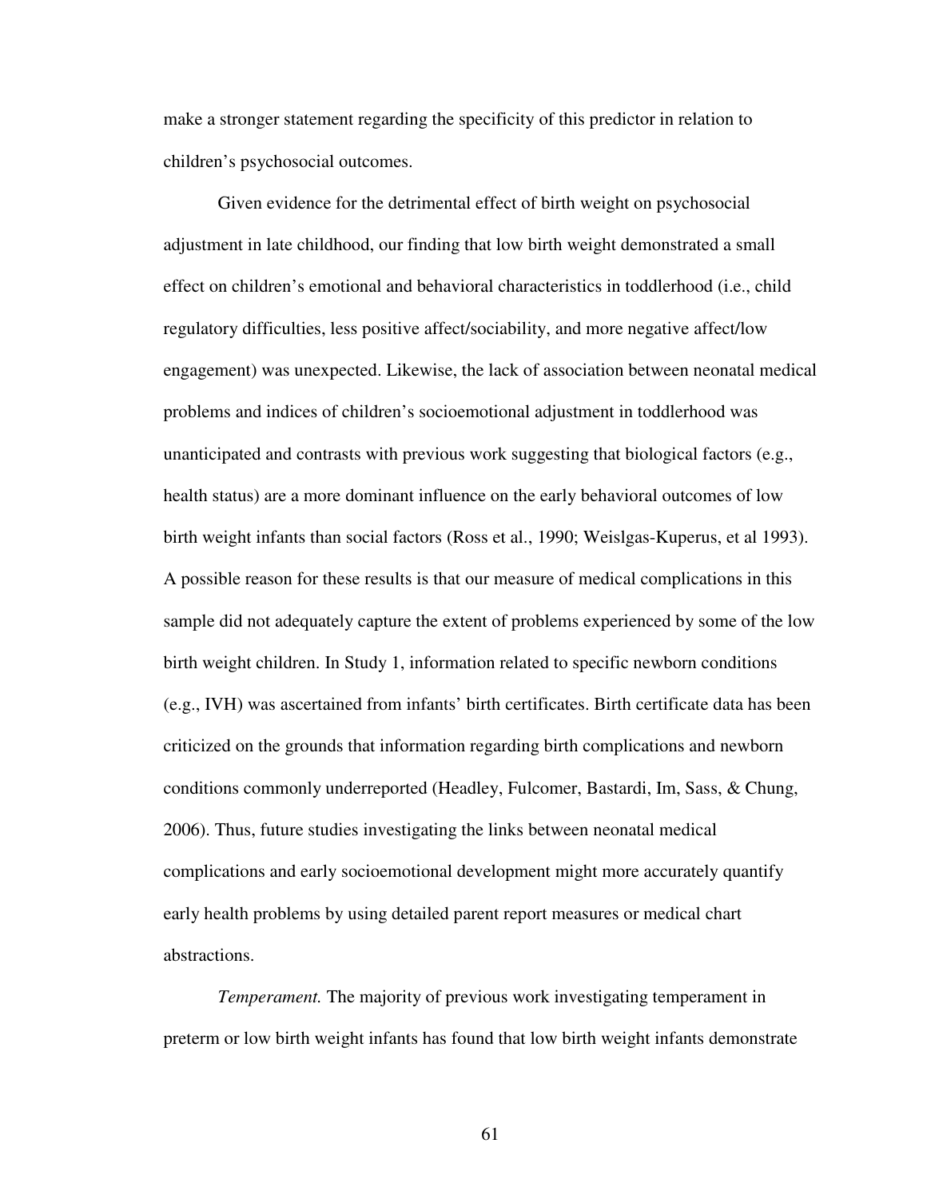make a stronger statement regarding the specificity of this predictor in relation to children's psychosocial outcomes.

Given evidence for the detrimental effect of birth weight on psychosocial adjustment in late childhood, our finding that low birth weight demonstrated a small effect on children's emotional and behavioral characteristics in toddlerhood (i.e., child regulatory difficulties, less positive affect/sociability, and more negative affect/low engagement) was unexpected. Likewise, the lack of association between neonatal medical problems and indices of children's socioemotional adjustment in toddlerhood was unanticipated and contrasts with previous work suggesting that biological factors (e.g., health status) are a more dominant influence on the early behavioral outcomes of low birth weight infants than social factors (Ross et al., 1990; Weislgas-Kuperus, et al 1993). A possible reason for these results is that our measure of medical complications in this sample did not adequately capture the extent of problems experienced by some of the low birth weight children. In Study 1, information related to specific newborn conditions (e.g., IVH) was ascertained from infants' birth certificates. Birth certificate data has been criticized on the grounds that information regarding birth complications and newborn conditions commonly underreported (Headley, Fulcomer, Bastardi, Im, Sass, & Chung, 2006). Thus, future studies investigating the links between neonatal medical complications and early socioemotional development might more accurately quantify early health problems by using detailed parent report measures or medical chart abstractions.

*Temperament.* The majority of previous work investigating temperament in preterm or low birth weight infants has found that low birth weight infants demonstrate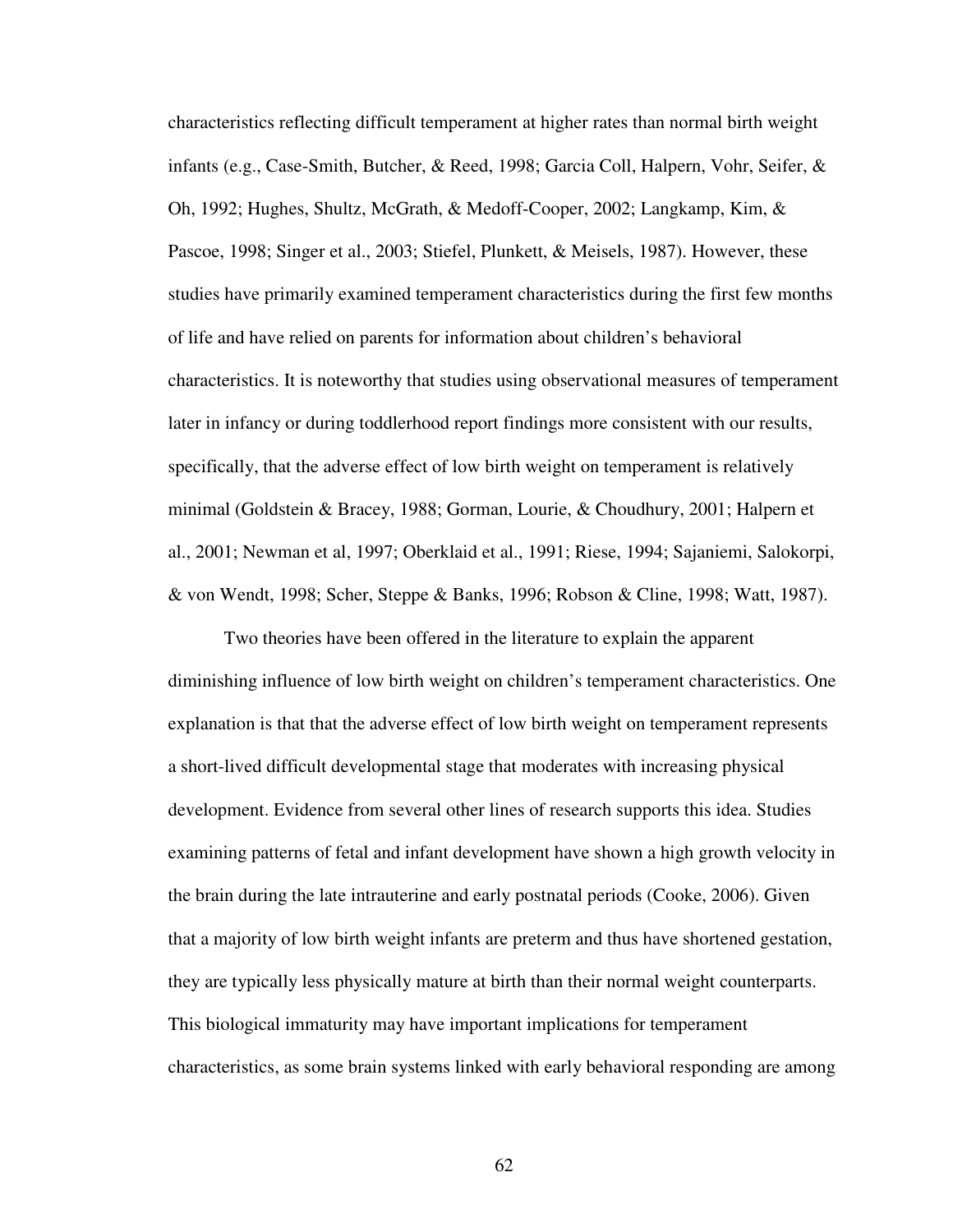characteristics reflecting difficult temperament at higher rates than normal birth weight infants (e.g., Case-Smith, Butcher, & Reed, 1998; Garcia Coll, Halpern, Vohr, Seifer, & Oh, 1992; Hughes, Shultz, McGrath, & Medoff-Cooper, 2002; Langkamp, Kim, & Pascoe, 1998; Singer et al., 2003; Stiefel, Plunkett, & Meisels, 1987). However, these studies have primarily examined temperament characteristics during the first few months of life and have relied on parents for information about children's behavioral characteristics. It is noteworthy that studies using observational measures of temperament later in infancy or during toddlerhood report findings more consistent with our results, specifically, that the adverse effect of low birth weight on temperament is relatively minimal (Goldstein & Bracey, 1988; Gorman, Lourie, & Choudhury, 2001; Halpern et al., 2001; Newman et al, 1997; Oberklaid et al., 1991; Riese, 1994; Sajaniemi, Salokorpi, & von Wendt, 1998; Scher, Steppe & Banks, 1996; Robson & Cline, 1998; Watt, 1987).

Two theories have been offered in the literature to explain the apparent diminishing influence of low birth weight on children's temperament characteristics. One explanation is that that the adverse effect of low birth weight on temperament represents a short-lived difficult developmental stage that moderates with increasing physical development. Evidence from several other lines of research supports this idea. Studies examining patterns of fetal and infant development have shown a high growth velocity in the brain during the late intrauterine and early postnatal periods (Cooke, 2006). Given that a majority of low birth weight infants are preterm and thus have shortened gestation, they are typically less physically mature at birth than their normal weight counterparts. This biological immaturity may have important implications for temperament characteristics, as some brain systems linked with early behavioral responding are among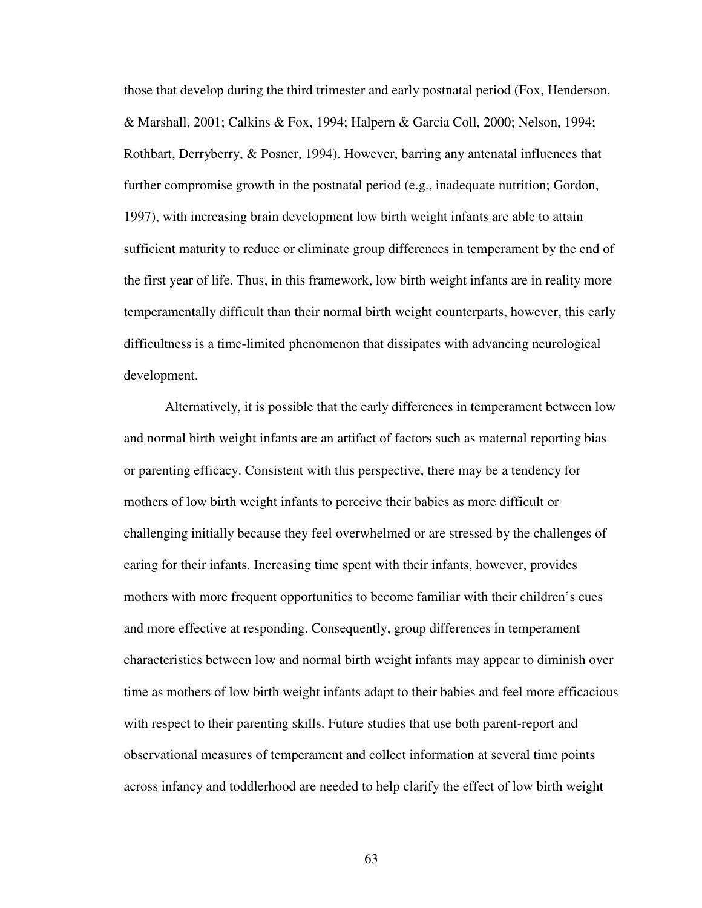those that develop during the third trimester and early postnatal period (Fox, Henderson, & Marshall, 2001; Calkins & Fox, 1994; Halpern & Garcia Coll, 2000; Nelson, 1994; Rothbart, Derryberry, & Posner, 1994). However, barring any antenatal influences that further compromise growth in the postnatal period (e.g., inadequate nutrition; Gordon, 1997), with increasing brain development low birth weight infants are able to attain sufficient maturity to reduce or eliminate group differences in temperament by the end of the first year of life. Thus, in this framework, low birth weight infants are in reality more temperamentally difficult than their normal birth weight counterparts, however, this early difficultness is a time-limited phenomenon that dissipates with advancing neurological development.

Alternatively, it is possible that the early differences in temperament between low and normal birth weight infants are an artifact of factors such as maternal reporting bias or parenting efficacy. Consistent with this perspective, there may be a tendency for mothers of low birth weight infants to perceive their babies as more difficult or challenging initially because they feel overwhelmed or are stressed by the challenges of caring for their infants. Increasing time spent with their infants, however, provides mothers with more frequent opportunities to become familiar with their children's cues and more effective at responding. Consequently, group differences in temperament characteristics between low and normal birth weight infants may appear to diminish over time as mothers of low birth weight infants adapt to their babies and feel more efficacious with respect to their parenting skills. Future studies that use both parent-report and observational measures of temperament and collect information at several time points across infancy and toddlerhood are needed to help clarify the effect of low birth weight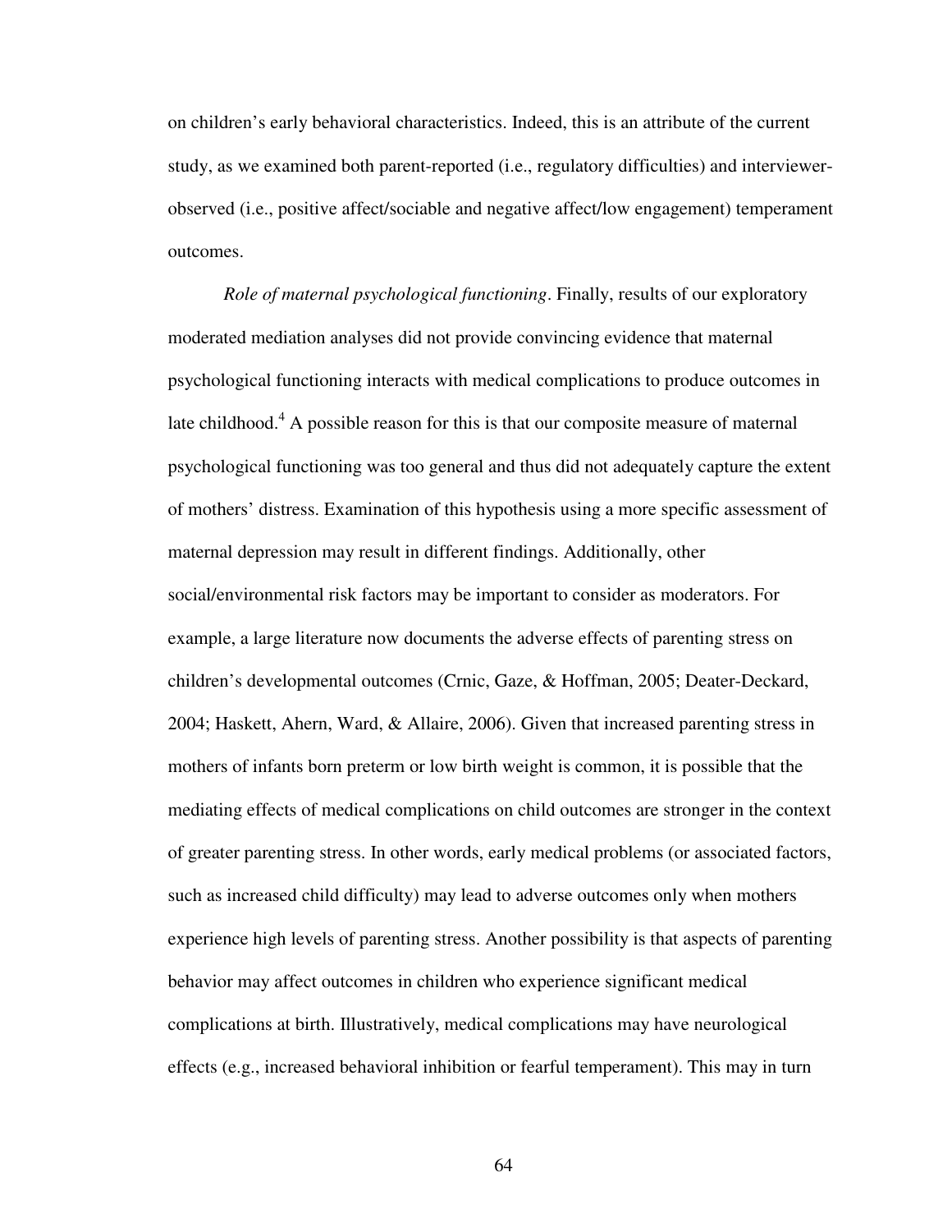on children's early behavioral characteristics. Indeed, this is an attribute of the current study, as we examined both parent-reported (i.e., regulatory difficulties) and interviewer-observed (i.e., positive affect/sociable and negative affect/low engagement) temperament outcomes.

*Role of maternal psychological functioning*. Finally, results of our exploratory moderated mediation analyses did not provide convincing evidence that maternal psychological functioning interacts with medical complications to produce outcomes in late childhood.[4] A possible reason for this is that our composite measure of maternal psychological functioning was too general and thus did not adequately capture the extent of mothers' distress. Examination of this hypothesis using a more specific assessment of maternal depression may result in different findings. Additionally, other social/environmental risk factors may be important to consider as moderators. For example, a large literature now documents the adverse effects of parenting stress on children's developmental outcomes (Crnic, Gaze, & Hoffman, 2005; Deater-Deckard, 2004; Haskett, Ahern, Ward, & Allaire, 2006). Given that increased parenting stress in mothers of infants born preterm or low birth weight is common, it is possible that the mediating effects of medical complications on child outcomes are stronger in the context of greater parenting stress. In other words, early medical problems (or associated factors, such as increased child difficulty) may lead to adverse outcomes only when mothers experience high levels of parenting stress. Another possibility is that aspects of parenting behavior may affect outcomes in children who experience significant medical complications at birth. Illustratively, medical complications may have neurological effects (e.g., increased behavioral inhibition or fearful temperament). This may in turn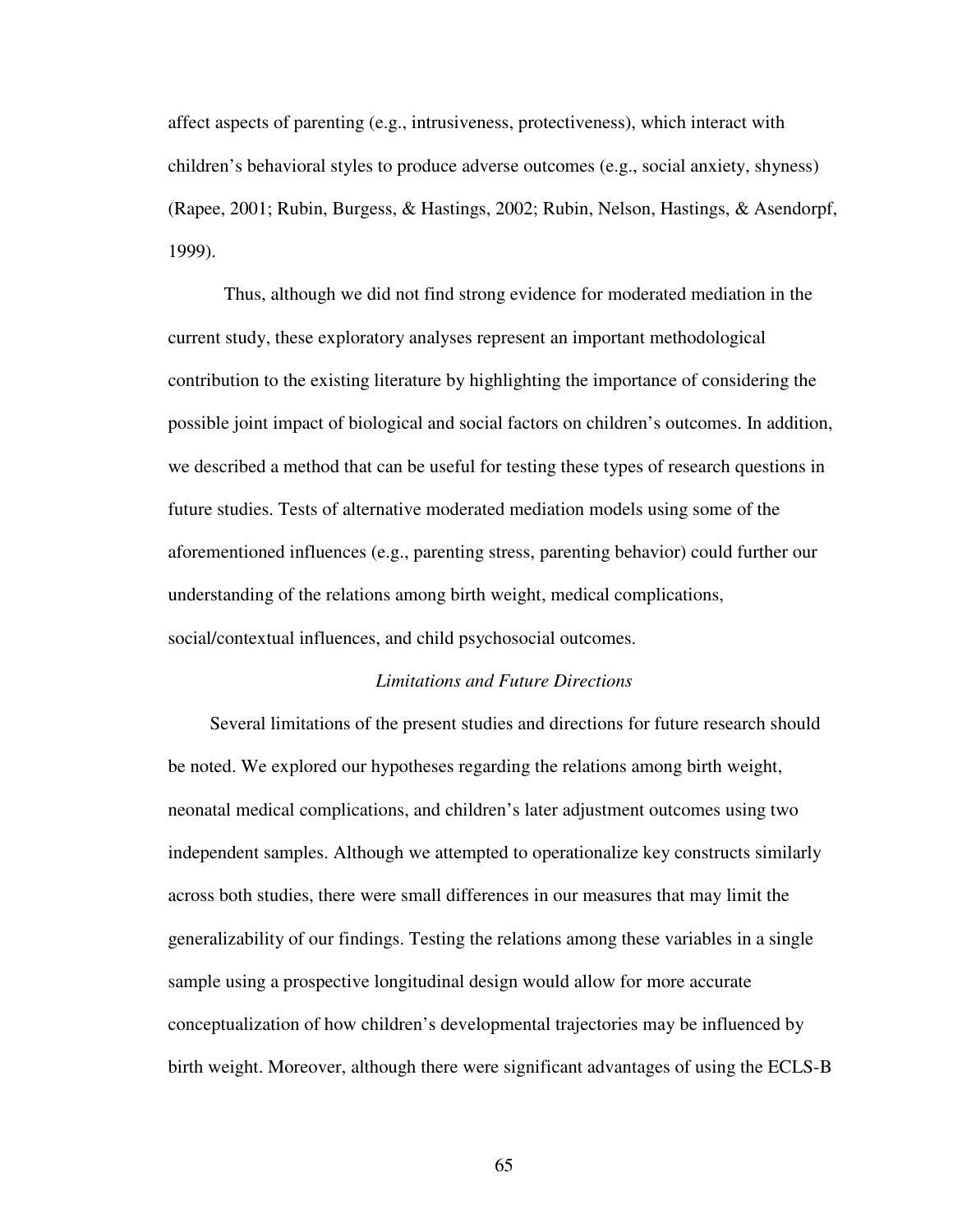affect aspects of parenting (e.g., intrusiveness, protectiveness), which interact with children's behavioral styles to produce adverse outcomes (e.g., social anxiety, shyness) (Rapee, 2001; Rubin, Burgess, & Hastings, 2002; Rubin, Nelson, Hastings, & Asendorpf, 1999).

Thus, although we did not find strong evidence for moderated mediation in the current study, these exploratory analyses represent an important methodological contribution to the existing literature by highlighting the importance of considering the possible joint impact of biological and social factors on children's outcomes. In addition, we described a method that can be useful for testing these types of research questions in future studies. Tests of alternative moderated mediation models using some of the aforementioned influences (e.g., parenting stress, parenting behavior) could further our understanding of the relations among birth weight, medical complications, social/contextual influences, and child psychosocial outcomes.

### *Limitations and Future Directions*

Several limitations of the present studies and directions for future research should be noted. We explored our hypotheses regarding the relations among birth weight, neonatal medical complications, and children's later adjustment outcomes using two independent samples. Although we attempted to operationalize key constructs similarly across both studies, there were small differences in our measures that may limit the generalizability of our findings. Testing the relations among these variables in a single sample using a prospective longitudinal design would allow for more accurate conceptualization of how children's developmental trajectories may be influenced by birth weight. Moreover, although there were significant advantages of using the ECLS-B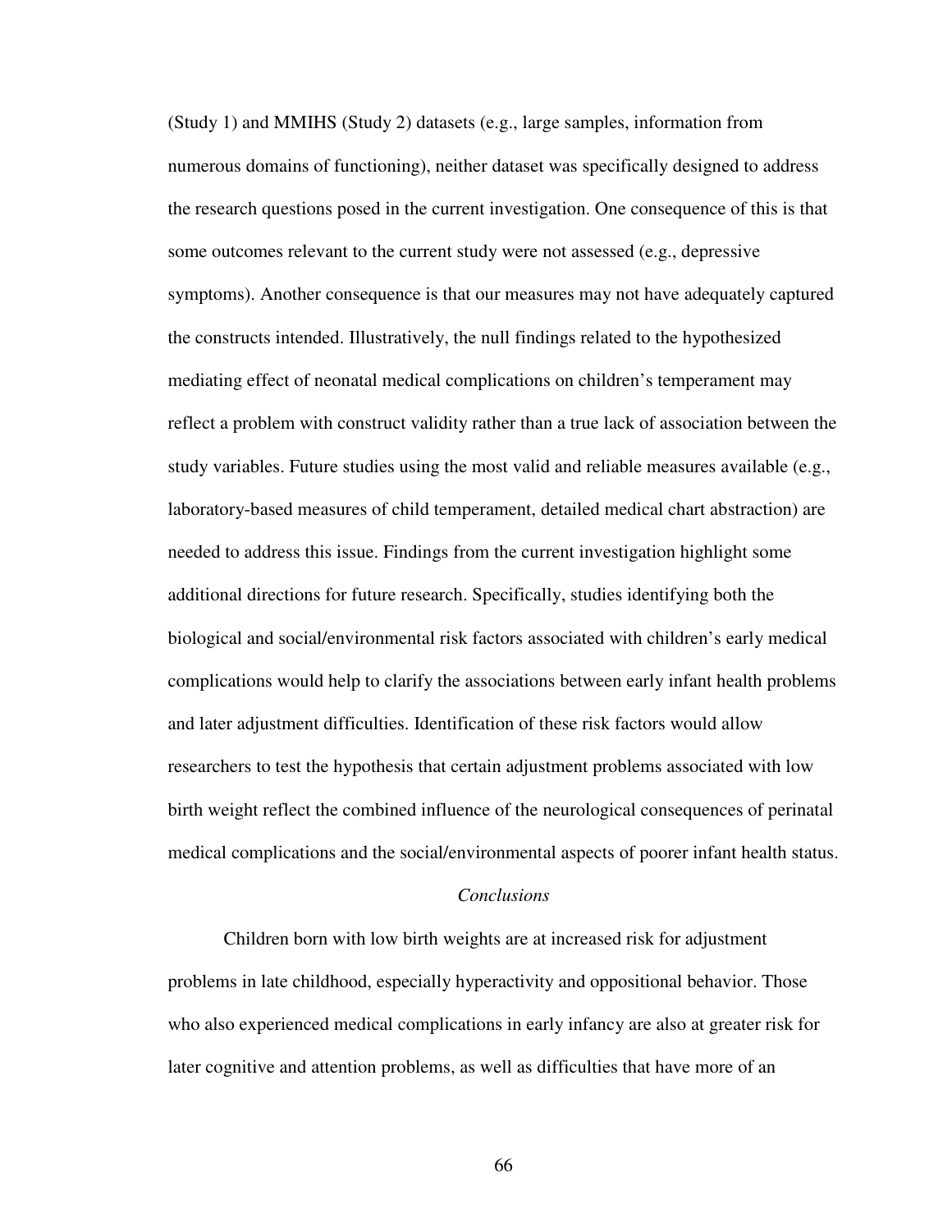(Study 1) and MMIHS (Study 2) datasets (e.g., large samples, information from numerous domains of functioning), neither dataset was specifically designed to address the research questions posed in the current investigation. One consequence of this is that some outcomes relevant to the current study were not assessed (e.g., depressive symptoms). Another consequence is that our measures may not have adequately captured the constructs intended. Illustratively, the null findings related to the hypothesized mediating effect of neonatal medical complications on children's temperament may reflect a problem with construct validity rather than a true lack of association between the study variables. Future studies using the most valid and reliable measures available (e.g., laboratory-based measures of child temperament, detailed medical chart abstraction) are needed to address this issue. Findings from the current investigation highlight some additional directions for future research. Specifically, studies identifying both the biological and social/environmental risk factors associated with children's early medical complications would help to clarify the associations between early infant health problems and later adjustment difficulties. Identification of these risk factors would allow researchers to test the hypothesis that certain adjustment problems associated with low birth weight reflect the combined influence of the neurological consequences of perinatal medical complications and the social/environmental aspects of poorer infant health status.

### *Conclusions*

Children born with low birth weights are at increased risk for adjustment problems in late childhood, especially hyperactivity and oppositional behavior. Those who also experienced medical complications in early infancy are also at greater risk for later cognitive and attention problems, as well as difficulties that have more of an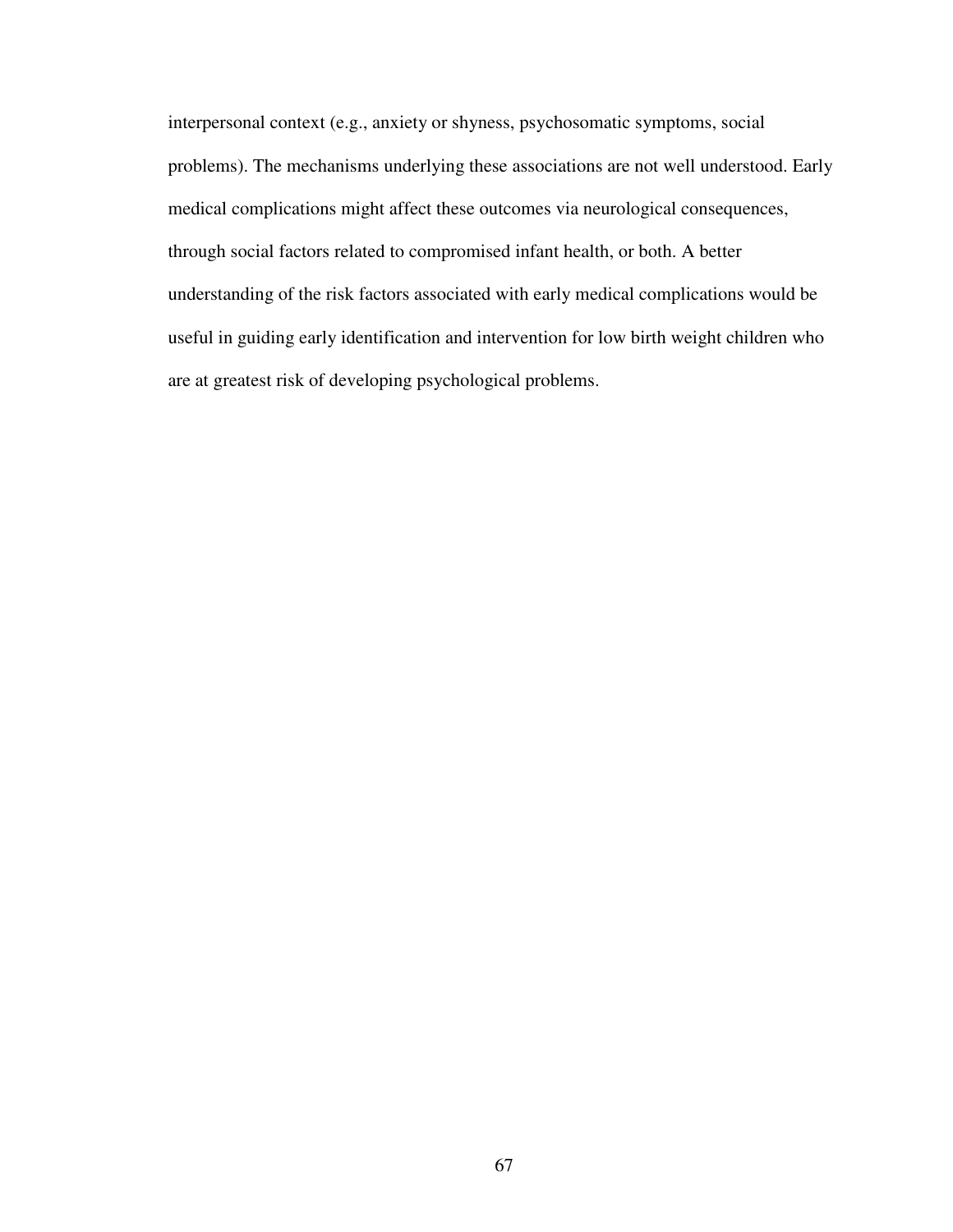interpersonal context (e.g., anxiety or shyness, psychosomatic symptoms, social problems). The mechanisms underlying these associations are not well understood. Early medical complications might affect these outcomes via neurological consequences, through social factors related to compromised infant health, or both. A better understanding of the risk factors associated with early medical complications would be useful in guiding early identification and intervention for low birth weight children who are at greatest risk of developing psychological problems.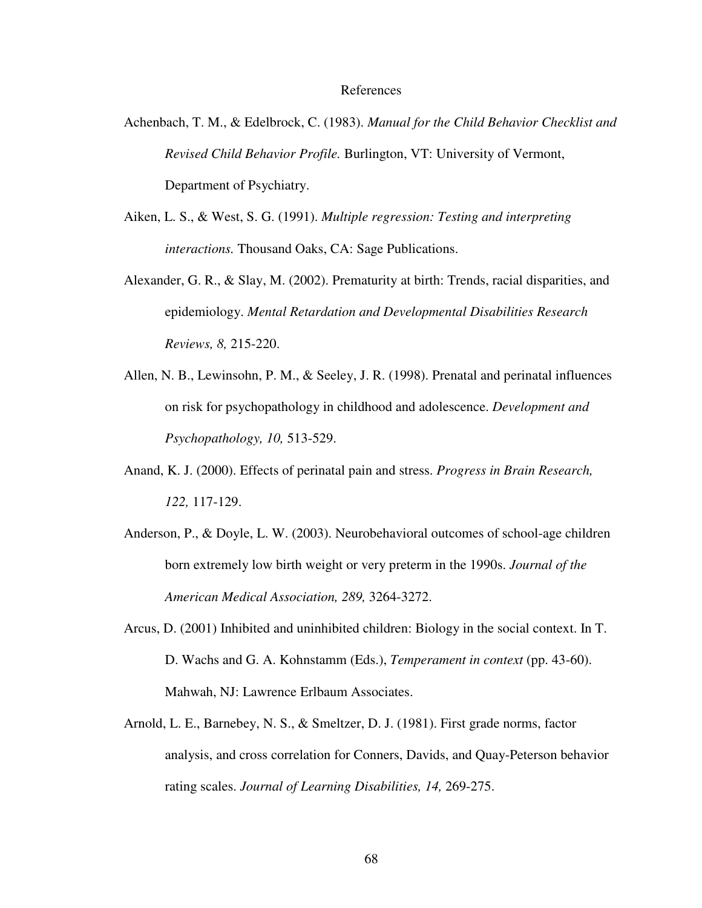# References

Achenbach, T. M., & Edelbrock, C. (1983). *Manual for the Child Behavior Checklist and Revised Child Behavior Profile.* Burlington, VT: University of Vermont, Department of Psychiatry.

Aiken, L. S., & West, S. G. (1991). *Multiple regression: Testing and interpreting interactions.* Thousand Oaks, CA: Sage Publications.

Alexander, G. R., & Slay, M. (2002). Prematurity at birth: Trends, racial disparities, and epidemiology. *Mental Retardation and Developmental Disabilities Research Reviews, 8,* 215-220.

Allen, N. B., Lewinsohn, P. M., & Seeley, J. R. (1998). Prenatal and perinatal influences on risk for psychopathology in childhood and adolescence. *Development and Psychopathology, 10,* 513-529.

Anand, K. J. (2000). Effects of perinatal pain and stress. *Progress in Brain Research, 122,* 117-129.

Anderson, P., & Doyle, L. W. (2003). Neurobehavioral outcomes of school-age children born extremely low birth weight or very preterm in the 1990s. *Journal of the American Medical Association, 289,* 3264-3272.

Arcus, D. (2001) Inhibited and uninhibited children: Biology in the social context. In T. D. Wachs and G. A. Kohnstamm (Eds.), *Temperament in context* (pp. 43-60). Mahwah, NJ: Lawrence Erlbaum Associates.

Arnold, L. E., Barnebey, N. S., & Smeltzer, D. J. (1981). First grade norms, factor analysis, and cross correlation for Conners, Davids, and Quay-Peterson behavior rating scales. *Journal of Learning Disabilities, 14,* 269-275.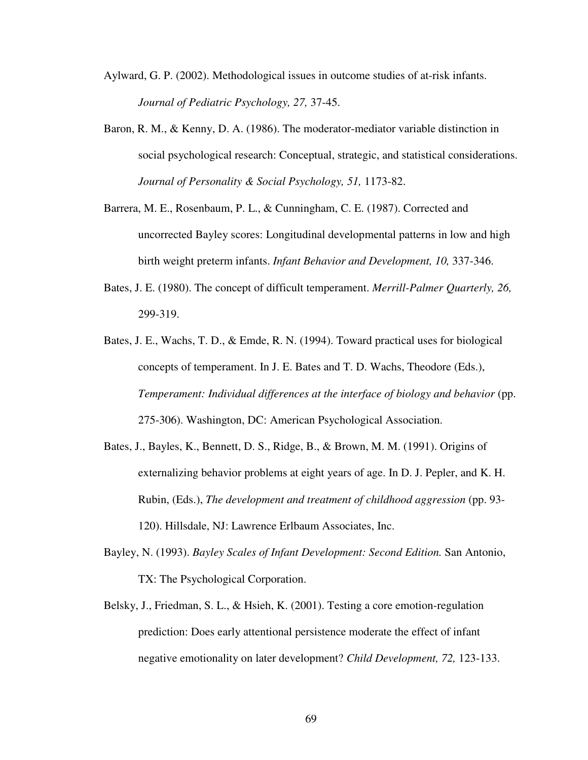Aylward, G. P. (2002). Methodological issues in outcome studies of at-risk infants. *Journal of Pediatric Psychology, 27,* 37-45.

Baron, R. M., & Kenny, D. A. (1986). The moderator-mediator variable distinction in social psychological research: Conceptual, strategic, and statistical considerations. *Journal of Personality & Social Psychology, 51,* 1173-82.

Barrera, M. E., Rosenbaum, P. L., & Cunningham, C. E. (1987). Corrected and uncorrected Bayley scores: Longitudinal developmental patterns in low and high birth weight preterm infants. *Infant Behavior and Development, 10,* 337-346.

Bates, J. E. (1980). The concept of difficult temperament. *Merrill-Palmer Quarterly, 26,* 299-319.

Bates, J. E., Wachs, T. D., & Emde, R. N. (1994). Toward practical uses for biological concepts of temperament. In J. E. Bates and T. D. Wachs, Theodore (Eds.), *Temperament: Individual differences at the interface of biology and behavior* (pp. 275-306). Washington, DC: American Psychological Association.

Bates, J., Bayles, K., Bennett, D. S., Ridge, B., & Brown, M. M. (1991). Origins of externalizing behavior problems at eight years of age. In D. J. Pepler, and K. H. Rubin, (Eds.), *The development and treatment of childhood aggression* (pp. 93-120). Hillsdale, NJ: Lawrence Erlbaum Associates, Inc.

Bayley, N. (1993). *Bayley Scales of Infant Development: Second Edition.* San Antonio, TX: The Psychological Corporation.

Belsky, J., Friedman, S. L., & Hsieh, K. (2001). Testing a core emotion-regulation prediction: Does early attentional persistence moderate the effect of infant negative emotionality on later development? *Child Development, 72,* 123-133.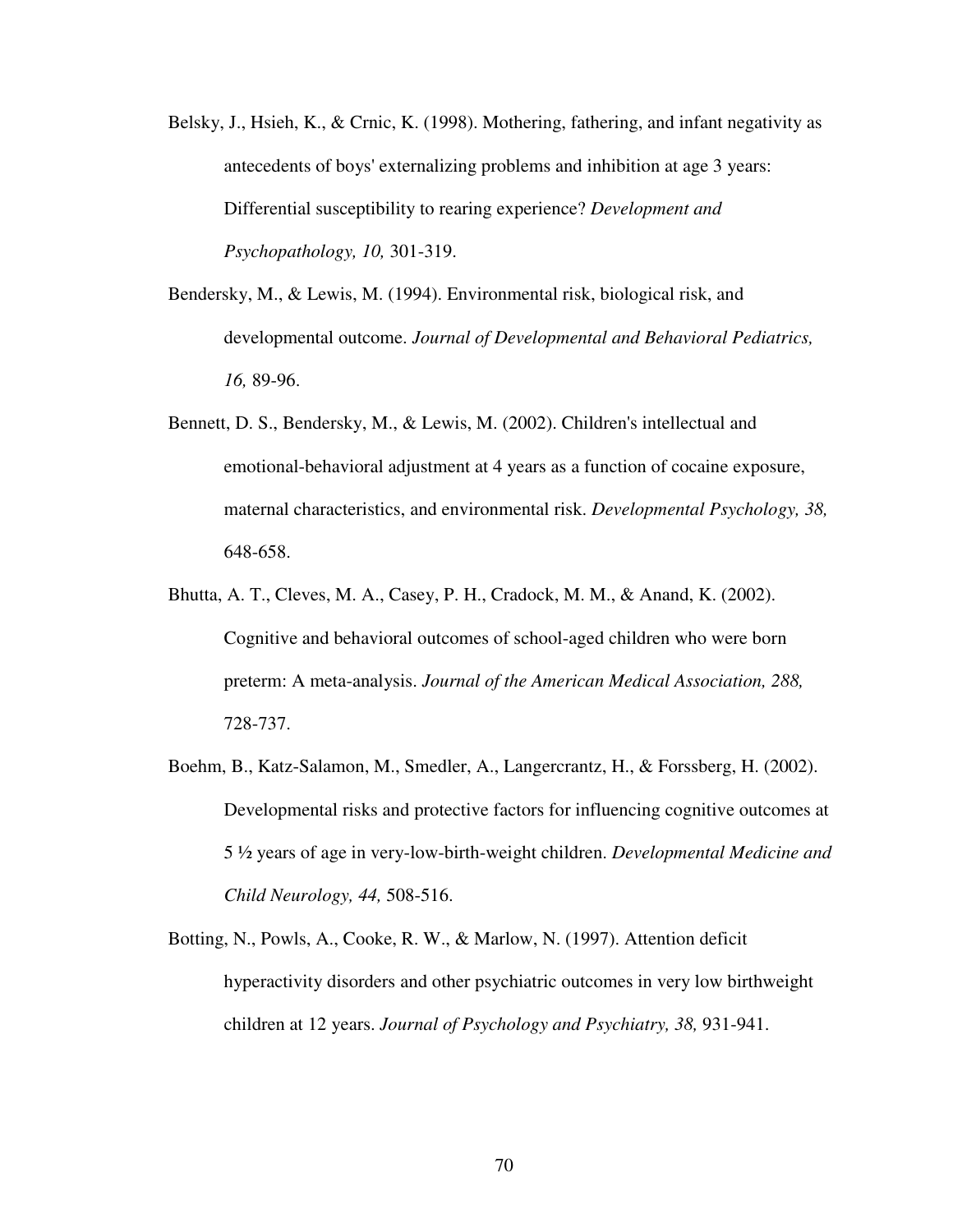Belsky, J., Hsieh, K., & Crnic, K. (1998). Mothering, fathering, and infant negativity as antecedents of boys' externalizing problems and inhibition at age 3 years: Differential susceptibility to rearing experience? *Development and Psychopathology, 10,* 301-319.

Bendersky, M., & Lewis, M. (1994). Environmental risk, biological risk, and developmental outcome. *Journal of Developmental and Behavioral Pediatrics, 16,* 89-96.

Bennett, D. S., Bendersky, M., & Lewis, M. (2002). Children's intellectual and emotional-behavioral adjustment at 4 years as a function of cocaine exposure, maternal characteristics, and environmental risk. *Developmental Psychology, 38,* 648-658.

Bhutta, A. T., Cleves, M. A., Casey, P. H., Cradock, M. M., & Anand, K. (2002). Cognitive and behavioral outcomes of school-aged children who were born preterm: A meta-analysis. *Journal of the American Medical Association, 288,* 728-737.

Boehm, B., Katz-Salamon, M., Smedler, A., Langercrantz, H., & Forssberg, H. (2002). Developmental risks and protective factors for influencing cognitive outcomes at 5 ½ years of age in very-low-birth-weight children. *Developmental Medicine and Child Neurology, 44,* 508-516.

Botting, N., Powls, A., Cooke, R. W., & Marlow, N. (1997). Attention deficit hyperactivity disorders and other psychiatric outcomes in very low birthweight children at 12 years. *Journal of Psychology and Psychiatry, 38,* 931-941.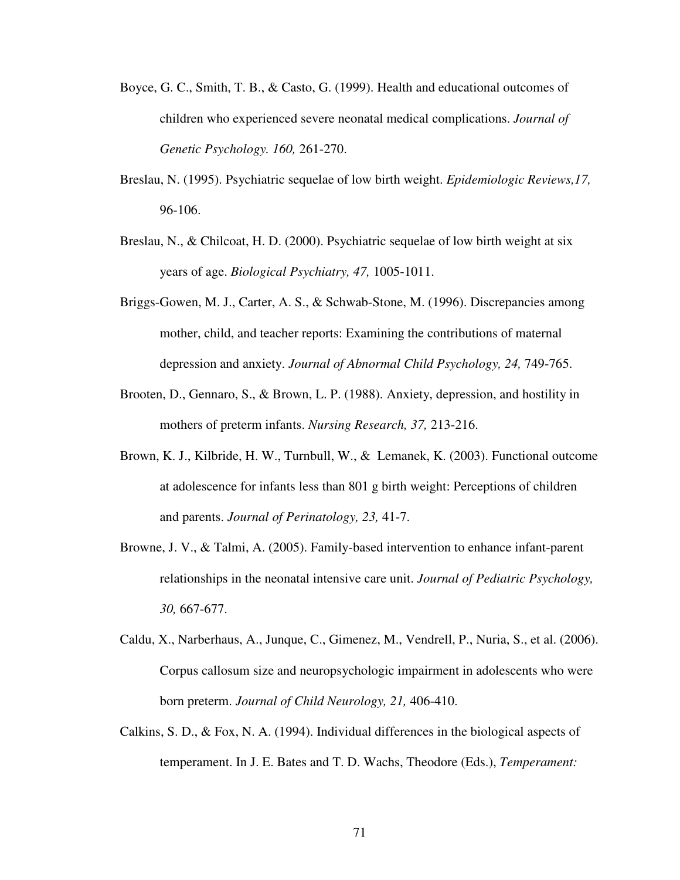Boyce, G. C., Smith, T. B., & Casto, G. (1999). Health and educational outcomes of children who experienced severe neonatal medical complications. *Journal of Genetic Psychology. 160,* 261-270.

Breslau, N. (1995). Psychiatric sequelae of low birth weight. *Epidemiologic Reviews,17,* 96-106.

Breslau, N., & Chilcoat, H. D. (2000). Psychiatric sequelae of low birth weight at six years of age. *Biological Psychiatry, 47,* 1005-1011.

Briggs-Gowen, M. J., Carter, A. S., & Schwab-Stone, M. (1996). Discrepancies among mother, child, and teacher reports: Examining the contributions of maternal depression and anxiety. *Journal of Abnormal Child Psychology, 24,* 749-765.

Brooten, D., Gennaro, S., & Brown, L. P. (1988). Anxiety, depression, and hostility in mothers of preterm infants. *Nursing Research, 37,* 213-216.

Brown, K. J., Kilbride, H. W., Turnbull, W., & Lemanek, K. (2003). Functional outcome at adolescence for infants less than 801 g birth weight: Perceptions of children and parents. *Journal of Perinatology, 23,* 41-7.

Browne, J. V., & Talmi, A. (2005). Family-based intervention to enhance infant-parent relationships in the neonatal intensive care unit. *Journal of Pediatric Psychology, 30,* 667-677.

Caldu, X., Narberhaus, A., Junque, C., Gimenez, M., Vendrell, P., Nuria, S., et al. (2006). Corpus callosum size and neuropsychologic impairment in adolescents who were born preterm. *Journal of Child Neurology, 21,* 406-410.

Calkins, S. D., & Fox, N. A. (1994). Individual differences in the biological aspects of temperament. In J. E. Bates and T. D. Wachs, Theodore (Eds.), *Temperament:*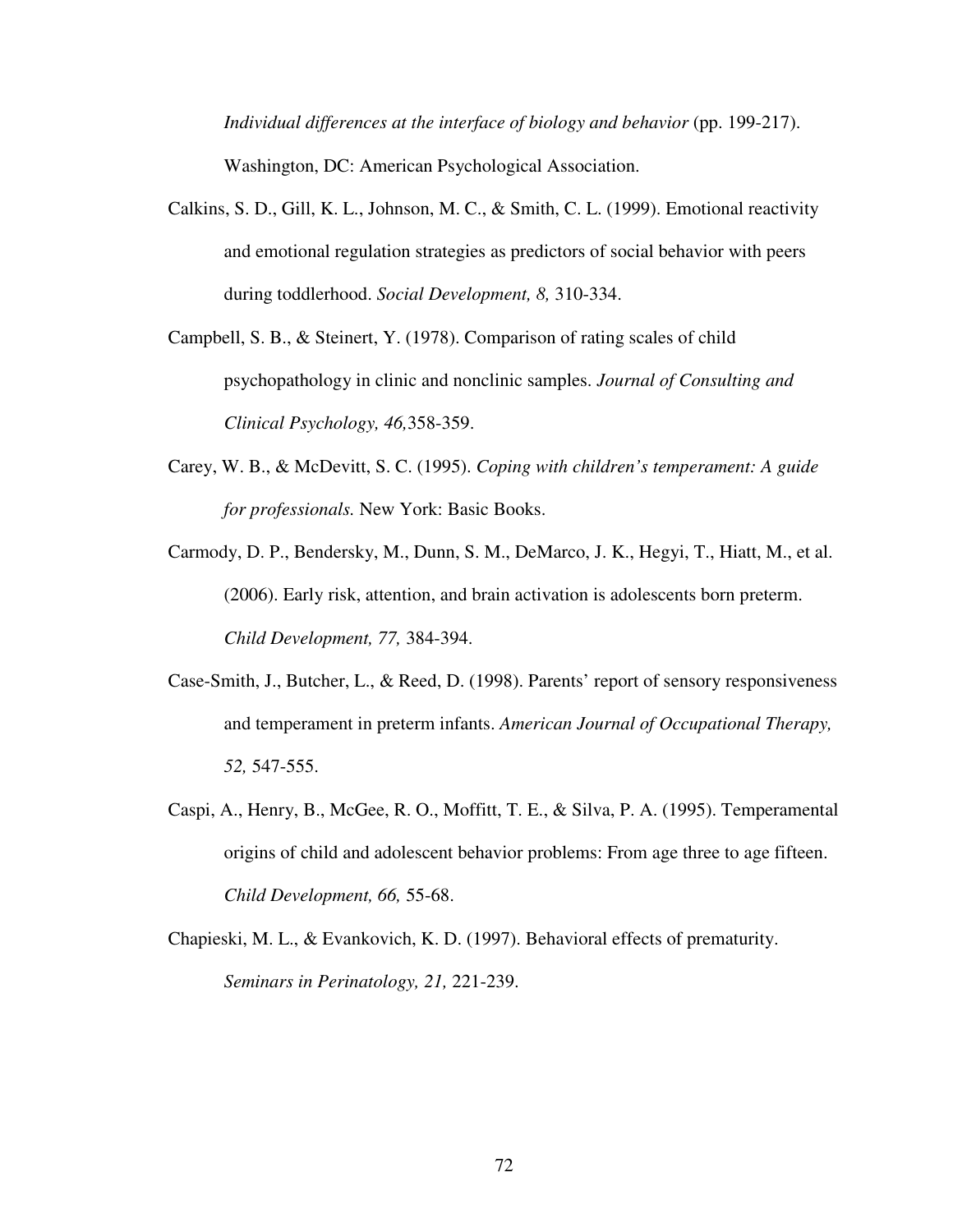*Individual differences at the interface of biology and behavior* (pp. 199-217). Washington, DC: American Psychological Association.

Calkins, S. D., Gill, K. L., Johnson, M. C., & Smith, C. L. (1999). Emotional reactivity and emotional regulation strategies as predictors of social behavior with peers during toddlerhood. *Social Development, 8,* 310-334.

Campbell, S. B., & Steinert, Y. (1978). Comparison of rating scales of child psychopathology in clinic and nonclinic samples. *Journal of Consulting and Clinical Psychology, 46,*358-359.

Carey, W. B., & McDevitt, S. C. (1995). *Coping with children's temperament: A guide for professionals.* New York: Basic Books.

Carmody, D. P., Bendersky, M., Dunn, S. M., DeMarco, J. K., Hegyi, T., Hiatt, M., et al. (2006). Early risk, attention, and brain activation is adolescents born preterm. *Child Development, 77,* 384-394.

Case-Smith, J., Butcher, L., & Reed, D. (1998). Parents' report of sensory responsiveness and temperament in preterm infants. *American Journal of Occupational Therapy, 52,* 547-555.

Caspi, A., Henry, B., McGee, R. O., Moffitt, T. E., & Silva, P. A. (1995). Temperamental origins of child and adolescent behavior problems: From age three to age fifteen. *Child Development, 66,* 55-68.

Chapieski, M. L., & Evankovich, K. D. (1997). Behavioral effects of prematurity. *Seminars in Perinatology, 21,* 221-239.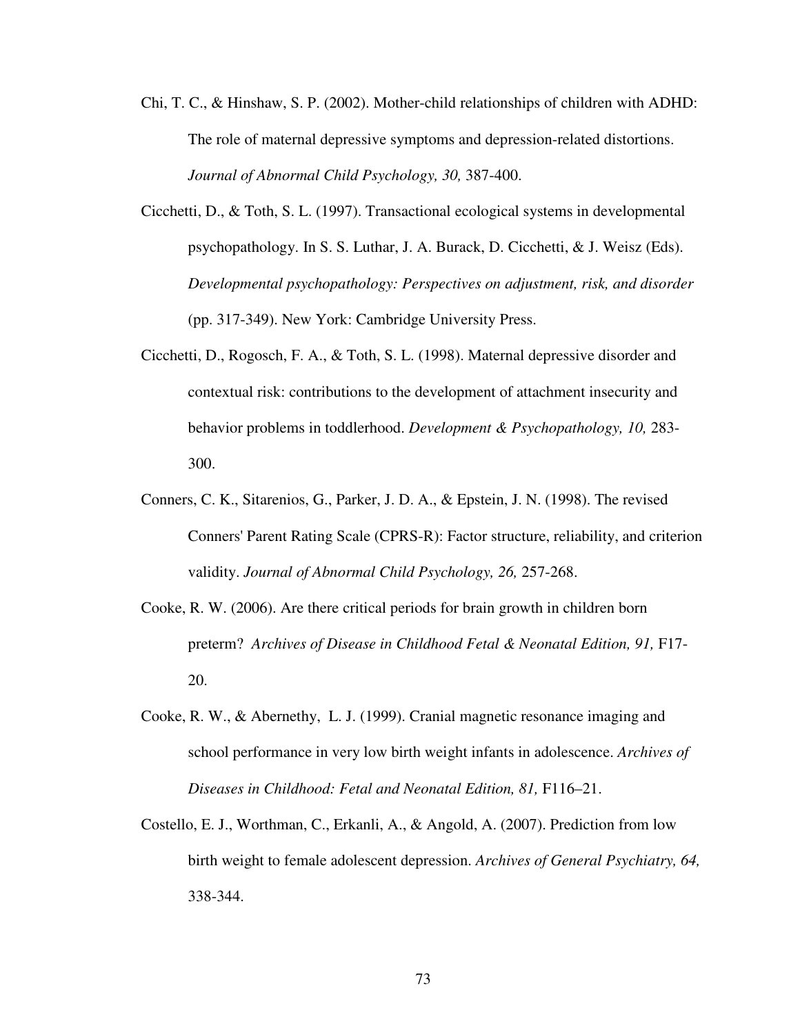Chi, T. C., & Hinshaw, S. P. (2002). Mother-child relationships of children with ADHD: The role of maternal depressive symptoms and depression-related distortions. *Journal of Abnormal Child Psychology, 30,* 387-400.

Cicchetti, D., & Toth, S. L. (1997). Transactional ecological systems in developmental psychopathology. In S. S. Luthar, J. A. Burack, D. Cicchetti, & J. Weisz (Eds). *Developmental psychopathology: Perspectives on adjustment, risk, and disorder* (pp. 317-349). New York: Cambridge University Press.

Cicchetti, D., Rogosch, F. A., & Toth, S. L. (1998). Maternal depressive disorder and contextual risk: contributions to the development of attachment insecurity and behavior problems in toddlerhood. *Development & Psychopathology, 10,* 283-300.

Conners, C. K., Sitarenios, G., Parker, J. D. A., & Epstein, J. N. (1998). The revised Conners' Parent Rating Scale (CPRS-R): Factor structure, reliability, and criterion validity. *Journal of Abnormal Child Psychology, 26,* 257-268.

Cooke, R. W. (2006). Are there critical periods for brain growth in children born preterm? *Archives of Disease in Childhood Fetal & Neonatal Edition, 91,* F17-20.

Cooke, R. W., & Abernethy, L. J. (1999). Cranial magnetic resonance imaging and school performance in very low birth weight infants in adolescence. *Archives of Diseases in Childhood: Fetal and Neonatal Edition, 81,* F116–21.

Costello, E. J., Worthman, C., Erkanli, A., & Angold, A. (2007). Prediction from low birth weight to female adolescent depression. *Archives of General Psychiatry, 64,* 338-344.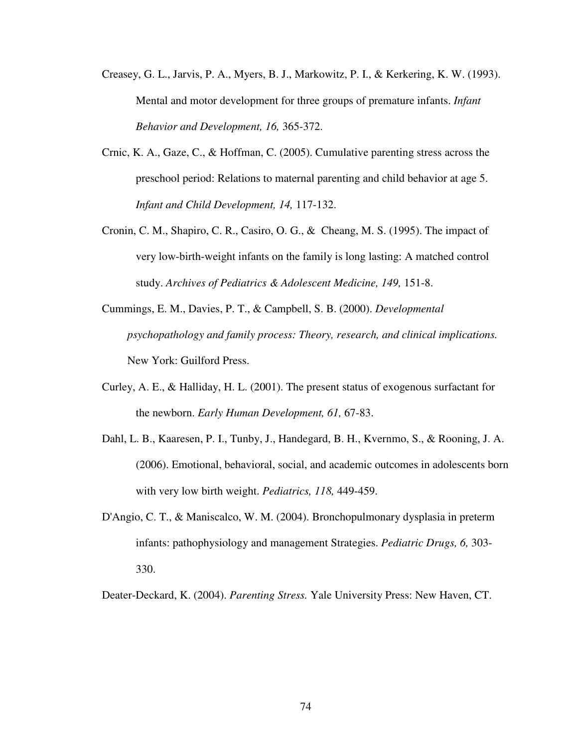Creasey, G. L., Jarvis, P. A., Myers, B. J., Markowitz, P. I., & Kerkering, K. W. (1993). Mental and motor development for three groups of premature infants. *Infant Behavior and Development, 16,* 365-372.

Crnic, K. A., Gaze, C., & Hoffman, C. (2005). Cumulative parenting stress across the preschool period: Relations to maternal parenting and child behavior at age 5. *Infant and Child Development, 14,* 117-132.

Cronin, C. M., Shapiro, C. R., Casiro, O. G., & Cheang, M. S. (1995). The impact of very low-birth-weight infants on the family is long lasting: A matched control study. *Archives of Pediatrics & Adolescent Medicine, 149,* 151-8.

Cummings, E. M., Davies, P. T., & Campbell, S. B. (2000). *Developmental psychopathology and family process: Theory, research, and clinical implications.* New York: Guilford Press.

Curley, A. E., & Halliday, H. L. (2001). The present status of exogenous surfactant for the newborn. *Early Human Development, 61,* 67-83.

Dahl, L. B., Kaaresen, P. I., Tunby, J., Handegard, B. H., Kvernmo, S., & Rooning, J. A. (2006). Emotional, behavioral, social, and academic outcomes in adolescents born with very low birth weight. *Pediatrics, 118,* 449-459.

D'Angio, C. T., & Maniscalco, W. M. (2004). Bronchopulmonary dysplasia in preterm infants: pathophysiology and management Strategies. *Pediatric Drugs, 6,* 303-330.

Deater-Deckard, K. (2004). *Parenting Stress.* Yale University Press: New Haven, CT.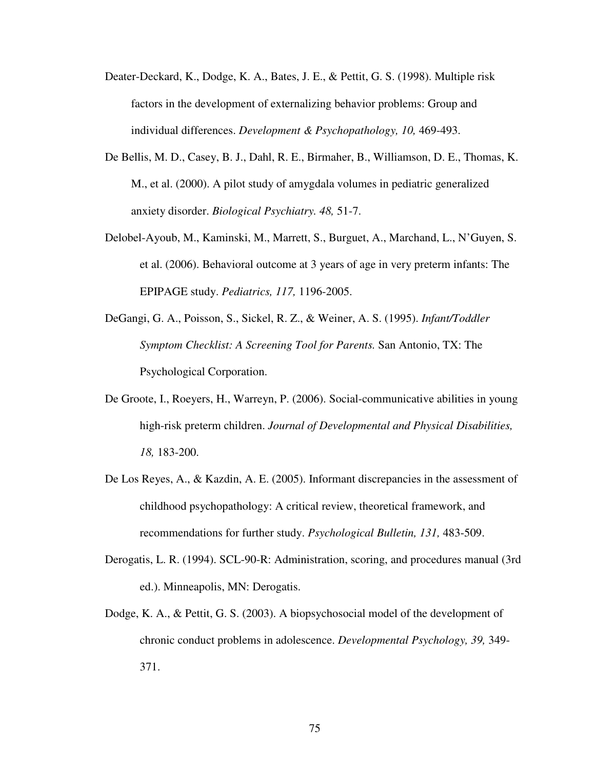Deater-Deckard, K., Dodge, K. A., Bates, J. E., & Pettit, G. S. (1998). Multiple risk factors in the development of externalizing behavior problems: Group and individual differences. *Development & Psychopathology, 10,* 469-493.

De Bellis, M. D., Casey, B. J., Dahl, R. E., Birmaher, B., Williamson, D. E., Thomas, K. M., et al. (2000). A pilot study of amygdala volumes in pediatric generalized anxiety disorder. *Biological Psychiatry. 48,* 51-7.

Delobel-Ayoub, M., Kaminski, M., Marrett, S., Burguet, A., Marchand, L., N'Guyen, S. et al. (2006). Behavioral outcome at 3 years of age in very preterm infants: The EPIPAGE study. *Pediatrics, 117,* 1196-2005.

DeGangi, G. A., Poisson, S., Sickel, R. Z., & Weiner, A. S. (1995). *Infant/Toddler Symptom Checklist: A Screening Tool for Parents.* San Antonio, TX: The Psychological Corporation.

De Groote, I., Roeyers, H., Warreyn, P. (2006). Social-communicative abilities in young high-risk preterm children. *Journal of Developmental and Physical Disabilities, 18,* 183-200.

De Los Reyes, A., & Kazdin, A. E. (2005). Informant discrepancies in the assessment of childhood psychopathology: A critical review, theoretical framework, and recommendations for further study. *Psychological Bulletin, 131,* 483-509.

Derogatis, L. R. (1994). SCL-90-R: Administration, scoring, and procedures manual (3rd ed.). Minneapolis, MN: Derogatis.

Dodge, K. A., & Pettit, G. S. (2003). A biopsychosocial model of the development of chronic conduct problems in adolescence. *Developmental Psychology, 39,* 349-371.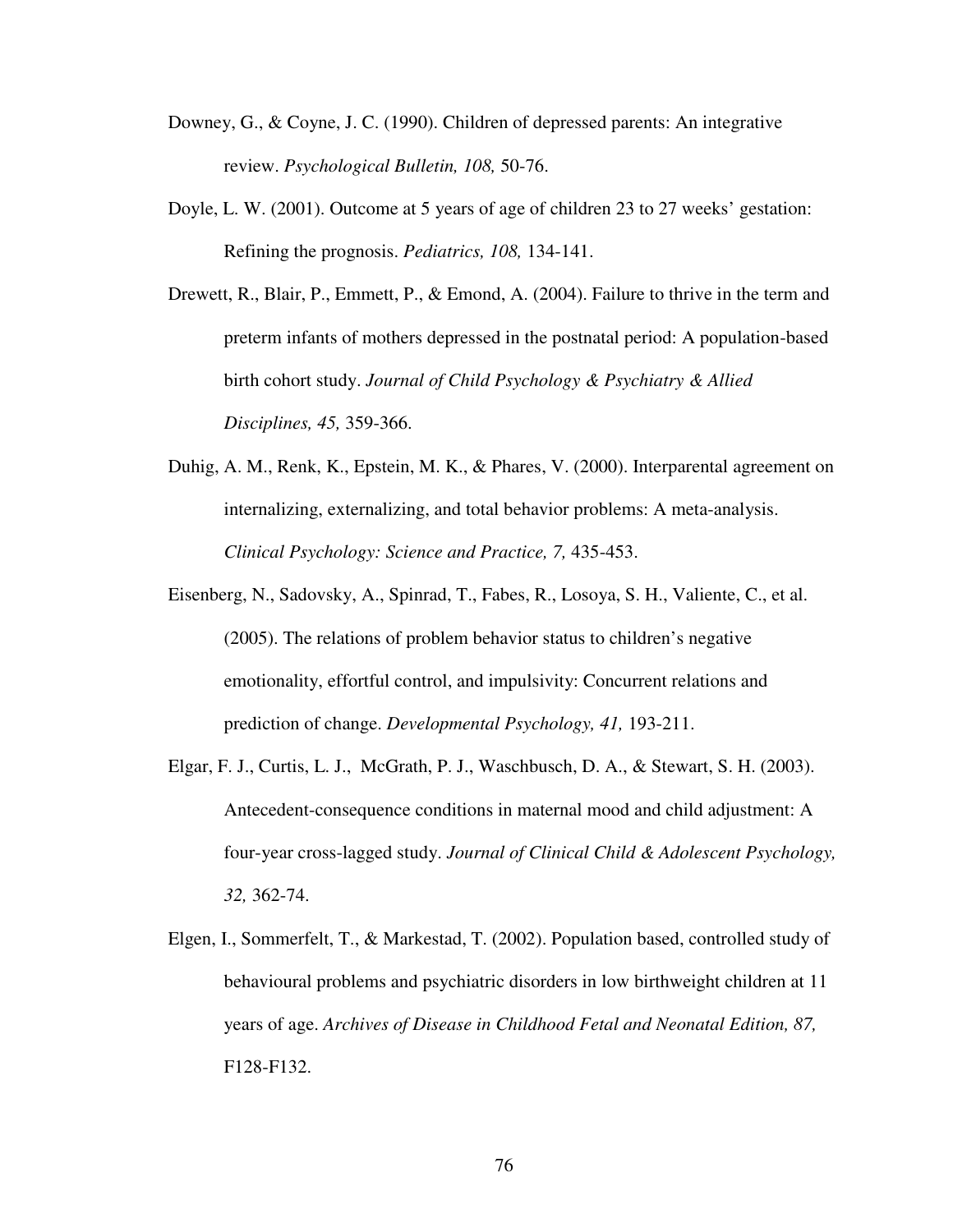Downey, G., & Coyne, J. C. (1990). Children of depressed parents: An integrative review. *Psychological Bulletin, 108,* 50-76.

Doyle, L. W. (2001). Outcome at 5 years of age of children 23 to 27 weeks' gestation: Refining the prognosis. *Pediatrics, 108,* 134-141.

Drewett, R., Blair, P., Emmett, P., & Emond, A. (2004). Failure to thrive in the term and preterm infants of mothers depressed in the postnatal period: A population-based birth cohort study. *Journal of Child Psychology & Psychiatry & Allied Disciplines, 45,* 359-366.

Duhig, A. M., Renk, K., Epstein, M. K., & Phares, V. (2000). Interparental agreement on internalizing, externalizing, and total behavior problems: A meta-analysis. *Clinical Psychology: Science and Practice, 7,* 435-453.

Eisenberg, N., Sadovsky, A., Spinrad, T., Fabes, R., Losoya, S. H., Valiente, C., et al. (2005). The relations of problem behavior status to children's negative emotionality, effortful control, and impulsivity: Concurrent relations and prediction of change. *Developmental Psychology, 41,* 193-211.

Elgar, F. J., Curtis, L. J., McGrath, P. J., Waschbusch, D. A., & Stewart, S. H. (2003). Antecedent-consequence conditions in maternal mood and child adjustment: A four-year cross-lagged study. *Journal of Clinical Child & Adolescent Psychology, 32,* 362-74.

Elgen, I., Sommerfelt, T., & Markestad, T. (2002). Population based, controlled study of behavioural problems and psychiatric disorders in low birthweight children at 11 years of age. *Archives of Disease in Childhood Fetal and Neonatal Edition, 87,* F128-F132.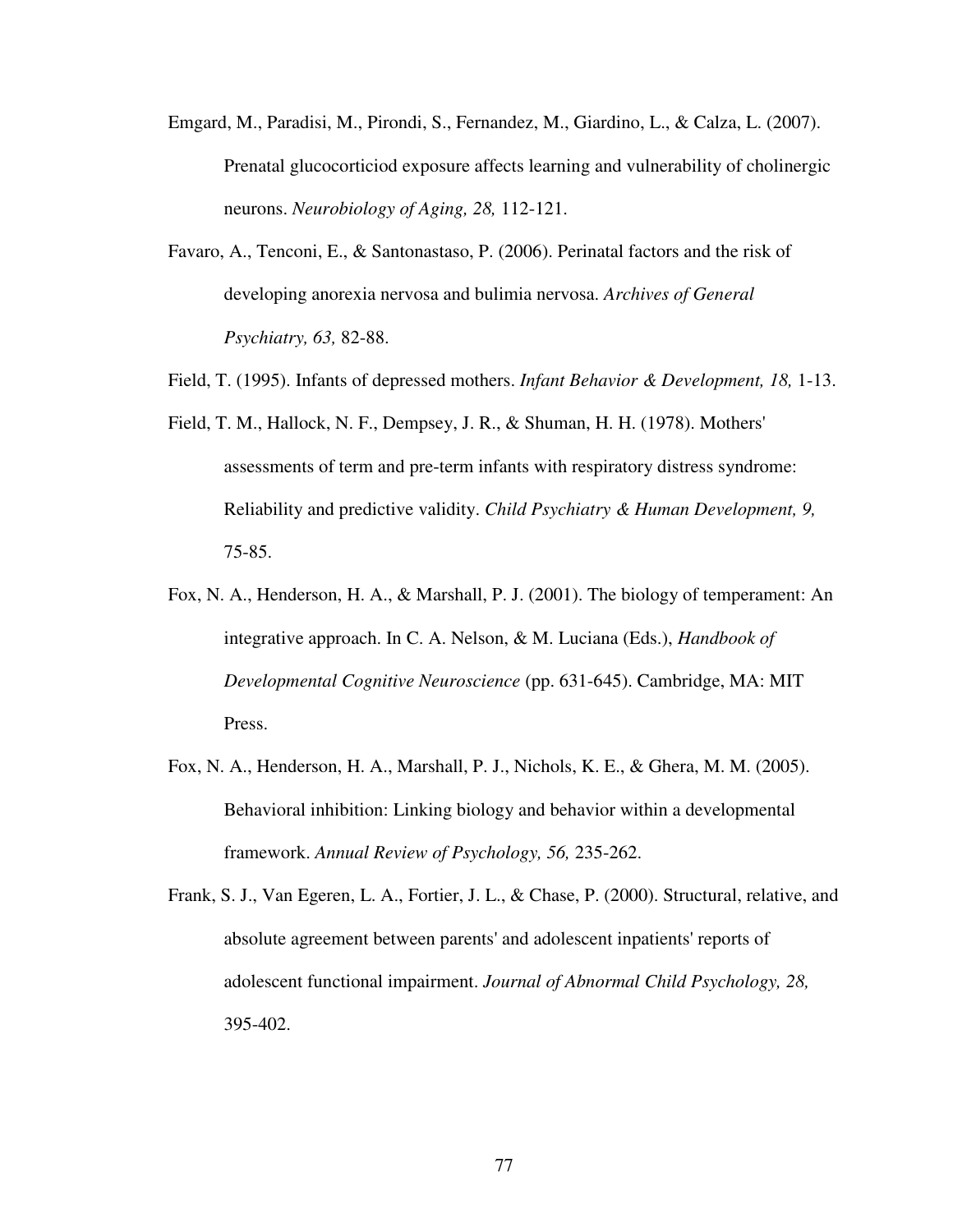Emgard, M., Paradisi, M., Pirondi, S., Fernandez, M., Giardino, L., & Calza, L. (2007). Prenatal glucocorticiod exposure affects learning and vulnerability of cholinergic neurons. *Neurobiology of Aging, 28,* 112-121.

Favaro, A., Tenconi, E., & Santonastaso, P. (2006). Perinatal factors and the risk of developing anorexia nervosa and bulimia nervosa. *Archives of General Psychiatry, 63,* 82-88.

Field, T. (1995). Infants of depressed mothers. *Infant Behavior & Development, 18,* 1-13.

Field, T. M., Hallock, N. F., Dempsey, J. R., & Shuman, H. H. (1978). Mothers' assessments of term and pre-term infants with respiratory distress syndrome: Reliability and predictive validity. *Child Psychiatry & Human Development, 9,* 75-85.

Fox, N. A., Henderson, H. A., & Marshall, P. J. (2001). The biology of temperament: An integrative approach. In C. A. Nelson, & M. Luciana (Eds.), *Handbook of Developmental Cognitive Neuroscience* (pp. 631-645). Cambridge, MA: MIT Press.

Fox, N. A., Henderson, H. A., Marshall, P. J., Nichols, K. E., & Ghera, M. M. (2005). Behavioral inhibition: Linking biology and behavior within a developmental framework. *Annual Review of Psychology, 56,* 235-262.

Frank, S. J., Van Egeren, L. A., Fortier, J. L., & Chase, P. (2000). Structural, relative, and absolute agreement between parents' and adolescent inpatients' reports of adolescent functional impairment. *Journal of Abnormal Child Psychology, 28,* 395-402.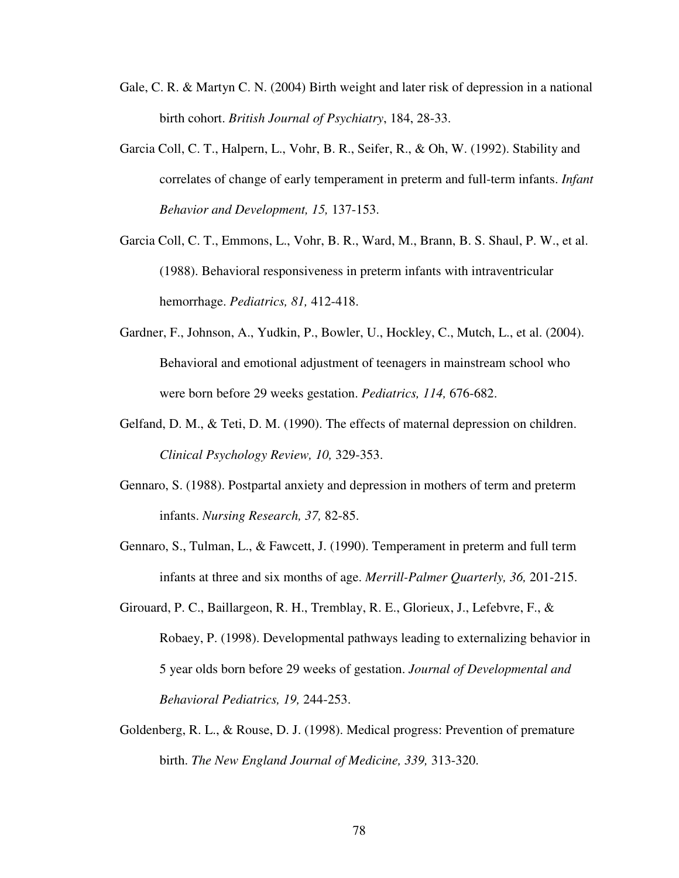Gale, C. R. & Martyn C. N. (2004) Birth weight and later risk of depression in a national birth cohort. *British Journal of Psychiatry*, 184, 28-33.

Garcia Coll, C. T., Halpern, L., Vohr, B. R., Seifer, R., & Oh, W. (1992). Stability and correlates of change of early temperament in preterm and full-term infants. *Infant Behavior and Development, 15,* 137-153.

Garcia Coll, C. T., Emmons, L., Vohr, B. R., Ward, M., Brann, B. S. Shaul, P. W., et al. (1988). Behavioral responsiveness in preterm infants with intraventricular hemorrhage. *Pediatrics, 81,* 412-418.

Gardner, F., Johnson, A., Yudkin, P., Bowler, U., Hockley, C., Mutch, L., et al. (2004). Behavioral and emotional adjustment of teenagers in mainstream school who were born before 29 weeks gestation. *Pediatrics, 114,* 676-682.

Gelfand, D. M., & Teti, D. M. (1990). The effects of maternal depression on children. *Clinical Psychology Review, 10,* 329-353.

Gennaro, S. (1988). Postpartal anxiety and depression in mothers of term and preterm infants. *Nursing Research, 37,* 82-85.

Gennaro, S., Tulman, L., & Fawcett, J. (1990). Temperament in preterm and full term infants at three and six months of age. *Merrill-Palmer Quarterly, 36,* 201-215.

Girouard, P. C., Baillargeon, R. H., Tremblay, R. E., Glorieux, J., Lefebvre, F., & Robaey, P. (1998). Developmental pathways leading to externalizing behavior in 5 year olds born before 29 weeks of gestation. *Journal of Developmental and Behavioral Pediatrics, 19,* 244-253.

Goldenberg, R. L., & Rouse, D. J. (1998). Medical progress: Prevention of premature birth. *The New England Journal of Medicine, 339,* 313-320.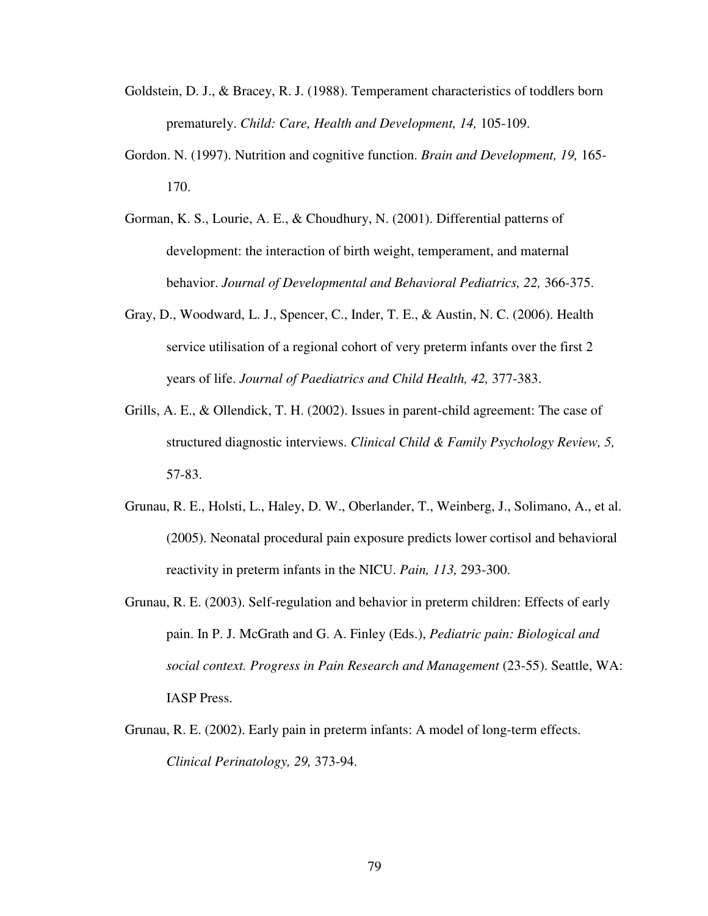Goldstein, D. J., & Bracey, R. J. (1988). Temperament characteristics of toddlers born prematurely. *Child: Care, Health and Development, 14,* 105-109.

Gordon. N. (1997). Nutrition and cognitive function. *Brain and Development, 19,* 165-170.

Gorman, K. S., Lourie, A. E., & Choudhury, N. (2001). Differential patterns of development: the interaction of birth weight, temperament, and maternal behavior. *Journal of Developmental and Behavioral Pediatrics, 22,* 366-375.

Gray, D., Woodward, L. J., Spencer, C., Inder, T. E., & Austin, N. C. (2006). Health service utilisation of a regional cohort of very preterm infants over the first 2 years of life. *Journal of Paediatrics and Child Health, 42,* 377-383.

Grills, A. E., & Ollendick, T. H. (2002). Issues in parent-child agreement: The case of structured diagnostic interviews. *Clinical Child & Family Psychology Review, 5,* 57-83.

Grunau, R. E., Holsti, L., Haley, D. W., Oberlander, T., Weinberg, J., Solimano, A., et al. (2005). Neonatal procedural pain exposure predicts lower cortisol and behavioral reactivity in preterm infants in the NICU. *Pain, 113,* 293-300.

Grunau, R. E. (2003). Self-regulation and behavior in preterm children: Effects of early pain. In P. J. McGrath and G. A. Finley (Eds.), *Pediatric pain: Biological and social context. Progress in Pain Research and Management* (23-55). Seattle, WA: IASP Press.

Grunau, R. E. (2002). Early pain in preterm infants: A model of long-term effects. *Clinical Perinatology, 29,* 373-94.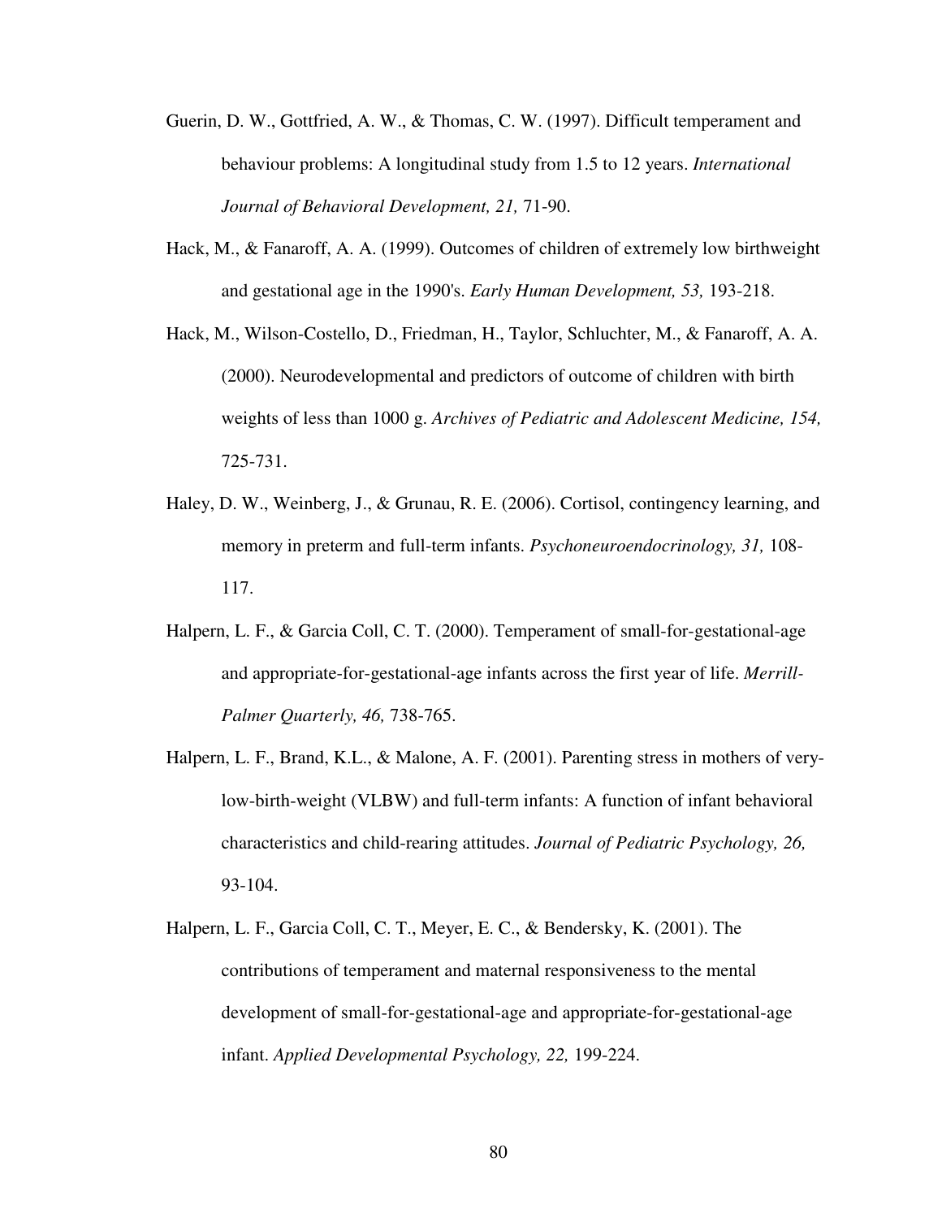Guerin, D. W., Gottfried, A. W., & Thomas, C. W. (1997). Difficult temperament and behaviour problems: A longitudinal study from 1.5 to 12 years. *International Journal of Behavioral Development, 21,* 71-90.

Hack, M., & Fanaroff, A. A. (1999). Outcomes of children of extremely low birthweight and gestational age in the 1990's. *Early Human Development, 53,* 193-218.

Hack, M., Wilson-Costello, D., Friedman, H., Taylor, Schluchter, M., & Fanaroff, A. A. (2000). Neurodevelopmental and predictors of outcome of children with birth weights of less than 1000 g. *Archives of Pediatric and Adolescent Medicine, 154,* 725-731.

Haley, D. W., Weinberg, J., & Grunau, R. E. (2006). Cortisol, contingency learning, and memory in preterm and full-term infants. *Psychoneuroendocrinology, 31,* 108-117.

Halpern, L. F., & Garcia Coll, C. T. (2000). Temperament of small-for-gestational-age and appropriate-for-gestational-age infants across the first year of life. *Merrill-Palmer Quarterly, 46,* 738-765.

Halpern, L. F., Brand, K.L., & Malone, A. F. (2001). Parenting stress in mothers of very-low-birth-weight (VLBW) and full-term infants: A function of infant behavioral characteristics and child-rearing attitudes. *Journal of Pediatric Psychology, 26,* 93-104.

Halpern, L. F., Garcia Coll, C. T., Meyer, E. C., & Bendersky, K. (2001). The contributions of temperament and maternal responsiveness to the mental development of small-for-gestational-age and appropriate-for-gestational-age infant. *Applied Developmental Psychology, 22,* 199-224.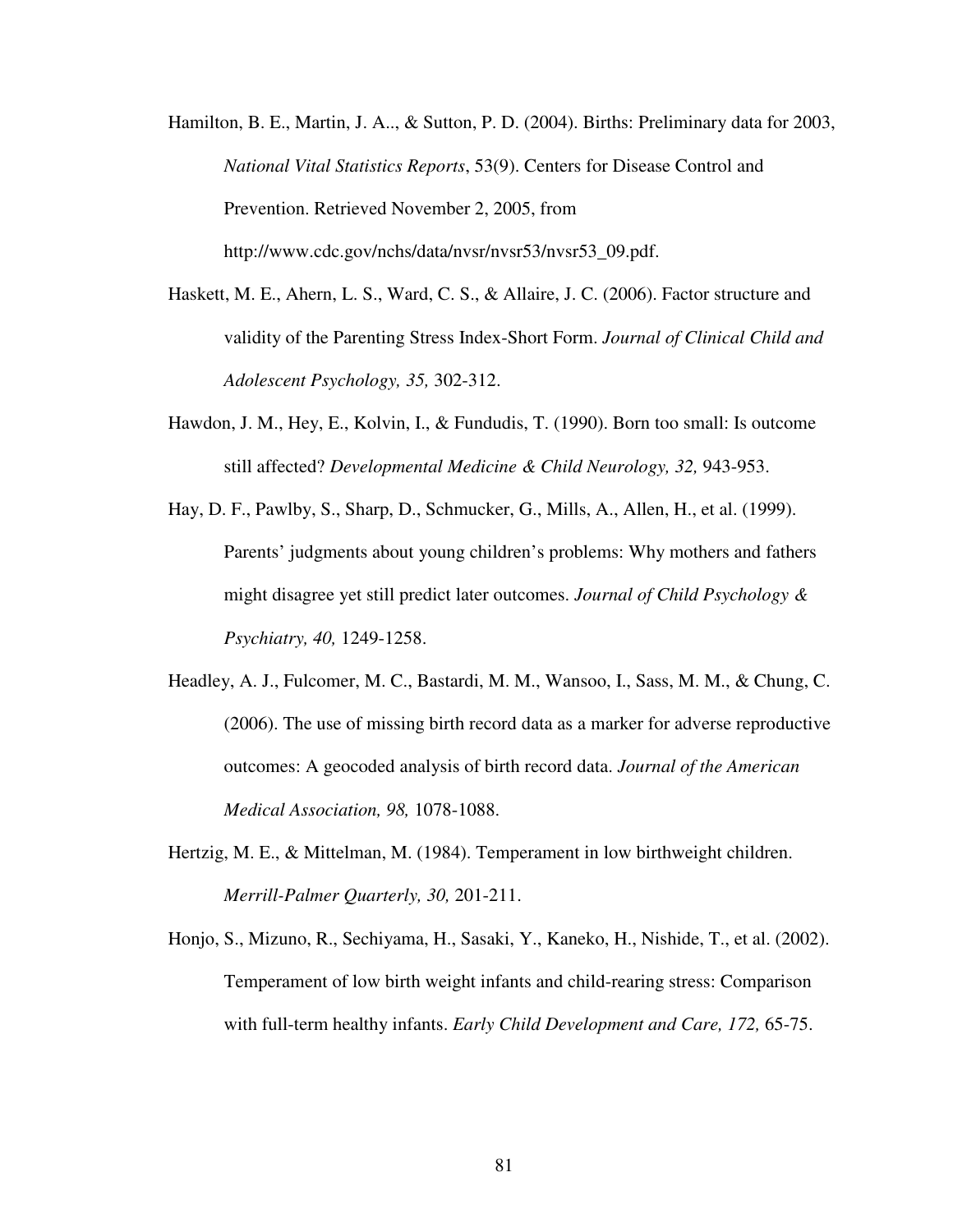Hamilton, B. E., Martin, J. A.., & Sutton, P. D. (2004). Births: Preliminary data for 2003, *National Vital Statistics Reports*, 53(9). Centers for Disease Control and Prevention. Retrieved November 2, 2005, from http://www.cdc.gov/nchs/data/nvsr/nvsr53/nvsr53_09.pdf.

Haskett, M. E., Ahern, L. S., Ward, C. S., & Allaire, J. C. (2006). Factor structure and validity of the Parenting Stress Index-Short Form. *Journal of Clinical Child and Adolescent Psychology, 35,* 302-312.

Hawdon, J. M., Hey, E., Kolvin, I., & Fundudis, T. (1990). Born too small: Is outcome still affected? *Developmental Medicine & Child Neurology, 32,* 943-953.

Hay, D. F., Pawlby, S., Sharp, D., Schmucker, G., Mills, A., Allen, H., et al. (1999). Parents' judgments about young children's problems: Why mothers and fathers might disagree yet still predict later outcomes. *Journal of Child Psychology & Psychiatry, 40,* 1249-1258.

Headley, A. J., Fulcomer, M. C., Bastardi, M. M., Wansoo, I., Sass, M. M., & Chung, C. (2006). The use of missing birth record data as a marker for adverse reproductive outcomes: A geocoded analysis of birth record data. *Journal of the American Medical Association, 98,* 1078-1088.

Hertzig, M. E., & Mittelman, M. (1984). Temperament in low birthweight children. *Merrill-Palmer Quarterly, 30,* 201-211.

Honjo, S., Mizuno, R., Sechiyama, H., Sasaki, Y., Kaneko, H., Nishide, T., et al. (2002). Temperament of low birth weight infants and child-rearing stress: Comparison with full-term healthy infants. *Early Child Development and Care, 172,* 65-75.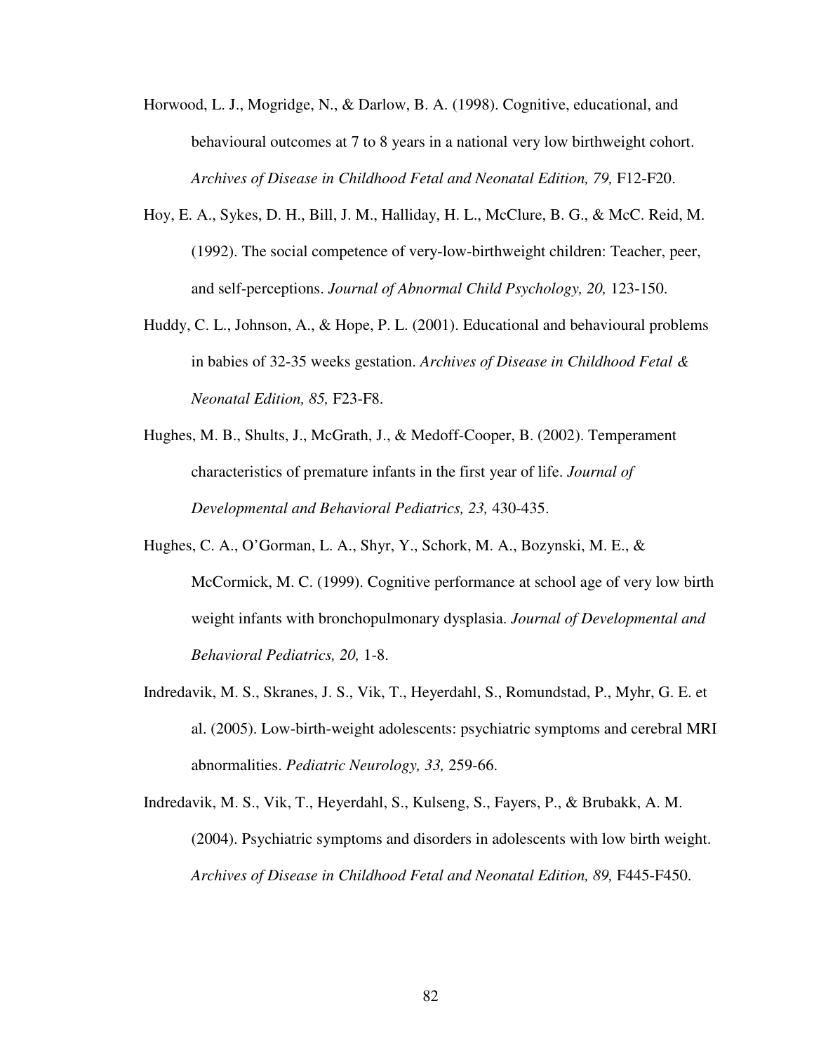Horwood, L. J., Mogridge, N., & Darlow, B. A. (1998). Cognitive, educational, and behavioural outcomes at 7 to 8 years in a national very low birthweight cohort. *Archives of Disease in Childhood Fetal and Neonatal Edition, 79,* F12-F20.

Hoy, E. A., Sykes, D. H., Bill, J. M., Halliday, H. L., McClure, B. G., & McC. Reid, M. (1992). The social competence of very-low-birthweight children: Teacher, peer, and self-perceptions. *Journal of Abnormal Child Psychology, 20,* 123-150.

Huddy, C. L., Johnson, A., & Hope, P. L. (2001). Educational and behavioural problems in babies of 32-35 weeks gestation. *Archives of Disease in Childhood Fetal & Neonatal Edition, 85,* F23-F8.

Hughes, M. B., Shults, J., McGrath, J., & Medoff-Cooper, B. (2002). Temperament characteristics of premature infants in the first year of life. *Journal of Developmental and Behavioral Pediatrics, 23,* 430-435.

Hughes, C. A., O'Gorman, L. A., Shyr, Y., Schork, M. A., Bozynski, M. E., & McCormick, M. C. (1999). Cognitive performance at school age of very low birth weight infants with bronchopulmonary dysplasia. *Journal of Developmental and Behavioral Pediatrics, 20,* 1-8.

Indredavik, M. S., Skranes, J. S., Vik, T., Heyerdahl, S., Romundstad, P., Myhr, G. E. et al. (2005). Low-birth-weight adolescents: psychiatric symptoms and cerebral MRI abnormalities. *Pediatric Neurology, 33,* 259-66.

Indredavik, M. S., Vik, T., Heyerdahl, S., Kulseng, S., Fayers, P., & Brubakk, A. M. (2004). Psychiatric symptoms and disorders in adolescents with low birth weight. *Archives of Disease in Childhood Fetal and Neonatal Edition, 89,* F445-F450.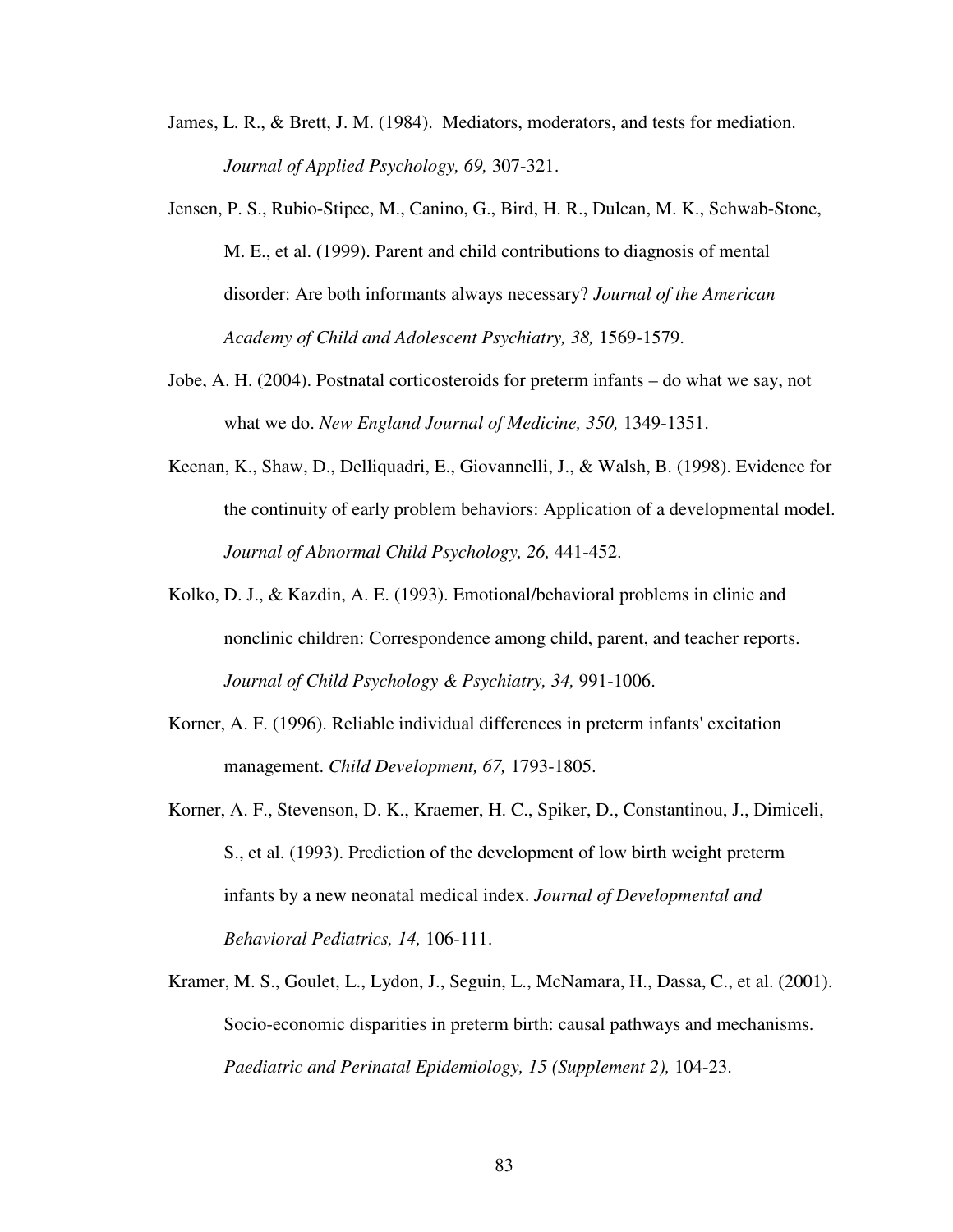James, L. R., & Brett, J. M. (1984). Mediators, moderators, and tests for mediation. *Journal of Applied Psychology, 69,* 307-321.

Jensen, P. S., Rubio-Stipec, M., Canino, G., Bird, H. R., Dulcan, M. K., Schwab-Stone, M. E., et al. (1999). Parent and child contributions to diagnosis of mental disorder: Are both informants always necessary? *Journal of the American Academy of Child and Adolescent Psychiatry, 38,* 1569-1579.

Jobe, A. H. (2004). Postnatal corticosteroids for preterm infants – do what we say, not what we do. *New England Journal of Medicine, 350,* 1349-1351.

Keenan, K., Shaw, D., Delliquadri, E., Giovannelli, J., & Walsh, B. (1998). Evidence for the continuity of early problem behaviors: Application of a developmental model. *Journal of Abnormal Child Psychology, 26,* 441-452.

Kolko, D. J., & Kazdin, A. E. (1993). Emotional/behavioral problems in clinic and nonclinic children: Correspondence among child, parent, and teacher reports. *Journal of Child Psychology & Psychiatry, 34,* 991-1006.

Korner, A. F. (1996). Reliable individual differences in preterm infants' excitation management. *Child Development, 67,* 1793-1805.

Korner, A. F., Stevenson, D. K., Kraemer, H. C., Spiker, D., Constantinou, J., Dimiceli, S., et al. (1993). Prediction of the development of low birth weight preterm infants by a new neonatal medical index. *Journal of Developmental and Behavioral Pediatrics, 14,* 106-111.

Kramer, M. S., Goulet, L., Lydon, J., Seguin, L., McNamara, H., Dassa, C., et al. (2001). Socio-economic disparities in preterm birth: causal pathways and mechanisms. *Paediatric and Perinatal Epidemiology, 15 (Supplement 2),* 104-23.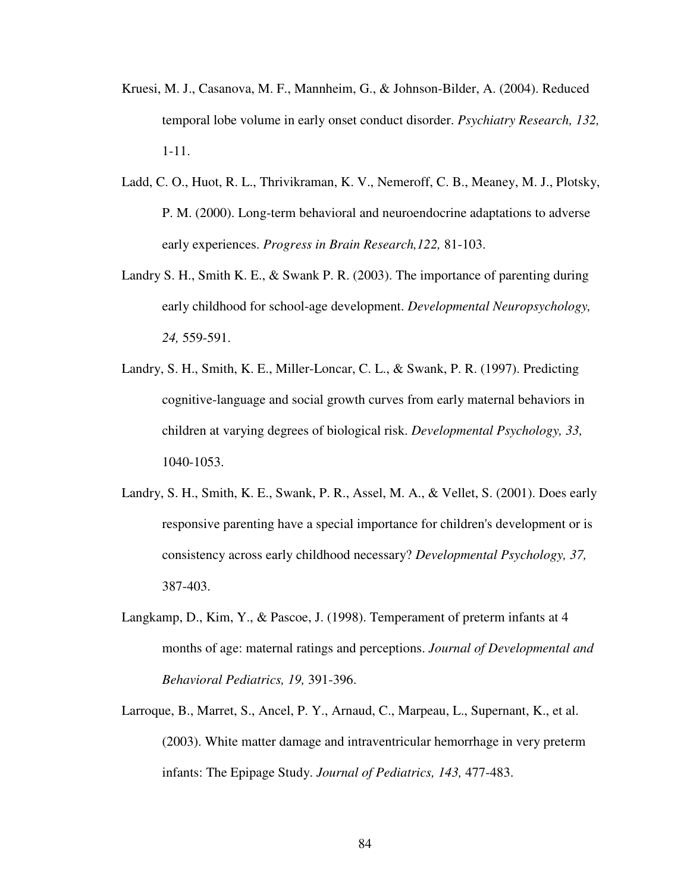Kruesi, M. J., Casanova, M. F., Mannheim, G., & Johnson-Bilder, A. (2004). Reduced temporal lobe volume in early onset conduct disorder. *Psychiatry Research, 132,* 1-11.

Ladd, C. O., Huot, R. L., Thrivikraman, K. V., Nemeroff, C. B., Meaney, M. J., Plotsky, P. M. (2000). Long-term behavioral and neuroendocrine adaptations to adverse early experiences. *Progress in Brain Research,122,* 81-103.

Landry S. H., Smith K. E., & Swank P. R. (2003). The importance of parenting during early childhood for school-age development. *Developmental Neuropsychology, 24,* 559-591.

Landry, S. H., Smith, K. E., Miller-Loncar, C. L., & Swank, P. R. (1997). Predicting cognitive-language and social growth curves from early maternal behaviors in children at varying degrees of biological risk. *Developmental Psychology, 33,* 1040-1053.

Landry, S. H., Smith, K. E., Swank, P. R., Assel, M. A., & Vellet, S. (2001). Does early responsive parenting have a special importance for children's development or is consistency across early childhood necessary? *Developmental Psychology, 37,* 387-403.

Langkamp, D., Kim, Y., & Pascoe, J. (1998). Temperament of preterm infants at 4 months of age: maternal ratings and perceptions. *Journal of Developmental and Behavioral Pediatrics, 19,* 391-396.

Larroque, B., Marret, S., Ancel, P. Y., Arnaud, C., Marpeau, L., Supernant, K., et al. (2003). White matter damage and intraventricular hemorrhage in very preterm infants: The Epipage Study. *Journal of Pediatrics, 143,* 477-483.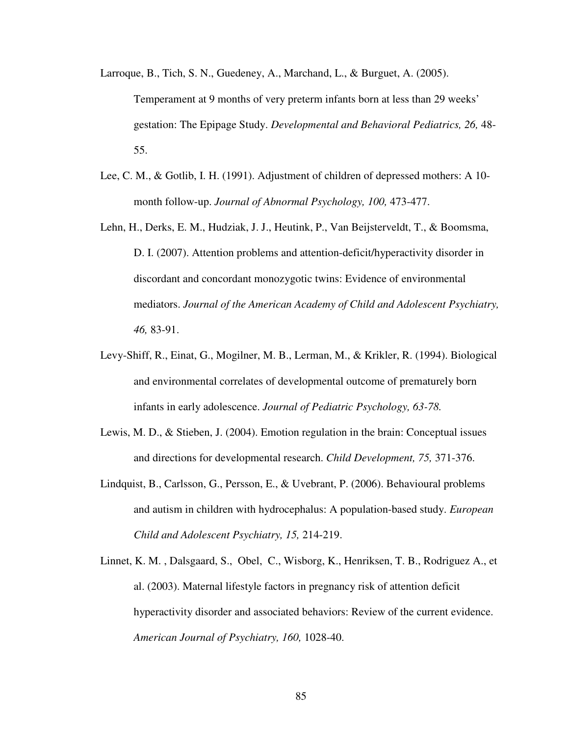Larroque, B., Tich, S. N., Guedeney, A., Marchand, L., & Burguet, A. (2005). Temperament at 9 months of very preterm infants born at less than 29 weeks' gestation: The Epipage Study. *Developmental and Behavioral Pediatrics, 26,* 48-55.

Lee, C. M., & Gotlib, I. H. (1991). Adjustment of children of depressed mothers: A 10-month follow-up. *Journal of Abnormal Psychology, 100,* 473-477.

Lehn, H., Derks, E. M., Hudziak, J. J., Heutink, P., Van Beijsterveldt, T., & Boomsma, D. I. (2007). Attention problems and attention-deficit/hyperactivity disorder in discordant and concordant monozygotic twins: Evidence of environmental mediators. *Journal of the American Academy of Child and Adolescent Psychiatry, 46,* 83-91.

Levy-Shiff, R., Einat, G., Mogilner, M. B., Lerman, M., & Krikler, R. (1994). Biological and environmental correlates of developmental outcome of prematurely born infants in early adolescence. *Journal of Pediatric Psychology, 63-78.*

Lewis, M. D., & Stieben, J. (2004). Emotion regulation in the brain: Conceptual issues and directions for developmental research. *Child Development, 75,* 371-376.

Lindquist, B., Carlsson, G., Persson, E., & Uvebrant, P. (2006). Behavioural problems and autism in children with hydrocephalus: A population-based study. *European Child and Adolescent Psychiatry, 15,* 214-219.

Linnet, K. M. , Dalsgaard, S., Obel, C., Wisborg, K., Henriksen, T. B., Rodriguez A., et al. (2003). Maternal lifestyle factors in pregnancy risk of attention deficit hyperactivity disorder and associated behaviors: Review of the current evidence. *American Journal of Psychiatry, 160,* 1028-40.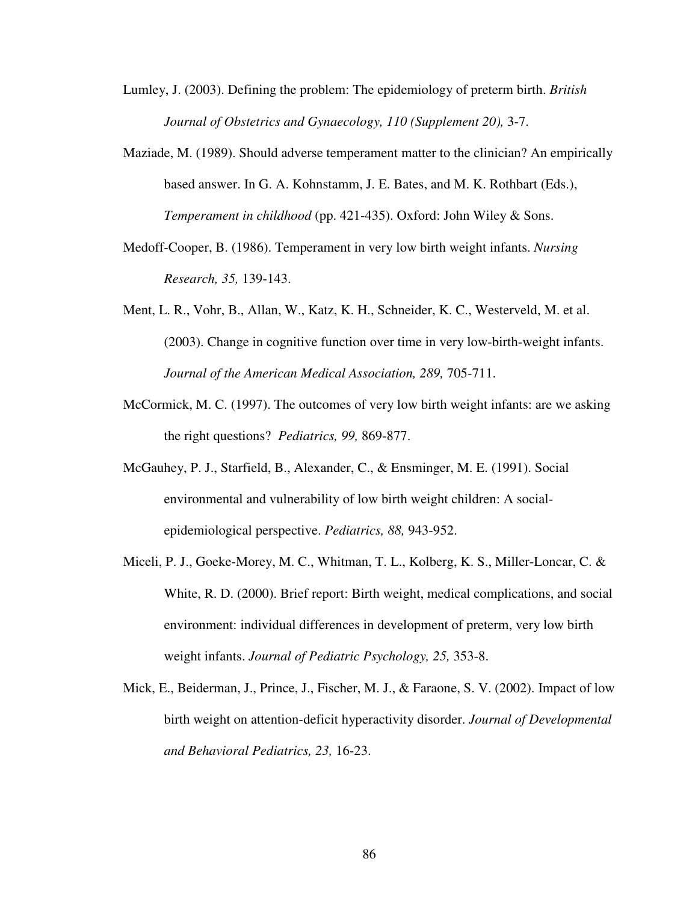Lumley, J. (2003). Defining the problem: The epidemiology of preterm birth. *British Journal of Obstetrics and Gynaecology, 110 (Supplement 20),* 3-7.

Maziade, M. (1989). Should adverse temperament matter to the clinician? An empirically based answer. In G. A. Kohnstamm, J. E. Bates, and M. K. Rothbart (Eds.), *Temperament in childhood* (pp. 421-435). Oxford: John Wiley & Sons.

Medoff-Cooper, B. (1986). Temperament in very low birth weight infants. *Nursing Research, 35,* 139-143.

Ment, L. R., Vohr, B., Allan, W., Katz, K. H., Schneider, K. C., Westerveld, M. et al. (2003). Change in cognitive function over time in very low-birth-weight infants. *Journal of the American Medical Association, 289,* 705-711.

McCormick, M. C. (1997). The outcomes of very low birth weight infants: are we asking the right questions? *Pediatrics, 99,* 869-877.

McGauhey, P. J., Starfield, B., Alexander, C., & Ensminger, M. E. (1991). Social environmental and vulnerability of low birth weight children: A social-epidemiological perspective. *Pediatrics, 88,* 943-952.

Miceli, P. J., Goeke-Morey, M. C., Whitman, T. L., Kolberg, K. S., Miller-Loncar, C. & White, R. D. (2000). Brief report: Birth weight, medical complications, and social environment: individual differences in development of preterm, very low birth weight infants. *Journal of Pediatric Psychology, 25,* 353-8.

Mick, E., Beiderman, J., Prince, J., Fischer, M. J., & Faraone, S. V. (2002). Impact of low birth weight on attention-deficit hyperactivity disorder. *Journal of Developmental and Behavioral Pediatrics, 23,* 16-23.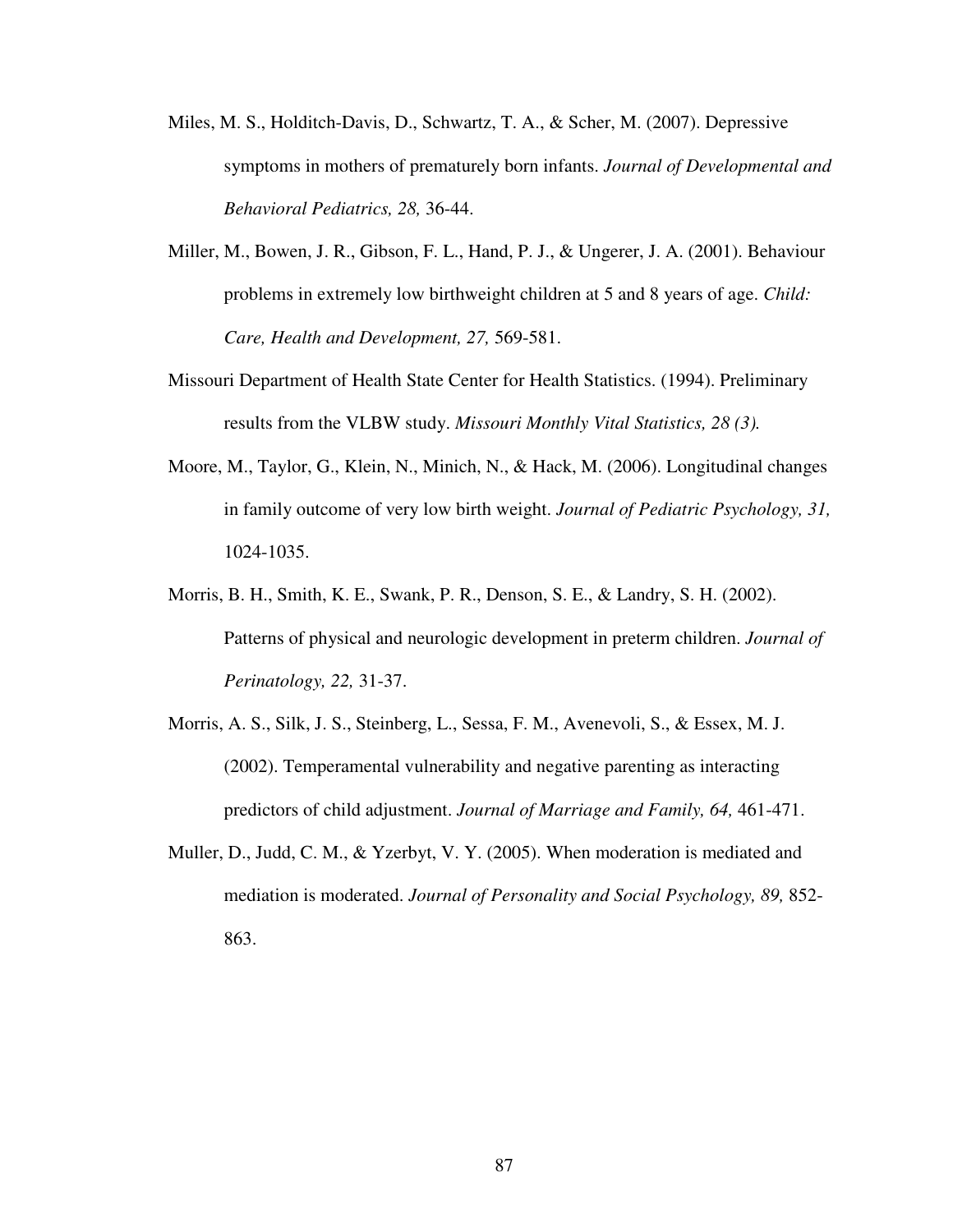Miles, M. S., Holditch-Davis, D., Schwartz, T. A., & Scher, M. (2007). Depressive symptoms in mothers of prematurely born infants. *Journal of Developmental and Behavioral Pediatrics, 28,* 36-44.

Miller, M., Bowen, J. R., Gibson, F. L., Hand, P. J., & Ungerer, J. A. (2001). Behaviour problems in extremely low birthweight children at 5 and 8 years of age. *Child: Care, Health and Development, 27,* 569-581.

Missouri Department of Health State Center for Health Statistics. (1994). Preliminary results from the VLBW study. *Missouri Monthly Vital Statistics, 28 (3).*

Moore, M., Taylor, G., Klein, N., Minich, N., & Hack, M. (2006). Longitudinal changes in family outcome of very low birth weight. *Journal of Pediatric Psychology, 31,* 1024-1035.

Morris, B. H., Smith, K. E., Swank, P. R., Denson, S. E., & Landry, S. H. (2002). Patterns of physical and neurologic development in preterm children. *Journal of Perinatology, 22,* 31-37.

Morris, A. S., Silk, J. S., Steinberg, L., Sessa, F. M., Avenevoli, S., & Essex, M. J. (2002). Temperamental vulnerability and negative parenting as interacting predictors of child adjustment. *Journal of Marriage and Family, 64,* 461-471.

Muller, D., Judd, C. M., & Yzerbyt, V. Y. (2005). When moderation is mediated and mediation is moderated. *Journal of Personality and Social Psychology, 89,* 852-863.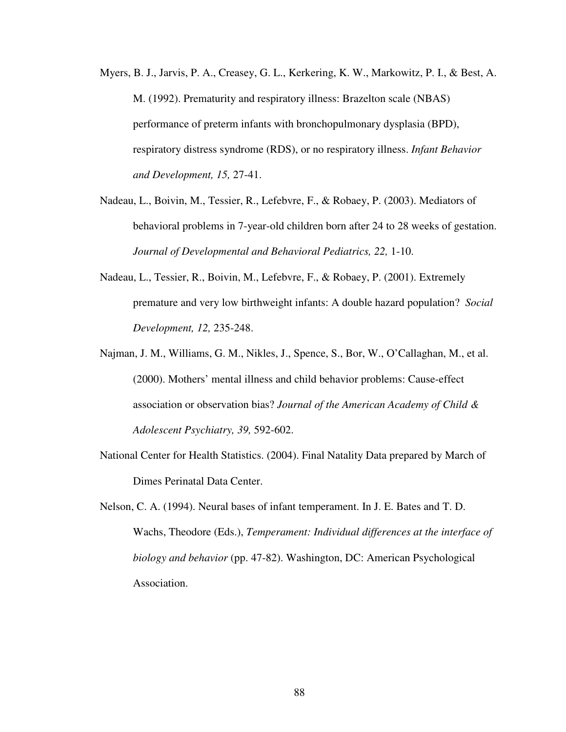Myers, B. J., Jarvis, P. A., Creasey, G. L., Kerkering, K. W., Markowitz, P. I., & Best, A. M. (1992). Prematurity and respiratory illness: Brazelton scale (NBAS) performance of preterm infants with bronchopulmonary dysplasia (BPD), respiratory distress syndrome (RDS), or no respiratory illness. *Infant Behavior and Development, 15,* 27-41.

Nadeau, L., Boivin, M., Tessier, R., Lefebvre, F., & Robaey, P. (2003). Mediators of behavioral problems in 7-year-old children born after 24 to 28 weeks of gestation. *Journal of Developmental and Behavioral Pediatrics, 22,* 1-10.

Nadeau, L., Tessier, R., Boivin, M., Lefebvre, F., & Robaey, P. (2001). Extremely premature and very low birthweight infants: A double hazard population? *Social Development, 12,* 235-248.

Najman, J. M., Williams, G. M., Nikles, J., Spence, S., Bor, W., O'Callaghan, M., et al. (2000). Mothers' mental illness and child behavior problems: Cause-effect association or observation bias? *Journal of the American Academy of Child & Adolescent Psychiatry, 39,* 592-602.

National Center for Health Statistics. (2004). Final Natality Data prepared by March of Dimes Perinatal Data Center.

Nelson, C. A. (1994). Neural bases of infant temperament. In J. E. Bates and T. D. Wachs, Theodore (Eds.), *Temperament: Individual differences at the interface of biology and behavior* (pp. 47-82). Washington, DC: American Psychological Association.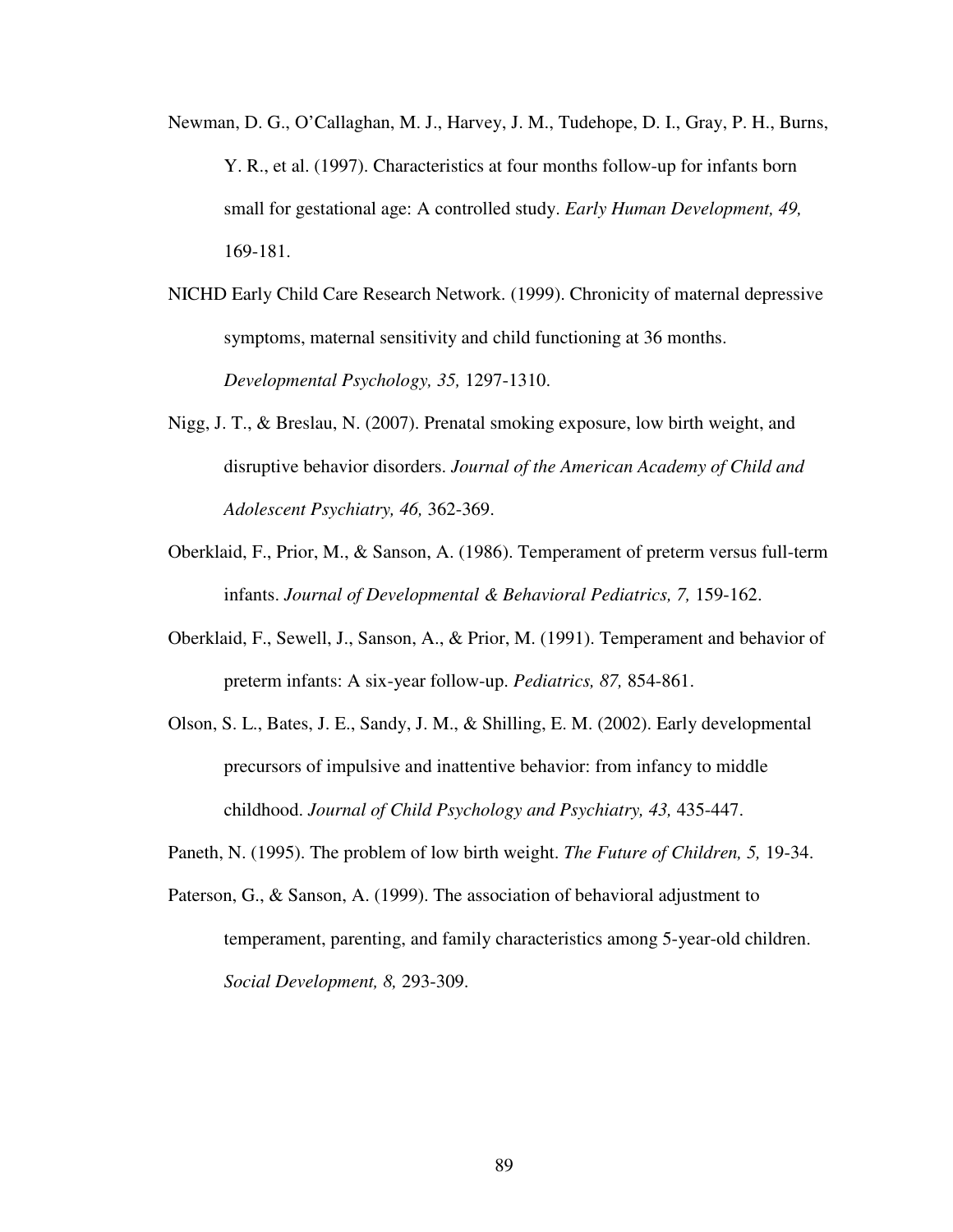Newman, D. G., O'Callaghan, M. J., Harvey, J. M., Tudehope, D. I., Gray, P. H., Burns, Y. R., et al. (1997). Characteristics at four months follow-up for infants born small for gestational age: A controlled study. *Early Human Development, 49,* 169-181.

NICHD Early Child Care Research Network. (1999). Chronicity of maternal depressive symptoms, maternal sensitivity and child functioning at 36 months. *Developmental Psychology, 35,* 1297-1310.

Nigg, J. T., & Breslau, N. (2007). Prenatal smoking exposure, low birth weight, and disruptive behavior disorders. *Journal of the American Academy of Child and Adolescent Psychiatry, 46,* 362-369.

Oberklaid, F., Prior, M., & Sanson, A. (1986). Temperament of preterm versus full-term infants. *Journal of Developmental & Behavioral Pediatrics, 7,* 159-162.

Oberklaid, F., Sewell, J., Sanson, A., & Prior, M. (1991). Temperament and behavior of preterm infants: A six-year follow-up. *Pediatrics, 87,* 854-861.

Olson, S. L., Bates, J. E., Sandy, J. M., & Shilling, E. M. (2002). Early developmental precursors of impulsive and inattentive behavior: from infancy to middle childhood. *Journal of Child Psychology and Psychiatry, 43,* 435-447.

Paneth, N. (1995). The problem of low birth weight. *The Future of Children, 5,* 19-34.

Paterson, G., & Sanson, A. (1999). The association of behavioral adjustment to temperament, parenting, and family characteristics among 5-year-old children. *Social Development, 8,* 293-309.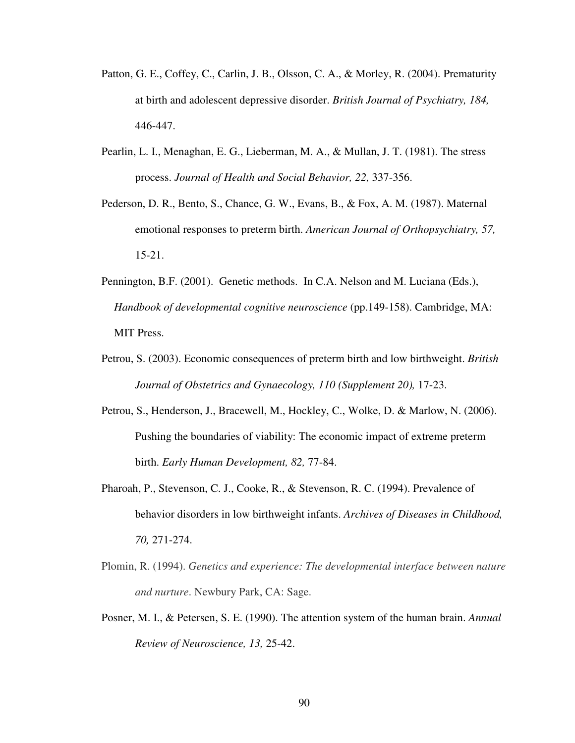Patton, G. E., Coffey, C., Carlin, J. B., Olsson, C. A., & Morley, R. (2004). Prematurity at birth and adolescent depressive disorder. *British Journal of Psychiatry, 184,* 446-447.

Pearlin, L. I., Menaghan, E. G., Lieberman, M. A., & Mullan, J. T. (1981). The stress process. *Journal of Health and Social Behavior, 22,* 337-356.

Pederson, D. R., Bento, S., Chance, G. W., Evans, B., & Fox, A. M. (1987). Maternal emotional responses to preterm birth. *American Journal of Orthopsychiatry, 57,* 15-21.

Pennington, B.F. (2001). Genetic methods. In C.A. Nelson and M. Luciana (Eds.), *Handbook of developmental cognitive neuroscience* (pp.149-158). Cambridge, MA: MIT Press.

Petrou, S. (2003). Economic consequences of preterm birth and low birthweight. *British Journal of Obstetrics and Gynaecology, 110 (Supplement 20),* 17-23.

Petrou, S., Henderson, J., Bracewell, M., Hockley, C., Wolke, D. & Marlow, N. (2006). Pushing the boundaries of viability: The economic impact of extreme preterm birth. *Early Human Development, 82,* 77-84.

Pharoah, P., Stevenson, C. J., Cooke, R., & Stevenson, R. C. (1994). Prevalence of behavior disorders in low birthweight infants. *Archives of Diseases in Childhood, 70,* 271-274.

Plomin, R. (1994). *Genetics and experience: The developmental interface between nature and nurture*. Newbury Park, CA: Sage.

Posner, M. I., & Petersen, S. E. (1990). The attention system of the human brain. *Annual Review of Neuroscience, 13,* 25-42.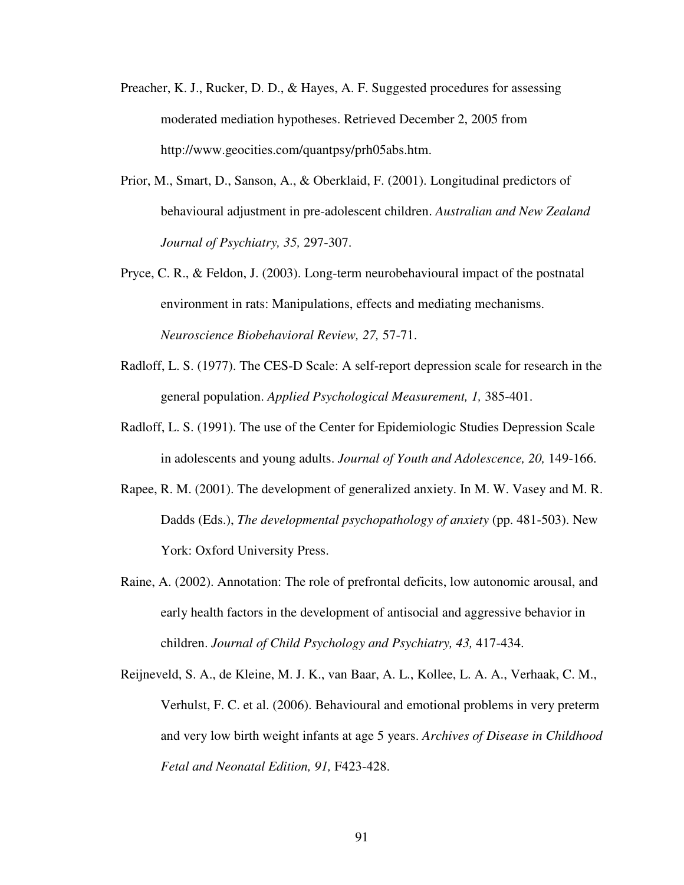Preacher, K. J., Rucker, D. D., & Hayes, A. F. Suggested procedures for assessing moderated mediation hypotheses. Retrieved December 2, 2005 from http://www.geocities.com/quantpsy/prh05abs.htm.

Prior, M., Smart, D., Sanson, A., & Oberklaid, F. (2001). Longitudinal predictors of behavioural adjustment in pre-adolescent children. *Australian and New Zealand Journal of Psychiatry, 35,* 297-307.

Pryce, C. R., & Feldon, J. (2003). Long-term neurobehavioural impact of the postnatal environment in rats: Manipulations, effects and mediating mechanisms. *Neuroscience Biobehavioral Review, 27,* 57-71.

Radloff, L. S. (1977). The CES-D Scale: A self-report depression scale for research in the general population. *Applied Psychological Measurement, 1,* 385-401.

Radloff, L. S. (1991). The use of the Center for Epidemiologic Studies Depression Scale in adolescents and young adults. *Journal of Youth and Adolescence, 20,* 149-166.

Rapee, R. M. (2001). The development of generalized anxiety. In M. W. Vasey and M. R. Dadds (Eds.), *The developmental psychopathology of anxiety* (pp. 481-503). New York: Oxford University Press.

Raine, A. (2002). Annotation: The role of prefrontal deficits, low autonomic arousal, and early health factors in the development of antisocial and aggressive behavior in children. *Journal of Child Psychology and Psychiatry, 43,* 417-434.

Reijneveld, S. A., de Kleine, M. J. K., van Baar, A. L., Kollee, L. A. A., Verhaak, C. M., Verhulst, F. C. et al. (2006). Behavioural and emotional problems in very preterm and very low birth weight infants at age 5 years. *Archives of Disease in Childhood Fetal and Neonatal Edition, 91,* F423-428.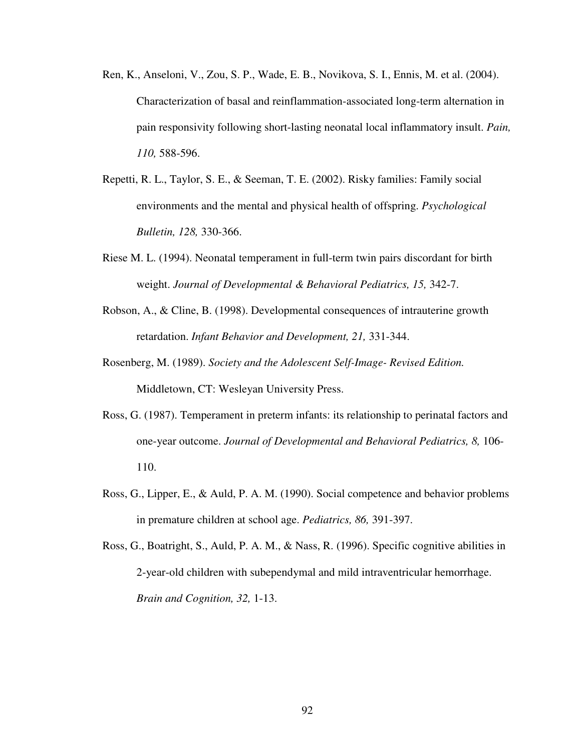Ren, K., Anseloni, V., Zou, S. P., Wade, E. B., Novikova, S. I., Ennis, M. et al. (2004). Characterization of basal and reinflammation-associated long-term alternation in pain responsivity following short-lasting neonatal local inflammatory insult. *Pain, 110,* 588-596.

Repetti, R. L., Taylor, S. E., & Seeman, T. E. (2002). Risky families: Family social environments and the mental and physical health of offspring. *Psychological Bulletin, 128,* 330-366.

Riese M. L. (1994). Neonatal temperament in full-term twin pairs discordant for birth weight. *Journal of Developmental & Behavioral Pediatrics, 15,* 342-7.

Robson, A., & Cline, B. (1998). Developmental consequences of intrauterine growth retardation. *Infant Behavior and Development, 21,* 331-344.

Rosenberg, M. (1989). *Society and the Adolescent Self-Image- Revised Edition.* Middletown, CT: Wesleyan University Press.

Ross, G. (1987). Temperament in preterm infants: its relationship to perinatal factors and one-year outcome. *Journal of Developmental and Behavioral Pediatrics, 8,* 106-110.

Ross, G., Lipper, E., & Auld, P. A. M. (1990). Social competence and behavior problems in premature children at school age. *Pediatrics, 86,* 391-397.

Ross, G., Boatright, S., Auld, P. A. M., & Nass, R. (1996). Specific cognitive abilities in 2-year-old children with subependymal and mild intraventricular hemorrhage. *Brain and Cognition, 32,* 1-13.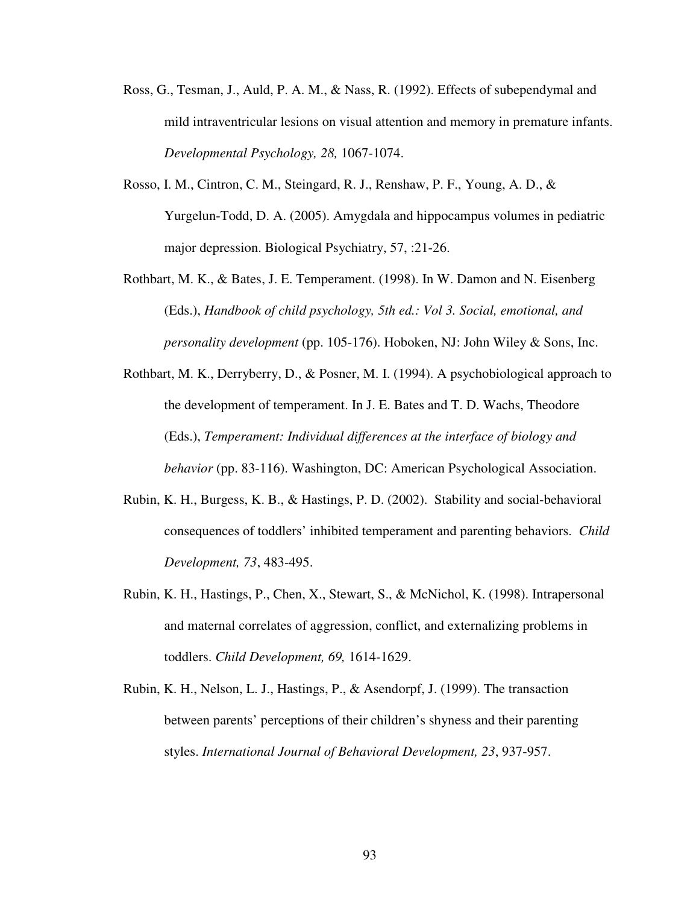Ross, G., Tesman, J., Auld, P. A. M., & Nass, R. (1992). Effects of subependymal and mild intraventricular lesions on visual attention and memory in premature infants. *Developmental Psychology, 28,* 1067-1074.

Rosso, I. M., Cintron, C. M., Steingard, R. J., Renshaw, P. F., Young, A. D., & Yurgelun-Todd, D. A. (2005). Amygdala and hippocampus volumes in pediatric major depression. Biological Psychiatry, 57, :21-26.

Rothbart, M. K., & Bates, J. E. Temperament. (1998). In W. Damon and N. Eisenberg (Eds.), *Handbook of child psychology, 5th ed.: Vol 3. Social, emotional, and personality development* (pp. 105-176). Hoboken, NJ: John Wiley & Sons, Inc.

Rothbart, M. K., Derryberry, D., & Posner, M. I. (1994). A psychobiological approach to the development of temperament. In J. E. Bates and T. D. Wachs, Theodore (Eds.), *Temperament: Individual differences at the interface of biology and behavior* (pp. 83-116). Washington, DC: American Psychological Association.

Rubin, K. H., Burgess, K. B., & Hastings, P. D. (2002). Stability and social-behavioral consequences of toddlers' inhibited temperament and parenting behaviors. *Child Development, 73*, 483-495.

Rubin, K. H., Hastings, P., Chen, X., Stewart, S., & McNichol, K. (1998). Intrapersonal and maternal correlates of aggression, conflict, and externalizing problems in toddlers. *Child Development, 69,* 1614-1629.

Rubin, K. H., Nelson, L. J., Hastings, P., & Asendorpf, J. (1999). The transaction between parents' perceptions of their children's shyness and their parenting styles. *International Journal of Behavioral Development, 23*, 937-957.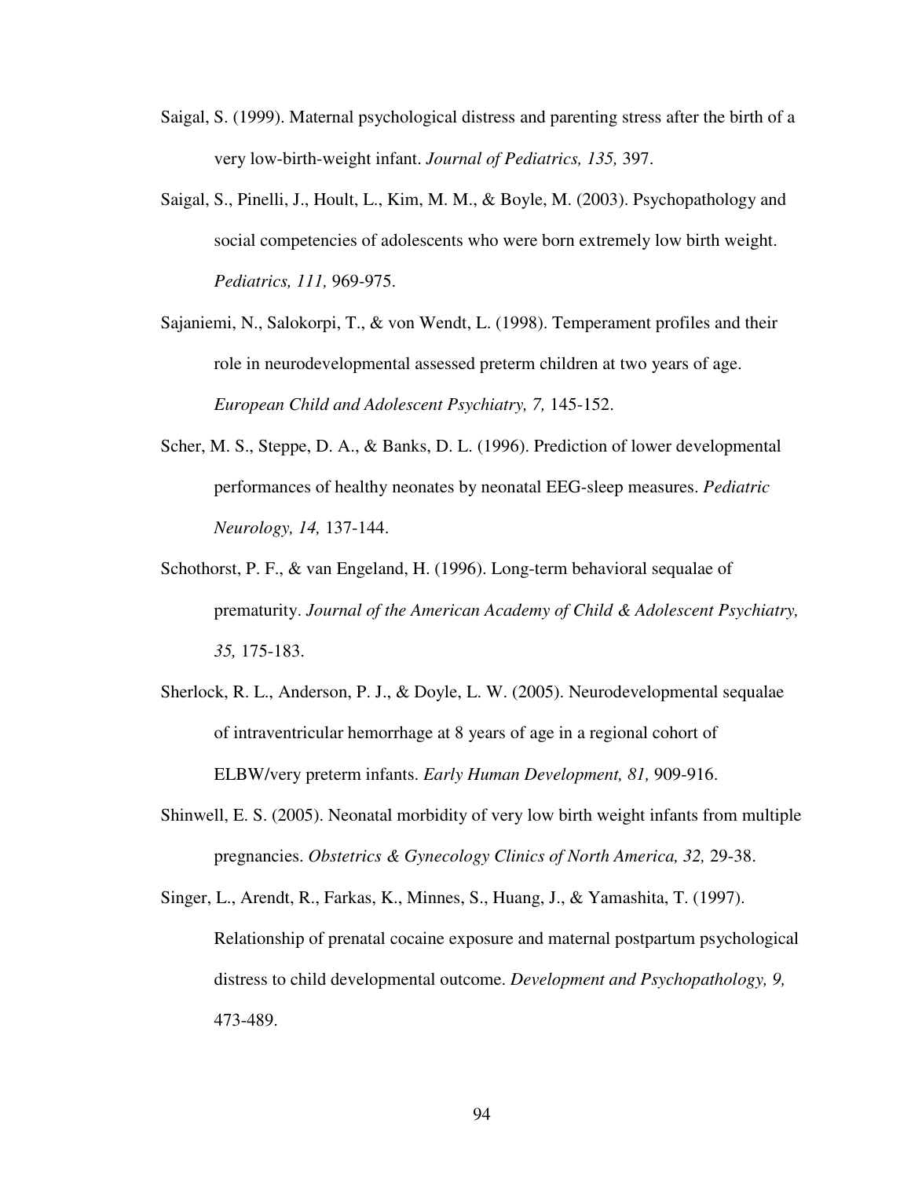Saigal, S. (1999). Maternal psychological distress and parenting stress after the birth of a very low-birth-weight infant. *Journal of Pediatrics, 135,* 397.

Saigal, S., Pinelli, J., Hoult, L., Kim, M. M., & Boyle, M. (2003). Psychopathology and social competencies of adolescents who were born extremely low birth weight. *Pediatrics, 111,* 969-975.

Sajaniemi, N., Salokorpi, T., & von Wendt, L. (1998). Temperament profiles and their role in neurodevelopmental assessed preterm children at two years of age. *European Child and Adolescent Psychiatry, 7,* 145-152.

Scher, M. S., Steppe, D. A., & Banks, D. L. (1996). Prediction of lower developmental performances of healthy neonates by neonatal EEG-sleep measures. *Pediatric Neurology, 14,* 137-144.

Schothorst, P. F., & van Engeland, H. (1996). Long-term behavioral sequalae of prematurity. *Journal of the American Academy of Child & Adolescent Psychiatry, 35,* 175-183.

Sherlock, R. L., Anderson, P. J., & Doyle, L. W. (2005). Neurodevelopmental sequalae of intraventricular hemorrhage at 8 years of age in a regional cohort of ELBW/very preterm infants. *Early Human Development, 81,* 909-916.

Shinwell, E. S. (2005). Neonatal morbidity of very low birth weight infants from multiple pregnancies. *Obstetrics & Gynecology Clinics of North America, 32,* 29-38.

Singer, L., Arendt, R., Farkas, K., Minnes, S., Huang, J., & Yamashita, T. (1997). Relationship of prenatal cocaine exposure and maternal postpartum psychological distress to child developmental outcome. *Development and Psychopathology, 9,* 473-489.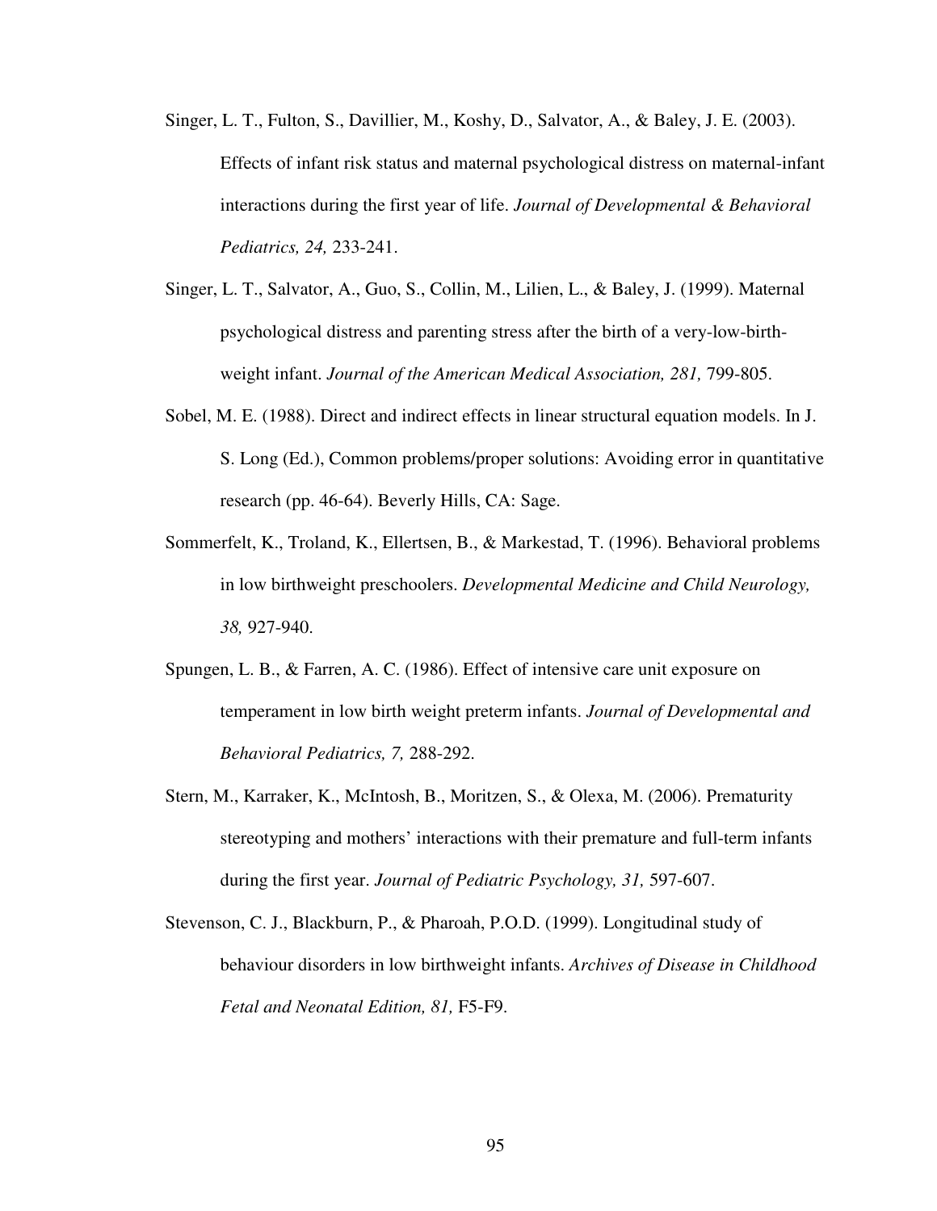Singer, L. T., Fulton, S., Davillier, M., Koshy, D., Salvator, A., & Baley, J. E. (2003). Effects of infant risk status and maternal psychological distress on maternal-infant interactions during the first year of life. *Journal of Developmental & Behavioral Pediatrics, 24,* 233-241.

Singer, L. T., Salvator, A., Guo, S., Collin, M., Lilien, L., & Baley, J. (1999). Maternal psychological distress and parenting stress after the birth of a very-low-birth-weight infant. *Journal of the American Medical Association, 281,* 799-805.

Sobel, M. E. (1988). Direct and indirect effects in linear structural equation models. In J. S. Long (Ed.), Common problems/proper solutions: Avoiding error in quantitative research (pp. 46-64). Beverly Hills, CA: Sage.

Sommerfelt, K., Troland, K., Ellertsen, B., & Markestad, T. (1996). Behavioral problems in low birthweight preschoolers. *Developmental Medicine and Child Neurology, 38,* 927-940.

Spungen, L. B., & Farren, A. C. (1986). Effect of intensive care unit exposure on temperament in low birth weight preterm infants. *Journal of Developmental and Behavioral Pediatrics, 7,* 288-292.

Stern, M., Karraker, K., McIntosh, B., Moritzen, S., & Olexa, M. (2006). Prematurity stereotyping and mothers' interactions with their premature and full-term infants during the first year. *Journal of Pediatric Psychology, 31,* 597-607.

Stevenson, C. J., Blackburn, P., & Pharoah, P.O.D. (1999). Longitudinal study of behaviour disorders in low birthweight infants. *Archives of Disease in Childhood Fetal and Neonatal Edition, 81,* F5-F9.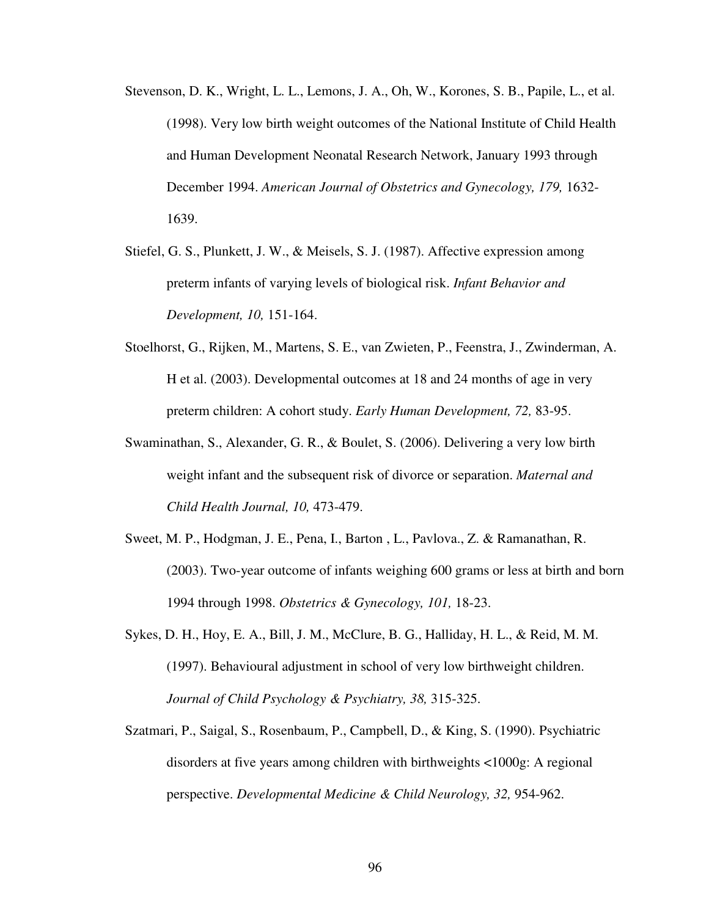Stevenson, D. K., Wright, L. L., Lemons, J. A., Oh, W., Korones, S. B., Papile, L., et al. (1998). Very low birth weight outcomes of the National Institute of Child Health and Human Development Neonatal Research Network, January 1993 through December 1994. *American Journal of Obstetrics and Gynecology, 179,* 1632-1639.

Stiefel, G. S., Plunkett, J. W., & Meisels, S. J. (1987). Affective expression among preterm infants of varying levels of biological risk. *Infant Behavior and Development, 10,* 151-164.

Stoelhorst, G., Rijken, M., Martens, S. E., van Zwieten, P., Feenstra, J., Zwinderman, A. H et al. (2003). Developmental outcomes at 18 and 24 months of age in very preterm children: A cohort study. *Early Human Development, 72,* 83-95.

Swaminathan, S., Alexander, G. R., & Boulet, S. (2006). Delivering a very low birth weight infant and the subsequent risk of divorce or separation. *Maternal and Child Health Journal, 10,* 473-479.

Sweet, M. P., Hodgman, J. E., Pena, I., Barton , L., Pavlova., Z. & Ramanathan, R. (2003). Two-year outcome of infants weighing 600 grams or less at birth and born 1994 through 1998. *Obstetrics & Gynecology, 101,* 18-23.

Sykes, D. H., Hoy, E. A., Bill, J. M., McClure, B. G., Halliday, H. L., & Reid, M. M. (1997). Behavioural adjustment in school of very low birthweight children. *Journal of Child Psychology & Psychiatry, 38,* 315-325.

Szatmari, P., Saigal, S., Rosenbaum, P., Campbell, D., & King, S. (1990). Psychiatric disorders at five years among children with birthweights <1000g: A regional perspective. *Developmental Medicine & Child Neurology, 32,* 954-962.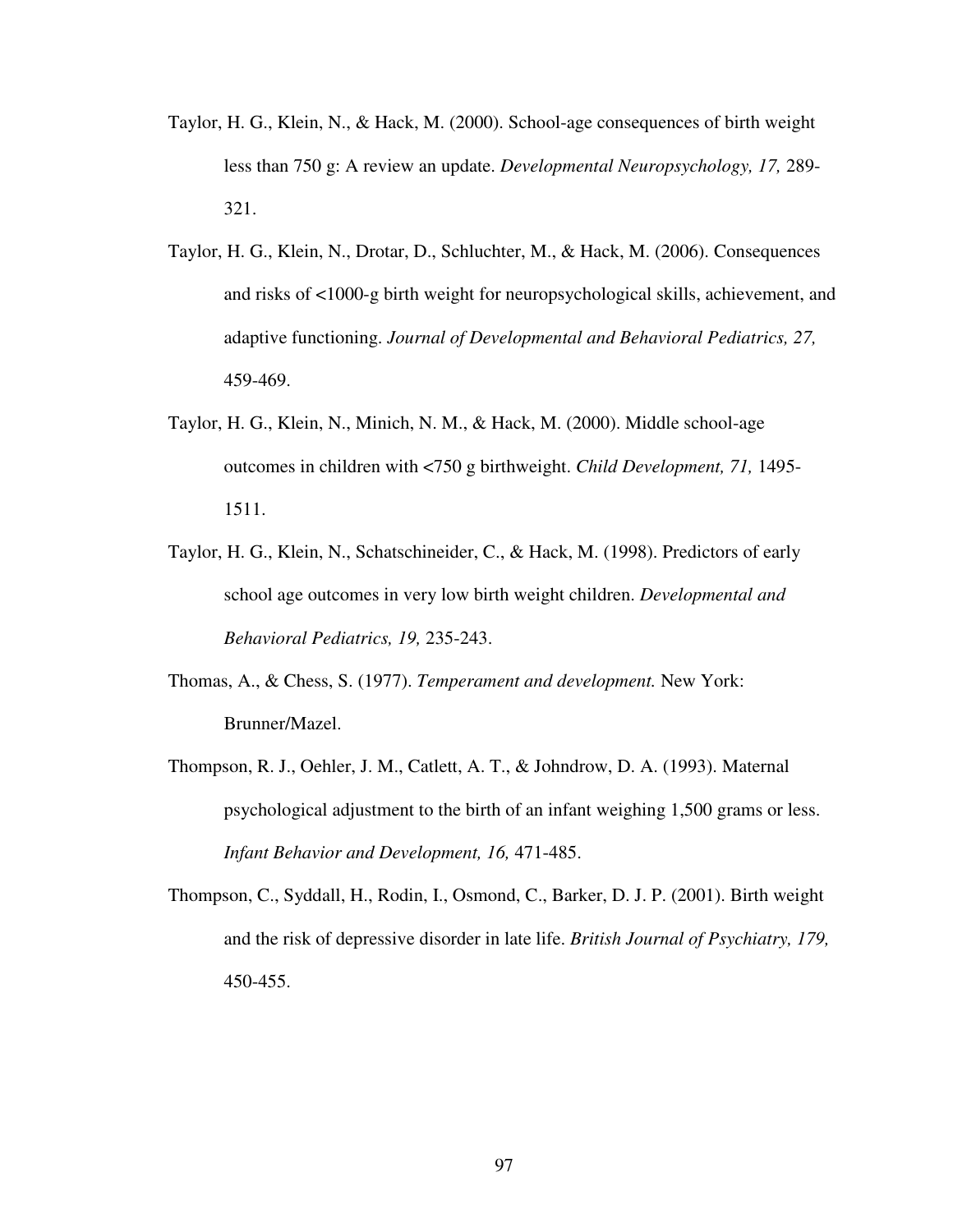Taylor, H. G., Klein, N., & Hack, M. (2000). School-age consequences of birth weight less than 750 g: A review an update. *Developmental Neuropsychology, 17,* 289-321.

Taylor, H. G., Klein, N., Drotar, D., Schluchter, M., & Hack, M. (2006). Consequences and risks of <1000-g birth weight for neuropsychological skills, achievement, and adaptive functioning. *Journal of Developmental and Behavioral Pediatrics, 27,* 459-469.

Taylor, H. G., Klein, N., Minich, N. M., & Hack, M. (2000). Middle school-age outcomes in children with <750 g birthweight. *Child Development, 71,* 1495-1511.

Taylor, H. G., Klein, N., Schatschineider, C., & Hack, M. (1998). Predictors of early school age outcomes in very low birth weight children. *Developmental and Behavioral Pediatrics, 19,* 235-243.

Thomas, A., & Chess, S. (1977). *Temperament and development.* New York: Brunner/Mazel.

Thompson, R. J., Oehler, J. M., Catlett, A. T., & Johndrow, D. A. (1993). Maternal psychological adjustment to the birth of an infant weighing 1,500 grams or less. *Infant Behavior and Development, 16,* 471-485.

Thompson, C., Syddall, H., Rodin, I., Osmond, C., Barker, D. J. P. (2001). Birth weight and the risk of depressive disorder in late life. *British Journal of Psychiatry, 179,* 450-455.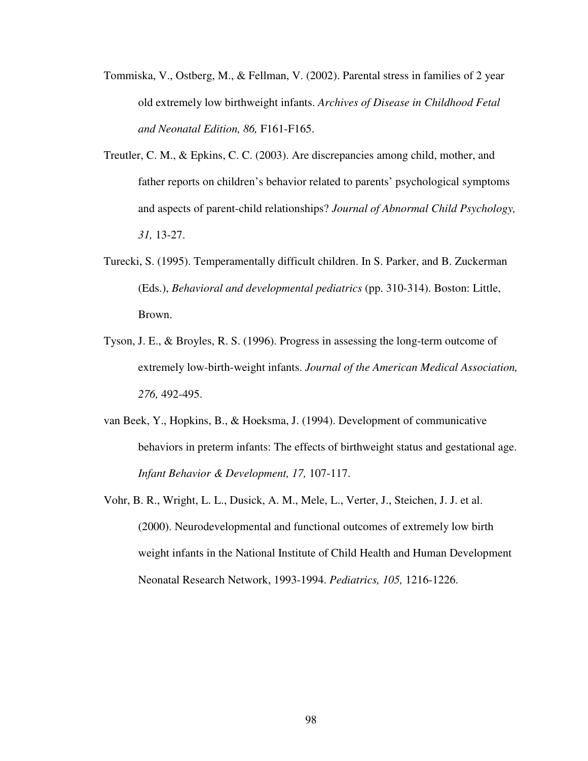Tommiska, V., Ostberg, M., & Fellman, V. (2002). Parental stress in families of 2 year old extremely low birthweight infants. *Archives of Disease in Childhood Fetal and Neonatal Edition, 86,* F161-F165.

Treutler, C. M., & Epkins, C. C. (2003). Are discrepancies among child, mother, and father reports on children's behavior related to parents' psychological symptoms and aspects of parent-child relationships? *Journal of Abnormal Child Psychology, 31,* 13-27.

Turecki, S. (1995). Temperamentally difficult children. In S. Parker, and B. Zuckerman (Eds.), *Behavioral and developmental pediatrics* (pp. 310-314). Boston: Little, Brown.

Tyson, J. E., & Broyles, R. S. (1996). Progress in assessing the long-term outcome of extremely low-birth-weight infants. *Journal of the American Medical Association, 276,* 492-495.

van Beek, Y., Hopkins, B., & Hoeksma, J. (1994). Development of communicative behaviors in preterm infants: The effects of birthweight status and gestational age. *Infant Behavior & Development, 17,* 107-117.

Vohr, B. R., Wright, L. L., Dusick, A. M., Mele, L., Verter, J., Steichen, J. J. et al. (2000). Neurodevelopmental and functional outcomes of extremely low birth weight infants in the National Institute of Child Health and Human Development Neonatal Research Network, 1993-1994. *Pediatrics, 105,* 1216-1226.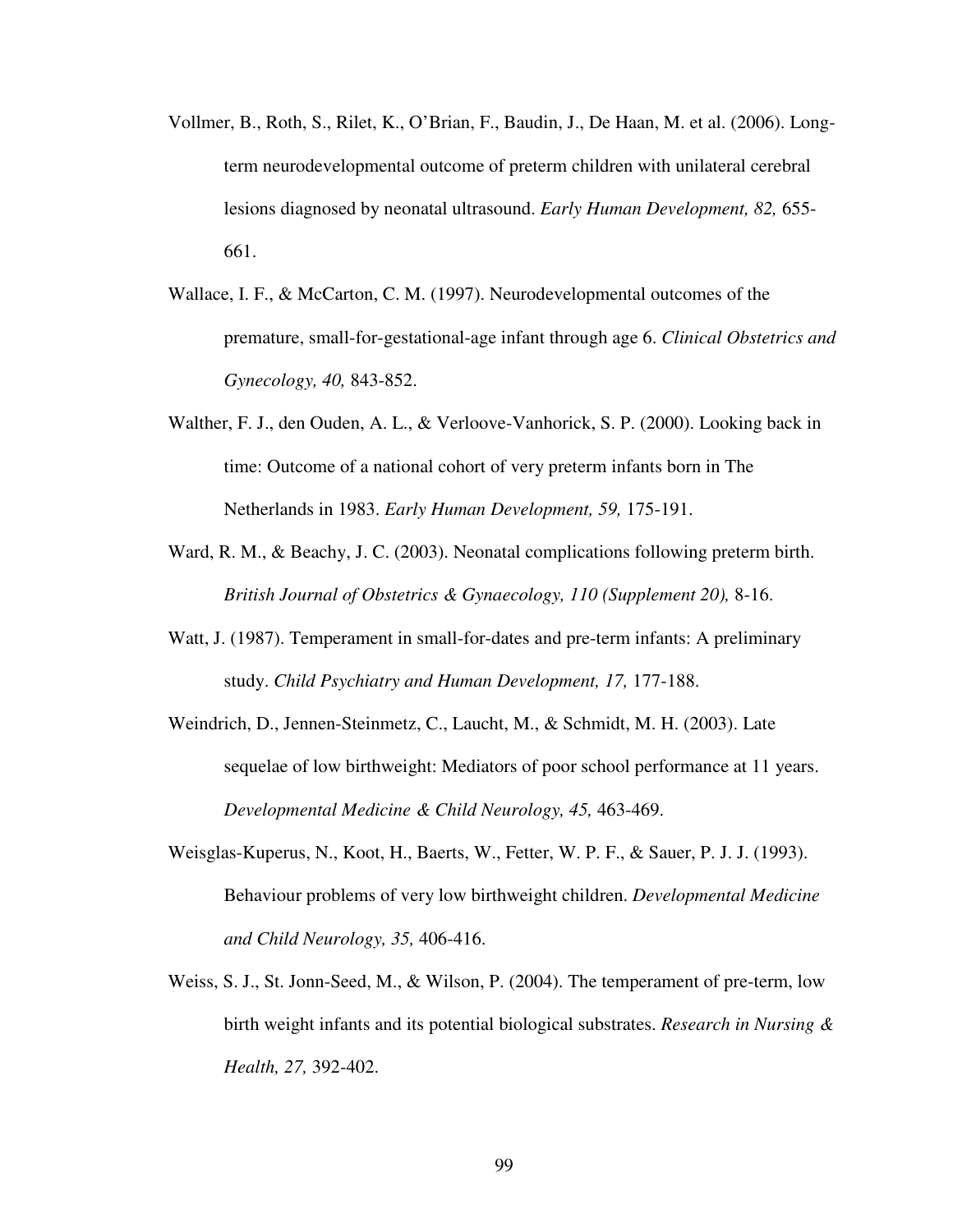Vollmer, B., Roth, S., Rilet, K., O'Brian, F., Baudin, J., De Haan, M. et al. (2006). Long-term neurodevelopmental outcome of preterm children with unilateral cerebral lesions diagnosed by neonatal ultrasound. *Early Human Development, 82,* 655-661.

Wallace, I. F., & McCarton, C. M. (1997). Neurodevelopmental outcomes of the premature, small-for-gestational-age infant through age 6. *Clinical Obstetrics and Gynecology, 40,* 843-852.

Walther, F. J., den Ouden, A. L., & Verloove-Vanhorick, S. P. (2000). Looking back in time: Outcome of a national cohort of very preterm infants born in The Netherlands in 1983. *Early Human Development, 59,* 175-191.

Ward, R. M., & Beachy, J. C. (2003). Neonatal complications following preterm birth. *British Journal of Obstetrics & Gynaecology, 110 (Supplement 20),* 8-16.

Watt, J. (1987). Temperament in small-for-dates and pre-term infants: A preliminary study. *Child Psychiatry and Human Development, 17,* 177-188.

Weindrich, D., Jennen-Steinmetz, C., Laucht, M., & Schmidt, M. H. (2003). Late sequelae of low birthweight: Mediators of poor school performance at 11 years. *Developmental Medicine & Child Neurology, 45,* 463-469.

Weisglas-Kuperus, N., Koot, H., Baerts, W., Fetter, W. P. F., & Sauer, P. J. J. (1993). Behaviour problems of very low birthweight children. *Developmental Medicine and Child Neurology, 35,* 406-416.

Weiss, S. J., St. Jonn-Seed, M., & Wilson, P. (2004). The temperament of pre-term, low birth weight infants and its potential biological substrates. *Research in Nursing & Health, 27,* 392-402.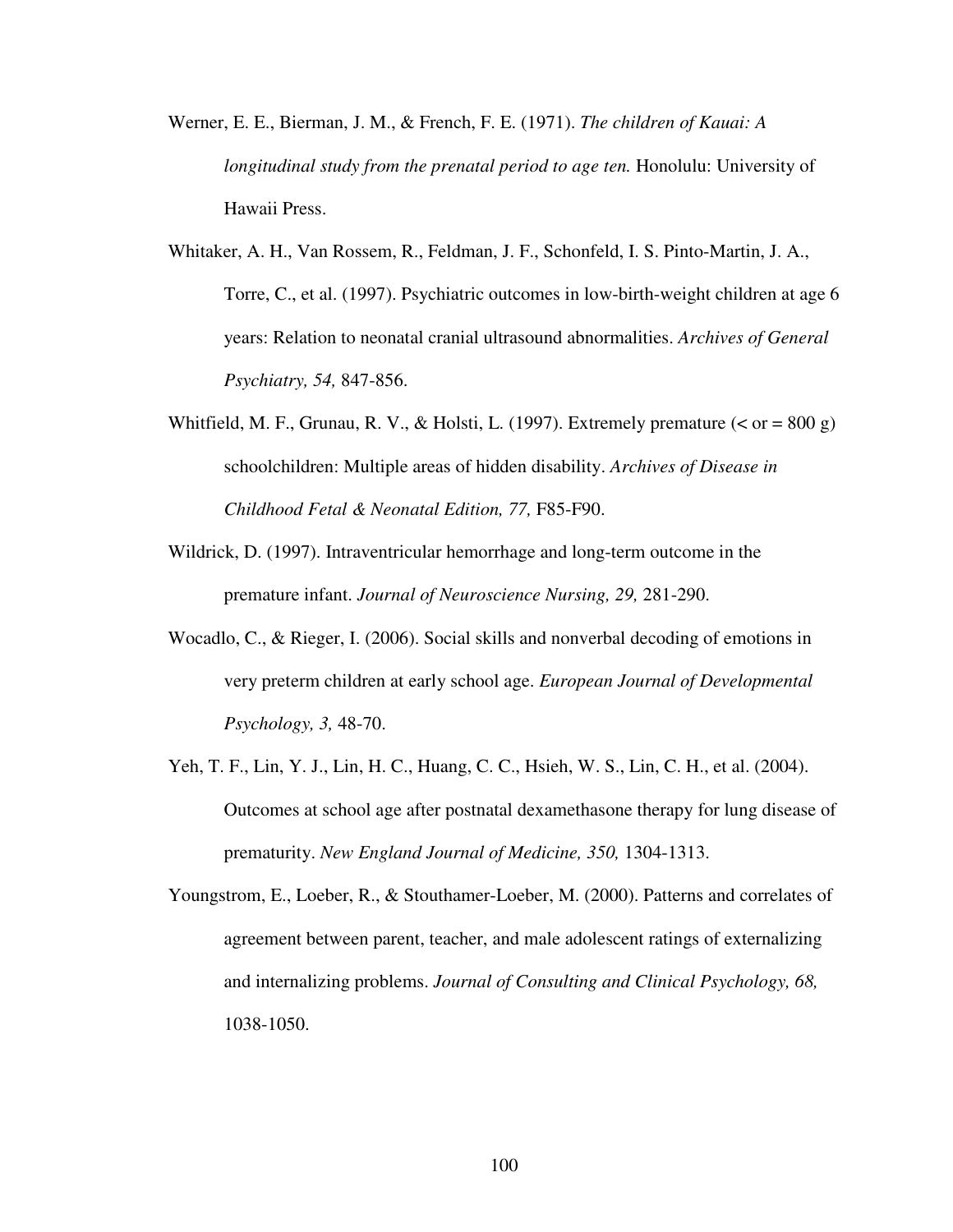Werner, E. E., Bierman, J. M., & French, F. E. (1971). *The children of Kauai: A longitudinal study from the prenatal period to age ten.* Honolulu: University of Hawaii Press.

Whitaker, A. H., Van Rossem, R., Feldman, J. F., Schonfeld, I. S. Pinto-Martin, J. A., Torre, C., et al. (1997). Psychiatric outcomes in low-birth-weight children at age 6 years: Relation to neonatal cranial ultrasound abnormalities. *Archives of General Psychiatry, 54,* 847-856.

Whitfield, M. F., Grunau, R. V., & Holsti, L. (1997). Extremely premature (< or = 800 g) schoolchildren: Multiple areas of hidden disability. *Archives of Disease in Childhood Fetal & Neonatal Edition, 77,* F85-F90.

Wildrick, D. (1997). Intraventricular hemorrhage and long-term outcome in the premature infant. *Journal of Neuroscience Nursing, 29,* 281-290.

Wocadlo, C., & Rieger, I. (2006). Social skills and nonverbal decoding of emotions in very preterm children at early school age. *European Journal of Developmental Psychology, 3,* 48-70.

Yeh, T. F., Lin, Y. J., Lin, H. C., Huang, C. C., Hsieh, W. S., Lin, C. H., et al. (2004). Outcomes at school age after postnatal dexamethasone therapy for lung disease of prematurity. *New England Journal of Medicine, 350,* 1304-1313.

Youngstrom, E., Loeber, R., & Stouthamer-Loeber, M. (2000). Patterns and correlates of agreement between parent, teacher, and male adolescent ratings of externalizing and internalizing problems. *Journal of Consulting and Clinical Psychology, 68,* 1038-1050.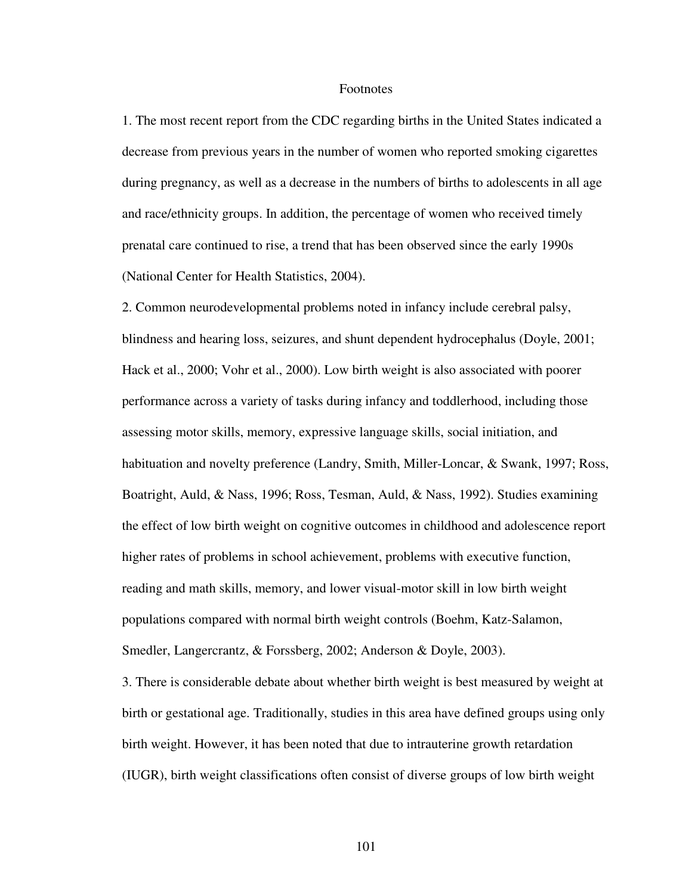# Footnotes

1. The most recent report from the CDC regarding births in the United States indicated a decrease from previous years in the number of women who reported smoking cigarettes during pregnancy, as well as a decrease in the numbers of births to adolescents in all age and race/ethnicity groups. In addition, the percentage of women who received timely prenatal care continued to rise, a trend that has been observed since the early 1990s (National Center for Health Statistics, 2004).

2. Common neurodevelopmental problems noted in infancy include cerebral palsy, blindness and hearing loss, seizures, and shunt dependent hydrocephalus (Doyle, 2001; Hack et al., 2000; Vohr et al., 2000). Low birth weight is also associated with poorer performance across a variety of tasks during infancy and toddlerhood, including those assessing motor skills, memory, expressive language skills, social initiation, and habituation and novelty preference (Landry, Smith, Miller-Loncar, & Swank, 1997; Ross, Boatright, Auld, & Nass, 1996; Ross, Tesman, Auld, & Nass, 1992). Studies examining the effect of low birth weight on cognitive outcomes in childhood and adolescence report higher rates of problems in school achievement, problems with executive function, reading and math skills, memory, and lower visual-motor skill in low birth weight populations compared with normal birth weight controls (Boehm, Katz-Salamon, Smedler, Langercrantz, & Forssberg, 2002; Anderson & Doyle, 2003).

3. There is considerable debate about whether birth weight is best measured by weight at birth or gestational age. Traditionally, studies in this area have defined groups using only birth weight. However, it has been noted that due to intrauterine growth retardation (IUGR), birth weight classifications often consist of diverse groups of low birth weight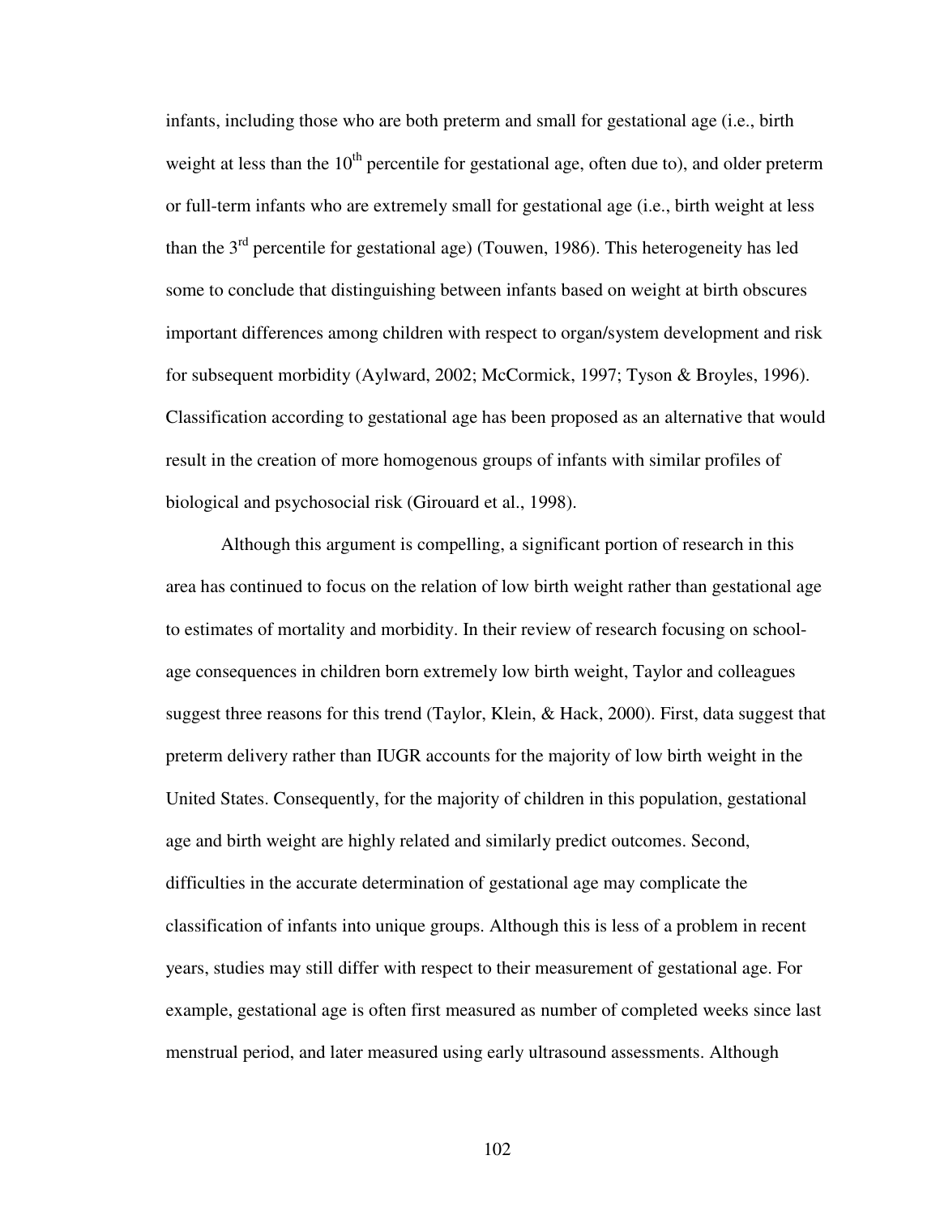infants, including those who are both preterm and small for gestational age (i.e., birth weight at less than the $10^{th}$ percentile for gestational age, often due to), and older preterm or full-term infants who are extremely small for gestational age (i.e., birth weight at less than the $3^{rd}$ percentile for gestational age) (Touwen, 1986). This heterogeneity has led some to conclude that distinguishing between infants based on weight at birth obscures important differences among children with respect to organ/system development and risk for subsequent morbidity (Aylward, 2002; McCormick, 1997; Tyson & Broyles, 1996). Classification according to gestational age has been proposed as an alternative that would result in the creation of more homogenous groups of infants with similar profiles of biological and psychosocial risk (Girouard et al., 1998).

Although this argument is compelling, a significant portion of research in this area has continued to focus on the relation of low birth weight rather than gestational age to estimates of mortality and morbidity. In their review of research focusing on school-age consequences in children born extremely low birth weight, Taylor and colleagues suggest three reasons for this trend (Taylor, Klein, & Hack, 2000). First, data suggest that preterm delivery rather than IUGR accounts for the majority of low birth weight in the United States. Consequently, for the majority of children in this population, gestational age and birth weight are highly related and similarly predict outcomes. Second, difficulties in the accurate determination of gestational age may complicate the classification of infants into unique groups. Although this is less of a problem in recent years, studies may still differ with respect to their measurement of gestational age. For example, gestational age is often first measured as number of completed weeks since last menstrual period, and later measured using early ultrasound assessments. Although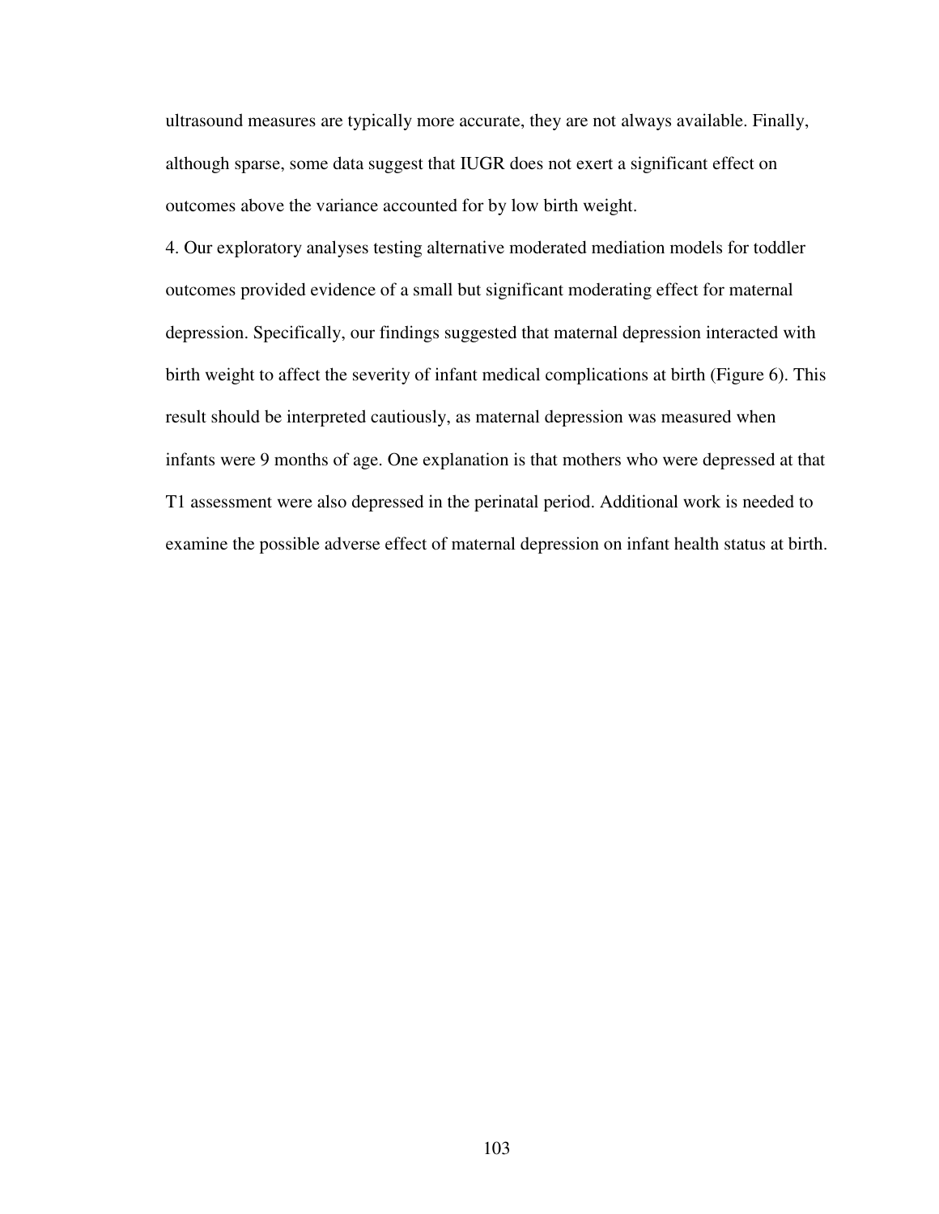ultrasound measures are typically more accurate, they are not always available. Finally, although sparse, some data suggest that IUGR does not exert a significant effect on outcomes above the variance accounted for by low birth weight.

4. Our exploratory analyses testing alternative moderated mediation models for toddler outcomes provided evidence of a small but significant moderating effect for maternal depression. Specifically, our findings suggested that maternal depression interacted with birth weight to affect the severity of infant medical complications at birth (Figure 6). This result should be interpreted cautiously, as maternal depression was measured when infants were 9 months of age. One explanation is that mothers who were depressed at that T1 assessment were also depressed in the perinatal period. Additional work is needed to examine the possible adverse effect of maternal depression on infant health status at birth.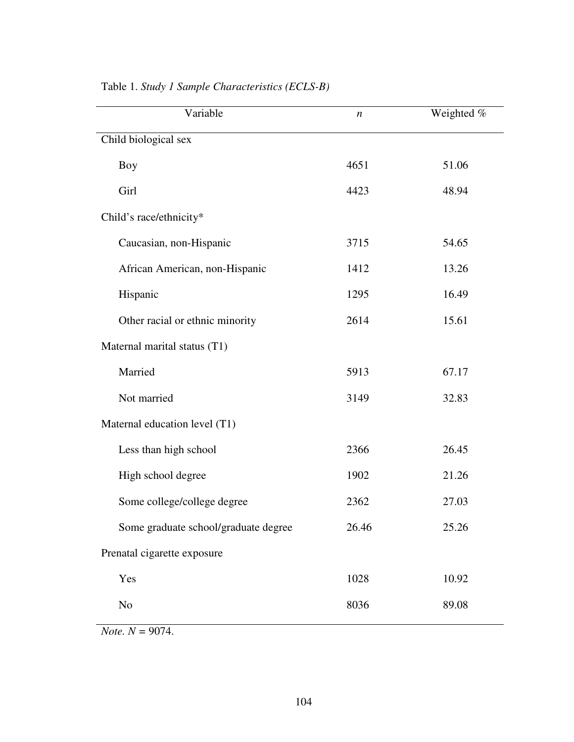Table 1. *Study 1 Sample Characteristics (ECLS-B)*

| Variable | *n* | Weighted % |
|---|---|---|
| Child biological sex | | |
| Boy | 4651 | 51.06 |
| Girl | 4423 | 48.94 |
| Child's race/ethnicity* | | |
| Caucasian, non-Hispanic | 3715 | 54.65 |
| African American, non-Hispanic | 1412 | 13.26 |
| Hispanic | 1295 | 16.49 |
| Other racial or ethnic minority | 2614 | 15.61 |
| Maternal marital status (T1) | | |
| Married | 5913 | 67.17 |
| Not married | 3149 | 32.83 |
| Maternal education level (T1) | | |
| Less than high school | 2366 | 26.45 |
| High school degree | 1902 | 21.26 |
| Some college/college degree | 2362 | 27.03 |
| Some graduate school/graduate degree | 26.46 | 25.26 |
| Prenatal cigarette exposure | | |
| Yes | 1028 | 10.92 |
| No | 8036 | 89.08 |

*Note. N* = 9074.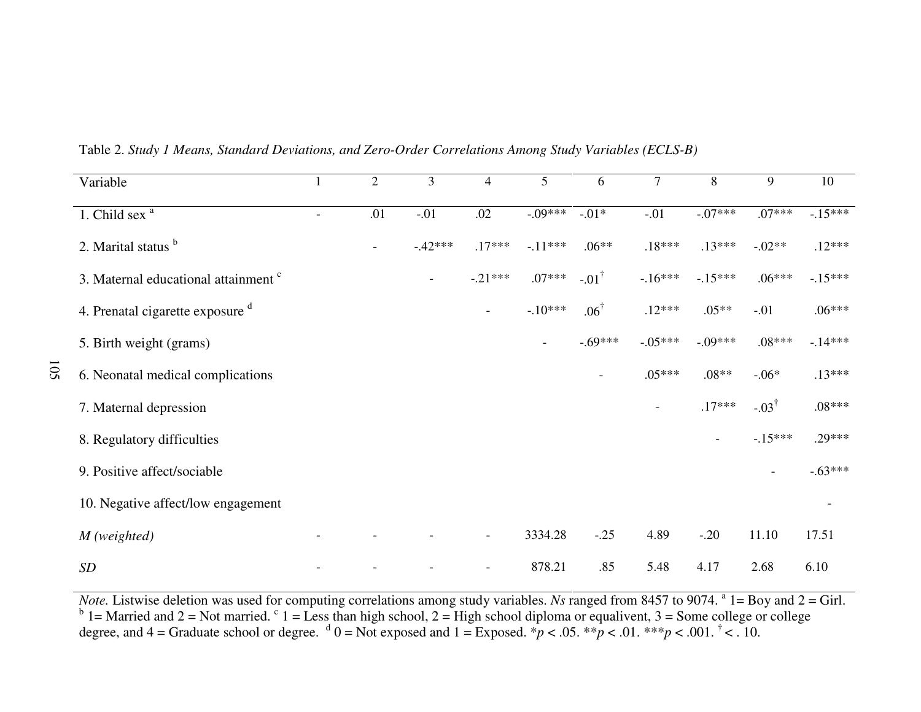Table 2. *Study 1 Means, Standard Deviations, and Zero-Order Correlations Among Study Variables (ECLS-B)*

| Variable | 1 | 2 | 3 | 4 | 5 | 6 | 7 | 8 | 9 | 10 |
|---|---|---|---|---|---|---|---|---|---|---|
| 1. Child sex [a] | - | .01 | -.01 | .02 | -.09*** | -.01* | -.01 | -.07*** | .07*** | -.15*** |
| 2. Marital status [b] | | - | -.42*** | .17*** | -.11*** | .06** | .18*** | .13*** | -.02** | .12*** |
| 3. Maternal educational attainment [c] | | | - | -.21*** | .07*** | -.01[†] | -.16*** | -.15*** | .06*** | -.15*** |
| 4. Prenatal cigarette exposure [d] | | | | - | -.10*** | .06[†] | .12*** | .05** | -.01 | .06*** |
| 5. Birth weight (grams) | | | | | - | -.69*** | -.05*** | -.09*** | .08*** | -.14*** |
| 6. Neonatal medical complications | | | | | | - | .05*** | .08** | -.06* | .13*** |
| 7. Maternal depression | | | | | | | - | .17*** | -.03[†] | .08*** |
| 8. Regulatory difficulties | | | | | | | | - | -.15*** | .29*** |
| 9. Positive affect/sociable | | | | | | | | | - | -.63*** |
| 10. Negative affect/low engagement | | | | | | | | | | - |
| *M (weighted)* | - | - | - | - | 3334.28 | -.25 | 4.89 | -.20 | 11.10 | 17.51 |
| *SD* | - | - | - | - | 878.21 | .85 | 5.48 | 4.17 | 2.68 | 6.10 |

*Note.* Listwise deletion was used for computing correlations among study variables. *Ns* ranged from 8457 to 9074. [a] 1= Boy and 2 = Girl. [b] 1= Married and 2 = Not married. [c] 1 = Less than high school, 2 = High school diploma or equalivent, 3 = Some college or college degree, and 4 = Graduate school or degree. [d] 0 = Not exposed and 1 = Exposed. \*$p < .05$. \*\*$p < .01$. \*\*\*$p < .001$. [†] < . 10.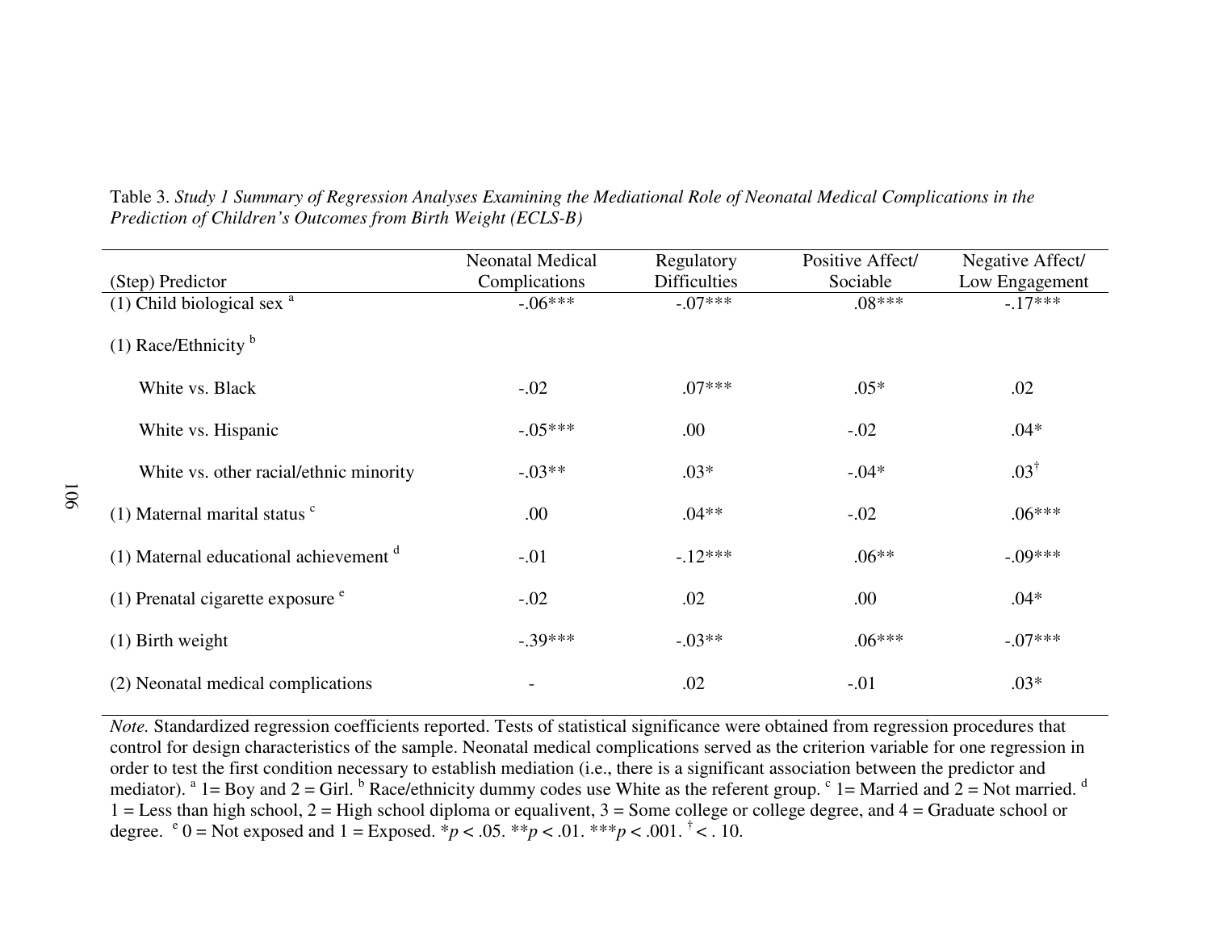Table 3. *Study 1 Summary of Regression Analyses Examining the Mediational Role of Neonatal Medical Complications in the Prediction of Children's Outcomes from Birth Weight (ECLS-B)*

| (Step) Predictor | Neonatal Medical Complications | Regulatory Difficulties | Positive Affect/ Sociable | Negative Affect/ Low Engagement |
|---|---|---|---|---|
| (1) Child biological sex [a] | -.06*** | -.07*** | .08*** | -.17*** |
| (1) Race/Ethnicity [b] | | | | |
| White vs. Black | -.02 | .07*** | .05* | .02 |
| White vs. Hispanic | -.05*** | .00 | -.02 | .04* |
| White vs. other racial/ethnic minority | -.03** | .03* | -.04* | .03[†] |
| (1) Maternal marital status [c] | .00 | .04** | -.02 | .06*** |
| (1) Maternal educational achievement [d] | -.01 | -.12*** | .06** | -.09*** |
| (1) Prenatal cigarette exposure [e] | -.02 | .02 | .00 | .04* |
| (1) Birth weight | -.39*** | -.03** | .06*** | -.07*** |
| (2) Neonatal medical complications | - | .02 | -.01 | .03* |

*Note.* Standardized regression coefficients reported. Tests of statistical significance were obtained from regression procedures that control for design characteristics of the sample. Neonatal medical complications served as the criterion variable for one regression in order to test the first condition necessary to establish mediation (i.e., there is a significant association between the predictor and mediator). [a] 1= Boy and 2 = Girl. [b] Race/ethnicity dummy codes use White as the referent group. [c] 1= Married and 2 = Not married. [d] 1 = Less than high school, 2 = High school diploma or equalivent, 3 = Some college or college degree, and 4 = Graduate school or degree. [e] 0 = Not exposed and 1 = Exposed. *$p < .05$. **$p < .01$. ***$p < .001$. [†] < . 10.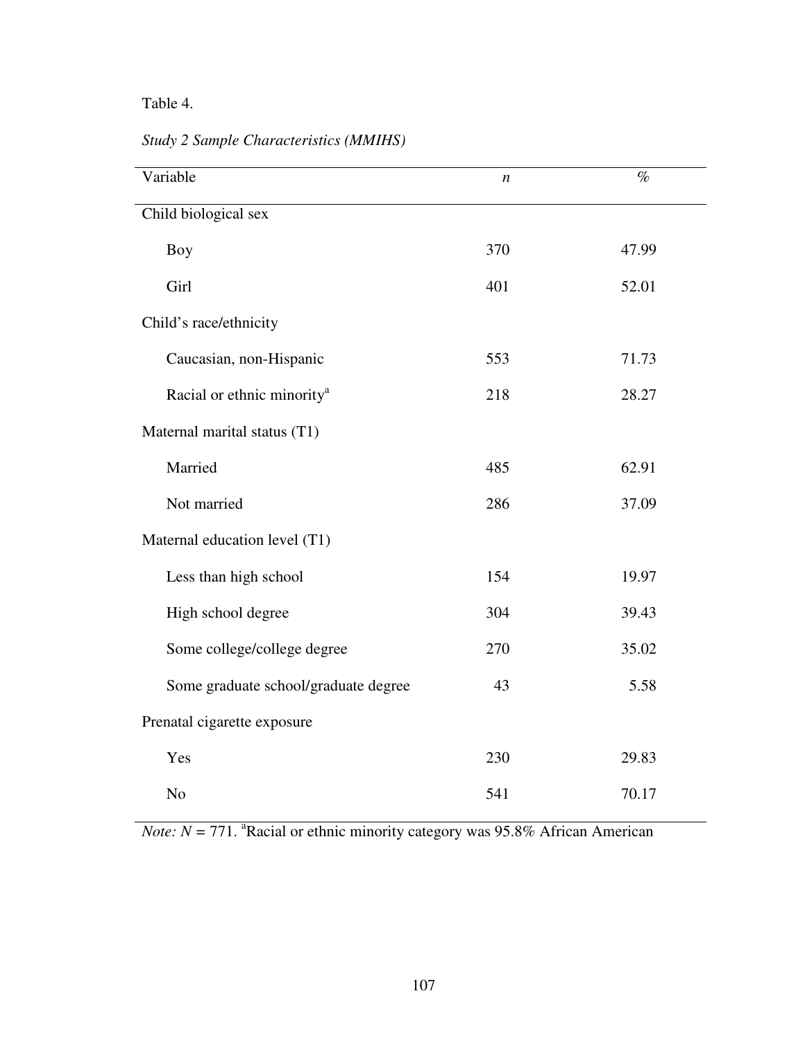Table 4.

*Study 2 Sample Characteristics (MMIHS)*

| Variable | *n* | % |
|---|---|---|
| Child biological sex | | |
| Boy | 370 | 47.99 |
| Girl | 401 | 52.01 |
| Child's race/ethnicity | | |
| Caucasian, non-Hispanic | 553 | 71.73 |
| Racial or ethnic minority[a] | 218 | 28.27 |
| Maternal marital status (T1) | | |
| Married | 485 | 62.91 |
| Not married | 286 | 37.09 |
| Maternal education level (T1) | | |
| Less than high school | 154 | 19.97 |
| High school degree | 304 | 39.43 |
| Some college/college degree | 270 | 35.02 |
| Some graduate school/graduate degree | 43 | 5.58 |
| Prenatal cigarette exposure | | |
| Yes | 230 | 29.83 |
| No | 541 | 70.17 |

*Note: N* = 771. [a]Racial or ethnic minority category was 95.8% African American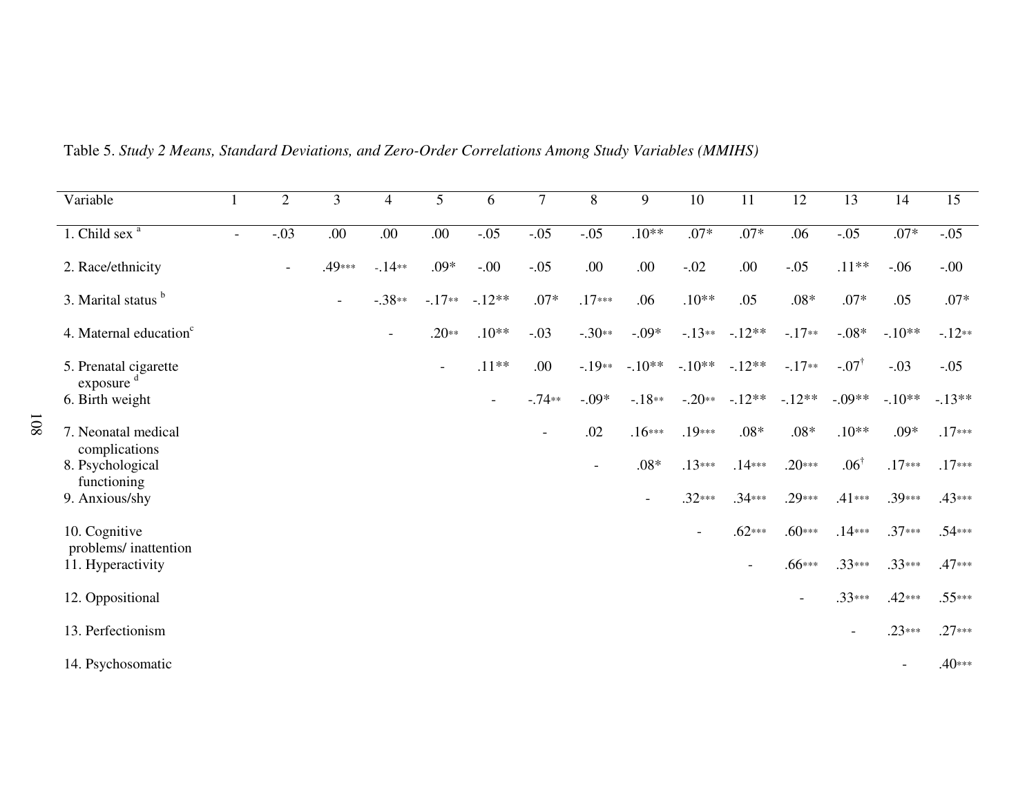Table 5. *Study 2 Means, Standard Deviations, and Zero-Order Correlations Among Study Variables (MMIHS)*

| Variable | 1 | 2 | 3 | 4 | 5 | 6 | 7 | 8 | 9 | 10 | 11 | 12 | 13 | 14 | 15 |
|---|---|---|---|---|---|---|---|---|---|---|---|---|---|---|---|
| 1. Child sex [a] | - | -.03 | .00 | .00 | .00 | -.05 | -.05 | -.05 | .10** | .07* | .07* | .06 | -.05 | .07* | -.05 |
| 2. Race/ethnicity | | - | .49*** | -.14** | .09* | -.00 | -.05 | .00 | .00 | -.02 | .00 | -.05 | .11** | -.06 | -.00 |
| 3. Marital status [b] | | | - | -.38** | -.17** | -.12** | .07* | .17*** | .06 | .10** | .05 | .08* | .07* | .05 | .07* |
| 4. Maternal education[c] | | | | - | .20** | .10** | -.03 | -.30** | -.09* | -.13** | -.12** | -.17** | -.08* | -.10** | -.12** |
| 5. Prenatal cigarette exposure [d] | | | | | - | .11** | .00 | -.19** | -.10** | -.10** | -.12** | -.17** | -.07[†] | -.03 | -.05 |
| 6. Birth weight | | | | | | - | -.74** | -.09* | -.18** | -.20** | -.12** | -.12** | -.09** | -.10** | -.13** |
| 7. Neonatal medical complications | | | | | | | - | .02 | .16*** | .19*** | .08* | .08* | .10** | .09* | .17*** |
| 8. Psychological functioning | | | | | | | | - | .08* | .13*** | .14*** | .20*** | .06[†] | .17*** | .17*** |
| 9. Anxious/shy | | | | | | | | | - | .32*** | .34*** | .29*** | .41*** | .39*** | .43*** |
| 10. Cognitive problems/ inattention | | | | | | | | | | - | .62*** | .60*** | .14*** | .37*** | .54*** |
| 11. Hyperactivity | | | | | | | | | | | - | .66*** | .33*** | .33*** | .47*** |
| 12. Oppositional | | | | | | | | | | | | - | .33*** | .42*** | .55*** |
| 13. Perfectionism | | | | | | | | | | | | | - | .23*** | .27*** |
| 14. Psychosomatic | | | | | | | | | | | | | | - | .40*** |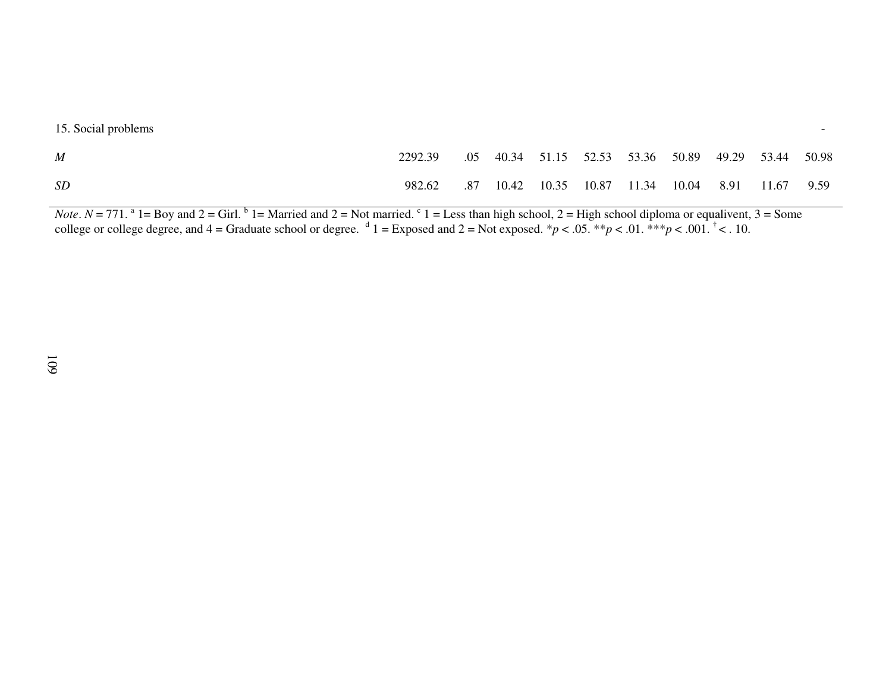| | | | | | | | | | | |
|---|---|---|---|---|---|---|---|---|---|---|
| 15. Social problems | | | | | | | | | | - |
| *M* | 2292.39 | .05 | 40.34 | 51.15 | 52.53 | 53.36 | 50.89 | 49.29 | 53.44 | 50.98 |
| *SD* | 982.62 | .87 | 10.42 | 10.35 | 10.87 | 11.34 | 10.04 | 8.91 | 11.67 | 9.59 |

*Note*. $N = 771$. [a] 1= Boy and 2 = Girl. [b] 1= Married and 2 = Not married. [c] 1 = Less than high school, 2 = High school diploma or equalivent, 3 = Some college or college degree, and 4 = Graduate school or degree. [d] 1 = Exposed and 2 = Not exposed. $^{*}p < .05$. $^{**}p < .01$. $^{***}p < .001$. $^{\dagger} < .10$.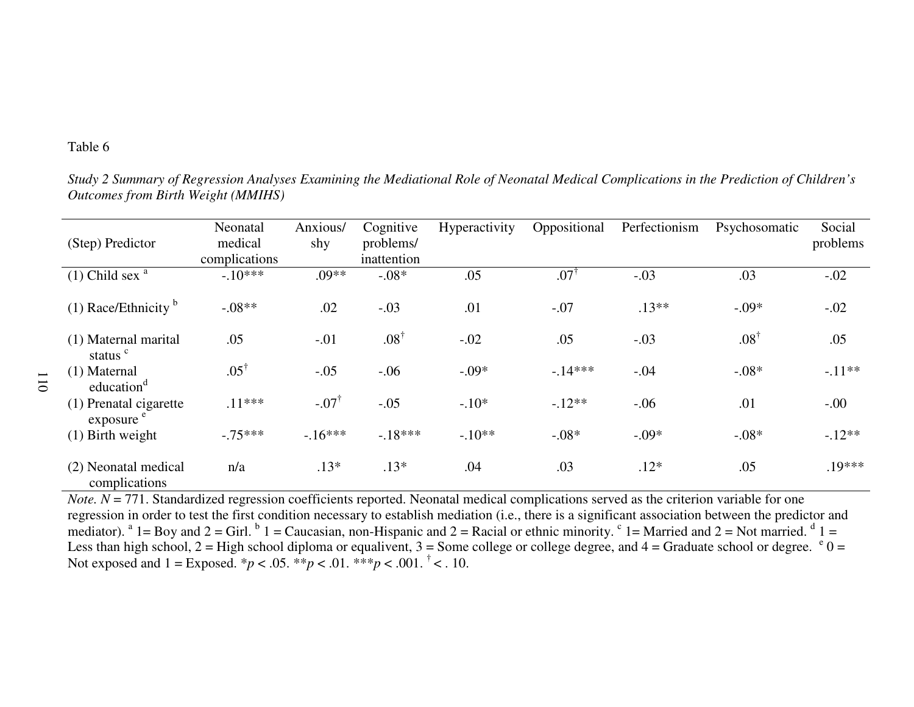Table 6

*Study 2 Summary of Regression Analyses Examining the Mediational Role of Neonatal Medical Complications in the Prediction of Children's Outcomes from Birth Weight (MMIHS)*

| (Step) Predictor | Neonatal medical complications | Anxious/ shy | Cognitive problems/ inattention | Hyperactivity | Oppositional | Perfectionism | Psychosomatic | Social problems |
|---|---|---|---|---|---|---|---|---|
| (1) Child sex [a] | -.10*** | .09** | -.08* | .05 | .07† | -.03 | .03 | -.02 |
| (1) Race/Ethnicity [b] | -.08** | .02 | -.03 | .01 | -.07 | .13** | -.09* | -.02 |
| (1) Maternal marital status [c] | .05 | -.01 | .08† | -.02 | .05 | -.03 | .08† | .05 |
| (1) Maternal education[d] | .05† | -.05 | -.06 | -.09* | -.14*** | -.04 | -.08* | -.11** |
| (1) Prenatal cigarette exposure [e] | .11*** | -.07† | -.05 | -.10* | -.12** | -.06 | .01 | -.00 |
| (1) Birth weight | -.75*** | -.16*** | -.18*** | -.10** | -.08* | -.09* | -.08* | -.12** |
| (2) Neonatal medical complications | n/a | .13* | .13* | .04 | .03 | .12* | .05 | .19*** |

*Note.* $N$ = 771. Standardized regression coefficients reported. Neonatal medical complications served as the criterion variable for one regression in order to test the first condition necessary to establish mediation (i.e., there is a significant association between the predictor and mediator). [a] 1= Boy and 2 = Girl. [b] 1 = Caucasian, non-Hispanic and 2 = Racial or ethnic minority. [c] 1= Married and 2 = Not married. [d] 1 = Less than high school, 2 = High school diploma or equalivent, 3 = Some college or college degree, and 4 = Graduate school or degree. [e] 0 = Not exposed and 1 = Exposed. \*$p < .05$. \*\*$p < .01$. \*\*\*$p < .001$. † < . 10.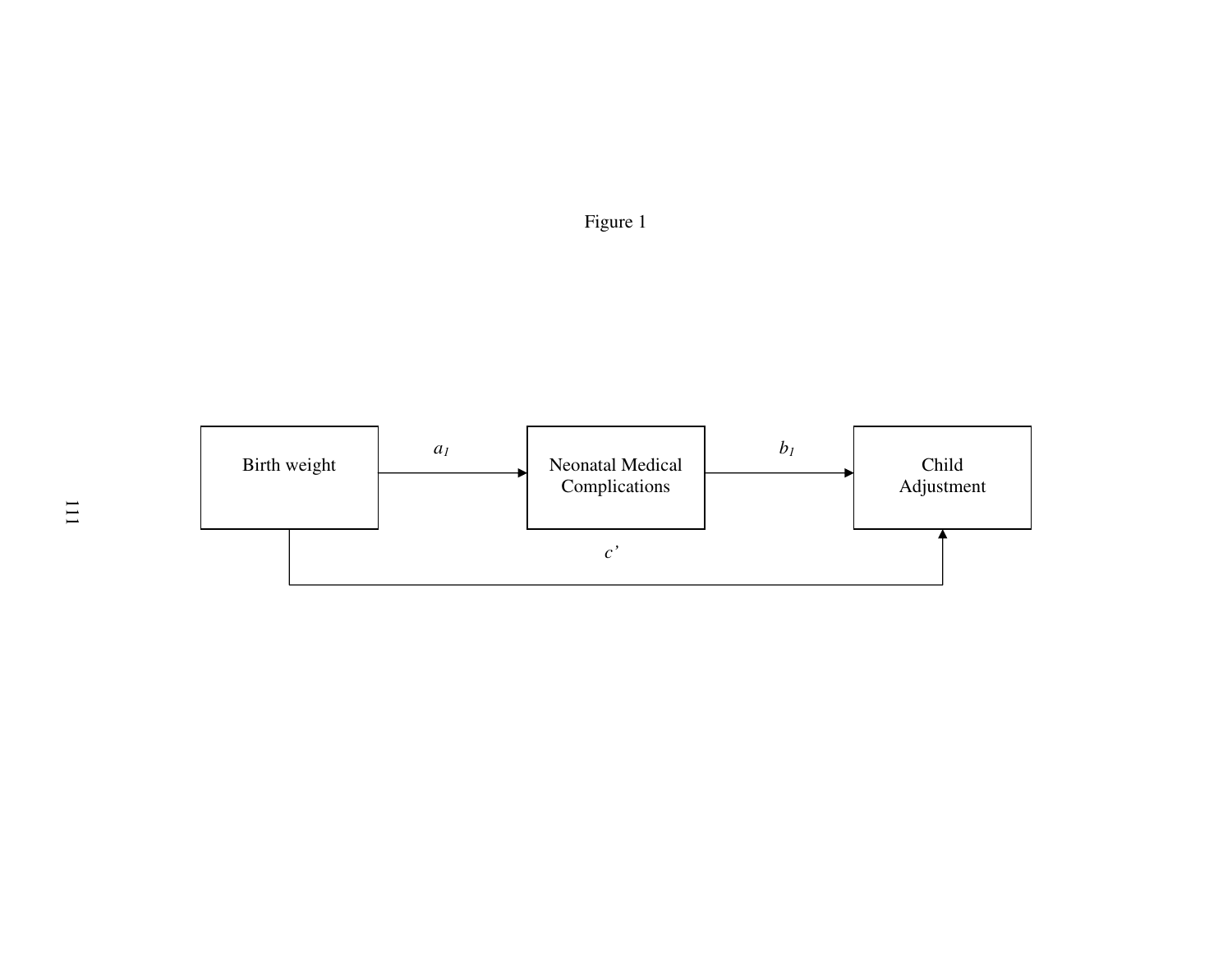Figure 1

Birth weight

$a_1$

Neonatal Medical Complications

$b_1$

Child Adjustment

$c'$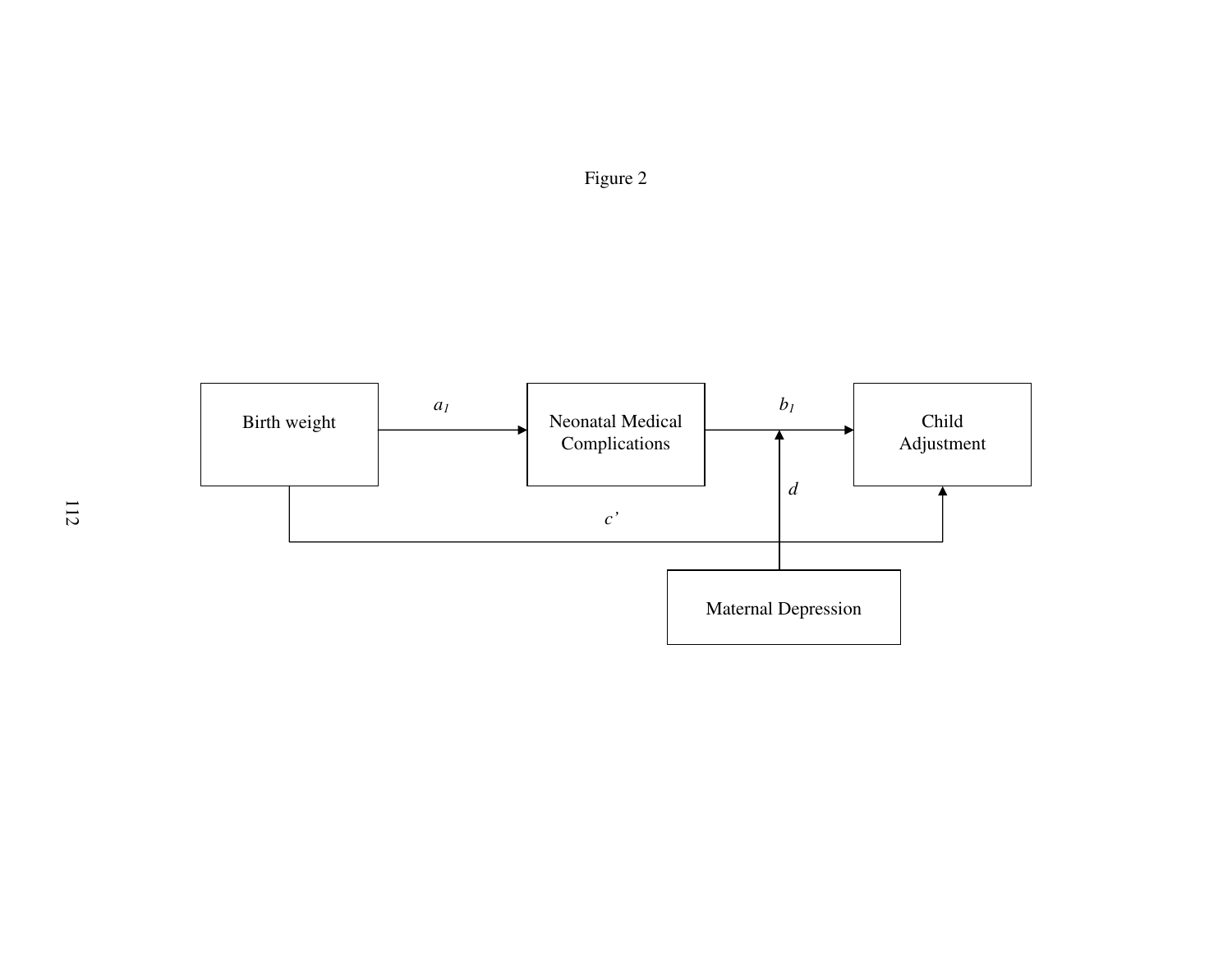Figure 2

Birth weight

$a_1$

Neonatal Medical Complications

$b_1$

Child Adjustment

$d$

$c'$

Maternal Depression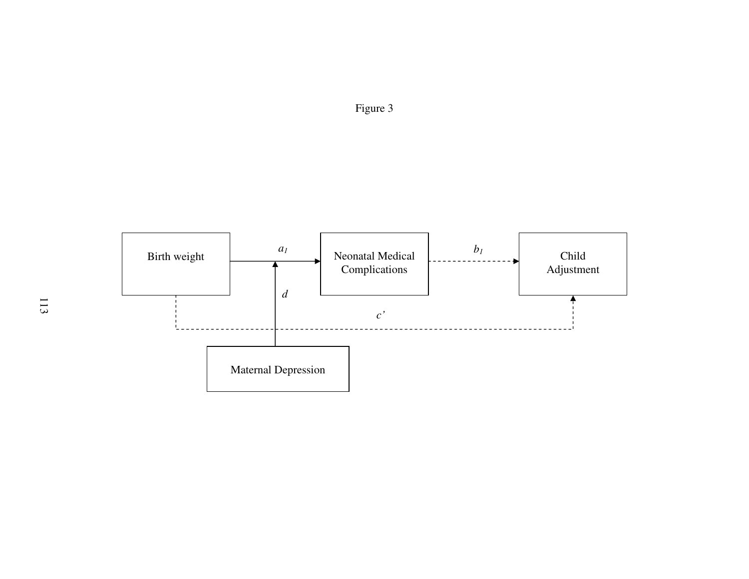Figure 3

Birth weight

$a_1$

Neonatal Medical Complications

$b_1$

Child Adjustment

$d$

$c'$

Maternal Depression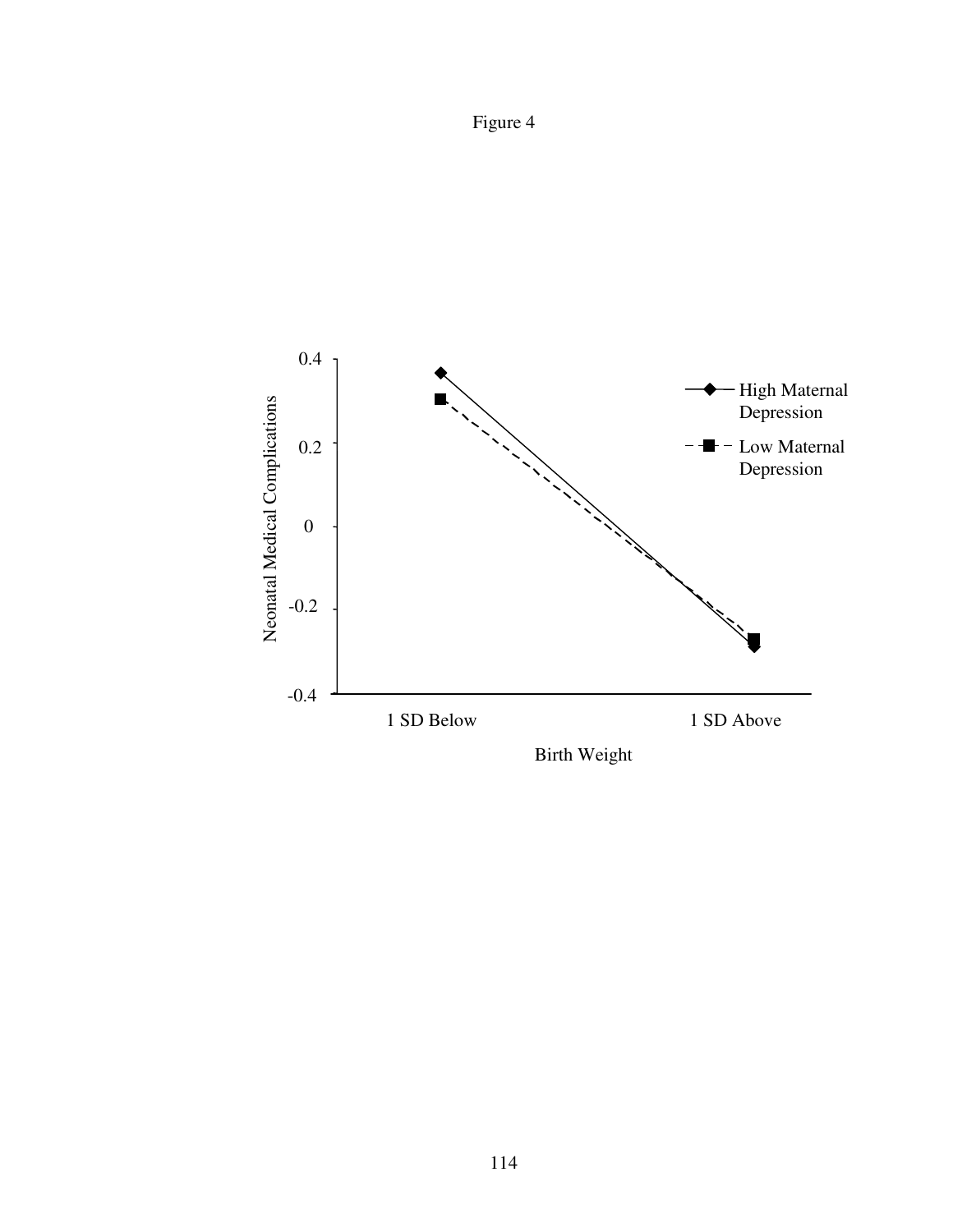Figure 4

0.4

0.2

0

-0.2

-0.4

Neonatal Medical Complications

High Maternal Depression

Low Maternal Depression

1 SD Below

1 SD Above

Birth Weight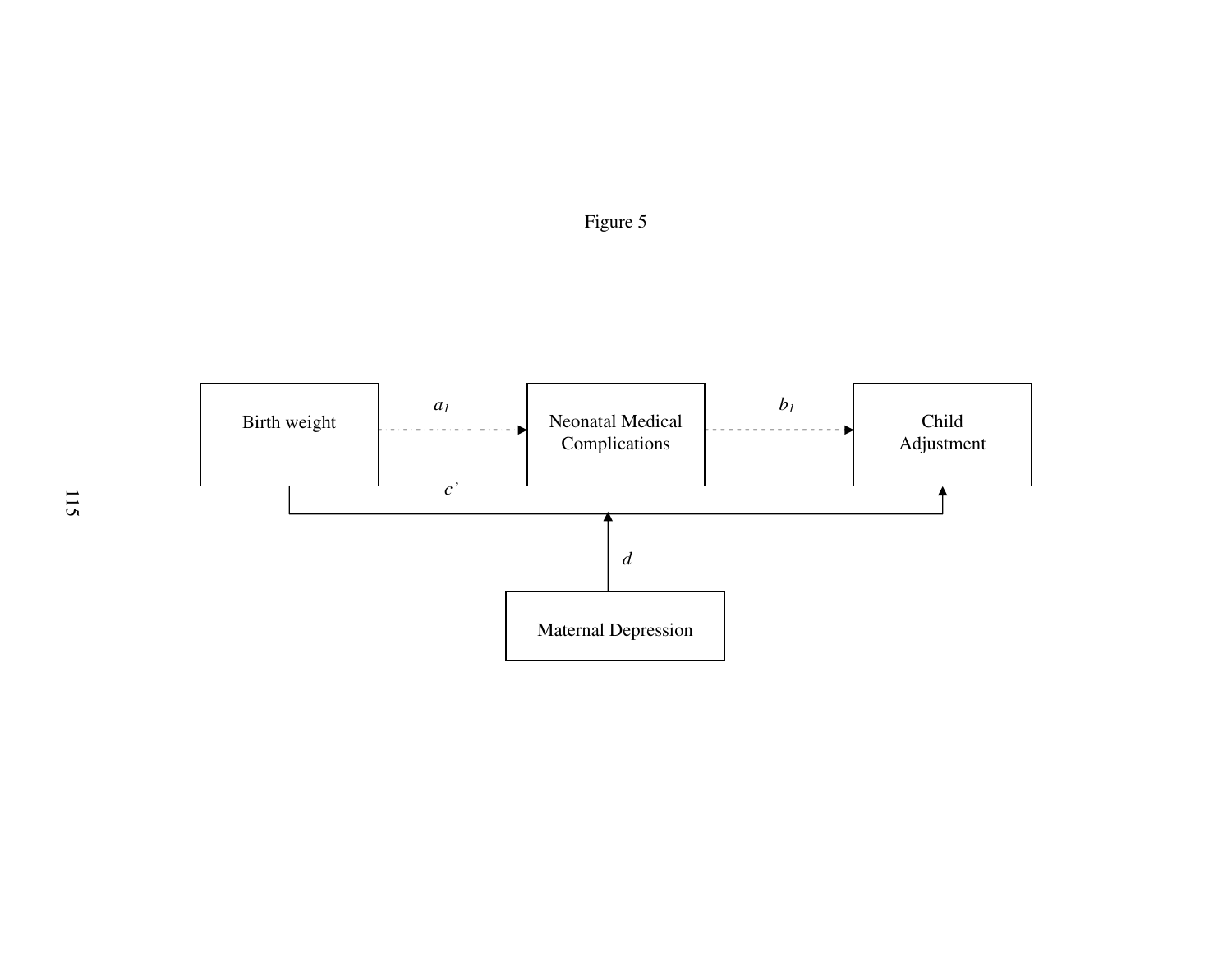Figure 5

Birth weight

$a_1$

Neonatal Medical Complications

$b_1$

Child Adjustment

$c'$

$d$

Maternal Depression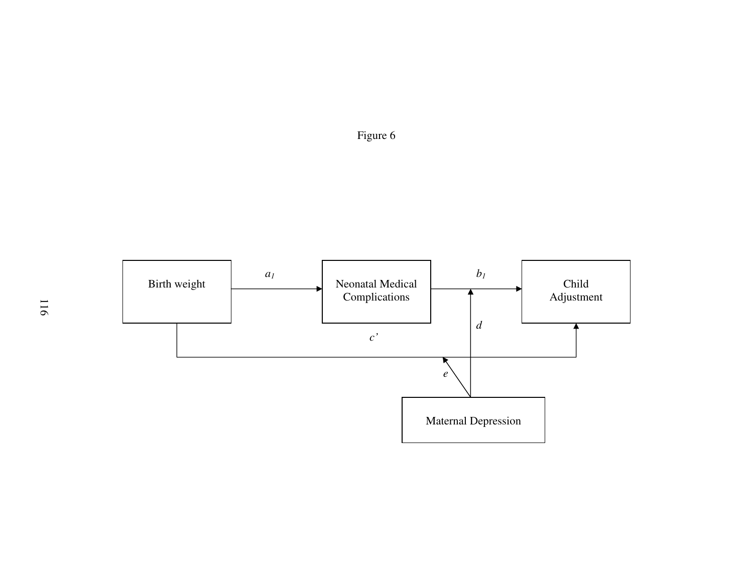Figure 6

Birth weight

$a_1$

Neonatal Medical Complications

$b_1$

Child Adjustment

$d$

$c'$

$e$

Maternal Depression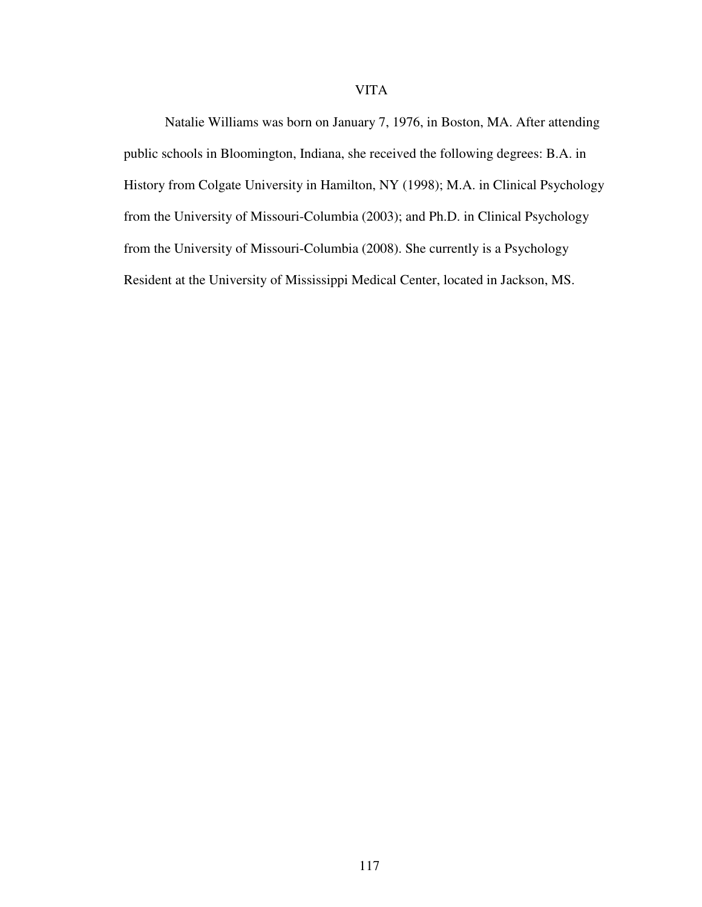# VITA

Natalie Williams was born on January 7, 1976, in Boston, MA. After attending public schools in Bloomington, Indiana, she received the following degrees: B.A. in History from Colgate University in Hamilton, NY (1998); M.A. in Clinical Psychology from the University of Missouri-Columbia (2003); and Ph.D. in Clinical Psychology from the University of Missouri-Columbia (2008). She currently is a Psychology Resident at the University of Mississippi Medical Center, located in Jackson, MS.